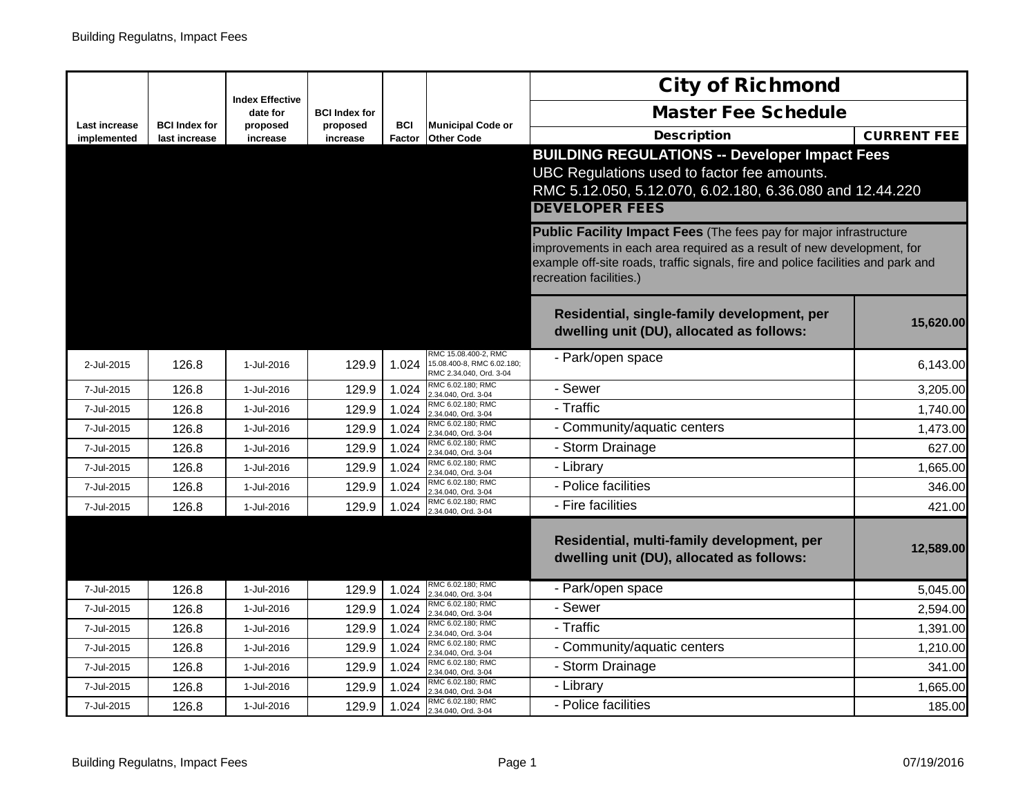| Last increase implemented | BCI Index for last increase | Index Effective date for proposed increase | BCI Index for proposed increase | BCI Factor | Municipal Code or Other Code | City of Richmond<br>Master Fee Schedule<br>Description | CURRENT FEE |
|---|---|---|---|---|---|---|---|
| | | | | | | **BUILDING REGULATIONS -- Developer Impact Fees**<br>UBC Regulations used to factor fee amounts.<br>RMC 5.12.050, 5.12.070, 6.02.180, 6.36.080 and 12.44.220 | |
| | | | | | | **DEVELOPER FEES** | |
| | | | | | | **Public Facility Impact Fees** (The fees pay for major infrastructure improvements in each area required as a result of new development, for example off-site roads, traffic signals, fire and police facilities and park and recreation facilities.) | |
| | | | | | | **Residential, single-family development, per dwelling unit (DU), allocated as follows:** | **15,620.00** |
| 2-Jul-2015 | 126.8 | 1-Jul-2016 | 129.9 | 1.024 | RMC 15.08.400-2, RMC 15.08.400-8, RMC 6.02.180; RMC 2.34.040, Ord. 3-04 | - Park/open space | 6,143.00 |
| 7-Jul-2015 | 126.8 | 1-Jul-2016 | 129.9 | 1.024 | RMC 6.02.180; RMC 2.34.040, Ord. 3-04 | - Sewer | 3,205.00 |
| 7-Jul-2015 | 126.8 | 1-Jul-2016 | 129.9 | 1.024 | RMC 6.02.180; RMC 2.34.040, Ord. 3-04 | - Traffic | 1,740.00 |
| 7-Jul-2015 | 126.8 | 1-Jul-2016 | 129.9 | 1.024 | RMC 6.02.180; RMC 2.34.040, Ord. 3-04 | - Community/aquatic centers | 1,473.00 |
| 7-Jul-2015 | 126.8 | 1-Jul-2016 | 129.9 | 1.024 | RMC 6.02.180; RMC 2.34.040, Ord. 3-04 | - Storm Drainage | 627.00 |
| 7-Jul-2015 | 126.8 | 1-Jul-2016 | 129.9 | 1.024 | RMC 6.02.180; RMC 2.34.040, Ord. 3-04 | - Library | 1,665.00 |
| 7-Jul-2015 | 126.8 | 1-Jul-2016 | 129.9 | 1.024 | RMC 6.02.180; RMC 2.34.040, Ord. 3-04 | - Police facilities | 346.00 |
| 7-Jul-2015 | 126.8 | 1-Jul-2016 | 129.9 | 1.024 | RMC 6.02.180; RMC 2.34.040, Ord. 3-04 | - Fire facilities | 421.00 |
| | | | | | | **Residential, multi-family development, per dwelling unit (DU), allocated as follows:** | **12,589.00** |
| 7-Jul-2015 | 126.8 | 1-Jul-2016 | 129.9 | 1.024 | RMC 6.02.180; RMC 2.34.040, Ord. 3-04 | - Park/open space | 5,045.00 |
| 7-Jul-2015 | 126.8 | 1-Jul-2016 | 129.9 | 1.024 | RMC 6.02.180; RMC 2.34.040, Ord. 3-04 | - Sewer | 2,594.00 |
| 7-Jul-2015 | 126.8 | 1-Jul-2016 | 129.9 | 1.024 | RMC 6.02.180; RMC 2.34.040, Ord. 3-04 | - Traffic | 1,391.00 |
| 7-Jul-2015 | 126.8 | 1-Jul-2016 | 129.9 | 1.024 | RMC 6.02.180; RMC 2.34.040, Ord. 3-04 | - Community/aquatic centers | 1,210.00 |
| 7-Jul-2015 | 126.8 | 1-Jul-2016 | 129.9 | 1.024 | RMC 6.02.180; RMC 2.34.040, Ord. 3-04 | - Storm Drainage | 341.00 |
| 7-Jul-2015 | 126.8 | 1-Jul-2016 | 129.9 | 1.024 | RMC 6.02.180; RMC 2.34.040, Ord. 3-04 | - Library | 1,665.00 |
| 7-Jul-2015 | 126.8 | 1-Jul-2016 | 129.9 | 1.024 | RMC 6.02.180; RMC 2.34.040, Ord. 3-04 | - Police facilities | 185.00 |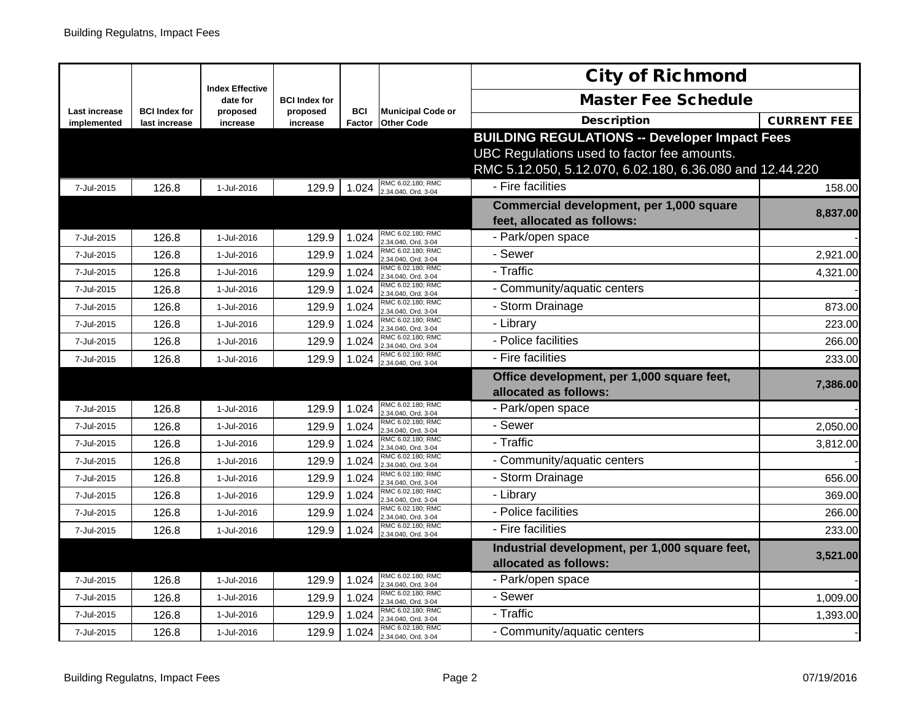| Last increase implemented | BCI Index for last increase | Index Effective date for proposed increase | BCI Index for proposed increase | BCI Factor | Municipal Code or Other Code | City of Richmond Master Fee Schedule Description | CURRENT FEE |
|---|---|---|---|---|---|---|---|
| | | | | | | **BUILDING REGULATIONS -- Developer Impact Fees** UBC Regulations used to factor fee amounts. RMC 5.12.050, 5.12.070, 6.02.180, 6.36.080 and 12.44.220 | |
| 7-Jul-2015 | 126.8 | 1-Jul-2016 | 129.9 | 1.024 | RMC 6.02.180; RMC 2.34.040, Ord. 3-04 | - Fire facilities | 158.00 |
| | | | | | | **Commercial development, per 1,000 square feet, allocated as follows:** | **8,837.00** |
| 7-Jul-2015 | 126.8 | 1-Jul-2016 | 129.9 | 1.024 | RMC 6.02.180; RMC 2.34.040, Ord. 3-04 | - Park/open space | - |
| 7-Jul-2015 | 126.8 | 1-Jul-2016 | 129.9 | 1.024 | RMC 6.02.180; RMC 2.34.040, Ord. 3-04 | - Sewer | 2,921.00 |
| 7-Jul-2015 | 126.8 | 1-Jul-2016 | 129.9 | 1.024 | RMC 6.02.180; RMC 2.34.040, Ord. 3-04 | - Traffic | 4,321.00 |
| 7-Jul-2015 | 126.8 | 1-Jul-2016 | 129.9 | 1.024 | RMC 6.02.180; RMC 2.34.040, Ord. 3-04 | - Community/aquatic centers | - |
| 7-Jul-2015 | 126.8 | 1-Jul-2016 | 129.9 | 1.024 | RMC 6.02.180; RMC 2.34.040, Ord. 3-04 | - Storm Drainage | 873.00 |
| 7-Jul-2015 | 126.8 | 1-Jul-2016 | 129.9 | 1.024 | RMC 6.02.180; RMC 2.34.040, Ord. 3-04 | - Library | 223.00 |
| 7-Jul-2015 | 126.8 | 1-Jul-2016 | 129.9 | 1.024 | RMC 6.02.180; RMC 2.34.040, Ord. 3-04 | - Police facilities | 266.00 |
| 7-Jul-2015 | 126.8 | 1-Jul-2016 | 129.9 | 1.024 | RMC 6.02.180; RMC 2.34.040, Ord. 3-04 | - Fire facilities | 233.00 |
| | | | | | | **Office development, per 1,000 square feet, allocated as follows:** | **7,386.00** |
| 7-Jul-2015 | 126.8 | 1-Jul-2016 | 129.9 | 1.024 | RMC 6.02.180; RMC 2.34.040, Ord. 3-04 | - Park/open space | - |
| 7-Jul-2015 | 126.8 | 1-Jul-2016 | 129.9 | 1.024 | RMC 6.02.180; RMC 2.34.040, Ord. 3-04 | - Sewer | 2,050.00 |
| 7-Jul-2015 | 126.8 | 1-Jul-2016 | 129.9 | 1.024 | RMC 6.02.180; RMC 2.34.040, Ord. 3-04 | - Traffic | 3,812.00 |
| 7-Jul-2015 | 126.8 | 1-Jul-2016 | 129.9 | 1.024 | RMC 6.02.180; RMC 2.34.040, Ord. 3-04 | - Community/aquatic centers | - |
| 7-Jul-2015 | 126.8 | 1-Jul-2016 | 129.9 | 1.024 | RMC 6.02.180; RMC 2.34.040, Ord. 3-04 | - Storm Drainage | 656.00 |
| 7-Jul-2015 | 126.8 | 1-Jul-2016 | 129.9 | 1.024 | RMC 6.02.180; RMC 2.34.040, Ord. 3-04 | - Library | 369.00 |
| 7-Jul-2015 | 126.8 | 1-Jul-2016 | 129.9 | 1.024 | RMC 6.02.180; RMC 2.34.040, Ord. 3-04 | - Police facilities | 266.00 |
| 7-Jul-2015 | 126.8 | 1-Jul-2016 | 129.9 | 1.024 | RMC 6.02.180; RMC 2.34.040, Ord. 3-04 | - Fire facilities | 233.00 |
| | | | | | | **Industrial development, per 1,000 square feet, allocated as follows:** | **3,521.00** |
| 7-Jul-2015 | 126.8 | 1-Jul-2016 | 129.9 | 1.024 | RMC 6.02.180; RMC 2.34.040, Ord. 3-04 | - Park/open space | - |
| 7-Jul-2015 | 126.8 | 1-Jul-2016 | 129.9 | 1.024 | RMC 6.02.180; RMC 2.34.040, Ord. 3-04 | - Sewer | 1,009.00 |
| 7-Jul-2015 | 126.8 | 1-Jul-2016 | 129.9 | 1.024 | RMC 6.02.180; RMC 2.34.040, Ord. 3-04 | - Traffic | 1,393.00 |
| 7-Jul-2015 | 126.8 | 1-Jul-2016 | 129.9 | 1.024 | RMC 6.02.180; RMC 2.34.040, Ord. 3-04 | - Community/aquatic centers | - |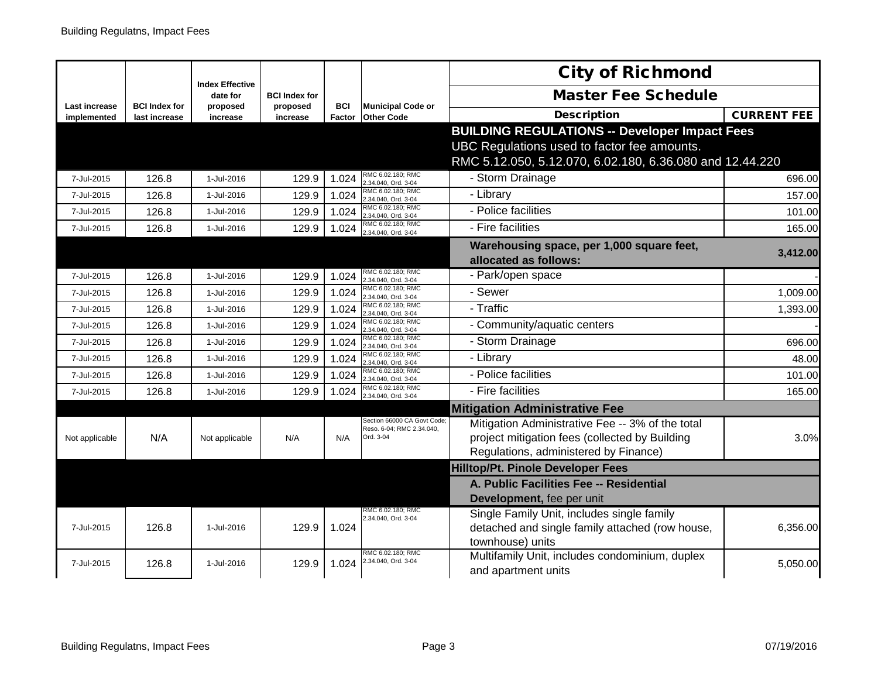| Last increase implemented | BCI Index for last increase | Index Effective date for proposed increase | BCI Index for proposed increase | BCI Factor | Municipal Code or Other Code | City of Richmond Master Fee Schedule Description | CURRENT FEE |
|---|---|---|---|---|---|---|---|
| | | | | | | **BUILDING REGULATIONS -- Developer Impact Fees** UBC Regulations used to factor fee amounts. RMC 5.12.050, 5.12.070, 6.02.180, 6.36.080 and 12.44.220 | |
| 7-Jul-2015 | 126.8 | 1-Jul-2016 | 129.9 | 1.024 | RMC 6.02.180; RMC 2.34.040, Ord. 3-04 | - Storm Drainage | 696.00 |
| 7-Jul-2015 | 126.8 | 1-Jul-2016 | 129.9 | 1.024 | RMC 6.02.180; RMC 2.34.040, Ord. 3-04 | - Library | 157.00 |
| 7-Jul-2015 | 126.8 | 1-Jul-2016 | 129.9 | 1.024 | RMC 6.02.180; RMC 2.34.040, Ord. 3-04 | - Police facilities | 101.00 |
| 7-Jul-2015 | 126.8 | 1-Jul-2016 | 129.9 | 1.024 | RMC 6.02.180; RMC 2.34.040, Ord. 3-04 | - Fire facilities | 165.00 |
| | | | | | | **Warehousing space, per 1,000 square feet, allocated as follows:** | **3,412.00** |
| 7-Jul-2015 | 126.8 | 1-Jul-2016 | 129.9 | 1.024 | RMC 6.02.180; RMC 2.34.040, Ord. 3-04 | - Park/open space | - |
| 7-Jul-2015 | 126.8 | 1-Jul-2016 | 129.9 | 1.024 | RMC 6.02.180; RMC 2.34.040, Ord. 3-04 | - Sewer | 1,009.00 |
| 7-Jul-2015 | 126.8 | 1-Jul-2016 | 129.9 | 1.024 | RMC 6.02.180; RMC 2.34.040, Ord. 3-04 | - Traffic | 1,393.00 |
| 7-Jul-2015 | 126.8 | 1-Jul-2016 | 129.9 | 1.024 | RMC 6.02.180; RMC 2.34.040, Ord. 3-04 | - Community/aquatic centers | - |
| 7-Jul-2015 | 126.8 | 1-Jul-2016 | 129.9 | 1.024 | RMC 6.02.180; RMC 2.34.040, Ord. 3-04 | - Storm Drainage | 696.00 |
| 7-Jul-2015 | 126.8 | 1-Jul-2016 | 129.9 | 1.024 | RMC 6.02.180; RMC 2.34.040, Ord. 3-04 | - Library | 48.00 |
| 7-Jul-2015 | 126.8 | 1-Jul-2016 | 129.9 | 1.024 | RMC 6.02.180; RMC 2.34.040, Ord. 3-04 | - Police facilities | 101.00 |
| 7-Jul-2015 | 126.8 | 1-Jul-2016 | 129.9 | 1.024 | RMC 6.02.180; RMC 2.34.040, Ord. 3-04 | - Fire facilities | 165.00 |
| | | | | | | **Mitigation Administrative Fee** | |
| Not applicable | N/A | Not applicable | N/A | N/A | Section 66000 CA Govt Code; Reso. 6-04; RMC 2.34.040, Ord. 3-04 | Mitigation Administrative Fee -- 3% of the total project mitigation fees (collected by Building Regulations, administered by Finance) | 3.0% |
| | | | | | | **Hilltop/Pt. Pinole Developer Fees** | |
| | | | | | | **A. Public Facilities Fee -- Residential Development,** fee per unit | |
| 7-Jul-2015 | 126.8 | 1-Jul-2016 | 129.9 | 1.024 | RMC 6.02.180; RMC 2.34.040, Ord. 3-04 | Single Family Unit, includes single family detached and single family attached (row house, townhouse) units | 6,356.00 |
| 7-Jul-2015 | 126.8 | 1-Jul-2016 | 129.9 | 1.024 | RMC 6.02.180; RMC 2.34.040, Ord. 3-04 | Multifamily Unit, includes condominium, duplex and apartment units | 5,050.00 |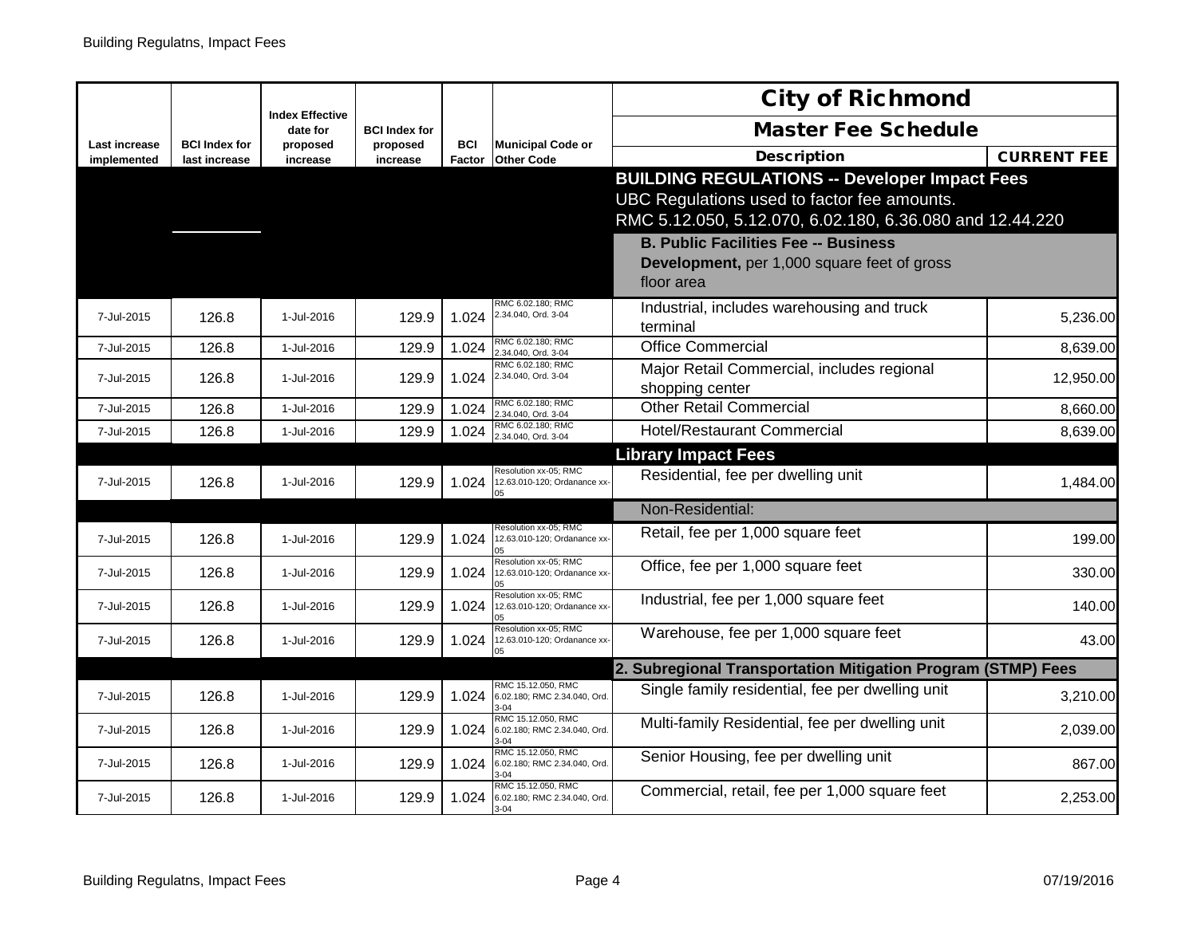| Last increase implemented | BCI Index for last increase | Index Effective date for proposed increase | BCI Index for proposed increase | BCI Factor | Municipal Code or Other Code | City of Richmond Master Fee Schedule Description | CURRENT FEE |
|---|---|---|---|---|---|---|---|
| | | | | | | **BUILDING REGULATIONS -- Developer Impact Fees** UBC Regulations used to factor fee amounts. RMC 5.12.050, 5.12.070, 6.02.180, 6.36.080 and 12.44.220 | |
| | | | | | | **B. Public Facilities Fee -- Business Development,** per 1,000 square feet of gross floor area | |
| 7-Jul-2015 | 126.8 | 1-Jul-2016 | 129.9 | 1.024 | RMC 6.02.180; RMC 2.34.040, Ord. 3-04 | Industrial, includes warehousing and truck terminal | 5,236.00 |
| 7-Jul-2015 | 126.8 | 1-Jul-2016 | 129.9 | 1.024 | RMC 6.02.180; RMC 2.34.040, Ord. 3-04 | Office Commercial | 8,639.00 |
| 7-Jul-2015 | 126.8 | 1-Jul-2016 | 129.9 | 1.024 | RMC 6.02.180; RMC 2.34.040, Ord. 3-04 | Major Retail Commercial, includes regional shopping center | 12,950.00 |
| 7-Jul-2015 | 126.8 | 1-Jul-2016 | 129.9 | 1.024 | RMC 6.02.180; RMC 2.34.040, Ord. 3-04 | Other Retail Commercial | 8,660.00 |
| 7-Jul-2015 | 126.8 | 1-Jul-2016 | 129.9 | 1.024 | RMC 6.02.180; RMC 2.34.040, Ord. 3-04 | Hotel/Restaurant Commercial | 8,639.00 |
| | | | | | | **Library Impact Fees** | |
| 7-Jul-2015 | 126.8 | 1-Jul-2016 | 129.9 | 1.024 | Resolution xx-05; RMC 12.63.010-120; Ordanance xx-05 | Residential, fee per dwelling unit | 1,484.00 |
| | | | | | | Non-Residential: | |
| 7-Jul-2015 | 126.8 | 1-Jul-2016 | 129.9 | 1.024 | Resolution xx-05; RMC 12.63.010-120; Ordanance xx-05 | Retail, fee per 1,000 square feet | 199.00 |
| 7-Jul-2015 | 126.8 | 1-Jul-2016 | 129.9 | 1.024 | Resolution xx-05; RMC 12.63.010-120; Ordanance xx-05 | Office, fee per 1,000 square feet | 330.00 |
| 7-Jul-2015 | 126.8 | 1-Jul-2016 | 129.9 | 1.024 | Resolution xx-05; RMC 12.63.010-120; Ordanance xx-05 | Industrial, fee per 1,000 square feet | 140.00 |
| 7-Jul-2015 | 126.8 | 1-Jul-2016 | 129.9 | 1.024 | Resolution xx-05; RMC 12.63.010-120; Ordanance xx-05 | Warehouse, fee per 1,000 square feet | 43.00 |
| | | | | | | **2. Subregional Transportation Mitigation Program (STMP) Fees** | |
| 7-Jul-2015 | 126.8 | 1-Jul-2016 | 129.9 | 1.024 | RMC 15.12.050, RMC 6.02.180; RMC 2.34.040, Ord. 3-04 | Single family residential, fee per dwelling unit | 3,210.00 |
| 7-Jul-2015 | 126.8 | 1-Jul-2016 | 129.9 | 1.024 | RMC 15.12.050, RMC 6.02.180; RMC 2.34.040, Ord. 3-04 | Multi-family Residential, fee per dwelling unit | 2,039.00 |
| 7-Jul-2015 | 126.8 | 1-Jul-2016 | 129.9 | 1.024 | RMC 15.12.050, RMC 6.02.180; RMC 2.34.040, Ord. 3-04 | Senior Housing, fee per dwelling unit | 867.00 |
| 7-Jul-2015 | 126.8 | 1-Jul-2016 | 129.9 | 1.024 | RMC 15.12.050, RMC 6.02.180; RMC 2.34.040, Ord. 3-04 | Commercial, retail, fee per 1,000 square feet | 2,253.00 |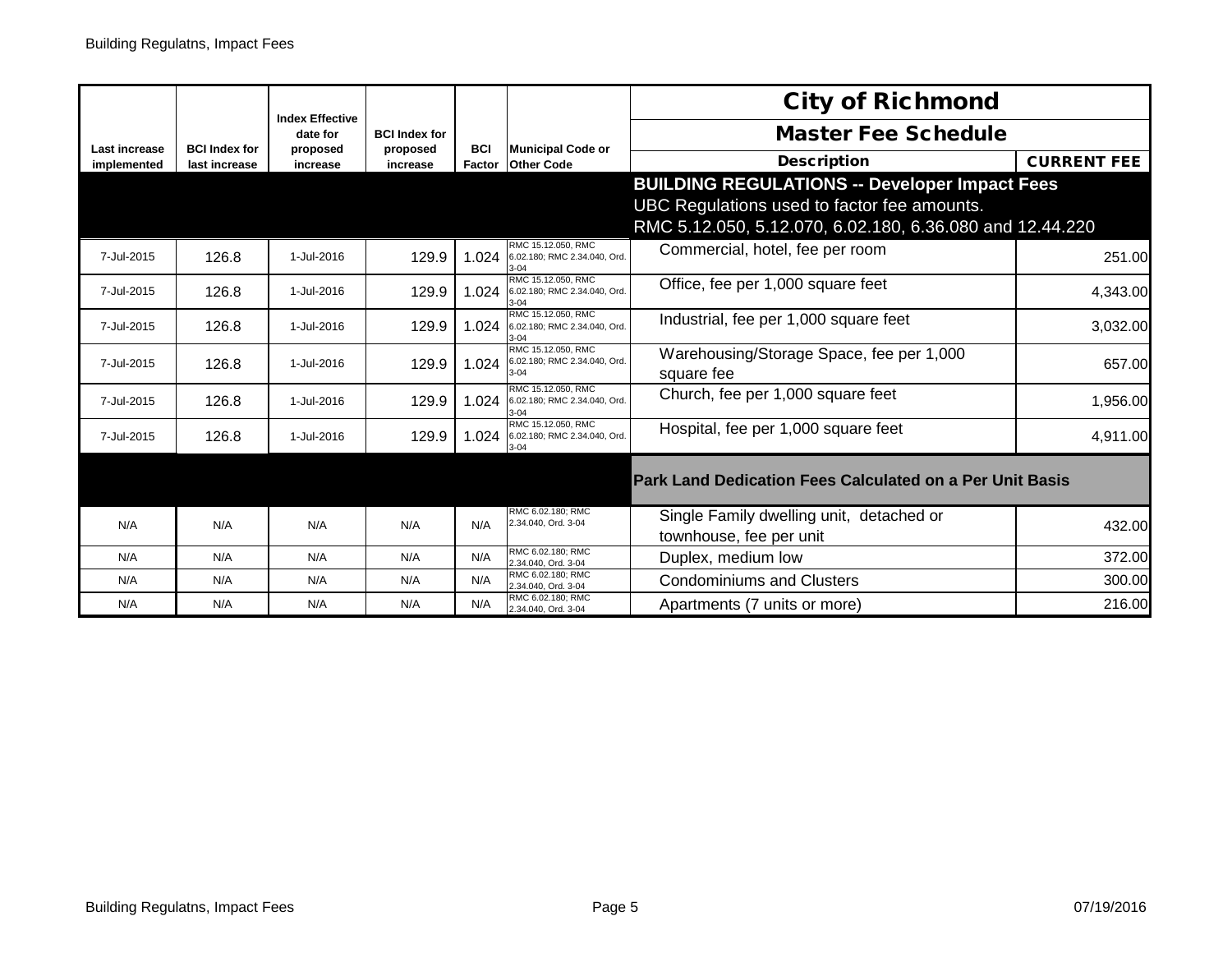| Last increase implemented | BCI Index for last increase | Index Effective date for proposed increase | BCI Index for proposed increase | BCI Factor | Municipal Code or Other Code | City of Richmond Master Fee Schedule Description | CURRENT FEE |
|---|---|---|---|---|---|---|---|
| | | | | | | **BUILDING REGULATIONS -- Developer Impact Fees** UBC Regulations used to factor fee amounts. RMC 5.12.050, 5.12.070, 6.02.180, 6.36.080 and 12.44.220 | |
| 7-Jul-2015 | 126.8 | 1-Jul-2016 | 129.9 | 1.024 | RMC 15.12.050, RMC 6.02.180; RMC 2.34.040, Ord. 3-04 | Commercial, hotel, fee per room | 251.00 |
| 7-Jul-2015 | 126.8 | 1-Jul-2016 | 129.9 | 1.024 | RMC 15.12.050, RMC 6.02.180; RMC 2.34.040, Ord. 3-04 | Office, fee per 1,000 square feet | 4,343.00 |
| 7-Jul-2015 | 126.8 | 1-Jul-2016 | 129.9 | 1.024 | RMC 15.12.050, RMC 6.02.180; RMC 2.34.040, Ord. 3-04 | Industrial, fee per 1,000 square feet | 3,032.00 |
| 7-Jul-2015 | 126.8 | 1-Jul-2016 | 129.9 | 1.024 | RMC 15.12.050, RMC 6.02.180; RMC 2.34.040, Ord. 3-04 | Warehousing/Storage Space, fee per 1,000 square fee | 657.00 |
| 7-Jul-2015 | 126.8 | 1-Jul-2016 | 129.9 | 1.024 | RMC 15.12.050, RMC 6.02.180; RMC 2.34.040, Ord. 3-04 | Church, fee per 1,000 square feet | 1,956.00 |
| 7-Jul-2015 | 126.8 | 1-Jul-2016 | 129.9 | 1.024 | RMC 15.12.050, RMC 6.02.180; RMC 2.34.040, Ord. 3-04 | Hospital, fee per 1,000 square feet | 4,911.00 |
| | | | | | | **Park Land Dedication Fees Calculated on a Per Unit Basis** | |
| N/A | N/A | N/A | N/A | N/A | RMC 6.02.180; RMC 2.34.040, Ord. 3-04 | Single Family dwelling unit, detached or townhouse, fee per unit | 432.00 |
| N/A | N/A | N/A | N/A | N/A | RMC 6.02.180; RMC 2.34.040, Ord. 3-04 | Duplex, medium low | 372.00 |
| N/A | N/A | N/A | N/A | N/A | RMC 6.02.180; RMC 2.34.040, Ord. 3-04 | Condominiums and Clusters | 300.00 |
| N/A | N/A | N/A | N/A | N/A | RMC 6.02.180; RMC 2.34.040, Ord. 3-04 | Apartments (7 units or more) | 216.00 |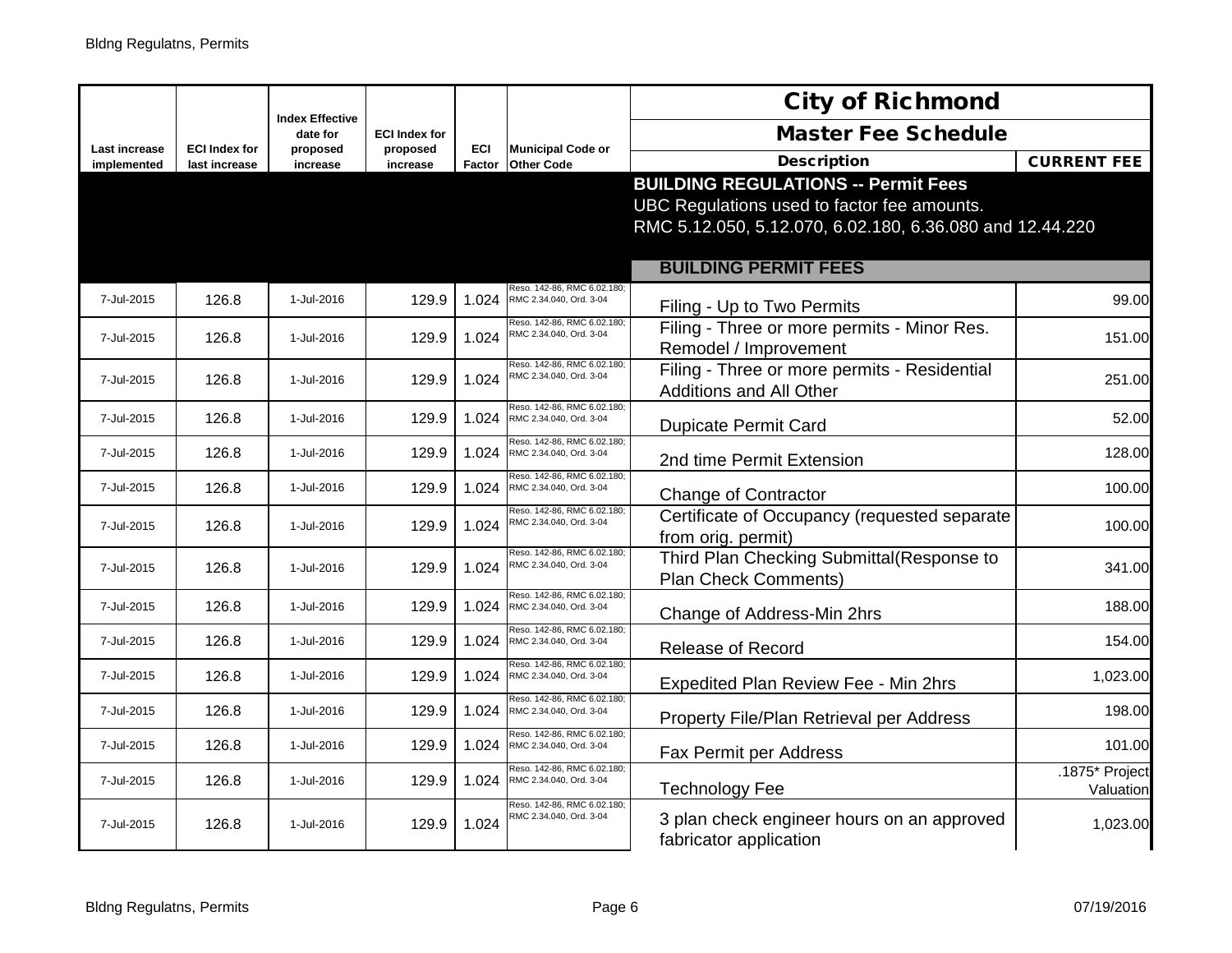| Last increase implemented | ECI Index for last increase | Index Effective date for proposed increase | ECI Index for proposed increase | ECI Factor | Municipal Code or Other Code | City of Richmond Master Fee Schedule Description | CURRENT FEE |
|---|---|---|---|---|---|---|---|
| | | | | | | **BUILDING REGULATIONS -- Permit Fees** UBC Regulations used to factor fee amounts. RMC 5.12.050, 5.12.070, 6.02.180, 6.36.080 and 12.44.220 | |
| | | | | | | **BUILDING PERMIT FEES** | |
| 7-Jul-2015 | 126.8 | 1-Jul-2016 | 129.9 | 1.024 | Reso. 142-86, RMC 6.02.180; RMC 2.34.040, Ord. 3-04 | Filing - Up to Two Permits | 99.00 |
| 7-Jul-2015 | 126.8 | 1-Jul-2016 | 129.9 | 1.024 | Reso. 142-86, RMC 6.02.180; RMC 2.34.040, Ord. 3-04 | Filing - Three or more permits - Minor Res. Remodel / Improvement | 151.00 |
| 7-Jul-2015 | 126.8 | 1-Jul-2016 | 129.9 | 1.024 | Reso. 142-86, RMC 6.02.180; RMC 2.34.040, Ord. 3-04 | Filing - Three or more permits - Residential Additions and All Other | 251.00 |
| 7-Jul-2015 | 126.8 | 1-Jul-2016 | 129.9 | 1.024 | Reso. 142-86, RMC 6.02.180; RMC 2.34.040, Ord. 3-04 | Dupicate Permit Card | 52.00 |
| 7-Jul-2015 | 126.8 | 1-Jul-2016 | 129.9 | 1.024 | Reso. 142-86, RMC 6.02.180; RMC 2.34.040, Ord. 3-04 | 2nd time Permit Extension | 128.00 |
| 7-Jul-2015 | 126.8 | 1-Jul-2016 | 129.9 | 1.024 | Reso. 142-86, RMC 6.02.180; RMC 2.34.040, Ord. 3-04 | Change of Contractor | 100.00 |
| 7-Jul-2015 | 126.8 | 1-Jul-2016 | 129.9 | 1.024 | Reso. 142-86, RMC 6.02.180; RMC 2.34.040, Ord. 3-04 | Certificate of Occupancy (requested separate from orig. permit) | 100.00 |
| 7-Jul-2015 | 126.8 | 1-Jul-2016 | 129.9 | 1.024 | Reso. 142-86, RMC 6.02.180; RMC 2.34.040, Ord. 3-04 | Third Plan Checking Submittal(Response to Plan Check Comments) | 341.00 |
| 7-Jul-2015 | 126.8 | 1-Jul-2016 | 129.9 | 1.024 | Reso. 142-86, RMC 6.02.180; RMC 2.34.040, Ord. 3-04 | Change of Address-Min 2hrs | 188.00 |
| 7-Jul-2015 | 126.8 | 1-Jul-2016 | 129.9 | 1.024 | Reso. 142-86, RMC 6.02.180; RMC 2.34.040, Ord. 3-04 | Release of Record | 154.00 |
| 7-Jul-2015 | 126.8 | 1-Jul-2016 | 129.9 | 1.024 | Reso. 142-86, RMC 6.02.180; RMC 2.34.040, Ord. 3-04 | Expedited Plan Review Fee - Min 2hrs | 1,023.00 |
| 7-Jul-2015 | 126.8 | 1-Jul-2016 | 129.9 | 1.024 | Reso. 142-86, RMC 6.02.180; RMC 2.34.040, Ord. 3-04 | Property File/Plan Retrieval per Address | 198.00 |
| 7-Jul-2015 | 126.8 | 1-Jul-2016 | 129.9 | 1.024 | Reso. 142-86, RMC 6.02.180; RMC 2.34.040, Ord. 3-04 | Fax Permit per Address | 101.00 |
| 7-Jul-2015 | 126.8 | 1-Jul-2016 | 129.9 | 1.024 | Reso. 142-86, RMC 6.02.180; RMC 2.34.040, Ord. 3-04 | Technology Fee | .1875* Project Valuation |
| 7-Jul-2015 | 126.8 | 1-Jul-2016 | 129.9 | 1.024 | Reso. 142-86, RMC 6.02.180; RMC 2.34.040, Ord. 3-04 | 3 plan check engineer hours on an approved fabricator application | 1,023.00 |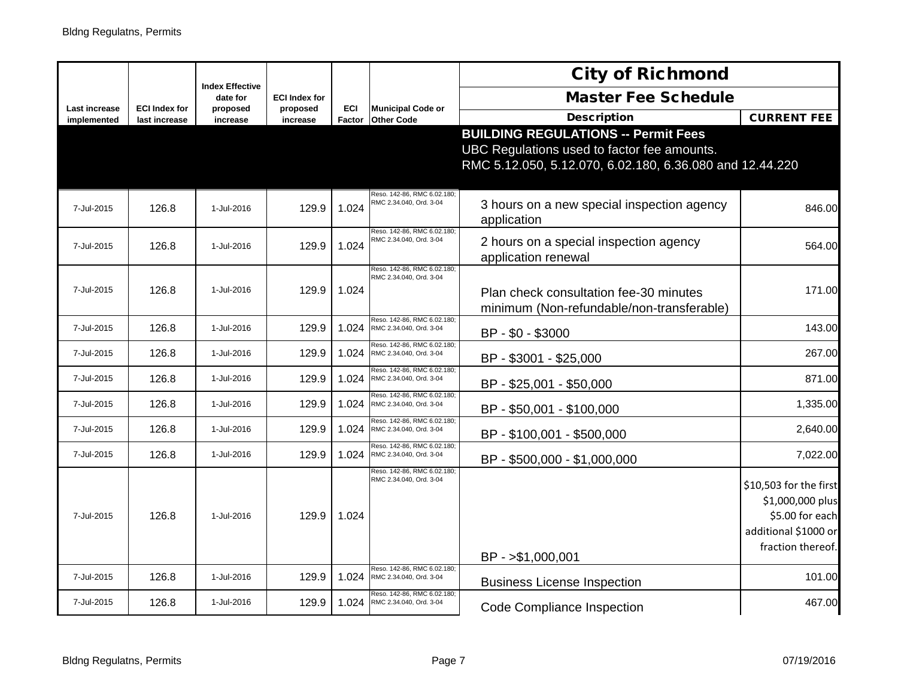| Last increase implemented | ECI Index for last increase | Index Effective date for proposed increase | ECI Index for proposed increase | ECI Factor | Municipal Code or Other Code | City of Richmond Master Fee Schedule Description | CURRENT FEE |
|---|---|---|---|---|---|---|---|
| | | | | | | **BUILDING REGULATIONS -- Permit Fees** UBC Regulations used to factor fee amounts. RMC 5.12.050, 5.12.070, 6.02.180, 6.36.080 and 12.44.220 | |
| 7-Jul-2015 | 126.8 | 1-Jul-2016 | 129.9 | 1.024 | Reso. 142-86, RMC 6.02.180; RMC 2.34.040, Ord. 3-04 | 3 hours on a new special inspection agency application | 846.00 |
| 7-Jul-2015 | 126.8 | 1-Jul-2016 | 129.9 | 1.024 | Reso. 142-86, RMC 6.02.180; RMC 2.34.040, Ord. 3-04 | 2 hours on a special inspection agency application renewal | 564.00 |
| 7-Jul-2015 | 126.8 | 1-Jul-2016 | 129.9 | 1.024 | Reso. 142-86, RMC 6.02.180; RMC 2.34.040, Ord. 3-04 | Plan check consultation fee-30 minutes minimum (Non-refundable/non-transferable) | 171.00 |
| 7-Jul-2015 | 126.8 | 1-Jul-2016 | 129.9 | 1.024 | Reso. 142-86, RMC 6.02.180; RMC 2.34.040, Ord. 3-04 | BP - $0 - $3000 | 143.00 |
| 7-Jul-2015 | 126.8 | 1-Jul-2016 | 129.9 | 1.024 | Reso. 142-86, RMC 6.02.180; RMC 2.34.040, Ord. 3-04 | BP - $3001 - $25,000 | 267.00 |
| 7-Jul-2015 | 126.8 | 1-Jul-2016 | 129.9 | 1.024 | Reso. 142-86, RMC 6.02.180; RMC 2.34.040, Ord. 3-04 | BP - $25,001 - $50,000 | 871.00 |
| 7-Jul-2015 | 126.8 | 1-Jul-2016 | 129.9 | 1.024 | Reso. 142-86, RMC 6.02.180; RMC 2.34.040, Ord. 3-04 | BP - $50,001 - $100,000 | 1,335.00 |
| 7-Jul-2015 | 126.8 | 1-Jul-2016 | 129.9 | 1.024 | Reso. 142-86, RMC 6.02.180; RMC 2.34.040, Ord. 3-04 | BP - $100,001 - $500,000 | 2,640.00 |
| 7-Jul-2015 | 126.8 | 1-Jul-2016 | 129.9 | 1.024 | Reso. 142-86, RMC 6.02.180; RMC 2.34.040, Ord. 3-04 | BP - $500,000 - $1,000,000 | 7,022.00 |
| 7-Jul-2015 | 126.8 | 1-Jul-2016 | 129.9 | 1.024 | Reso. 142-86, RMC 6.02.180; RMC 2.34.040, Ord. 3-04 | BP - >$1,000,001 | $10,503 for the first $1,000,000 plus $5.00 for each additional $1000 or fraction thereof. |
| 7-Jul-2015 | 126.8 | 1-Jul-2016 | 129.9 | 1.024 | Reso. 142-86, RMC 6.02.180; RMC 2.34.040, Ord. 3-04 | Business License Inspection | 101.00 |
| 7-Jul-2015 | 126.8 | 1-Jul-2016 | 129.9 | 1.024 | Reso. 142-86, RMC 6.02.180; RMC 2.34.040, Ord. 3-04 | Code Compliance Inspection | 467.00 |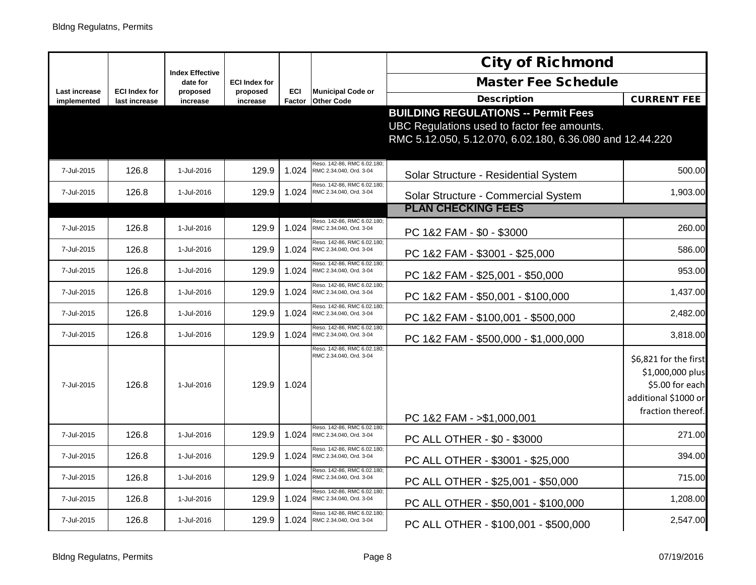| Last increase implemented | ECI Index for last increase | Index Effective date for proposed increase | ECI Index for proposed increase | ECI Factor | Municipal Code or Other Code | City of Richmond Master Fee Schedule Description | CURRENT FEE |
|---|---|---|---|---|---|---|---|
| | | | | | | **BUILDING REGULATIONS -- Permit Fees** UBC Regulations used to factor fee amounts. RMC 5.12.050, 5.12.070, 6.02.180, 6.36.080 and 12.44.220 | |
| 7-Jul-2015 | 126.8 | 1-Jul-2016 | 129.9 | 1.024 | Reso. 142-86, RMC 6.02.180; RMC 2.34.040, Ord. 3-04 | Solar Structure - Residential System | 500.00 |
| 7-Jul-2015 | 126.8 | 1-Jul-2016 | 129.9 | 1.024 | Reso. 142-86, RMC 6.02.180; RMC 2.34.040, Ord. 3-04 | Solar Structure - Commercial System | 1,903.00 |
| | | | | | | **PLAN CHECKING FEES** | |
| 7-Jul-2015 | 126.8 | 1-Jul-2016 | 129.9 | 1.024 | Reso. 142-86, RMC 6.02.180; RMC 2.34.040, Ord. 3-04 | PC 1&2 FAM - $0 - $3000 | 260.00 |
| 7-Jul-2015 | 126.8 | 1-Jul-2016 | 129.9 | 1.024 | Reso. 142-86, RMC 6.02.180; RMC 2.34.040, Ord. 3-04 | PC 1&2 FAM - $3001 - $25,000 | 586.00 |
| 7-Jul-2015 | 126.8 | 1-Jul-2016 | 129.9 | 1.024 | Reso. 142-86, RMC 6.02.180; RMC 2.34.040, Ord. 3-04 | PC 1&2 FAM - $25,001 - $50,000 | 953.00 |
| 7-Jul-2015 | 126.8 | 1-Jul-2016 | 129.9 | 1.024 | Reso. 142-86, RMC 6.02.180; RMC 2.34.040, Ord. 3-04 | PC 1&2 FAM - $50,001 - $100,000 | 1,437.00 |
| 7-Jul-2015 | 126.8 | 1-Jul-2016 | 129.9 | 1.024 | Reso. 142-86, RMC 6.02.180; RMC 2.34.040, Ord. 3-04 | PC 1&2 FAM - $100,001 - $500,000 | 2,482.00 |
| 7-Jul-2015 | 126.8 | 1-Jul-2016 | 129.9 | 1.024 | Reso. 142-86, RMC 6.02.180; RMC 2.34.040, Ord. 3-04 | PC 1&2 FAM - $500,000 - $1,000,000 | 3,818.00 |
| 7-Jul-2015 | 126.8 | 1-Jul-2016 | 129.9 | 1.024 | Reso. 142-86, RMC 6.02.180; RMC 2.34.040, Ord. 3-04 | PC 1&2 FAM - >$1,000,001 | $6,821 for the first $1,000,000 plus $5.00 for each additional $1000 or fraction thereof. |
| 7-Jul-2015 | 126.8 | 1-Jul-2016 | 129.9 | 1.024 | Reso. 142-86, RMC 6.02.180; RMC 2.34.040, Ord. 3-04 | PC ALL OTHER - $0 - $3000 | 271.00 |
| 7-Jul-2015 | 126.8 | 1-Jul-2016 | 129.9 | 1.024 | Reso. 142-86, RMC 6.02.180; RMC 2.34.040, Ord. 3-04 | PC ALL OTHER - $3001 - $25,000 | 394.00 |
| 7-Jul-2015 | 126.8 | 1-Jul-2016 | 129.9 | 1.024 | Reso. 142-86, RMC 6.02.180; RMC 2.34.040, Ord. 3-04 | PC ALL OTHER - $25,001 - $50,000 | 715.00 |
| 7-Jul-2015 | 126.8 | 1-Jul-2016 | 129.9 | 1.024 | Reso. 142-86, RMC 6.02.180; RMC 2.34.040, Ord. 3-04 | PC ALL OTHER - $50,001 - $100,000 | 1,208.00 |
| 7-Jul-2015 | 126.8 | 1-Jul-2016 | 129.9 | 1.024 | Reso. 142-86, RMC 6.02.180; RMC 2.34.040, Ord. 3-04 | PC ALL OTHER - $100,001 - $500,000 | 2,547.00 |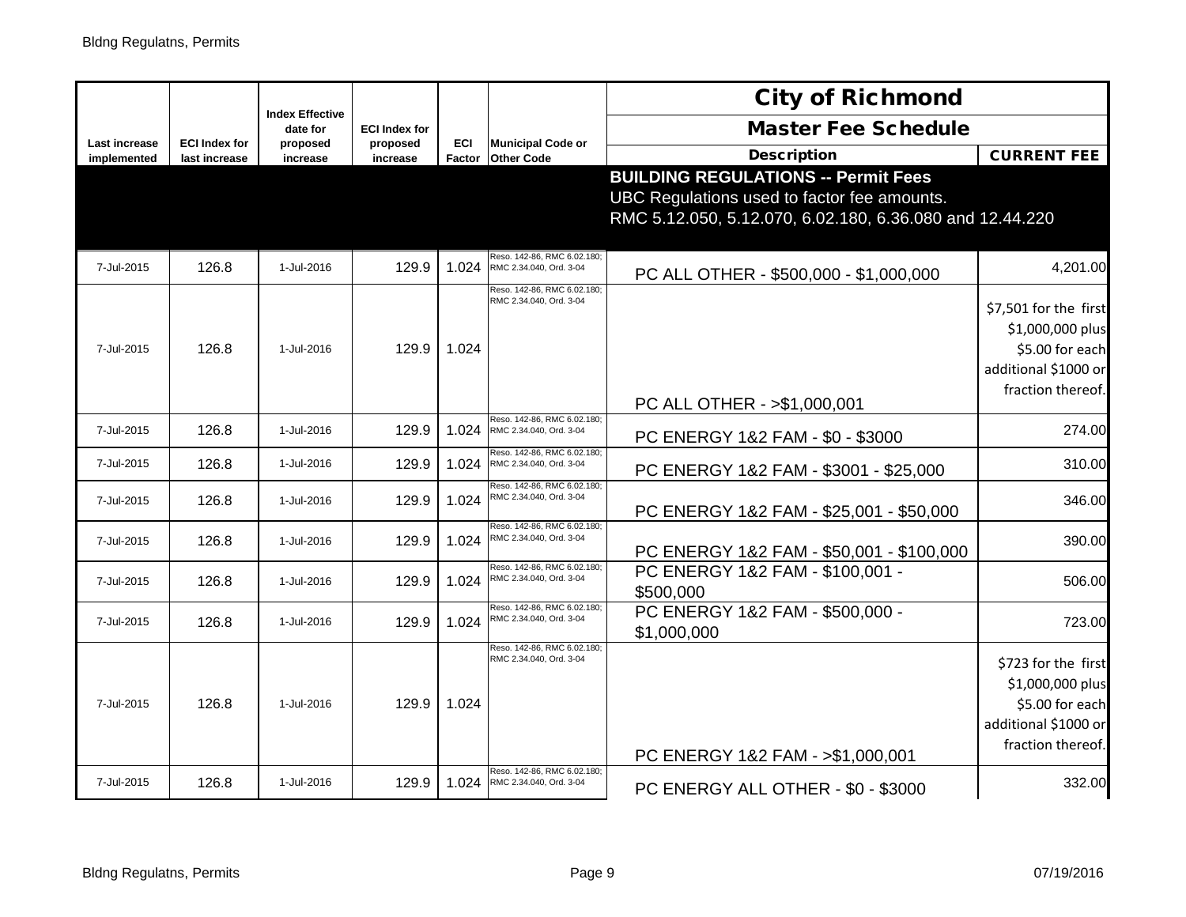| Last increase implemented | ECI Index for last increase | Index Effective date for proposed increase | ECI Index for proposed increase | ECI Factor | Municipal Code or Other Code | City of Richmond Master Fee Schedule Description | CURRENT FEE |
|---|---|---|---|---|---|---|---|
| | | | | | | **BUILDING REGULATIONS -- Permit Fees** UBC Regulations used to factor fee amounts. RMC 5.12.050, 5.12.070, 6.02.180, 6.36.080 and 12.44.220 | |
| 7-Jul-2015 | 126.8 | 1-Jul-2016 | 129.9 | 1.024 | Reso. 142-86, RMC 6.02.180; RMC 2.34.040, Ord. 3-04 | PC ALL OTHER - $500,000 - $1,000,000 | 4,201.00 |
| 7-Jul-2015 | 126.8 | 1-Jul-2016 | 129.9 | 1.024 | Reso. 142-86, RMC 6.02.180; RMC 2.34.040, Ord. 3-04 | PC ALL OTHER - >$1,000,001 | $7,501 for the first $1,000,000 plus $5.00 for each additional $1000 or fraction thereof. |
| 7-Jul-2015 | 126.8 | 1-Jul-2016 | 129.9 | 1.024 | Reso. 142-86, RMC 6.02.180; RMC 2.34.040, Ord. 3-04 | PC ENERGY 1&2 FAM - $0 - $3000 | 274.00 |
| 7-Jul-2015 | 126.8 | 1-Jul-2016 | 129.9 | 1.024 | Reso. 142-86, RMC 6.02.180; RMC 2.34.040, Ord. 3-04 | PC ENERGY 1&2 FAM - $3001 - $25,000 | 310.00 |
| 7-Jul-2015 | 126.8 | 1-Jul-2016 | 129.9 | 1.024 | Reso. 142-86, RMC 6.02.180; RMC 2.34.040, Ord. 3-04 | PC ENERGY 1&2 FAM - $25,001 - $50,000 | 346.00 |
| 7-Jul-2015 | 126.8 | 1-Jul-2016 | 129.9 | 1.024 | Reso. 142-86, RMC 6.02.180; RMC 2.34.040, Ord. 3-04 | PC ENERGY 1&2 FAM - $50,001 - $100,000 | 390.00 |
| 7-Jul-2015 | 126.8 | 1-Jul-2016 | 129.9 | 1.024 | Reso. 142-86, RMC 6.02.180; RMC 2.34.040, Ord. 3-04 | PC ENERGY 1&2 FAM - $100,001 - $500,000 | 506.00 |
| 7-Jul-2015 | 126.8 | 1-Jul-2016 | 129.9 | 1.024 | Reso. 142-86, RMC 6.02.180; RMC 2.34.040, Ord. 3-04 | PC ENERGY 1&2 FAM - $500,000 - $1,000,000 | 723.00 |
| 7-Jul-2015 | 126.8 | 1-Jul-2016 | 129.9 | 1.024 | Reso. 142-86, RMC 6.02.180; RMC 2.34.040, Ord. 3-04 | PC ENERGY 1&2 FAM - >$1,000,001 | $723 for the first $1,000,000 plus $5.00 for each additional $1000 or fraction thereof. |
| 7-Jul-2015 | 126.8 | 1-Jul-2016 | 129.9 | 1.024 | Reso. 142-86, RMC 6.02.180; RMC 2.34.040, Ord. 3-04 | PC ENERGY ALL OTHER - $0 - $3000 | 332.00 |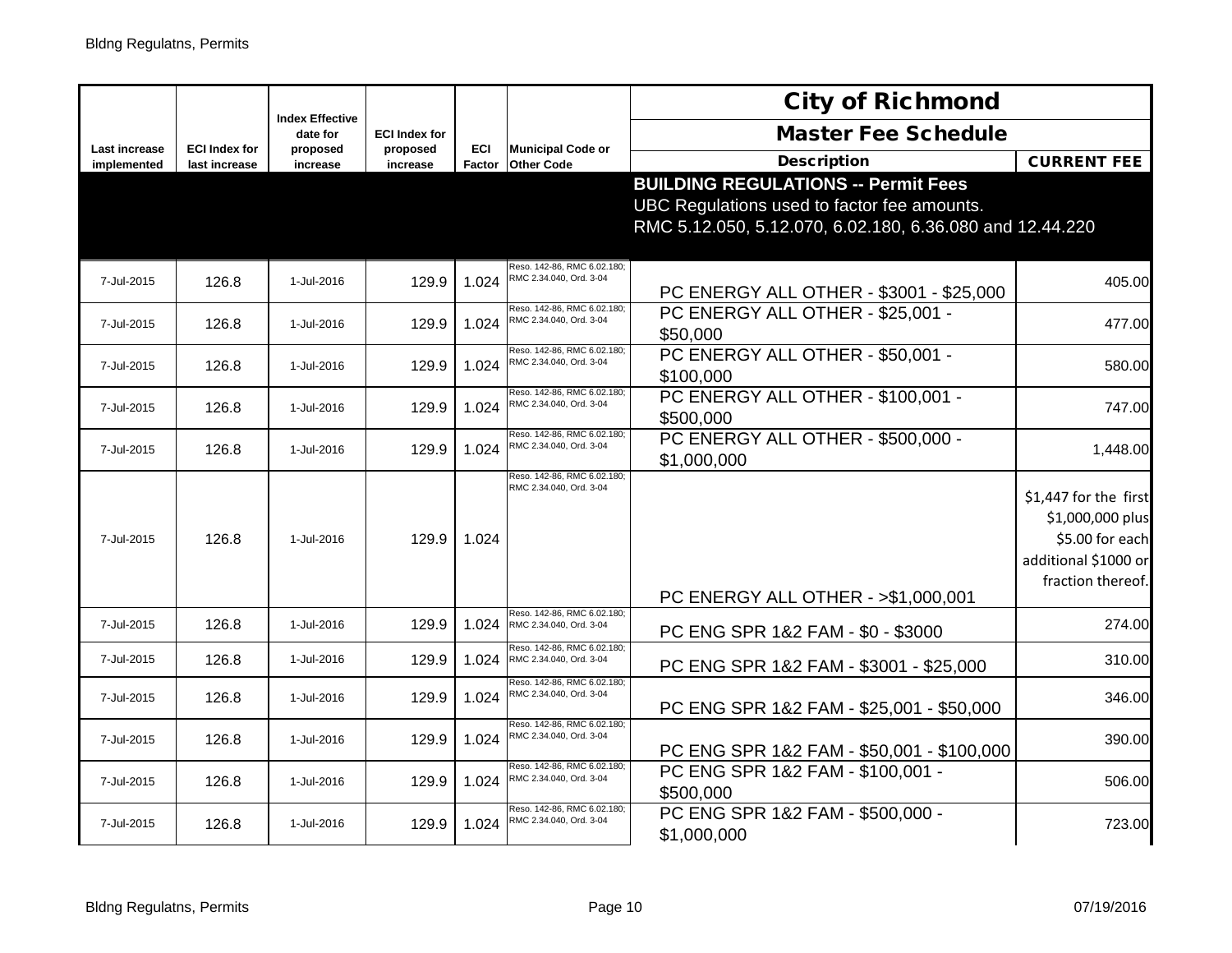| Last increase implemented | ECI Index for last increase | Index Effective date for proposed increase | ECI Index for proposed increase | ECI Factor | Municipal Code or Other Code | City of Richmond Master Fee Schedule Description | CURRENT FEE |
|---|---|---|---|---|---|---|---|
| | | | | | | **BUILDING REGULATIONS -- Permit Fees** UBC Regulations used to factor fee amounts. RMC 5.12.050, 5.12.070, 6.02.180, 6.36.080 and 12.44.220 | |
| 7-Jul-2015 | 126.8 | 1-Jul-2016 | 129.9 | 1.024 | Reso. 142-86, RMC 6.02.180; RMC 2.34.040, Ord. 3-04 | PC ENERGY ALL OTHER - $3001 - $25,000 | 405.00 |
| 7-Jul-2015 | 126.8 | 1-Jul-2016 | 129.9 | 1.024 | Reso. 142-86, RMC 6.02.180; RMC 2.34.040, Ord. 3-04 | PC ENERGY ALL OTHER - $25,001 - $50,000 | 477.00 |
| 7-Jul-2015 | 126.8 | 1-Jul-2016 | 129.9 | 1.024 | Reso. 142-86, RMC 6.02.180; RMC 2.34.040, Ord. 3-04 | PC ENERGY ALL OTHER - $50,001 - $100,000 | 580.00 |
| 7-Jul-2015 | 126.8 | 1-Jul-2016 | 129.9 | 1.024 | Reso. 142-86, RMC 6.02.180; RMC 2.34.040, Ord. 3-04 | PC ENERGY ALL OTHER - $100,001 - $500,000 | 747.00 |
| 7-Jul-2015 | 126.8 | 1-Jul-2016 | 129.9 | 1.024 | Reso. 142-86, RMC 6.02.180; RMC 2.34.040, Ord. 3-04 | PC ENERGY ALL OTHER - $500,000 - $1,000,000 | 1,448.00 |
| 7-Jul-2015 | 126.8 | 1-Jul-2016 | 129.9 | 1.024 | Reso. 142-86, RMC 6.02.180; RMC 2.34.040, Ord. 3-04 | PC ENERGY ALL OTHER - >$1,000,001 | $1,447 for the first $1,000,000 plus $5.00 for each additional $1000 or fraction thereof. |
| 7-Jul-2015 | 126.8 | 1-Jul-2016 | 129.9 | 1.024 | Reso. 142-86, RMC 6.02.180; RMC 2.34.040, Ord. 3-04 | PC ENG SPR 1&2 FAM - $0 - $3000 | 274.00 |
| 7-Jul-2015 | 126.8 | 1-Jul-2016 | 129.9 | 1.024 | Reso. 142-86, RMC 6.02.180; RMC 2.34.040, Ord. 3-04 | PC ENG SPR 1&2 FAM - $3001 - $25,000 | 310.00 |
| 7-Jul-2015 | 126.8 | 1-Jul-2016 | 129.9 | 1.024 | Reso. 142-86, RMC 6.02.180; RMC 2.34.040, Ord. 3-04 | PC ENG SPR 1&2 FAM - $25,001 - $50,000 | 346.00 |
| 7-Jul-2015 | 126.8 | 1-Jul-2016 | 129.9 | 1.024 | Reso. 142-86, RMC 6.02.180; RMC 2.34.040, Ord. 3-04 | PC ENG SPR 1&2 FAM - $50,001 - $100,000 | 390.00 |
| 7-Jul-2015 | 126.8 | 1-Jul-2016 | 129.9 | 1.024 | Reso. 142-86, RMC 6.02.180; RMC 2.34.040, Ord. 3-04 | PC ENG SPR 1&2 FAM - $100,001 - $500,000 | 506.00 |
| 7-Jul-2015 | 126.8 | 1-Jul-2016 | 129.9 | 1.024 | Reso. 142-86, RMC 6.02.180; RMC 2.34.040, Ord. 3-04 | PC ENG SPR 1&2 FAM - $500,000 - $1,000,000 | 723.00 |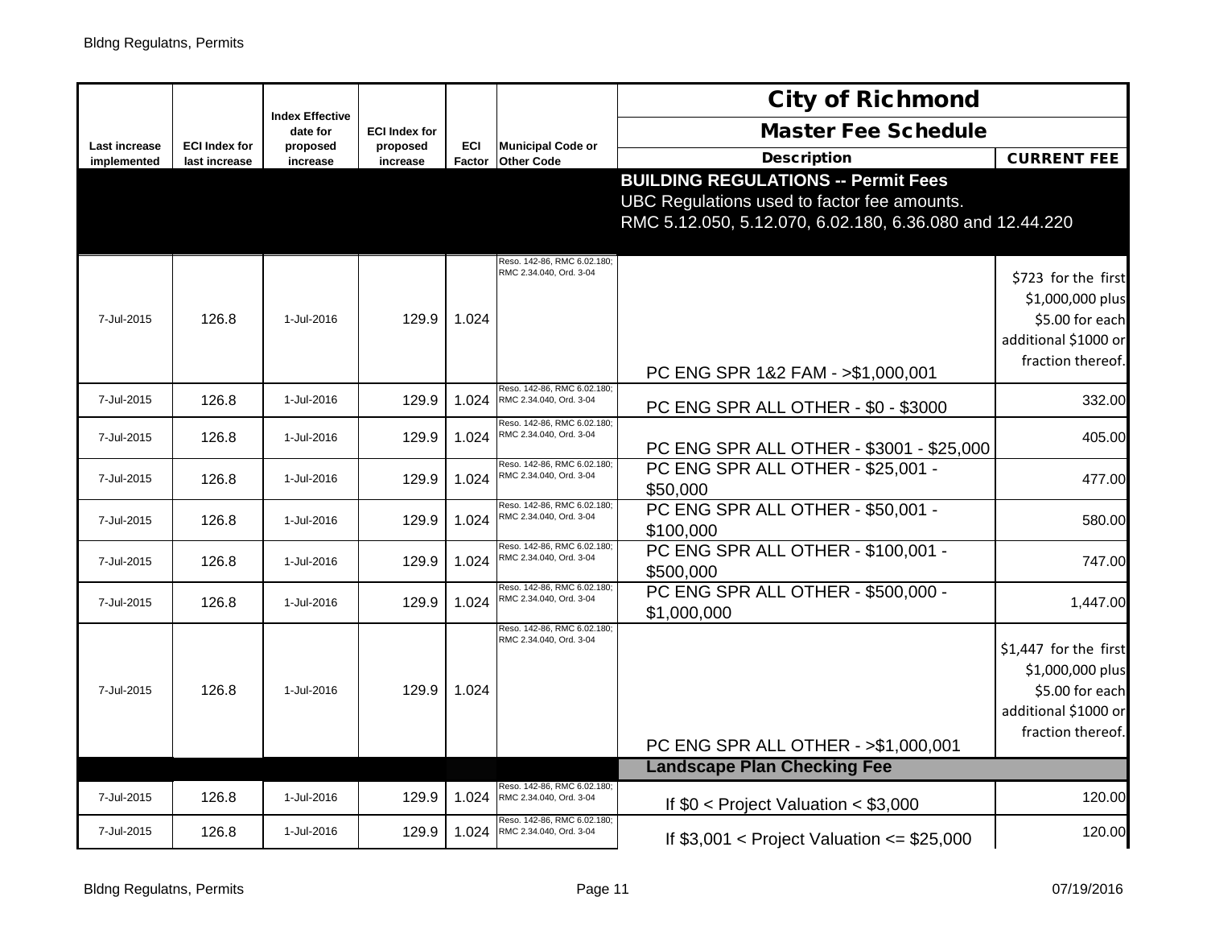| Last increase implemented | ECI Index for last increase | Index Effective date for proposed increase | ECI Index for proposed increase | ECI Factor | Municipal Code or Other Code | City of Richmond<br>Master Fee Schedule<br>Description | CURRENT FEE |
|---|---|---|---|---|---|---|---|
| | | | | | | **BUILDING REGULATIONS -- Permit Fees**<br>UBC Regulations used to factor fee amounts.<br>RMC 5.12.050, 5.12.070, 6.02.180, 6.36.080 and 12.44.220 | |
| 7-Jul-2015 | 126.8 | 1-Jul-2016 | 129.9 | 1.024 | Reso. 142-86, RMC 6.02.180; RMC 2.34.040, Ord. 3-04 | PC ENG SPR 1&2 FAM - >$1,000,001 | $723 for the first $1,000,000 plus $5.00 for each additional $1000 or fraction thereof. |
| 7-Jul-2015 | 126.8 | 1-Jul-2016 | 129.9 | 1.024 | Reso. 142-86, RMC 6.02.180; RMC 2.34.040, Ord. 3-04 | PC ENG SPR ALL OTHER - $0 - $3000 | 332.00 |
| 7-Jul-2015 | 126.8 | 1-Jul-2016 | 129.9 | 1.024 | Reso. 142-86, RMC 6.02.180; RMC 2.34.040, Ord. 3-04 | PC ENG SPR ALL OTHER - $3001 - $25,000 | 405.00 |
| 7-Jul-2015 | 126.8 | 1-Jul-2016 | 129.9 | 1.024 | Reso. 142-86, RMC 6.02.180; RMC 2.34.040, Ord. 3-04 | PC ENG SPR ALL OTHER - $25,001 - $50,000 | 477.00 |
| 7-Jul-2015 | 126.8 | 1-Jul-2016 | 129.9 | 1.024 | Reso. 142-86, RMC 6.02.180; RMC 2.34.040, Ord. 3-04 | PC ENG SPR ALL OTHER - $50,001 - $100,000 | 580.00 |
| 7-Jul-2015 | 126.8 | 1-Jul-2016 | 129.9 | 1.024 | Reso. 142-86, RMC 6.02.180; RMC 2.34.040, Ord. 3-04 | PC ENG SPR ALL OTHER - $100,001 - $500,000 | 747.00 |
| 7-Jul-2015 | 126.8 | 1-Jul-2016 | 129.9 | 1.024 | Reso. 142-86, RMC 6.02.180; RMC 2.34.040, Ord. 3-04 | PC ENG SPR ALL OTHER - $500,000 - $1,000,000 | 1,447.00 |
| 7-Jul-2015 | 126.8 | 1-Jul-2016 | 129.9 | 1.024 | Reso. 142-86, RMC 6.02.180; RMC 2.34.040, Ord. 3-04 | PC ENG SPR ALL OTHER - >$1,000,001 | $1,447 for the first $1,000,000 plus $5.00 for each additional $1000 or fraction thereof. |
| | | | | | | **Landscape Plan Checking Fee** | |
| 7-Jul-2015 | 126.8 | 1-Jul-2016 | 129.9 | 1.024 | Reso. 142-86, RMC 6.02.180; RMC 2.34.040, Ord. 3-04 | If $0 < Project Valuation < $3,000 | 120.00 |
| 7-Jul-2015 | 126.8 | 1-Jul-2016 | 129.9 | 1.024 | Reso. 142-86, RMC 6.02.180; RMC 2.34.040, Ord. 3-04 | If $3,001 < Project Valuation <= $25,000 | 120.00 |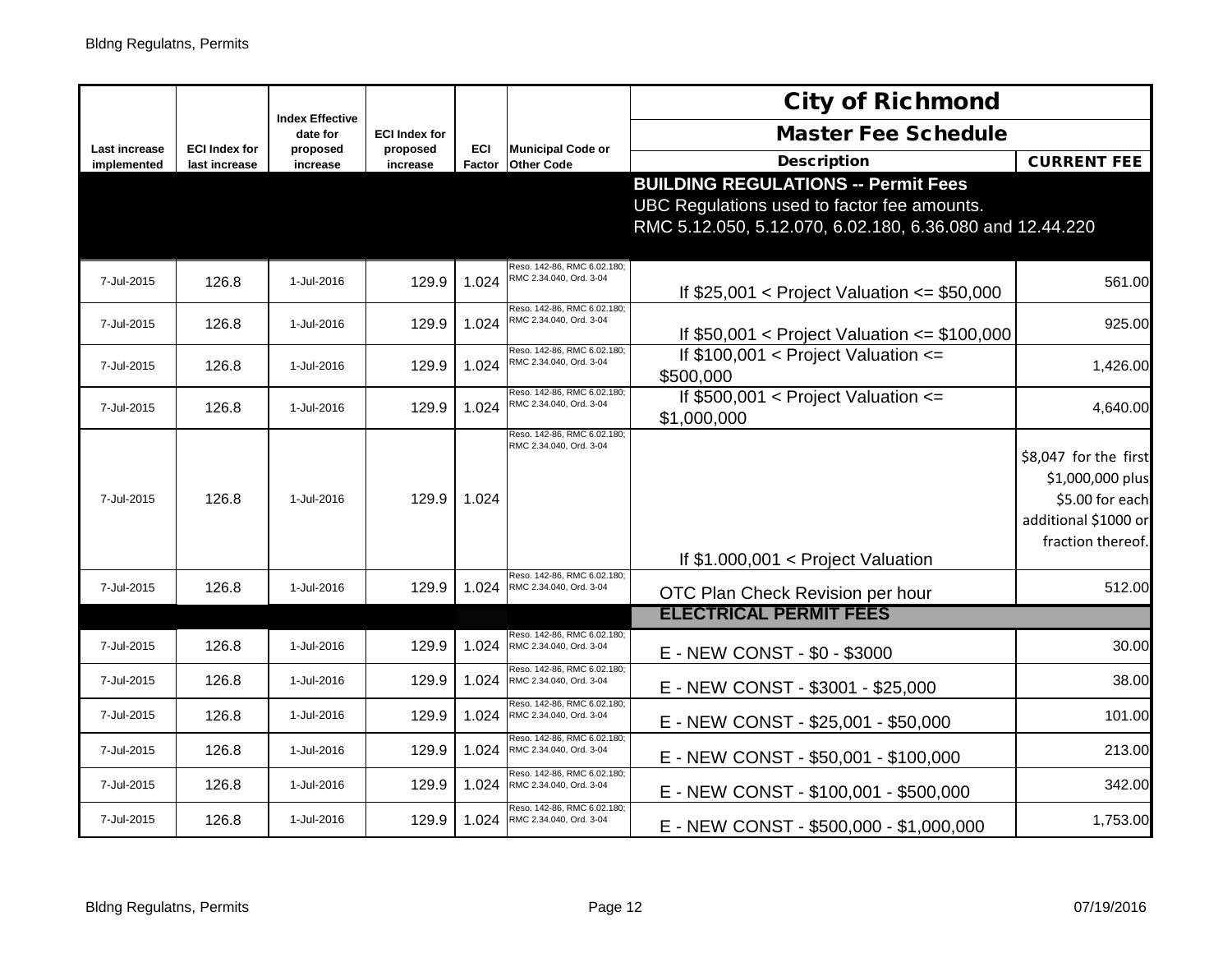| Last increase implemented | ECI Index for last increase | Index Effective date for proposed increase | ECI Index for proposed increase | ECI Factor | Municipal Code or Other Code | City of Richmond Master Fee Schedule Description | CURRENT FEE |
|---|---|---|---|---|---|---|---|
| | | | | | | **BUILDING REGULATIONS -- Permit Fees** UBC Regulations used to factor fee amounts. RMC 5.12.050, 5.12.070, 6.02.180, 6.36.080 and 12.44.220 | |
| 7-Jul-2015 | 126.8 | 1-Jul-2016 | 129.9 | 1.024 | Reso. 142-86, RMC 6.02.180; RMC 2.34.040, Ord. 3-04 | If $25,001 < Project Valuation <= $50,000 | 561.00 |
| 7-Jul-2015 | 126.8 | 1-Jul-2016 | 129.9 | 1.024 | Reso. 142-86, RMC 6.02.180; RMC 2.34.040, Ord. 3-04 | If $50,001 < Project Valuation <= $100,000 | 925.00 |
| 7-Jul-2015 | 126.8 | 1-Jul-2016 | 129.9 | 1.024 | Reso. 142-86, RMC 6.02.180; RMC 2.34.040, Ord. 3-04 | If $100,001 < Project Valuation <= $500,000 | 1,426.00 |
| 7-Jul-2015 | 126.8 | 1-Jul-2016 | 129.9 | 1.024 | Reso. 142-86, RMC 6.02.180; RMC 2.34.040, Ord. 3-04 | If $500,001 < Project Valuation <= $1,000,000 | 4,640.00 |
| 7-Jul-2015 | 126.8 | 1-Jul-2016 | 129.9 | 1.024 | Reso. 142-86, RMC 6.02.180; RMC 2.34.040, Ord. 3-04 | If $1.000,001 < Project Valuation | $8,047 for the first $1,000,000 plus $5.00 for each additional $1000 or fraction thereof. |
| 7-Jul-2015 | 126.8 | 1-Jul-2016 | 129.9 | 1.024 | Reso. 142-86, RMC 6.02.180; RMC 2.34.040, Ord. 3-04 | OTC Plan Check Revision per hour | 512.00 |
| | | | | | | **ELECTRICAL PERMIT FEES** | |
| 7-Jul-2015 | 126.8 | 1-Jul-2016 | 129.9 | 1.024 | Reso. 142-86, RMC 6.02.180; RMC 2.34.040, Ord. 3-04 | E - NEW CONST - $0 - $3000 | 30.00 |
| 7-Jul-2015 | 126.8 | 1-Jul-2016 | 129.9 | 1.024 | Reso. 142-86, RMC 6.02.180; RMC 2.34.040, Ord. 3-04 | E - NEW CONST - $3001 - $25,000 | 38.00 |
| 7-Jul-2015 | 126.8 | 1-Jul-2016 | 129.9 | 1.024 | Reso. 142-86, RMC 6.02.180; RMC 2.34.040, Ord. 3-04 | E - NEW CONST - $25,001 - $50,000 | 101.00 |
| 7-Jul-2015 | 126.8 | 1-Jul-2016 | 129.9 | 1.024 | Reso. 142-86, RMC 6.02.180; RMC 2.34.040, Ord. 3-04 | E - NEW CONST - $50,001 - $100,000 | 213.00 |
| 7-Jul-2015 | 126.8 | 1-Jul-2016 | 129.9 | 1.024 | Reso. 142-86, RMC 6.02.180; RMC 2.34.040, Ord. 3-04 | E - NEW CONST - $100,001 - $500,000 | 342.00 |
| 7-Jul-2015 | 126.8 | 1-Jul-2016 | 129.9 | 1.024 | Reso. 142-86, RMC 6.02.180; RMC 2.34.040, Ord. 3-04 | E - NEW CONST - $500,000 - $1,000,000 | 1,753.00 |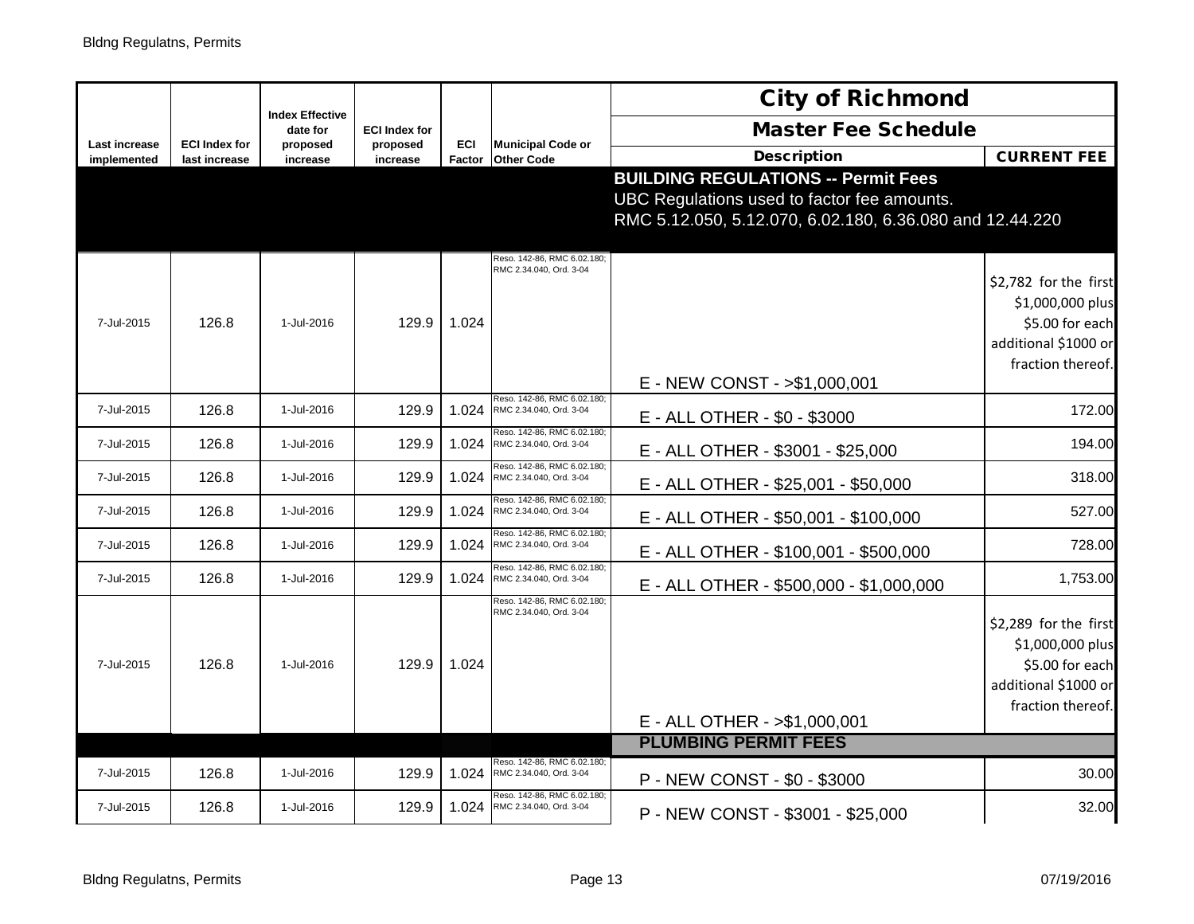| Last increase implemented | ECI Index for last increase | Index Effective date for proposed increase | ECI Index for proposed increase | ECI Factor | Municipal Code or Other Code | City of Richmond Master Fee Schedule Description | CURRENT FEE |
|---|---|---|---|---|---|---|---|
| | | | | | | **BUILDING REGULATIONS -- Permit Fees** UBC Regulations used to factor fee amounts. RMC 5.12.050, 5.12.070, 6.02.180, 6.36.080 and 12.44.220 | |
| 7-Jul-2015 | 126.8 | 1-Jul-2016 | 129.9 | 1.024 | Reso. 142-86, RMC 6.02.180; RMC 2.34.040, Ord. 3-04 | E - NEW CONST - >$1,000,001 | $2,782 for the first $1,000,000 plus $5.00 for each additional $1000 or fraction thereof. |
| 7-Jul-2015 | 126.8 | 1-Jul-2016 | 129.9 | 1.024 | Reso. 142-86, RMC 6.02.180; RMC 2.34.040, Ord. 3-04 | E - ALL OTHER - $0 - $3000 | 172.00 |
| 7-Jul-2015 | 126.8 | 1-Jul-2016 | 129.9 | 1.024 | Reso. 142-86, RMC 6.02.180; RMC 2.34.040, Ord. 3-04 | E - ALL OTHER - $3001 - $25,000 | 194.00 |
| 7-Jul-2015 | 126.8 | 1-Jul-2016 | 129.9 | 1.024 | Reso. 142-86, RMC 6.02.180; RMC 2.34.040, Ord. 3-04 | E - ALL OTHER - $25,001 - $50,000 | 318.00 |
| 7-Jul-2015 | 126.8 | 1-Jul-2016 | 129.9 | 1.024 | Reso. 142-86, RMC 6.02.180; RMC 2.34.040, Ord. 3-04 | E - ALL OTHER - $50,001 - $100,000 | 527.00 |
| 7-Jul-2015 | 126.8 | 1-Jul-2016 | 129.9 | 1.024 | Reso. 142-86, RMC 6.02.180; RMC 2.34.040, Ord. 3-04 | E - ALL OTHER - $100,001 - $500,000 | 728.00 |
| 7-Jul-2015 | 126.8 | 1-Jul-2016 | 129.9 | 1.024 | Reso. 142-86, RMC 6.02.180; RMC 2.34.040, Ord. 3-04 | E - ALL OTHER - $500,000 - $1,000,000 | 1,753.00 |
| 7-Jul-2015 | 126.8 | 1-Jul-2016 | 129.9 | 1.024 | Reso. 142-86, RMC 6.02.180; RMC 2.34.040, Ord. 3-04 | E - ALL OTHER - >$1,000,001 | $2,289 for the first $1,000,000 plus $5.00 for each additional $1000 or fraction thereof. |
| | | | | | | **PLUMBING PERMIT FEES** | |
| 7-Jul-2015 | 126.8 | 1-Jul-2016 | 129.9 | 1.024 | Reso. 142-86, RMC 6.02.180; RMC 2.34.040, Ord. 3-04 | P - NEW CONST - $0 - $3000 | 30.00 |
| 7-Jul-2015 | 126.8 | 1-Jul-2016 | 129.9 | 1.024 | Reso. 142-86, RMC 6.02.180; RMC 2.34.040, Ord. 3-04 | P - NEW CONST - $3001 - $25,000 | 32.00 |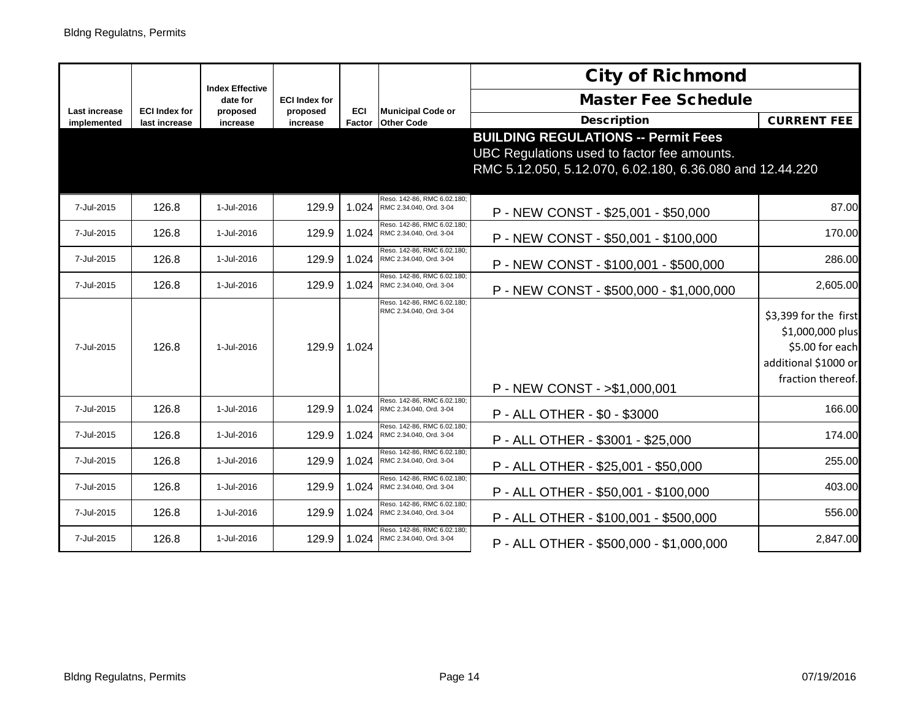| Last increase implemented | ECI Index for last increase | Index Effective date for proposed increase | ECI Index for proposed increase | ECI Factor | Municipal Code or Other Code | City of Richmond Master Fee Schedule Description | CURRENT FEE |
|---|---|---|---|---|---|---|---|
| | | | | | | **BUILDING REGULATIONS -- Permit Fees** UBC Regulations used to factor fee amounts. RMC 5.12.050, 5.12.070, 6.02.180, 6.36.080 and 12.44.220 | |
| 7-Jul-2015 | 126.8 | 1-Jul-2016 | 129.9 | 1.024 | Reso. 142-86, RMC 6.02.180; RMC 2.34.040, Ord. 3-04 | P - NEW CONST - $25,001 - $50,000 | 87.00 |
| 7-Jul-2015 | 126.8 | 1-Jul-2016 | 129.9 | 1.024 | Reso. 142-86, RMC 6.02.180; RMC 2.34.040, Ord. 3-04 | P - NEW CONST - $50,001 - $100,000 | 170.00 |
| 7-Jul-2015 | 126.8 | 1-Jul-2016 | 129.9 | 1.024 | Reso. 142-86, RMC 6.02.180; RMC 2.34.040, Ord. 3-04 | P - NEW CONST - $100,001 - $500,000 | 286.00 |
| 7-Jul-2015 | 126.8 | 1-Jul-2016 | 129.9 | 1.024 | Reso. 142-86, RMC 6.02.180; RMC 2.34.040, Ord. 3-04 | P - NEW CONST - $500,000 - $1,000,000 | 2,605.00 |
| 7-Jul-2015 | 126.8 | 1-Jul-2016 | 129.9 | 1.024 | Reso. 142-86, RMC 6.02.180; RMC 2.34.040, Ord. 3-04 | P - NEW CONST - >$1,000,001 | $3,399 for the first $1,000,000 plus $5.00 for each additional $1000 or fraction thereof. |
| 7-Jul-2015 | 126.8 | 1-Jul-2016 | 129.9 | 1.024 | Reso. 142-86, RMC 6.02.180; RMC 2.34.040, Ord. 3-04 | P - ALL OTHER - $0 - $3000 | 166.00 |
| 7-Jul-2015 | 126.8 | 1-Jul-2016 | 129.9 | 1.024 | Reso. 142-86, RMC 6.02.180; RMC 2.34.040, Ord. 3-04 | P - ALL OTHER - $3001 - $25,000 | 174.00 |
| 7-Jul-2015 | 126.8 | 1-Jul-2016 | 129.9 | 1.024 | Reso. 142-86, RMC 6.02.180; RMC 2.34.040, Ord. 3-04 | P - ALL OTHER - $25,001 - $50,000 | 255.00 |
| 7-Jul-2015 | 126.8 | 1-Jul-2016 | 129.9 | 1.024 | Reso. 142-86, RMC 6.02.180; RMC 2.34.040, Ord. 3-04 | P - ALL OTHER - $50,001 - $100,000 | 403.00 |
| 7-Jul-2015 | 126.8 | 1-Jul-2016 | 129.9 | 1.024 | Reso. 142-86, RMC 6.02.180; RMC 2.34.040, Ord. 3-04 | P - ALL OTHER - $100,001 - $500,000 | 556.00 |
| 7-Jul-2015 | 126.8 | 1-Jul-2016 | 129.9 | 1.024 | Reso. 142-86, RMC 6.02.180; RMC 2.34.040, Ord. 3-04 | P - ALL OTHER - $500,000 - $1,000,000 | 2,847.00 |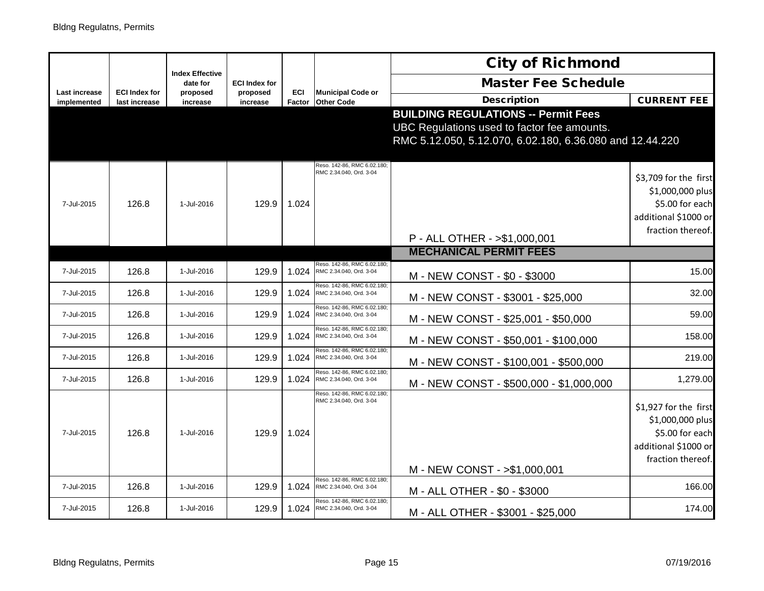| Last increase implemented | ECI Index for last increase | Index Effective date for proposed increase | ECI Index for proposed increase | ECI Factor | Municipal Code or Other Code | City of Richmond<br>Master Fee Schedule<br>Description | CURRENT FEE |
|---|---|---|---|---|---|---|---|
| | | | | | | **BUILDING REGULATIONS -- Permit Fees**<br>UBC Regulations used to factor fee amounts.<br>RMC 5.12.050, 5.12.070, 6.02.180, 6.36.080 and 12.44.220 | |
| 7-Jul-2015 | 126.8 | 1-Jul-2016 | 129.9 | 1.024 | Reso. 142-86, RMC 6.02.180; RMC 2.34.040, Ord. 3-04 | P - ALL OTHER - >$1,000,001 | $3,709 for the first $1,000,000 plus $5.00 for each additional $1000 or fraction thereof. |
| | | | | | | **MECHANICAL PERMIT FEES** | |
| 7-Jul-2015 | 126.8 | 1-Jul-2016 | 129.9 | 1.024 | Reso. 142-86, RMC 6.02.180; RMC 2.34.040, Ord. 3-04 | M - NEW CONST - $0 - $3000 | 15.00 |
| 7-Jul-2015 | 126.8 | 1-Jul-2016 | 129.9 | 1.024 | Reso. 142-86, RMC 6.02.180; RMC 2.34.040, Ord. 3-04 | M - NEW CONST - $3001 - $25,000 | 32.00 |
| 7-Jul-2015 | 126.8 | 1-Jul-2016 | 129.9 | 1.024 | Reso. 142-86, RMC 6.02.180; RMC 2.34.040, Ord. 3-04 | M - NEW CONST - $25,001 - $50,000 | 59.00 |
| 7-Jul-2015 | 126.8 | 1-Jul-2016 | 129.9 | 1.024 | Reso. 142-86, RMC 6.02.180; RMC 2.34.040, Ord. 3-04 | M - NEW CONST - $50,001 - $100,000 | 158.00 |
| 7-Jul-2015 | 126.8 | 1-Jul-2016 | 129.9 | 1.024 | Reso. 142-86, RMC 6.02.180; RMC 2.34.040, Ord. 3-04 | M - NEW CONST - $100,001 - $500,000 | 219.00 |
| 7-Jul-2015 | 126.8 | 1-Jul-2016 | 129.9 | 1.024 | Reso. 142-86, RMC 6.02.180; RMC 2.34.040, Ord. 3-04 | M - NEW CONST - $500,000 - $1,000,000 | 1,279.00 |
| 7-Jul-2015 | 126.8 | 1-Jul-2016 | 129.9 | 1.024 | Reso. 142-86, RMC 6.02.180; RMC 2.34.040, Ord. 3-04 | M - NEW CONST - >$1,000,001 | $1,927 for the first $1,000,000 plus $5.00 for each additional $1000 or fraction thereof. |
| 7-Jul-2015 | 126.8 | 1-Jul-2016 | 129.9 | 1.024 | Reso. 142-86, RMC 6.02.180; RMC 2.34.040, Ord. 3-04 | M - ALL OTHER - $0 - $3000 | 166.00 |
| 7-Jul-2015 | 126.8 | 1-Jul-2016 | 129.9 | 1.024 | Reso. 142-86, RMC 6.02.180; RMC 2.34.040, Ord. 3-04 | M - ALL OTHER - $3001 - $25,000 | 174.00 |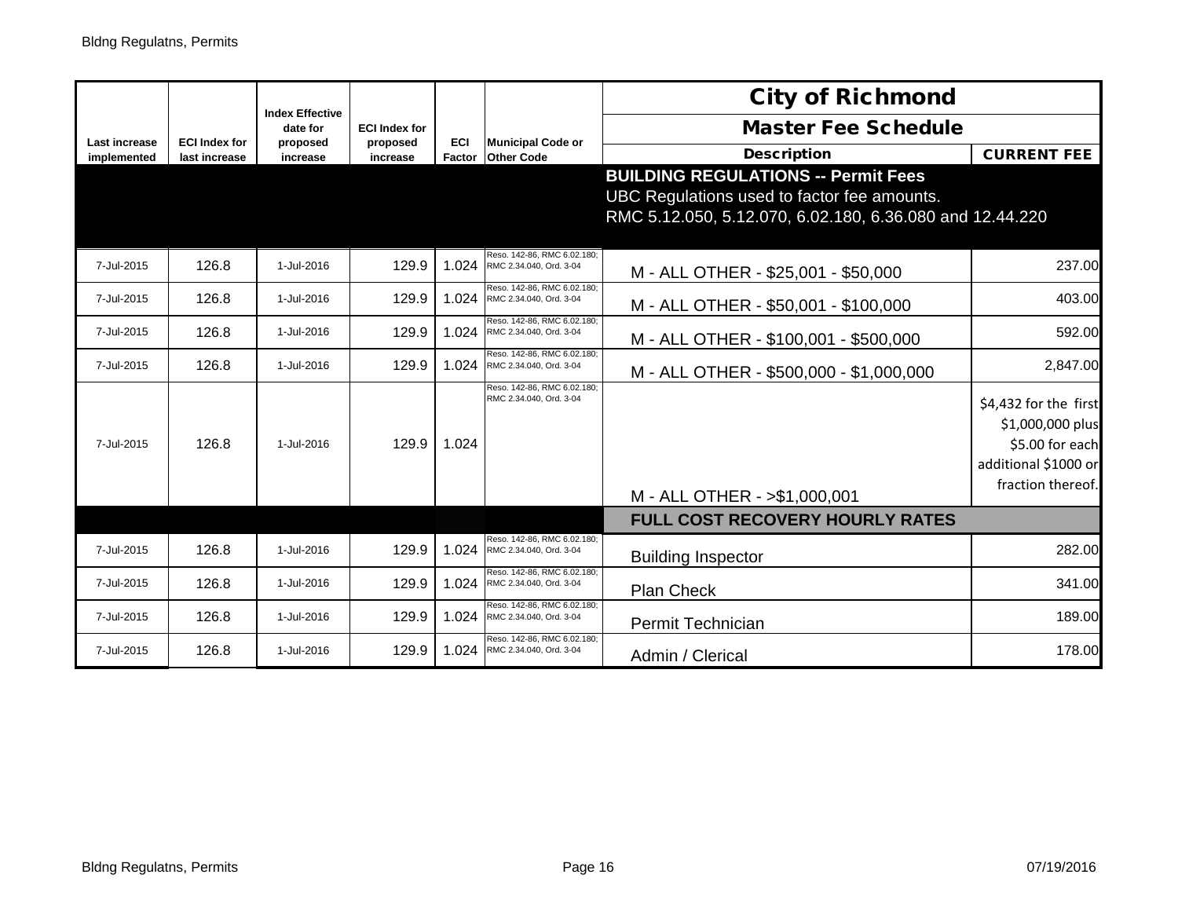| Last increase implemented | ECI Index for last increase | Index Effective date for proposed increase | ECI Index for proposed increase | ECI Factor | Municipal Code or Other Code | City of Richmond Master Fee Schedule Description | CURRENT FEE |
|---|---|---|---|---|---|---|---|
| | | | | | | **BUILDING REGULATIONS -- Permit Fees** UBC Regulations used to factor fee amounts. RMC 5.12.050, 5.12.070, 6.02.180, 6.36.080 and 12.44.220 | |
| 7-Jul-2015 | 126.8 | 1-Jul-2016 | 129.9 | 1.024 | Reso. 142-86, RMC 6.02.180; RMC 2.34.040, Ord. 3-04 | M - ALL OTHER - $25,001 - $50,000 | 237.00 |
| 7-Jul-2015 | 126.8 | 1-Jul-2016 | 129.9 | 1.024 | Reso. 142-86, RMC 6.02.180; RMC 2.34.040, Ord. 3-04 | M - ALL OTHER - $50,001 - $100,000 | 403.00 |
| 7-Jul-2015 | 126.8 | 1-Jul-2016 | 129.9 | 1.024 | Reso. 142-86, RMC 6.02.180; RMC 2.34.040, Ord. 3-04 | M - ALL OTHER - $100,001 - $500,000 | 592.00 |
| 7-Jul-2015 | 126.8 | 1-Jul-2016 | 129.9 | 1.024 | Reso. 142-86, RMC 6.02.180; RMC 2.34.040, Ord. 3-04 | M - ALL OTHER - $500,000 - $1,000,000 | 2,847.00 |
| 7-Jul-2015 | 126.8 | 1-Jul-2016 | 129.9 | 1.024 | Reso. 142-86, RMC 6.02.180; RMC 2.34.040, Ord. 3-04 | M - ALL OTHER - >$1,000,001 | $4,432 for the first $1,000,000 plus $5.00 for each additional $1000 or fraction thereof. |
| | | | | | | **FULL COST RECOVERY HOURLY RATES** | |
| 7-Jul-2015 | 126.8 | 1-Jul-2016 | 129.9 | 1.024 | Reso. 142-86, RMC 6.02.180; RMC 2.34.040, Ord. 3-04 | Building Inspector | 282.00 |
| 7-Jul-2015 | 126.8 | 1-Jul-2016 | 129.9 | 1.024 | Reso. 142-86, RMC 6.02.180; RMC 2.34.040, Ord. 3-04 | Plan Check | 341.00 |
| 7-Jul-2015 | 126.8 | 1-Jul-2016 | 129.9 | 1.024 | Reso. 142-86, RMC 6.02.180; RMC 2.34.040, Ord. 3-04 | Permit Technician | 189.00 |
| 7-Jul-2015 | 126.8 | 1-Jul-2016 | 129.9 | 1.024 | Reso. 142-86, RMC 6.02.180; RMC 2.34.040, Ord. 3-04 | Admin / Clerical | 178.00 |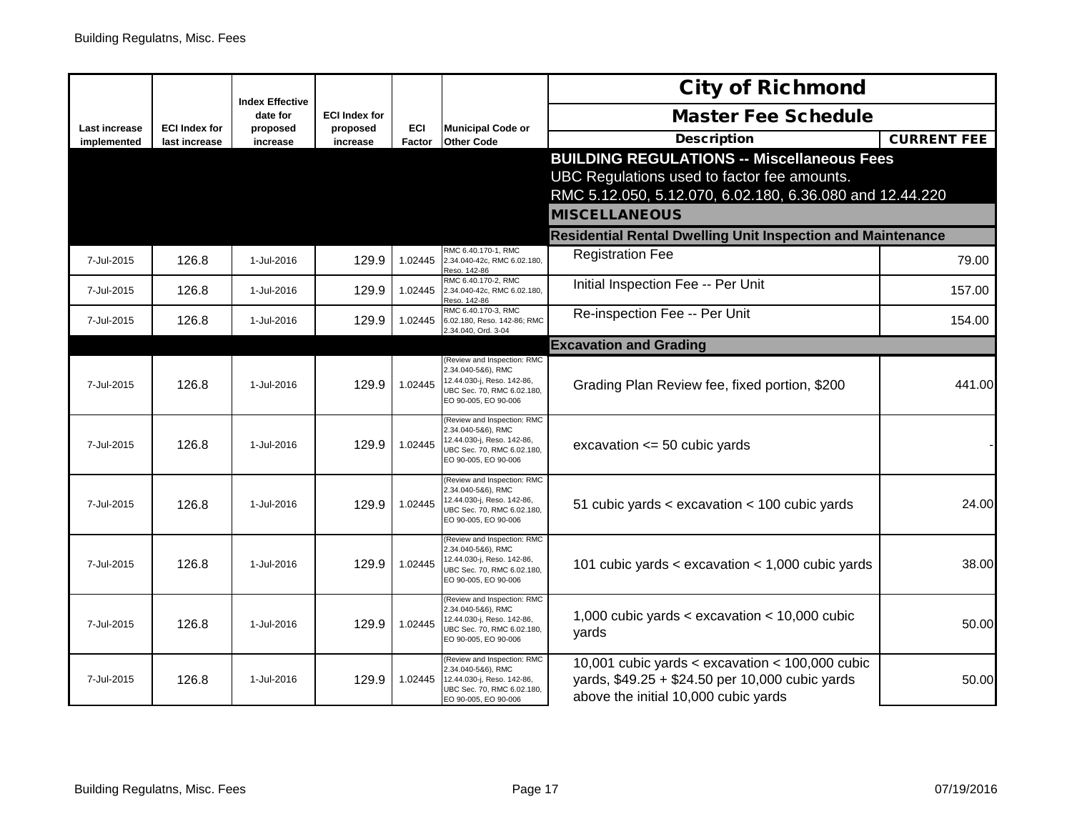| Last increase implemented | ECI Index for last increase | Index Effective date for proposed increase | ECI Index for proposed increase | ECI Factor | Municipal Code or Other Code | City of Richmond Master Fee Schedule Description | CURRENT FEE |
|---|---|---|---|---|---|---|---|
| | | | | | | **BUILDING REGULATIONS -- Miscellaneous Fees** UBC Regulations used to factor fee amounts. RMC 5.12.050, 5.12.070, 6.02.180, 6.36.080 and 12.44.220 | |
| | | | | | | **MISCELLANEOUS** | |
| | | | | | | **Residential Rental Dwelling Unit Inspection and Maintenance** | |
| 7-Jul-2015 | 126.8 | 1-Jul-2016 | 129.9 | 1.02445 | RMC 6.40.170-1, RMC 2.34.040-42c, RMC 6.02.180, Reso. 142-86 | Registration Fee | 79.00 |
| 7-Jul-2015 | 126.8 | 1-Jul-2016 | 129.9 | 1.02445 | RMC 6.40.170-2, RMC 2.34.040-42c, RMC 6.02.180, Reso. 142-86 | Initial Inspection Fee -- Per Unit | 157.00 |
| 7-Jul-2015 | 126.8 | 1-Jul-2016 | 129.9 | 1.02445 | RMC 6.40.170-3, RMC 6.02.180, Reso. 142-86; RMC 2.34.040, Ord. 3-04 | Re-inspection Fee -- Per Unit | 154.00 |
| | | | | | | **Excavation and Grading** | |
| 7-Jul-2015 | 126.8 | 1-Jul-2016 | 129.9 | 1.02445 | (Review and Inspection: RMC 2.34.040-5&6), RMC 12.44.030-j, Reso. 142-86, UBC Sec. 70, RMC 6.02.180, EO 90-005, EO 90-006 | Grading Plan Review fee, fixed portion, $200 | 441.00 |
| 7-Jul-2015 | 126.8 | 1-Jul-2016 | 129.9 | 1.02445 | (Review and Inspection: RMC 2.34.040-5&6), RMC 12.44.030-j, Reso. 142-86, UBC Sec. 70, RMC 6.02.180, EO 90-005, EO 90-006 | excavation <= 50 cubic yards | - |
| 7-Jul-2015 | 126.8 | 1-Jul-2016 | 129.9 | 1.02445 | (Review and Inspection: RMC 2.34.040-5&6), RMC 12.44.030-j, Reso. 142-86, UBC Sec. 70, RMC 6.02.180, EO 90-005, EO 90-006 | 51 cubic yards < excavation < 100 cubic yards | 24.00 |
| 7-Jul-2015 | 126.8 | 1-Jul-2016 | 129.9 | 1.02445 | (Review and Inspection: RMC 2.34.040-5&6), RMC 12.44.030-j, Reso. 142-86, UBC Sec. 70, RMC 6.02.180, EO 90-005, EO 90-006 | 101 cubic yards < excavation < 1,000 cubic yards | 38.00 |
| 7-Jul-2015 | 126.8 | 1-Jul-2016 | 129.9 | 1.02445 | (Review and Inspection: RMC 2.34.040-5&6), RMC 12.44.030-j, Reso. 142-86, UBC Sec. 70, RMC 6.02.180, EO 90-005, EO 90-006 | 1,000 cubic yards < excavation < 10,000 cubic yards | 50.00 |
| 7-Jul-2015 | 126.8 | 1-Jul-2016 | 129.9 | 1.02445 | (Review and Inspection: RMC 2.34.040-5&6), RMC 12.44.030-j, Reso. 142-86, UBC Sec. 70, RMC 6.02.180, EO 90-005, EO 90-006 | 10,001 cubic yards < excavation < 100,000 cubic yards, $49.25 + $24.50 per 10,000 cubic yards above the initial 10,000 cubic yards | 50.00 |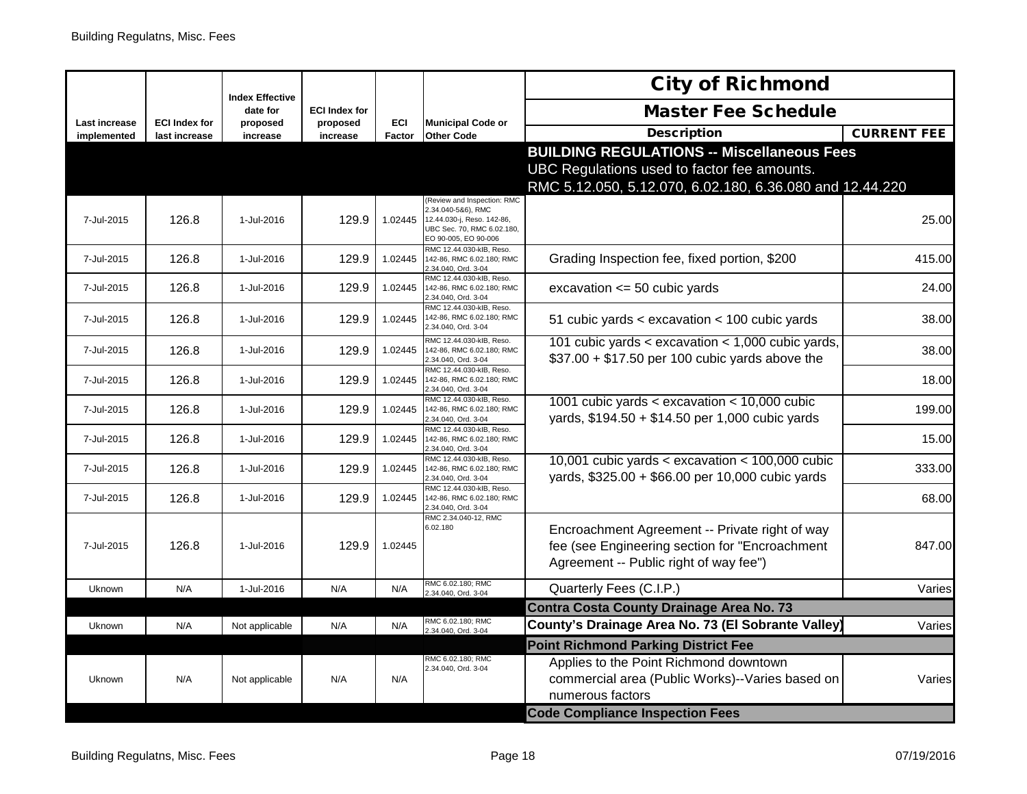| Last increase implemented | ECI Index for last increase | Index Effective date for proposed increase | ECI Index for proposed increase | ECI Factor | Municipal Code or Other Code | City of Richmond Master Fee Schedule Description | CURRENT FEE |
|---|---|---|---|---|---|---|---|
| | | | | | | **BUILDING REGULATIONS -- Miscellaneous Fees** UBC Regulations used to factor fee amounts. RMC 5.12.050, 5.12.070, 6.02.180, 6.36.080 and 12.44.220 | |
| 7-Jul-2015 | 126.8 | 1-Jul-2016 | 129.9 | 1.02445 | (Review and Inspection: RMC 2.34.040-5&6), RMC 12.44.030-j, Reso. 142-86, UBC Sec. 70, RMC 6.02.180, EO 90-005, EO 90-006 | | 25.00 |
| 7-Jul-2015 | 126.8 | 1-Jul-2016 | 129.9 | 1.02445 | RMC 12.44.030-kIB, Reso. 142-86, RMC 6.02.180; RMC 2.34.040, Ord. 3-04 | Grading Inspection fee, fixed portion, $200 | 415.00 |
| 7-Jul-2015 | 126.8 | 1-Jul-2016 | 129.9 | 1.02445 | RMC 12.44.030-kIB, Reso. 142-86, RMC 6.02.180; RMC 2.34.040, Ord. 3-04 | excavation <= 50 cubic yards | 24.00 |
| 7-Jul-2015 | 126.8 | 1-Jul-2016 | 129.9 | 1.02445 | RMC 12.44.030-kIB, Reso. 142-86, RMC 6.02.180; RMC 2.34.040, Ord. 3-04 | 51 cubic yards < excavation < 100 cubic yards | 38.00 |
| 7-Jul-2015 | 126.8 | 1-Jul-2016 | 129.9 | 1.02445 | RMC 12.44.030-kIB, Reso. 142-86, RMC 6.02.180; RMC 2.34.040, Ord. 3-04 | 101 cubic yards < excavation < 1,000 cubic yards, $37.00 + $17.50 per 100 cubic yards above the | 38.00 |
| 7-Jul-2015 | 126.8 | 1-Jul-2016 | 129.9 | 1.02445 | RMC 12.44.030-kIB, Reso. 142-86, RMC 6.02.180; RMC 2.34.040, Ord. 3-04 | | 18.00 |
| 7-Jul-2015 | 126.8 | 1-Jul-2016 | 129.9 | 1.02445 | RMC 12.44.030-kIB, Reso. 142-86, RMC 6.02.180; RMC 2.34.040, Ord. 3-04 | 1001 cubic yards < excavation < 10,000 cubic yards, $194.50 + $14.50 per 1,000 cubic yards | 199.00 |
| 7-Jul-2015 | 126.8 | 1-Jul-2016 | 129.9 | 1.02445 | RMC 12.44.030-kIB, Reso. 142-86, RMC 6.02.180; RMC 2.34.040, Ord. 3-04 | | 15.00 |
| 7-Jul-2015 | 126.8 | 1-Jul-2016 | 129.9 | 1.02445 | RMC 12.44.030-kIB, Reso. 142-86, RMC 6.02.180; RMC 2.34.040, Ord. 3-04 | 10,001 cubic yards < excavation < 100,000 cubic yards, $325.00 + $66.00 per 10,000 cubic yards | 333.00 |
| 7-Jul-2015 | 126.8 | 1-Jul-2016 | 129.9 | 1.02445 | RMC 12.44.030-kIB, Reso. 142-86, RMC 6.02.180; RMC 2.34.040, Ord. 3-04 | | 68.00 |
| 7-Jul-2015 | 126.8 | 1-Jul-2016 | 129.9 | 1.02445 | RMC 2.34.040-12, RMC 6.02.180 | Encroachment Agreement -- Private right of way fee (see Engineering section for "Encroachment Agreement -- Public right of way fee") | 847.00 |
| Uknown | N/A | 1-Jul-2016 | N/A | N/A | RMC 6.02.180; RMC 2.34.040, Ord. 3-04 | Quarterly Fees (C.I.P.) | Varies |
| | | | | | | **Contra Costa County Drainage Area No. 73** | |
| Uknown | N/A | Not applicable | N/A | N/A | RMC 6.02.180; RMC 2.34.040, Ord. 3-04 | **County's Drainage Area No. 73 (El Sobrante Valley)** | Varies |
| | | | | | | **Point Richmond Parking District Fee** | |
| Uknown | N/A | Not applicable | N/A | N/A | RMC 6.02.180; RMC 2.34.040, Ord. 3-04 | Applies to the Point Richmond downtown commercial area (Public Works)--Varies based on numerous factors | Varies |
| | | | | | | **Code Compliance Inspection Fees** | |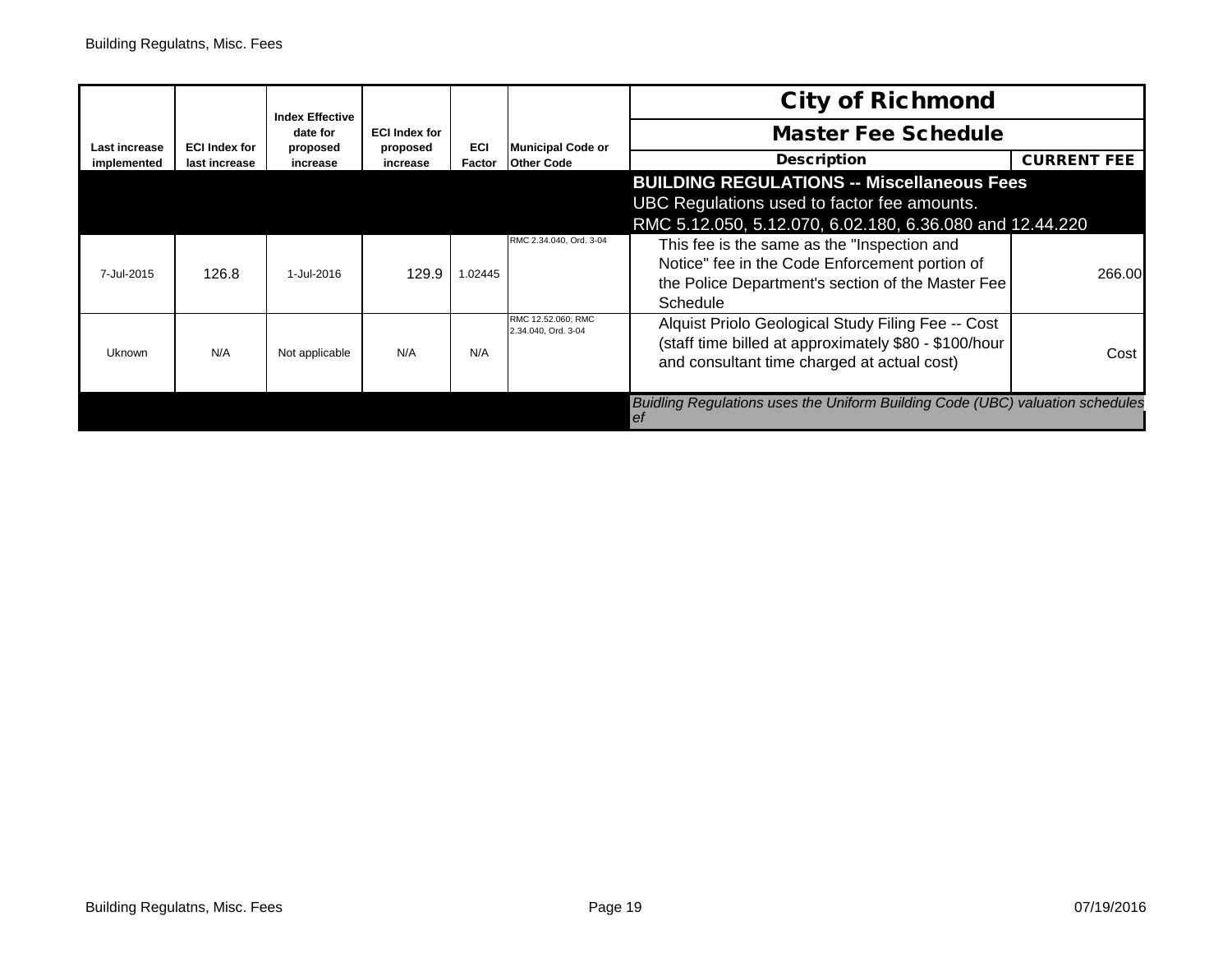| Last increase implemented | ECI Index for last increase | Index Effective date for proposed increase | ECI Index for proposed increase | ECI Factor | Municipal Code or Other Code | City of Richmond Master Fee Schedule Description | CURRENT FEE |
|---|---|---|---|---|---|---|---|
| | | | | | | **BUILDING REGULATIONS -- Miscellaneous Fees** UBC Regulations used to factor fee amounts. RMC 5.12.050, 5.12.070, 6.02.180, 6.36.080 and 12.44.220 | |
| 7-Jul-2015 | 126.8 | 1-Jul-2016 | 129.9 | 1.02445 | RMC 2.34.040, Ord. 3-04 | This fee is the same as the "Inspection and Notice" fee in the Code Enforcement portion of the Police Department's section of the Master Fee Schedule | 266.00 |
| Uknown | N/A | Not applicable | N/A | N/A | RMC 12.52.060; RMC 2.34.040, Ord. 3-04 | Alquist Priolo Geological Study Filing Fee -- Cost (staff time billed at approximately $80 - $100/hour and consultant time charged at actual cost) | Cost |
| | | | | | | *Buidling Regulations uses the Uniform Building Code (UBC) valuation schedules ef* | |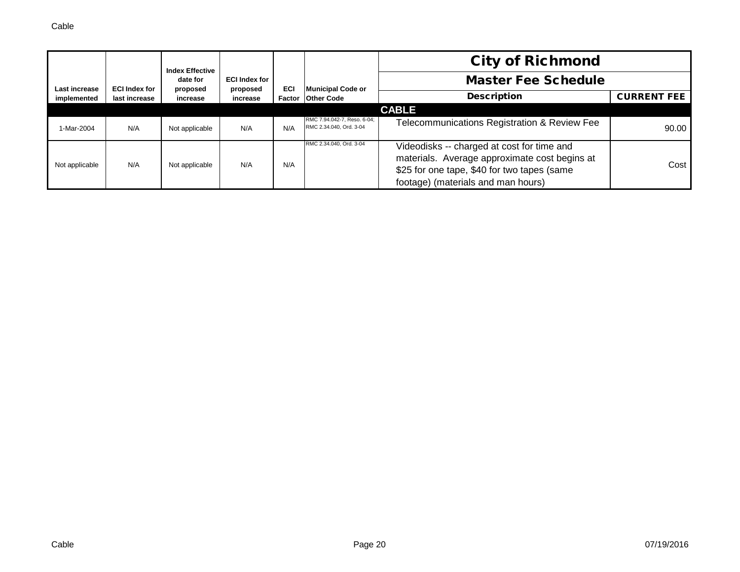| Last increase implemented | ECI Index for last increase | Index Effective date for proposed increase | ECI Index for proposed increase | ECI Factor | Municipal Code or Other Code | City of Richmond Master Fee Schedule Description | CURRENT FEE |
|---|---|---|---|---|---|---|---|
| | | | | | | **CABLE** | |
| 1-Mar-2004 | N/A | Not applicable | N/A | N/A | RMC 7.94.042-7, Reso. 6-04; RMC 2.34.040, Ord. 3-04 | Telecommunications Registration & Review Fee | 90.00 |
| Not applicable | N/A | Not applicable | N/A | N/A | RMC 2.34.040, Ord. 3-04 | Videodisks -- charged at cost for time and materials. Average approximate cost begins at $25 for one tape, $40 for two tapes (same footage) (materials and man hours) | Cost |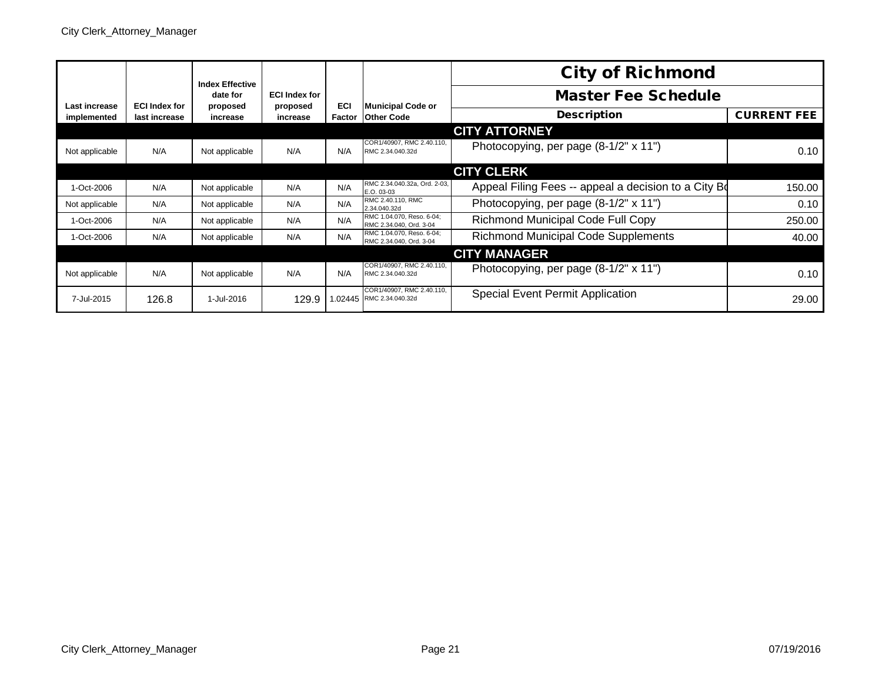| Last increase implemented | ECI Index for last increase | Index Effective date for proposed increase | ECI Index for proposed increase | ECI Factor | Municipal Code or Other Code | City of Richmond Master Fee Schedule Description | CURRENT FEE |
|---|---|---|---|---|---|---|---|
| | | | | | | **CITY ATTORNEY** | |
| Not applicable | N/A | Not applicable | N/A | N/A | COR1/40907, RMC 2.40.110, RMC 2.34.040.32d | Photocopying, per page (8-1/2" x 11") | 0.10 |
| | | | | | | **CITY CLERK** | |
| 1-Oct-2006 | N/A | Not applicable | N/A | N/A | RMC 2.34.040.32a, Ord. 2-03, E.O. 03-03 | Appeal Filing Fees -- appeal a decision to a City Bo | 150.00 |
| Not applicable | N/A | Not applicable | N/A | N/A | RMC 2.40.110, RMC 2.34.040.32d | Photocopying, per page (8-1/2" x 11") | 0.10 |
| 1-Oct-2006 | N/A | Not applicable | N/A | N/A | RMC 1.04.070, Reso. 6-04; RMC 2.34.040, Ord. 3-04 | Richmond Municipal Code Full Copy | 250.00 |
| 1-Oct-2006 | N/A | Not applicable | N/A | N/A | RMC 1.04.070, Reso. 6-04; RMC 2.34.040, Ord. 3-04 | Richmond Municipal Code Supplements | 40.00 |
| | | | | | | **CITY MANAGER** | |
| Not applicable | N/A | Not applicable | N/A | N/A | COR1/40907, RMC 2.40.110, RMC 2.34.040.32d | Photocopying, per page (8-1/2" x 11") | 0.10 |
| 7-Jul-2015 | 126.8 | 1-Jul-2016 | 129.9 | 1.02445 | COR1/40907, RMC 2.40.110, RMC 2.34.040.32d | Special Event Permit Application | 29.00 |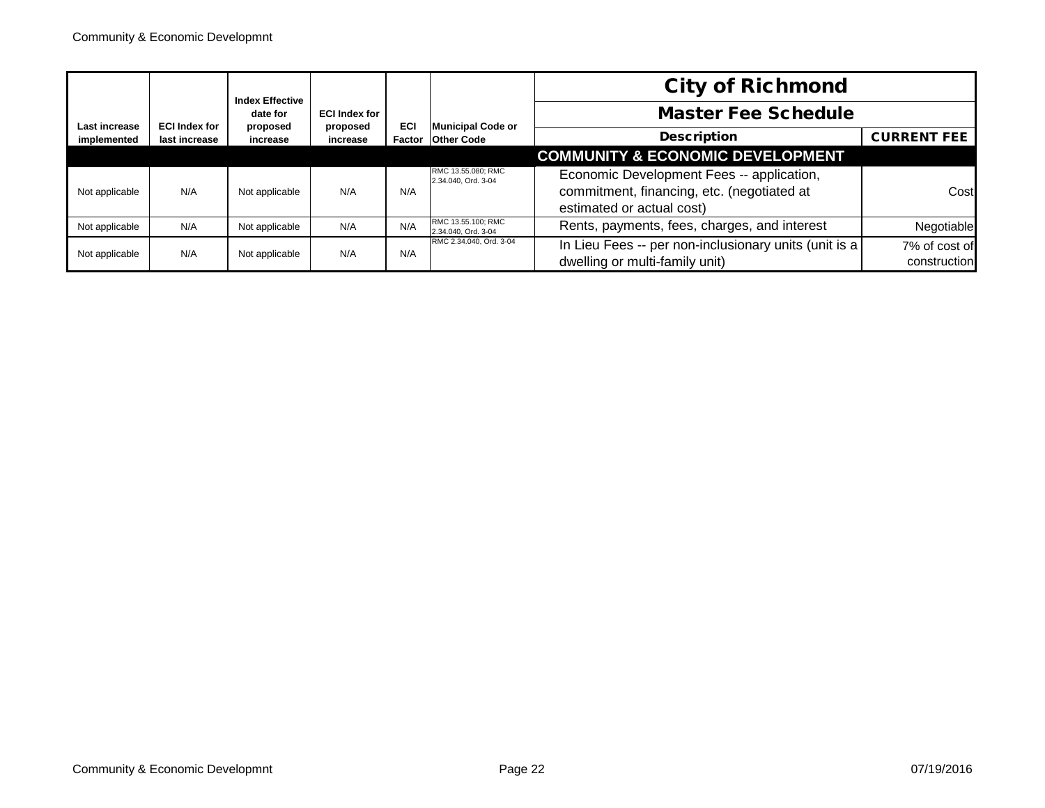| Last increase implemented | ECI Index for last increase | Index Effective date for proposed increase | ECI Index for proposed increase | ECI Factor | Municipal Code or Other Code | City of Richmond Master Fee Schedule Description | CURRENT FEE |
|---|---|---|---|---|---|---|---|
| | | | | | | **COMMUNITY & ECONOMIC DEVELOPMENT** | |
| Not applicable | N/A | Not applicable | N/A | N/A | RMC 13.55.080; RMC 2.34.040, Ord. 3-04 | Economic Development Fees -- application, commitment, financing, etc. (negotiated at estimated or actual cost) | Cost |
| Not applicable | N/A | Not applicable | N/A | N/A | RMC 13.55.100; RMC 2.34.040, Ord. 3-04 | Rents, payments, fees, charges, and interest | Negotiable |
| Not applicable | N/A | Not applicable | N/A | N/A | RMC 2.34.040, Ord. 3-04 | In Lieu Fees -- per non-inclusionary units (unit is a dwelling or multi-family unit) | 7% of cost of construction |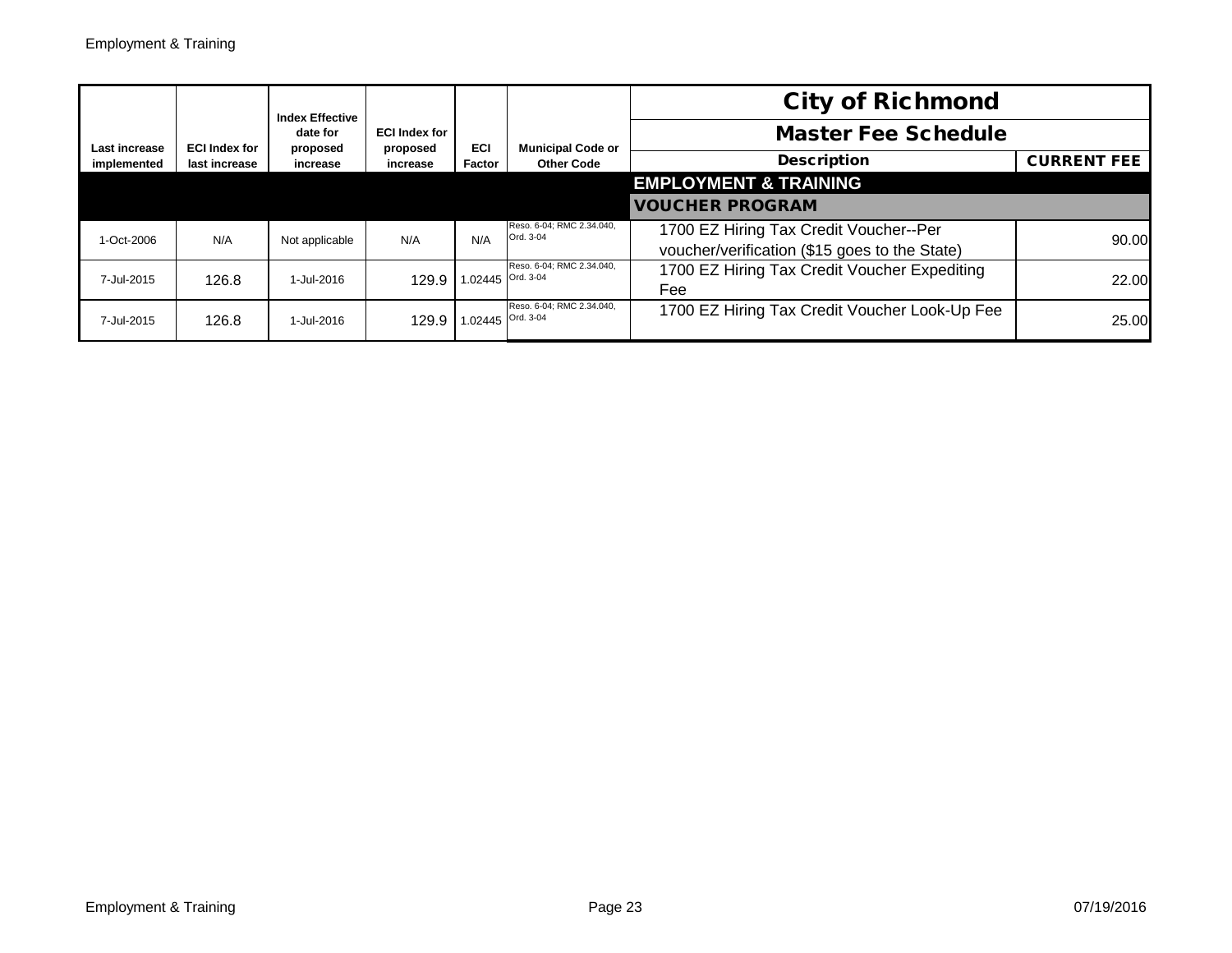| Last increase implemented | ECI Index for last increase | Index Effective date for proposed increase | ECI Index for proposed increase | ECI Factor | Municipal Code or Other Code | City of Richmond Master Fee Schedule Description | CURRENT FEE |
|---|---|---|---|---|---|---|---|
| | | | | | | **EMPLOYMENT & TRAINING** | |
| | | | | | | **VOUCHER PROGRAM** | |
| 1-Oct-2006 | N/A | Not applicable | N/A | N/A | Reso. 6-04; RMC 2.34.040, Ord. 3-04 | 1700 EZ Hiring Tax Credit Voucher--Per voucher/verification ($15 goes to the State) | 90.00 |
| 7-Jul-2015 | 126.8 | 1-Jul-2016 | 129.9 | 1.02445 | Reso. 6-04; RMC 2.34.040, Ord. 3-04 | 1700 EZ Hiring Tax Credit Voucher Expediting Fee | 22.00 |
| 7-Jul-2015 | 126.8 | 1-Jul-2016 | 129.9 | 1.02445 | Reso. 6-04; RMC 2.34.040, Ord. 3-04 | 1700 EZ Hiring Tax Credit Voucher Look-Up Fee | 25.00 |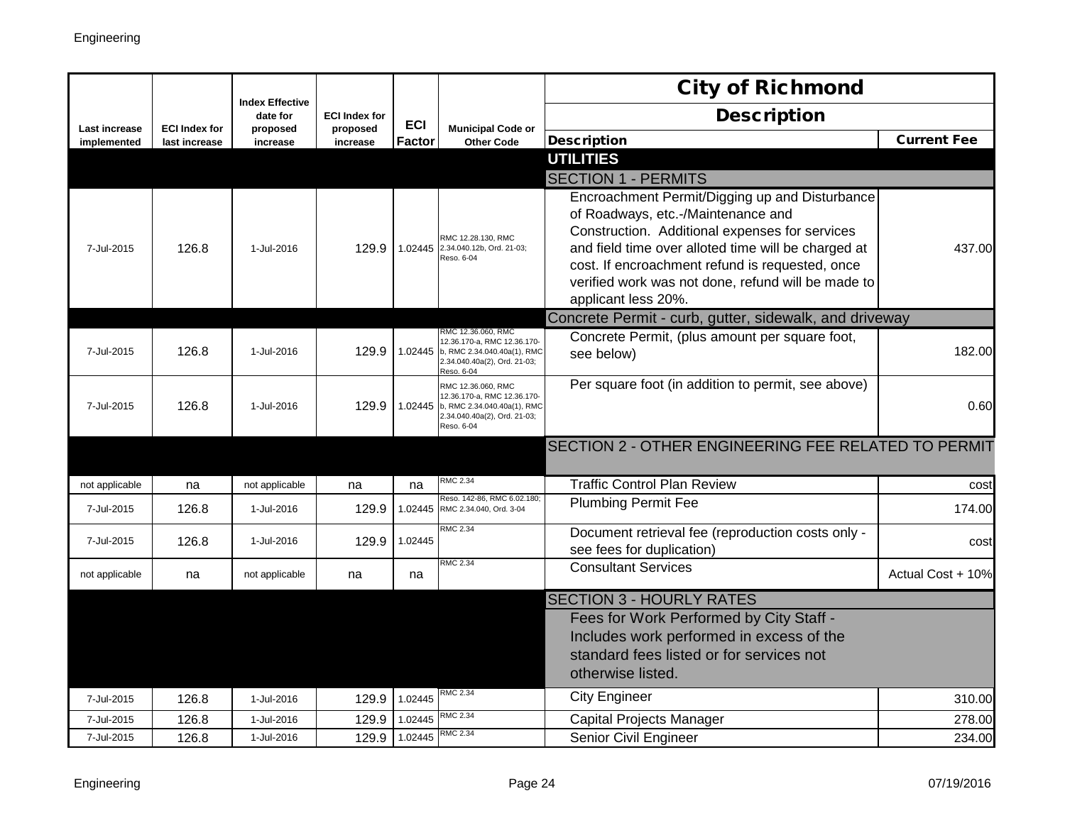| Last increase implemented | ECI Index for last increase | Index Effective date for proposed increase | ECI Index for proposed increase | ECI Factor | Municipal Code or Other Code | City of Richmond Description | |
|---|---|---|---|---|---|---|---|
| | | | | | | **Description** | **Current Fee** |
| | | | | | | **UTILITIES** | |
| | | | | | | SECTION 1 - PERMITS | |
| 7-Jul-2015 | 126.8 | 1-Jul-2016 | 129.9 | 1.02445 | RMC 12.28.130, RMC 2.34.040.12b, Ord. 21-03; Reso. 6-04 | Encroachment Permit/Digging up and Disturbance of Roadways, etc.-/Maintenance and Construction. Additional expenses for services and field time over alloted time will be charged at cost. If encroachment refund is requested, once verified work was not done, refund will be made to applicant less 20%. | 437.00 |
| | | | | | | Concrete Permit - curb, gutter, sidewalk, and driveway | |
| 7-Jul-2015 | 126.8 | 1-Jul-2016 | 129.9 | 1.02445 | RMC 12.36.060, RMC 12.36.170-a, RMC 12.36.170-b, RMC 2.34.040.40a(1), RMC 2.34.040.40a(2), Ord. 21-03; Reso. 6-04 | Concrete Permit, (plus amount per square foot, see below) | 182.00 |
| 7-Jul-2015 | 126.8 | 1-Jul-2016 | 129.9 | 1.02445 | RMC 12.36.060, RMC 12.36.170-a, RMC 12.36.170-b, RMC 2.34.040.40a(1), RMC 2.34.040.40a(2), Ord. 21-03; Reso. 6-04 | Per square foot (in addition to permit, see above) | 0.60 |
| | | | | | | SECTION 2 - OTHER ENGINEERING FEE RELATED TO PERMIT | |
| not applicable | na | not applicable | na | na | RMC 2.34 | Traffic Control Plan Review | cost |
| 7-Jul-2015 | 126.8 | 1-Jul-2016 | 129.9 | 1.02445 | Reso. 142-86, RMC 6.02.180; RMC 2.34.040, Ord. 3-04 | Plumbing Permit Fee | 174.00 |
| 7-Jul-2015 | 126.8 | 1-Jul-2016 | 129.9 | 1.02445 | RMC 2.34 | Document retrieval fee (reproduction costs only - see fees for duplication) | cost |
| not applicable | na | not applicable | na | na | RMC 2.34 | Consultant Services | Actual Cost + 10% |
| | | | | | | SECTION 3 - HOURLY RATES | |
| | | | | | | Fees for Work Performed by City Staff - Includes work performed in excess of the standard fees listed or for services not otherwise listed. | |
| 7-Jul-2015 | 126.8 | 1-Jul-2016 | 129.9 | 1.02445 | RMC 2.34 | City Engineer | 310.00 |
| 7-Jul-2015 | 126.8 | 1-Jul-2016 | 129.9 | 1.02445 | RMC 2.34 | Capital Projects Manager | 278.00 |
| 7-Jul-2015 | 126.8 | 1-Jul-2016 | 129.9 | 1.02445 | RMC 2.34 | Senior Civil Engineer | 234.00 |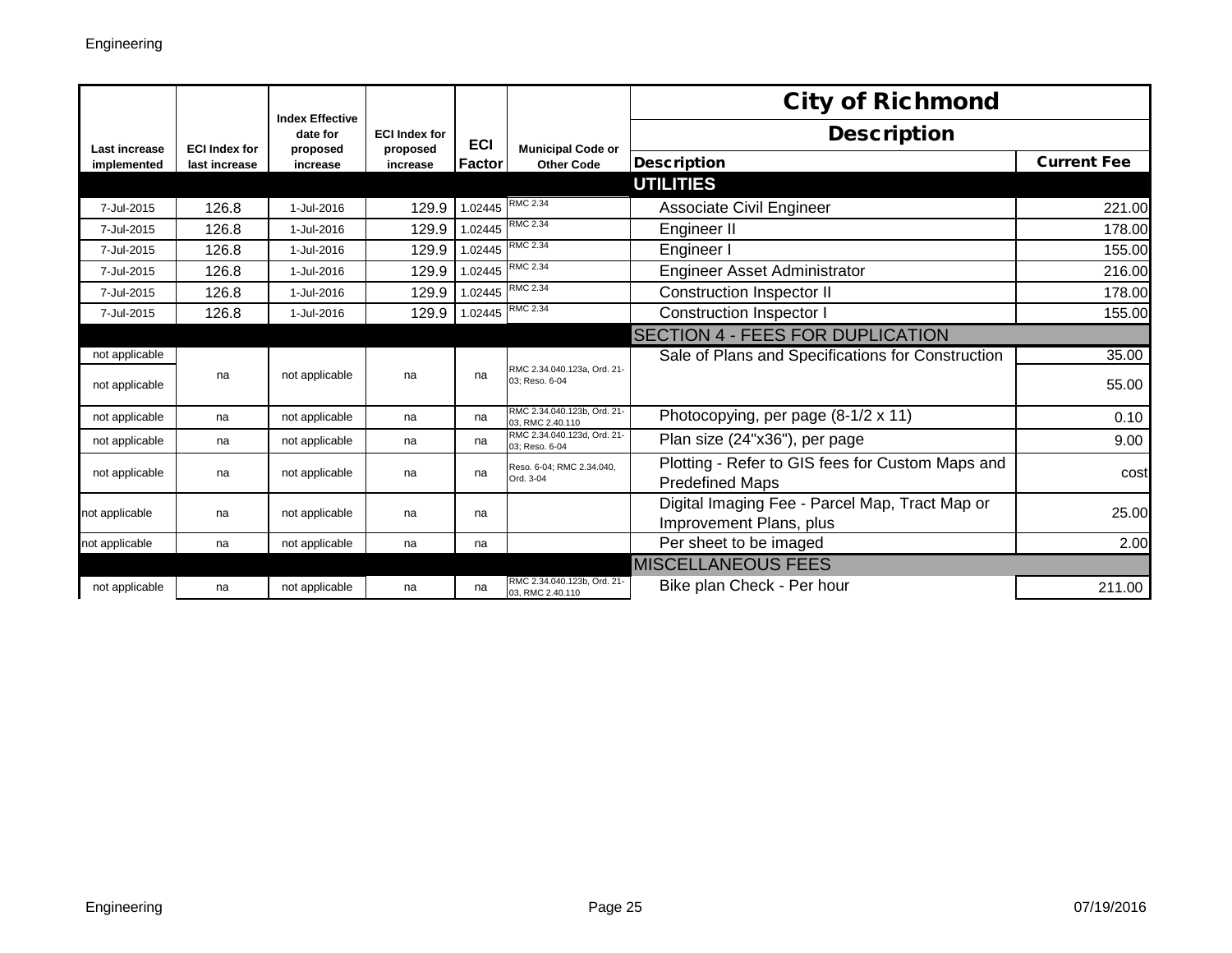| Last increase implemented | ECI Index for last increase | Index Effective date for proposed increase | ECI Index for proposed increase | ECI Factor | Municipal Code or Other Code | City of Richmond | |
|---|---|---|---|---|---|---|---|
| | | | | | | **Description** | |
| | | | | | | **Description** | **Current Fee** |
| | | | | | | **UTILITIES** | |
| 7-Jul-2015 | 126.8 | 1-Jul-2016 | 129.9 | 1.02445 | RMC 2.34 | Associate Civil Engineer | 221.00 |
| 7-Jul-2015 | 126.8 | 1-Jul-2016 | 129.9 | 1.02445 | RMC 2.34 | Engineer II | 178.00 |
| 7-Jul-2015 | 126.8 | 1-Jul-2016 | 129.9 | 1.02445 | RMC 2.34 | Engineer I | 155.00 |
| 7-Jul-2015 | 126.8 | 1-Jul-2016 | 129.9 | 1.02445 | RMC 2.34 | Engineer Asset Administrator | 216.00 |
| 7-Jul-2015 | 126.8 | 1-Jul-2016 | 129.9 | 1.02445 | RMC 2.34 | Construction Inspector II | 178.00 |
| 7-Jul-2015 | 126.8 | 1-Jul-2016 | 129.9 | 1.02445 | RMC 2.34 | Construction Inspector I | 155.00 |
| | | | | | | SECTION 4 - FEES FOR DUPLICATION | |
| not applicable | na | not applicable | na | na | RMC 2.34.040.123a, Ord. 21-03; Reso. 6-04 | Sale of Plans and Specifications for Construction | 35.00 |
| not applicable | | | | | | | 55.00 |
| not applicable | na | not applicable | na | na | RMC 2.34.040.123b, Ord. 21-03, RMC 2.40.110 | Photocopying, per page (8-1/2 x 11) | 0.10 |
| not applicable | na | not applicable | na | na | RMC 2.34.040.123d, Ord. 21-03; Reso. 6-04 | Plan size (24"x36"), per page | 9.00 |
| not applicable | na | not applicable | na | na | Reso. 6-04; RMC 2.34.040, Ord. 3-04 | Plotting - Refer to GIS fees for Custom Maps and Predefined Maps | cost |
| not applicable | na | not applicable | na | na | | Digital Imaging Fee - Parcel Map, Tract Map or Improvement Plans, plus | 25.00 |
| not applicable | na | not applicable | na | na | | Per sheet to be imaged | 2.00 |
| | | | | | | MISCELLANEOUS FEES | |
| not applicable | na | not applicable | na | na | RMC 2.34.040.123b, Ord. 21-03, RMC 2.40.110 | Bike plan Check - Per hour | 211.00 |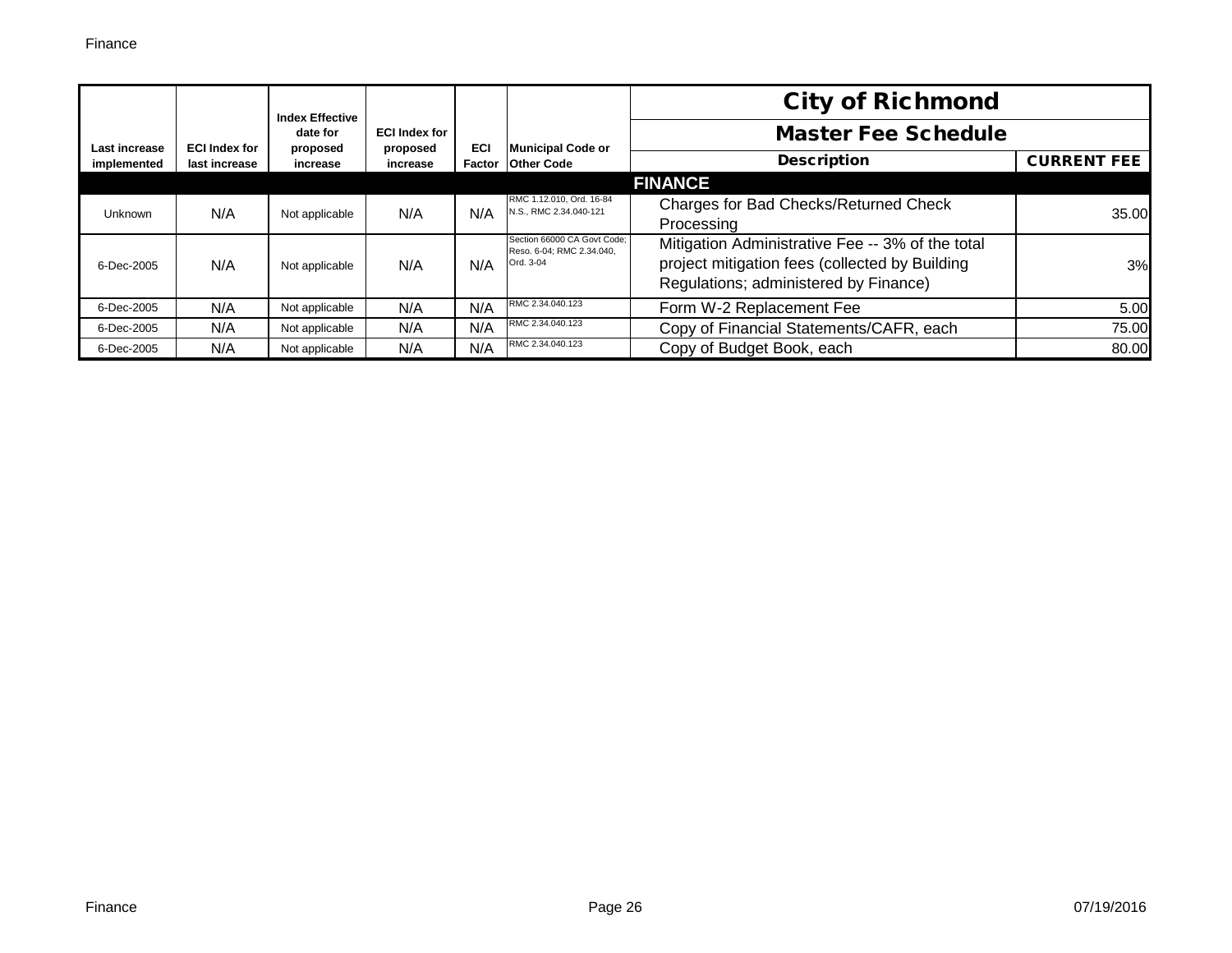| Last increase implemented | ECI Index for last increase | Index Effective date for proposed increase | ECI Index for proposed increase | ECI Factor | Municipal Code or Other Code | City of Richmond Master Fee Schedule Description | CURRENT FEE |
|---|---|---|---|---|---|---|---|
| | | | | | | **FINANCE** | |
| Unknown | N/A | Not applicable | N/A | N/A | RMC 1.12.010, Ord. 16-84 N.S., RMC 2.34.040-121 | Charges for Bad Checks/Returned Check Processing | 35.00 |
| 6-Dec-2005 | N/A | Not applicable | N/A | N/A | Section 66000 CA Govt Code; Reso. 6-04; RMC 2.34.040, Ord. 3-04 | Mitigation Administrative Fee -- 3% of the total project mitigation fees (collected by Building Regulations; administered by Finance) | 3% |
| 6-Dec-2005 | N/A | Not applicable | N/A | N/A | RMC 2.34.040.123 | Form W-2 Replacement Fee | 5.00 |
| 6-Dec-2005 | N/A | Not applicable | N/A | N/A | RMC 2.34.040.123 | Copy of Financial Statements/CAFR, each | 75.00 |
| 6-Dec-2005 | N/A | Not applicable | N/A | N/A | RMC 2.34.040.123 | Copy of Budget Book, each | 80.00 |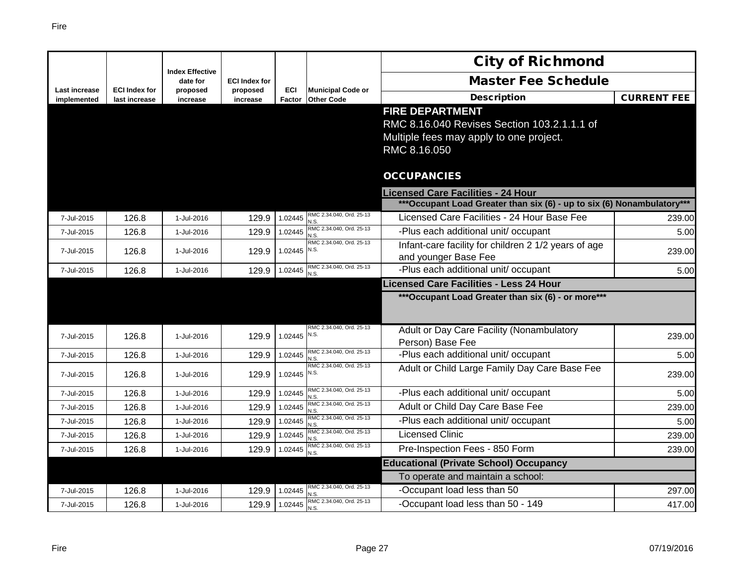| Last increase implemented | ECI Index for last increase | Index Effective date for proposed increase | ECI Index for proposed increase | ECI Factor | Municipal Code or Other Code | City of Richmond Master Fee Schedule Description | CURRENT FEE |
|---|---|---|---|---|---|---|---|
| | | | | | | **FIRE DEPARTMENT** RMC 8.16.040 Revises Section 103.2.1.1.1 of Multiple fees may apply to one project. RMC 8.16.050 | |
| | | | | | | **OCCUPANCIES** | |
| | | | | | | **Licensed Care Facilities - 24 Hour** | |
| | | | | | | **\*\*\*Occupant Load Greater than six (6) - up to six (6) Nonambulatory\*\*\*** | |
| 7-Jul-2015 | 126.8 | 1-Jul-2016 | 129.9 | 1.02445 | RMC 2.34.040, Ord. 25-13 N.S. | Licensed Care Facilities - 24 Hour Base Fee | 239.00 |
| 7-Jul-2015 | 126.8 | 1-Jul-2016 | 129.9 | 1.02445 | RMC 2.34.040, Ord. 25-13 N.S. | -Plus each additional unit/ occupant | 5.00 |
| 7-Jul-2015 | 126.8 | 1-Jul-2016 | 129.9 | 1.02445 | RMC 2.34.040, Ord. 25-13 N.S. | Infant-care facility for children 2 1/2 years of age and younger Base Fee | 239.00 |
| 7-Jul-2015 | 126.8 | 1-Jul-2016 | 129.9 | 1.02445 | RMC 2.34.040, Ord. 25-13 N.S. | -Plus each additional unit/ occupant | 5.00 |
| | | | | | | **Licensed Care Facilities - Less 24 Hour** | |
| | | | | | | **\*\*\*Occupant Load Greater than six (6) - or more\*\*\*** | |
| 7-Jul-2015 | 126.8 | 1-Jul-2016 | 129.9 | 1.02445 | RMC 2.34.040, Ord. 25-13 N.S. | Adult or Day Care Facility (Nonambulatory Person) Base Fee | 239.00 |
| 7-Jul-2015 | 126.8 | 1-Jul-2016 | 129.9 | 1.02445 | RMC 2.34.040, Ord. 25-13 N.S. | -Plus each additional unit/ occupant | 5.00 |
| 7-Jul-2015 | 126.8 | 1-Jul-2016 | 129.9 | 1.02445 | RMC 2.34.040, Ord. 25-13 N.S. | Adult or Child Large Family Day Care Base Fee | 239.00 |
| 7-Jul-2015 | 126.8 | 1-Jul-2016 | 129.9 | 1.02445 | RMC 2.34.040, Ord. 25-13 N.S. | -Plus each additional unit/ occupant | 5.00 |
| 7-Jul-2015 | 126.8 | 1-Jul-2016 | 129.9 | 1.02445 | RMC 2.34.040, Ord. 25-13 N.S. | Adult or Child Day Care Base Fee | 239.00 |
| 7-Jul-2015 | 126.8 | 1-Jul-2016 | 129.9 | 1.02445 | RMC 2.34.040, Ord. 25-13 N.S. | -Plus each additional unit/ occupant | 5.00 |
| 7-Jul-2015 | 126.8 | 1-Jul-2016 | 129.9 | 1.02445 | RMC 2.34.040, Ord. 25-13 N.S. | Licensed Clinic | 239.00 |
| 7-Jul-2015 | 126.8 | 1-Jul-2016 | 129.9 | 1.02445 | RMC 2.34.040, Ord. 25-13 N.S. | Pre-Inspection Fees - 850 Form | 239.00 |
| | | | | | | **Educational (Private School) Occupancy** | |
| | | | | | | To operate and maintain a school: | |
| 7-Jul-2015 | 126.8 | 1-Jul-2016 | 129.9 | 1.02445 | RMC 2.34.040, Ord. 25-13 N.S. | -Occupant load less than 50 | 297.00 |
| 7-Jul-2015 | 126.8 | 1-Jul-2016 | 129.9 | 1.02445 | RMC 2.34.040, Ord. 25-13 N.S. | -Occupant load less than 50 - 149 | 417.00 |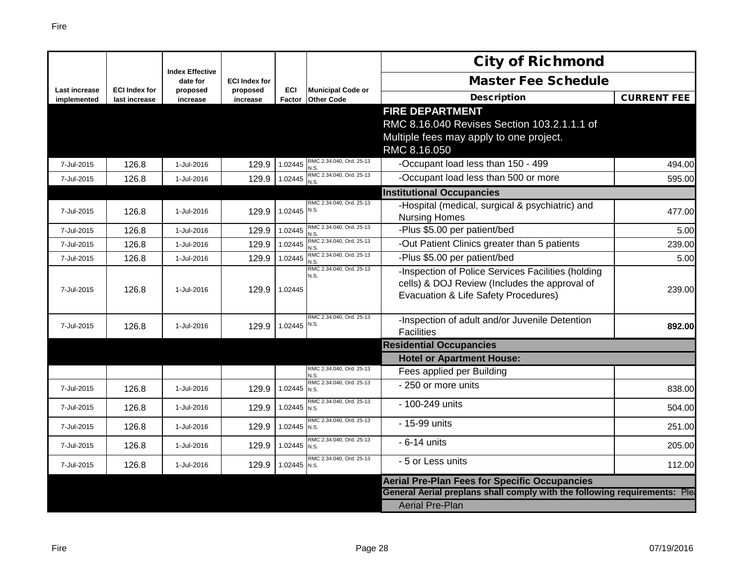| Last increase implemented | ECI Index for last increase | Index Effective date for proposed increase | ECI Index for proposed increase | ECI Factor | Municipal Code or Other Code | City of Richmond Master Fee Schedule Description | CURRENT FEE |
|---|---|---|---|---|---|---|---|
| | | | | | | **FIRE DEPARTMENT** RMC 8.16.040 Revises Section 103.2.1.1.1 of Multiple fees may apply to one project. RMC 8.16.050 | |
| 7-Jul-2015 | 126.8 | 1-Jul-2016 | 129.9 | 1.02445 | RMC 2.34.040, Ord. 25-13 N.S. | -Occupant load less than 150 - 499 | 494.00 |
| 7-Jul-2015 | 126.8 | 1-Jul-2016 | 129.9 | 1.02445 | RMC 2.34.040, Ord. 25-13 N.S. | -Occupant load less than 500 or more | 595.00 |
| | | | | | | **Institutional Occupancies** | |
| 7-Jul-2015 | 126.8 | 1-Jul-2016 | 129.9 | 1.02445 | RMC 2.34.040, Ord. 25-13 N.S. | -Hospital (medical, surgical & psychiatric) and Nursing Homes | 477.00 |
| 7-Jul-2015 | 126.8 | 1-Jul-2016 | 129.9 | 1.02445 | RMC 2.34.040, Ord. 25-13 N.S. | -Plus $5.00 per patient/bed | 5.00 |
| 7-Jul-2015 | 126.8 | 1-Jul-2016 | 129.9 | 1.02445 | RMC 2.34.040, Ord. 25-13 N.S. | -Out Patient Clinics greater than 5 patients | 239.00 |
| 7-Jul-2015 | 126.8 | 1-Jul-2016 | 129.9 | 1.02445 | RMC 2.34.040, Ord. 25-13 N.S. | -Plus $5.00 per patient/bed | 5.00 |
| 7-Jul-2015 | 126.8 | 1-Jul-2016 | 129.9 | 1.02445 | RMC 2.34.040, Ord. 25-13 N.S. | -Inspection of Police Services Facilities (holding cells) & DOJ Review (Includes the approval of Evacuation & Life Safety Procedures) | 239.00 |
| 7-Jul-2015 | 126.8 | 1-Jul-2016 | 129.9 | 1.02445 | RMC 2.34.040, Ord. 25-13 N.S. | -Inspection of adult and/or Juvenile Detention Facilities | **892.00** |
| | | | | | | **Residential Occupancies** | |
| | | | | | | **Hotel or Apartment House:** | |
| | | | | | RMC 2.34.040, Ord. 25-13 N.S. | Fees applied per Building | |
| 7-Jul-2015 | 126.8 | 1-Jul-2016 | 129.9 | 1.02445 | RMC 2.34.040, Ord. 25-13 N.S. | - 250 or more units | 838.00 |
| 7-Jul-2015 | 126.8 | 1-Jul-2016 | 129.9 | 1.02445 | RMC 2.34.040, Ord. 25-13 N.S. | - 100-249 units | 504.00 |
| 7-Jul-2015 | 126.8 | 1-Jul-2016 | 129.9 | 1.02445 | RMC 2.34.040, Ord. 25-13 N.S. | - 15-99 units | 251.00 |
| 7-Jul-2015 | 126.8 | 1-Jul-2016 | 129.9 | 1.02445 | RMC 2.34.040, Ord. 25-13 N.S. | - 6-14 units | 205.00 |
| 7-Jul-2015 | 126.8 | 1-Jul-2016 | 129.9 | 1.02445 | RMC 2.34.040, Ord. 25-13 N.S. | - 5 or Less units | 112.00 |
| | | | | | | **Aerial Pre-Plan Fees for Specific Occupancies** | |
| | | | | | | **General Aerial preplans shall comply with the following requirements: Plea** | |
| | | | | | | Aerial Pre-Plan | |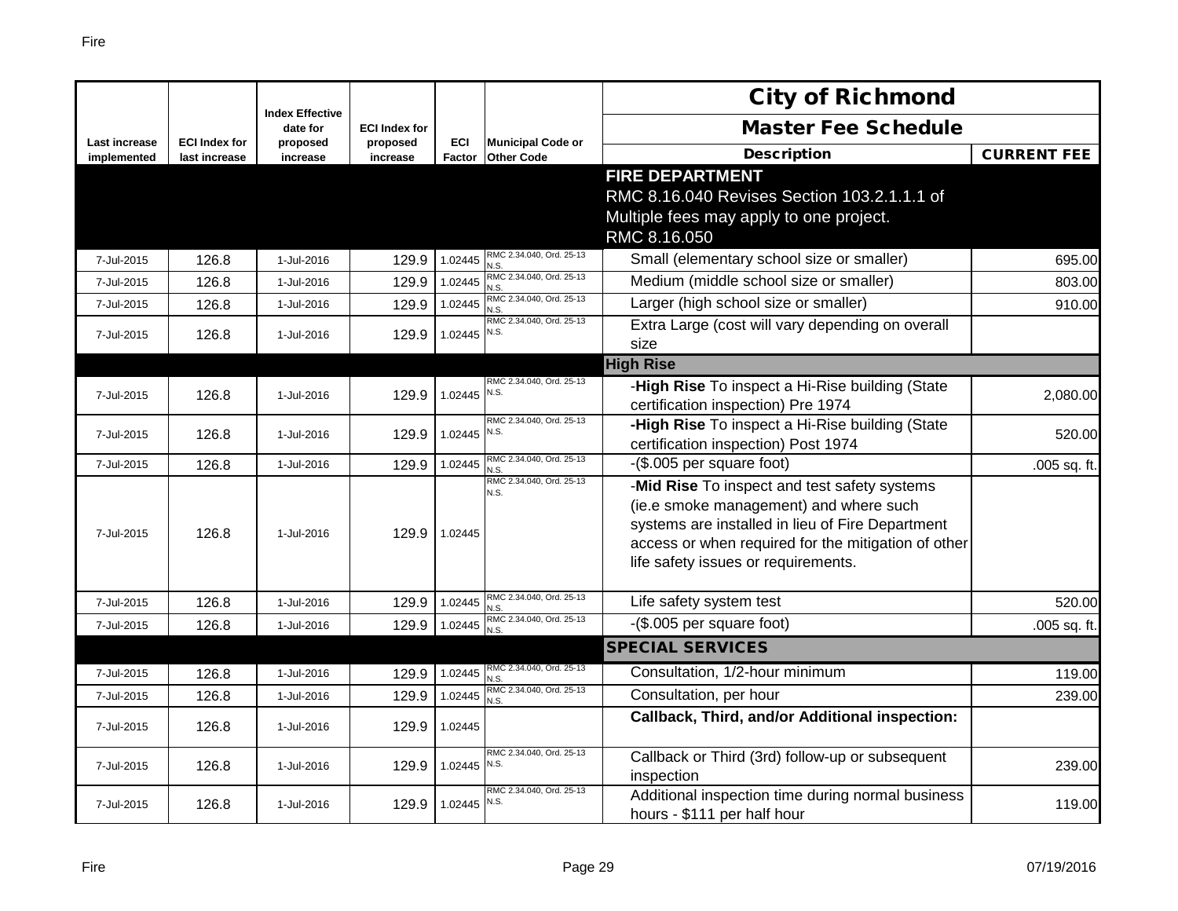| Last increase implemented | ECI Index for last increase | Index Effective date for proposed increase | ECI Index for proposed increase | ECI Factor | Municipal Code or Other Code | City of Richmond Master Fee Schedule Description | CURRENT FEE |
|---|---|---|---|---|---|---|---|
| | | | | | | **FIRE DEPARTMENT** RMC 8.16.040 Revises Section 103.2.1.1.1 of Multiple fees may apply to one project. RMC 8.16.050 | |
| 7-Jul-2015 | 126.8 | 1-Jul-2016 | 129.9 | 1.02445 | RMC 2.34.040, Ord. 25-13 N.S. | Small (elementary school size or smaller) | 695.00 |
| 7-Jul-2015 | 126.8 | 1-Jul-2016 | 129.9 | 1.02445 | RMC 2.34.040, Ord. 25-13 N.S. | Medium (middle school size or smaller) | 803.00 |
| 7-Jul-2015 | 126.8 | 1-Jul-2016 | 129.9 | 1.02445 | RMC 2.34.040, Ord. 25-13 N.S. | Larger (high school size or smaller) | 910.00 |
| 7-Jul-2015 | 126.8 | 1-Jul-2016 | 129.9 | 1.02445 | RMC 2.34.040, Ord. 25-13 N.S. | Extra Large (cost will vary depending on overall size | |
| | | | | | | **High Rise** | |
| 7-Jul-2015 | 126.8 | 1-Jul-2016 | 129.9 | 1.02445 | RMC 2.34.040, Ord. 25-13 N.S. | -**High Rise** To inspect a Hi-Rise building (State certification inspection) Pre 1974 | 2,080.00 |
| 7-Jul-2015 | 126.8 | 1-Jul-2016 | 129.9 | 1.02445 | RMC 2.34.040, Ord. 25-13 N.S. | **-High Rise** To inspect a Hi-Rise building (State certification inspection) Post 1974 | 520.00 |
| 7-Jul-2015 | 126.8 | 1-Jul-2016 | 129.9 | 1.02445 | RMC 2.34.040, Ord. 25-13 N.S. | -($.005 per square foot) | .005 sq. ft. |
| 7-Jul-2015 | 126.8 | 1-Jul-2016 | 129.9 | 1.02445 | RMC 2.34.040, Ord. 25-13 N.S. | -**Mid Rise** To inspect and test safety systems (ie.e smoke management) and where such systems are installed in lieu of Fire Department access or when required for the mitigation of other life safety issues or requirements. | |
| 7-Jul-2015 | 126.8 | 1-Jul-2016 | 129.9 | 1.02445 | RMC 2.34.040, Ord. 25-13 N.S. | Life safety system test | 520.00 |
| 7-Jul-2015 | 126.8 | 1-Jul-2016 | 129.9 | 1.02445 | RMC 2.34.040, Ord. 25-13 N.S. | -($.005 per square foot) | .005 sq. ft. |
| | | | | | | **SPECIAL SERVICES** | |
| 7-Jul-2015 | 126.8 | 1-Jul-2016 | 129.9 | 1.02445 | RMC 2.34.040, Ord. 25-13 N.S. | Consultation, 1/2-hour minimum | 119.00 |
| 7-Jul-2015 | 126.8 | 1-Jul-2016 | 129.9 | 1.02445 | RMC 2.34.040, Ord. 25-13 N.S. | Consultation, per hour | 239.00 |
| 7-Jul-2015 | 126.8 | 1-Jul-2016 | 129.9 | 1.02445 | | **Callback, Third, and/or Additional inspection:** | |
| 7-Jul-2015 | 126.8 | 1-Jul-2016 | 129.9 | 1.02445 | RMC 2.34.040, Ord. 25-13 N.S. | Callback or Third (3rd) follow-up or subsequent inspection | 239.00 |
| 7-Jul-2015 | 126.8 | 1-Jul-2016 | 129.9 | 1.02445 | RMC 2.34.040, Ord. 25-13 N.S. | Additional inspection time during normal business hours - $111 per half hour | 119.00 |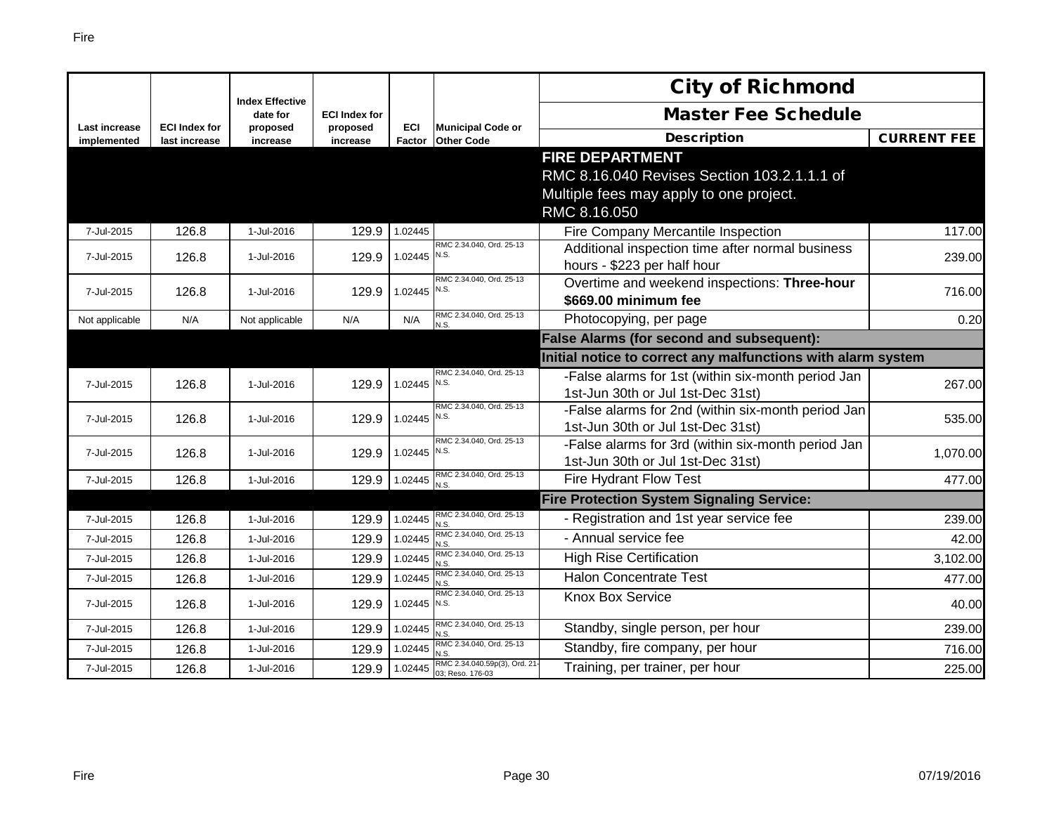| Last increase implemented | ECI Index for last increase | Index Effective date for proposed increase | ECI Index for proposed increase | ECI Factor | Municipal Code or Other Code | City of Richmond Master Fee Schedule Description | CURRENT FEE |
|---|---|---|---|---|---|---|---|
| | | | | | | **FIRE DEPARTMENT** RMC 8.16.040 Revises Section 103.2.1.1.1 of Multiple fees may apply to one project. RMC 8.16.050 | |
| 7-Jul-2015 | 126.8 | 1-Jul-2016 | 129.9 | 1.02445 | | Fire Company Mercantile Inspection | 117.00 |
| 7-Jul-2015 | 126.8 | 1-Jul-2016 | 129.9 | 1.02445 | RMC 2.34.040, Ord. 25-13 N.S. | Additional inspection time after normal business hours - $223 per half hour | 239.00 |
| 7-Jul-2015 | 126.8 | 1-Jul-2016 | 129.9 | 1.02445 | RMC 2.34.040, Ord. 25-13 N.S. | Overtime and weekend inspections: **Three-hour $669.00 minimum fee** | 716.00 |
| Not applicable | N/A | Not applicable | N/A | N/A | RMC 2.34.040, Ord. 25-13 N.S. | Photocopying, per page | 0.20 |
| | | | | | | **False Alarms (for second and subsequent):** | |
| | | | | | | **Initial notice to correct any malfunctions with alarm system** | |
| 7-Jul-2015 | 126.8 | 1-Jul-2016 | 129.9 | 1.02445 | RMC 2.34.040, Ord. 25-13 N.S. | -False alarms for 1st (within six-month period Jan 1st-Jun 30th or Jul 1st-Dec 31st) | 267.00 |
| 7-Jul-2015 | 126.8 | 1-Jul-2016 | 129.9 | 1.02445 | RMC 2.34.040, Ord. 25-13 N.S. | -False alarms for 2nd (within six-month period Jan 1st-Jun 30th or Jul 1st-Dec 31st) | 535.00 |
| 7-Jul-2015 | 126.8 | 1-Jul-2016 | 129.9 | 1.02445 | RMC 2.34.040, Ord. 25-13 N.S. | -False alarms for 3rd (within six-month period Jan 1st-Jun 30th or Jul 1st-Dec 31st) | 1,070.00 |
| 7-Jul-2015 | 126.8 | 1-Jul-2016 | 129.9 | 1.02445 | RMC 2.34.040, Ord. 25-13 N.S. | Fire Hydrant Flow Test | 477.00 |
| | | | | | | **Fire Protection System Signaling Service:** | |
| 7-Jul-2015 | 126.8 | 1-Jul-2016 | 129.9 | 1.02445 | RMC 2.34.040, Ord. 25-13 N.S. | - Registration and 1st year service fee | 239.00 |
| 7-Jul-2015 | 126.8 | 1-Jul-2016 | 129.9 | 1.02445 | RMC 2.34.040, Ord. 25-13 N.S. | - Annual service fee | 42.00 |
| 7-Jul-2015 | 126.8 | 1-Jul-2016 | 129.9 | 1.02445 | RMC 2.34.040, Ord. 25-13 N.S. | High Rise Certification | 3,102.00 |
| 7-Jul-2015 | 126.8 | 1-Jul-2016 | 129.9 | 1.02445 | RMC 2.34.040, Ord. 25-13 N.S. | Halon Concentrate Test | 477.00 |
| 7-Jul-2015 | 126.8 | 1-Jul-2016 | 129.9 | 1.02445 | RMC 2.34.040, Ord. 25-13 N.S. | Knox Box Service | 40.00 |
| 7-Jul-2015 | 126.8 | 1-Jul-2016 | 129.9 | 1.02445 | RMC 2.34.040, Ord. 25-13 N.S. | Standby, single person, per hour | 239.00 |
| 7-Jul-2015 | 126.8 | 1-Jul-2016 | 129.9 | 1.02445 | RMC 2.34.040, Ord. 25-13 N.S. | Standby, fire company, per hour | 716.00 |
| 7-Jul-2015 | 126.8 | 1-Jul-2016 | 129.9 | 1.02445 | RMC 2.34.040.59p(3), Ord. 21-03; Reso. 176-03 | Training, per trainer, per hour | 225.00 |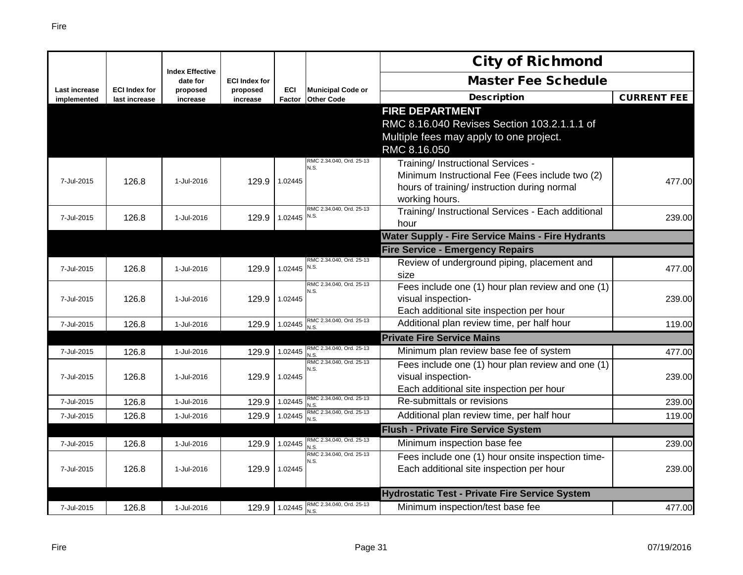| Last increase implemented | ECI Index for last increase | Index Effective date for proposed increase | ECI Index for proposed increase | ECI Factor | Municipal Code or Other Code | City of Richmond Master Fee Schedule Description | CURRENT FEE |
|---|---|---|---|---|---|---|---|
| | | | | | | **FIRE DEPARTMENT** RMC 8.16.040 Revises Section 103.2.1.1.1 of Multiple fees may apply to one project. RMC 8.16.050 | |
| 7-Jul-2015 | 126.8 | 1-Jul-2016 | 129.9 | 1.02445 | RMC 2.34.040, Ord. 25-13 N.S. | Training/ Instructional Services - Minimum Instructional Fee (Fees include two (2) hours of training/ instruction during normal working hours. | 477.00 |
| 7-Jul-2015 | 126.8 | 1-Jul-2016 | 129.9 | 1.02445 | RMC 2.34.040, Ord. 25-13 N.S. | Training/ Instructional Services - Each additional hour | 239.00 |
| | | | | | | **Water Supply - Fire Service Mains - Fire Hydrants** | |
| | | | | | | **Fire Service - Emergency Repairs** | |
| 7-Jul-2015 | 126.8 | 1-Jul-2016 | 129.9 | 1.02445 | RMC 2.34.040, Ord. 25-13 N.S. | Review of underground piping, placement and size | 477.00 |
| 7-Jul-2015 | 126.8 | 1-Jul-2016 | 129.9 | 1.02445 | RMC 2.34.040, Ord. 25-13 N.S. | Fees include one (1) hour plan review and one (1) visual inspection- Each additional site inspection per hour | 239.00 |
| 7-Jul-2015 | 126.8 | 1-Jul-2016 | 129.9 | 1.02445 | RMC 2.34.040, Ord. 25-13 N.S. | Additional plan review time, per half hour | 119.00 |
| | | | | | | **Private Fire Service Mains** | |
| 7-Jul-2015 | 126.8 | 1-Jul-2016 | 129.9 | 1.02445 | RMC 2.34.040, Ord. 25-13 N.S. | Minimum plan review base fee of system | 477.00 |
| 7-Jul-2015 | 126.8 | 1-Jul-2016 | 129.9 | 1.02445 | RMC 2.34.040, Ord. 25-13 N.S. | Fees include one (1) hour plan review and one (1) visual inspection- Each additional site inspection per hour | 239.00 |
| 7-Jul-2015 | 126.8 | 1-Jul-2016 | 129.9 | 1.02445 | RMC 2.34.040, Ord. 25-13 N.S. | Re-submittals or revisions | 239.00 |
| 7-Jul-2015 | 126.8 | 1-Jul-2016 | 129.9 | 1.02445 | RMC 2.34.040, Ord. 25-13 N.S. | Additional plan review time, per half hour | 119.00 |
| | | | | | | **Flush - Private Fire Service System** | |
| 7-Jul-2015 | 126.8 | 1-Jul-2016 | 129.9 | 1.02445 | RMC 2.34.040, Ord. 25-13 N.S. | Minimum inspection base fee | 239.00 |
| 7-Jul-2015 | 126.8 | 1-Jul-2016 | 129.9 | 1.02445 | RMC 2.34.040, Ord. 25-13 N.S. | Fees include one (1) hour onsite inspection time- Each additional site inspection per hour | 239.00 |
| | | | | | | **Hydrostatic Test - Private Fire Service System** | |
| 7-Jul-2015 | 126.8 | 1-Jul-2016 | 129.9 | 1.02445 | RMC 2.34.040, Ord. 25-13 N.S. | Minimum inspection/test base fee | 477.00 |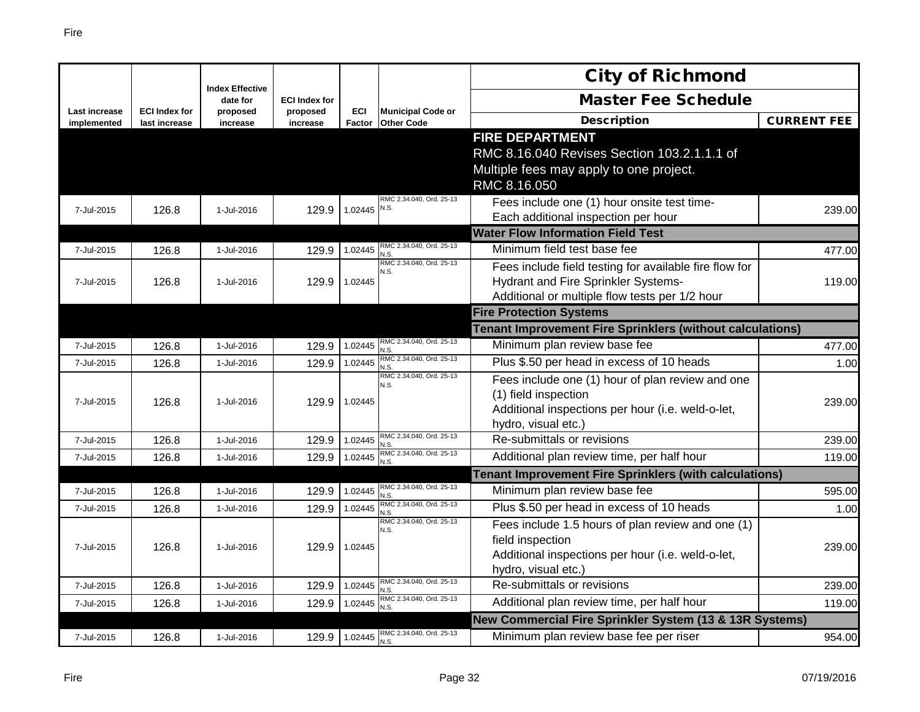| Last increase implemented | ECI Index for last increase | Index Effective date for proposed increase | ECI Index for proposed increase | ECI Factor | Municipal Code or Other Code | City of Richmond Master Fee Schedule Description | CURRENT FEE |
|---|---|---|---|---|---|---|---|
| | | | | | | **FIRE DEPARTMENT** RMC 8.16.040 Revises Section 103.2.1.1.1 of Multiple fees may apply to one project. RMC 8.16.050 | |
| 7-Jul-2015 | 126.8 | 1-Jul-2016 | 129.9 | 1.02445 | RMC 2.34.040, Ord. 25-13 N.S. | Fees include one (1) hour onsite test time- Each additional inspection per hour | 239.00 |
| | | | | | | **Water Flow Information Field Test** | |
| 7-Jul-2015 | 126.8 | 1-Jul-2016 | 129.9 | 1.02445 | RMC 2.34.040, Ord. 25-13 N.S. | Minimum field test base fee | 477.00 |
| 7-Jul-2015 | 126.8 | 1-Jul-2016 | 129.9 | 1.02445 | RMC 2.34.040, Ord. 25-13 N.S. | Fees include field testing for available fire flow for Hydrant and Fire Sprinkler Systems- Additional or multiple flow tests per 1/2 hour | 119.00 |
| | | | | | | **Fire Protection Systems** | |
| | | | | | | **Tenant Improvement Fire Sprinklers (without calculations)** | |
| 7-Jul-2015 | 126.8 | 1-Jul-2016 | 129.9 | 1.02445 | RMC 2.34.040, Ord. 25-13 N.S. | Minimum plan review base fee | 477.00 |
| 7-Jul-2015 | 126.8 | 1-Jul-2016 | 129.9 | 1.02445 | RMC 2.34.040, Ord. 25-13 N.S. | Plus $.50 per head in excess of 10 heads | 1.00 |
| 7-Jul-2015 | 126.8 | 1-Jul-2016 | 129.9 | 1.02445 | RMC 2.34.040, Ord. 25-13 N.S. | Fees include one (1) hour of plan review and one (1) field inspection Additional inspections per hour (i.e. weld-o-let, hydro, visual etc.) | 239.00 |
| 7-Jul-2015 | 126.8 | 1-Jul-2016 | 129.9 | 1.02445 | RMC 2.34.040, Ord. 25-13 N.S. | Re-submittals or revisions | 239.00 |
| 7-Jul-2015 | 126.8 | 1-Jul-2016 | 129.9 | 1.02445 | RMC 2.34.040, Ord. 25-13 N.S. | Additional plan review time, per half hour | 119.00 |
| | | | | | | **Tenant Improvement Fire Sprinklers (with calculations)** | |
| 7-Jul-2015 | 126.8 | 1-Jul-2016 | 129.9 | 1.02445 | RMC 2.34.040, Ord. 25-13 N.S. | Minimum plan review base fee | 595.00 |
| 7-Jul-2015 | 126.8 | 1-Jul-2016 | 129.9 | 1.02445 | RMC 2.34.040, Ord. 25-13 N.S. | Plus $.50 per head in excess of 10 heads | 1.00 |
| 7-Jul-2015 | 126.8 | 1-Jul-2016 | 129.9 | 1.02445 | RMC 2.34.040, Ord. 25-13 N.S. | Fees include 1.5 hours of plan review and one (1) field inspection Additional inspections per hour (i.e. weld-o-let, hydro, visual etc.) | 239.00 |
| 7-Jul-2015 | 126.8 | 1-Jul-2016 | 129.9 | 1.02445 | RMC 2.34.040, Ord. 25-13 N.S. | Re-submittals or revisions | 239.00 |
| 7-Jul-2015 | 126.8 | 1-Jul-2016 | 129.9 | 1.02445 | RMC 2.34.040, Ord. 25-13 N.S. | Additional plan review time, per half hour | 119.00 |
| | | | | | | **New Commercial Fire Sprinkler System (13 & 13R Systems)** | |
| 7-Jul-2015 | 126.8 | 1-Jul-2016 | 129.9 | 1.02445 | RMC 2.34.040, Ord. 25-13 N.S. | Minimum plan review base fee per riser | 954.00 |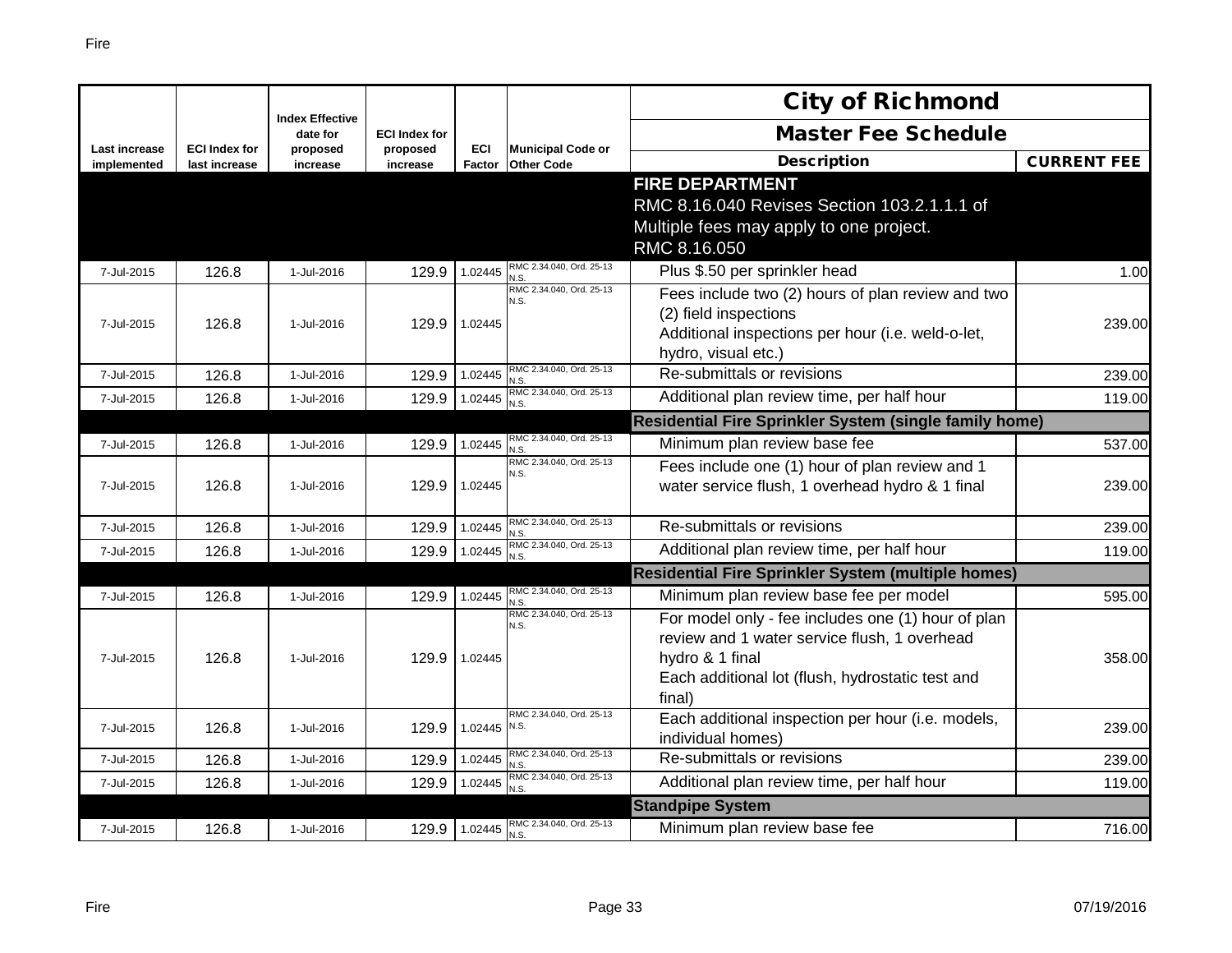| Last increase implemented | ECI Index for last increase | Index Effective date for proposed increase | ECI Index for proposed increase | ECI Factor | Municipal Code or Other Code | City of Richmond Master Fee Schedule Description | CURRENT FEE |
|---|---|---|---|---|---|---|---|
| | | | | | | **FIRE DEPARTMENT** RMC 8.16.040 Revises Section 103.2.1.1.1 of Multiple fees may apply to one project. RMC 8.16.050 | |
| 7-Jul-2015 | 126.8 | 1-Jul-2016 | 129.9 | 1.02445 | RMC 2.34.040, Ord. 25-13 N.S. | Plus $.50 per sprinkler head | 1.00 |
| 7-Jul-2015 | 126.8 | 1-Jul-2016 | 129.9 | 1.02445 | RMC 2.34.040, Ord. 25-13 N.S. | Fees include two (2) hours of plan review and two (2) field inspections Additional inspections per hour (i.e. weld-o-let, hydro, visual etc.) | 239.00 |
| 7-Jul-2015 | 126.8 | 1-Jul-2016 | 129.9 | 1.02445 | RMC 2.34.040, Ord. 25-13 N.S. | Re-submittals or revisions | 239.00 |
| 7-Jul-2015 | 126.8 | 1-Jul-2016 | 129.9 | 1.02445 | RMC 2.34.040, Ord. 25-13 N.S. | Additional plan review time, per half hour | 119.00 |
| | | | | | | **Residential Fire Sprinkler System (single family home)** | |
| 7-Jul-2015 | 126.8 | 1-Jul-2016 | 129.9 | 1.02445 | RMC 2.34.040, Ord. 25-13 N.S. | Minimum plan review base fee | 537.00 |
| 7-Jul-2015 | 126.8 | 1-Jul-2016 | 129.9 | 1.02445 | RMC 2.34.040, Ord. 25-13 N.S. | Fees include one (1) hour of plan review and 1 water service flush, 1 overhead hydro & 1 final | 239.00 |
| 7-Jul-2015 | 126.8 | 1-Jul-2016 | 129.9 | 1.02445 | RMC 2.34.040, Ord. 25-13 N.S. | Re-submittals or revisions | 239.00 |
| 7-Jul-2015 | 126.8 | 1-Jul-2016 | 129.9 | 1.02445 | RMC 2.34.040, Ord. 25-13 N.S. | Additional plan review time, per half hour | 119.00 |
| | | | | | | **Residential Fire Sprinkler System (multiple homes)** | |
| 7-Jul-2015 | 126.8 | 1-Jul-2016 | 129.9 | 1.02445 | RMC 2.34.040, Ord. 25-13 N.S. | Minimum plan review base fee per model | 595.00 |
| 7-Jul-2015 | 126.8 | 1-Jul-2016 | 129.9 | 1.02445 | RMC 2.34.040, Ord. 25-13 N.S. | For model only - fee includes one (1) hour of plan review and 1 water service flush, 1 overhead hydro & 1 final Each additional lot (flush, hydrostatic test and final) | 358.00 |
| 7-Jul-2015 | 126.8 | 1-Jul-2016 | 129.9 | 1.02445 | RMC 2.34.040, Ord. 25-13 N.S. | Each additional inspection per hour (i.e. models, individual homes) | 239.00 |
| 7-Jul-2015 | 126.8 | 1-Jul-2016 | 129.9 | 1.02445 | RMC 2.34.040, Ord. 25-13 N.S. | Re-submittals or revisions | 239.00 |
| 7-Jul-2015 | 126.8 | 1-Jul-2016 | 129.9 | 1.02445 | RMC 2.34.040, Ord. 25-13 N.S. | Additional plan review time, per half hour | 119.00 |
| | | | | | | **Standpipe System** | |
| 7-Jul-2015 | 126.8 | 1-Jul-2016 | 129.9 | 1.02445 | RMC 2.34.040, Ord. 25-13 N.S. | Minimum plan review base fee | 716.00 |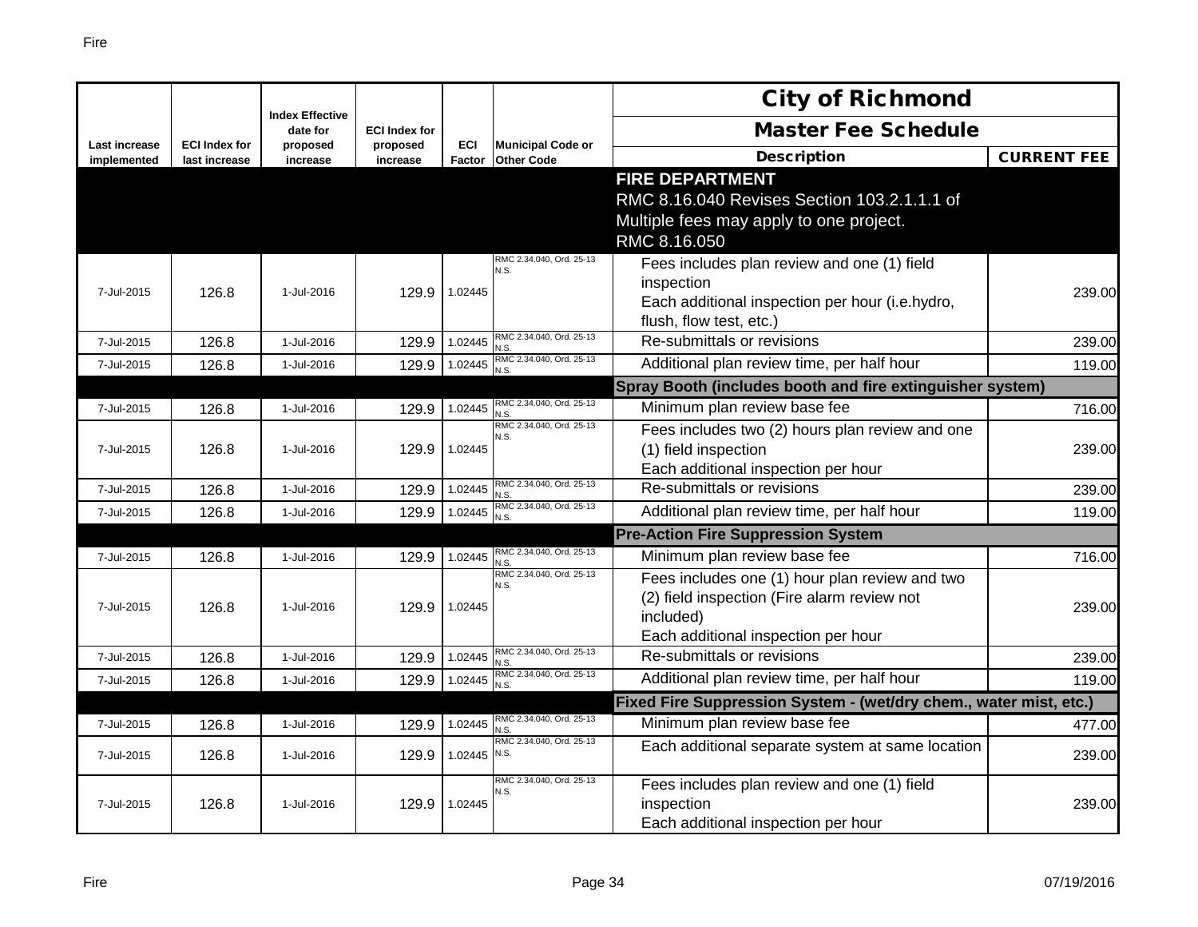| Last increase implemented | ECI Index for last increase | Index Effective date for proposed increase | ECI Index for proposed increase | ECI Factor | Municipal Code or Other Code | City of Richmond Master Fee Schedule Description | CURRENT FEE |
|---|---|---|---|---|---|---|---|
| | | | | | | **FIRE DEPARTMENT** RMC 8.16.040 Revises Section 103.2.1.1.1 of Multiple fees may apply to one project. RMC 8.16.050 | |
| 7-Jul-2015 | 126.8 | 1-Jul-2016 | 129.9 | 1.02445 | RMC 2.34.040, Ord. 25-13 N.S. | Fees includes plan review and one (1) field inspection Each additional inspection per hour (i.e.hydro, flush, flow test, etc.) | 239.00 |
| 7-Jul-2015 | 126.8 | 1-Jul-2016 | 129.9 | 1.02445 | RMC 2.34.040, Ord. 25-13 N.S. | Re-submittals or revisions | 239.00 |
| 7-Jul-2015 | 126.8 | 1-Jul-2016 | 129.9 | 1.02445 | RMC 2.34.040, Ord. 25-13 N.S. | Additional plan review time, per half hour | 119.00 |
| | | | | | | **Spray Booth (includes booth and fire extinguisher system)** | |
| 7-Jul-2015 | 126.8 | 1-Jul-2016 | 129.9 | 1.02445 | RMC 2.34.040, Ord. 25-13 N.S. | Minimum plan review base fee | 716.00 |
| 7-Jul-2015 | 126.8 | 1-Jul-2016 | 129.9 | 1.02445 | RMC 2.34.040, Ord. 25-13 N.S. | Fees includes two (2) hours plan review and one (1) field inspection Each additional inspection per hour | 239.00 |
| 7-Jul-2015 | 126.8 | 1-Jul-2016 | 129.9 | 1.02445 | RMC 2.34.040, Ord. 25-13 N.S. | Re-submittals or revisions | 239.00 |
| 7-Jul-2015 | 126.8 | 1-Jul-2016 | 129.9 | 1.02445 | RMC 2.34.040, Ord. 25-13 N.S. | Additional plan review time, per half hour | 119.00 |
| | | | | | | **Pre-Action Fire Suppression System** | |
| 7-Jul-2015 | 126.8 | 1-Jul-2016 | 129.9 | 1.02445 | RMC 2.34.040, Ord. 25-13 N.S. | Minimum plan review base fee | 716.00 |
| 7-Jul-2015 | 126.8 | 1-Jul-2016 | 129.9 | 1.02445 | RMC 2.34.040, Ord. 25-13 N.S. | Fees includes one (1) hour plan review and two (2) field inspection (Fire alarm review not included) Each additional inspection per hour | 239.00 |
| 7-Jul-2015 | 126.8 | 1-Jul-2016 | 129.9 | 1.02445 | RMC 2.34.040, Ord. 25-13 N.S. | Re-submittals or revisions | 239.00 |
| 7-Jul-2015 | 126.8 | 1-Jul-2016 | 129.9 | 1.02445 | RMC 2.34.040, Ord. 25-13 N.S. | Additional plan review time, per half hour | 119.00 |
| | | | | | | **Fixed Fire Suppression System - (wet/dry chem., water mist, etc.)** | |
| 7-Jul-2015 | 126.8 | 1-Jul-2016 | 129.9 | 1.02445 | RMC 2.34.040, Ord. 25-13 N.S. | Minimum plan review base fee | 477.00 |
| 7-Jul-2015 | 126.8 | 1-Jul-2016 | 129.9 | 1.02445 | RMC 2.34.040, Ord. 25-13 N.S. | Each additional separate system at same location | 239.00 |
| 7-Jul-2015 | 126.8 | 1-Jul-2016 | 129.9 | 1.02445 | RMC 2.34.040, Ord. 25-13 N.S. | Fees includes plan review and one (1) field inspection Each additional inspection per hour | 239.00 |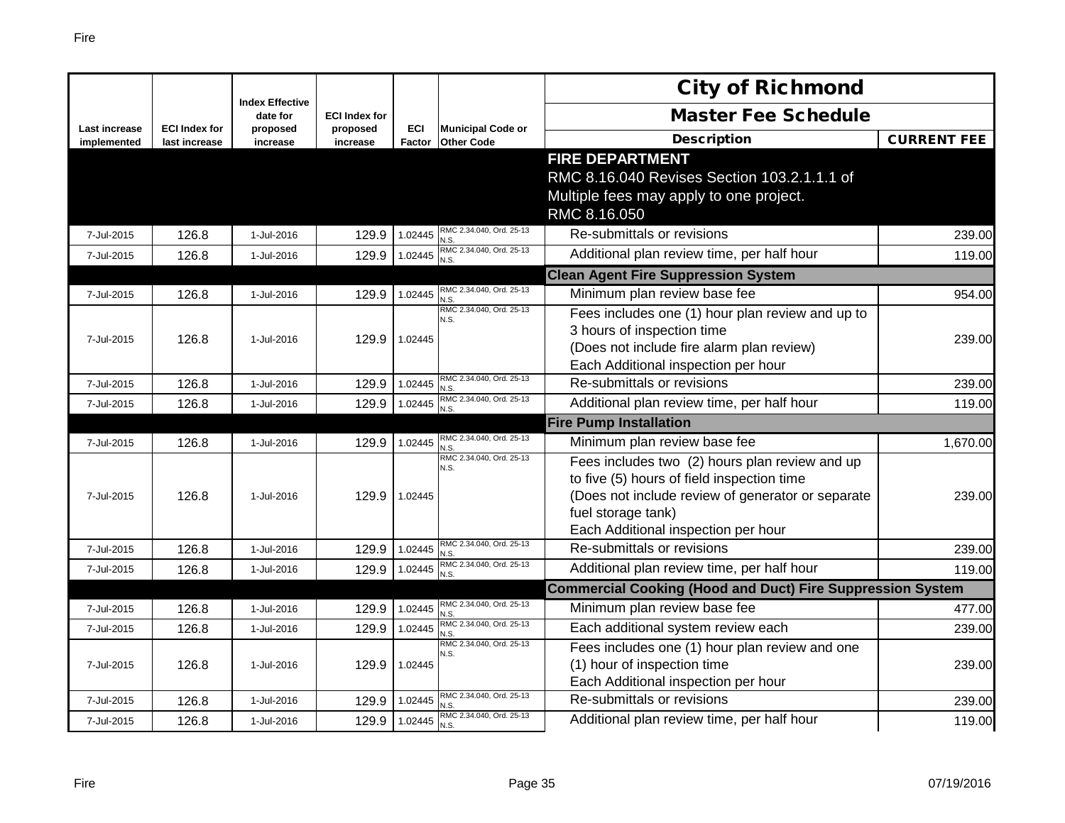| Last increase implemented | ECI Index for last increase | Index Effective date for proposed increase | ECI Index for proposed increase | ECI Factor | Municipal Code or Other Code | City of Richmond Master Fee Schedule Description | CURRENT FEE |
|---|---|---|---|---|---|---|---|
| | | | | | | **FIRE DEPARTMENT** RMC 8.16.040 Revises Section 103.2.1.1.1 of Multiple fees may apply to one project. RMC 8.16.050 | |
| 7-Jul-2015 | 126.8 | 1-Jul-2016 | 129.9 | 1.02445 | RMC 2.34.040, Ord. 25-13 N.S. | Re-submittals or revisions | 239.00 |
| 7-Jul-2015 | 126.8 | 1-Jul-2016 | 129.9 | 1.02445 | RMC 2.34.040, Ord. 25-13 N.S. | Additional plan review time, per half hour | 119.00 |
| | | | | | | **Clean Agent Fire Suppression System** | |
| 7-Jul-2015 | 126.8 | 1-Jul-2016 | 129.9 | 1.02445 | RMC 2.34.040, Ord. 25-13 N.S. | Minimum plan review base fee | 954.00 |
| 7-Jul-2015 | 126.8 | 1-Jul-2016 | 129.9 | 1.02445 | RMC 2.34.040, Ord. 25-13 N.S. | Fees includes one (1) hour plan review and up to 3 hours of inspection time (Does not include fire alarm plan review) Each Additional inspection per hour | 239.00 |
| 7-Jul-2015 | 126.8 | 1-Jul-2016 | 129.9 | 1.02445 | RMC 2.34.040, Ord. 25-13 N.S. | Re-submittals or revisions | 239.00 |
| 7-Jul-2015 | 126.8 | 1-Jul-2016 | 129.9 | 1.02445 | RMC 2.34.040, Ord. 25-13 N.S. | Additional plan review time, per half hour | 119.00 |
| | | | | | | **Fire Pump Installation** | |
| 7-Jul-2015 | 126.8 | 1-Jul-2016 | 129.9 | 1.02445 | RMC 2.34.040, Ord. 25-13 N.S. | Minimum plan review base fee | 1,670.00 |
| 7-Jul-2015 | 126.8 | 1-Jul-2016 | 129.9 | 1.02445 | RMC 2.34.040, Ord. 25-13 N.S. | Fees includes two (2) hours plan review and up to five (5) hours of field inspection time (Does not include review of generator or separate fuel storage tank) Each Additional inspection per hour | 239.00 |
| 7-Jul-2015 | 126.8 | 1-Jul-2016 | 129.9 | 1.02445 | RMC 2.34.040, Ord. 25-13 N.S. | Re-submittals or revisions | 239.00 |
| 7-Jul-2015 | 126.8 | 1-Jul-2016 | 129.9 | 1.02445 | RMC 2.34.040, Ord. 25-13 N.S. | Additional plan review time, per half hour | 119.00 |
| | | | | | | **Commercial Cooking (Hood and Duct) Fire Suppression System** | |
| 7-Jul-2015 | 126.8 | 1-Jul-2016 | 129.9 | 1.02445 | RMC 2.34.040, Ord. 25-13 N.S. | Minimum plan review base fee | 477.00 |
| 7-Jul-2015 | 126.8 | 1-Jul-2016 | 129.9 | 1.02445 | RMC 2.34.040, Ord. 25-13 N.S. | Each additional system review each | 239.00 |
| 7-Jul-2015 | 126.8 | 1-Jul-2016 | 129.9 | 1.02445 | RMC 2.34.040, Ord. 25-13 N.S. | Fees includes one (1) hour plan review and one (1) hour of inspection time Each Additional inspection per hour | 239.00 |
| 7-Jul-2015 | 126.8 | 1-Jul-2016 | 129.9 | 1.02445 | RMC 2.34.040, Ord. 25-13 N.S. | Re-submittals or revisions | 239.00 |
| 7-Jul-2015 | 126.8 | 1-Jul-2016 | 129.9 | 1.02445 | RMC 2.34.040, Ord. 25-13 N.S. | Additional plan review time, per half hour | 119.00 |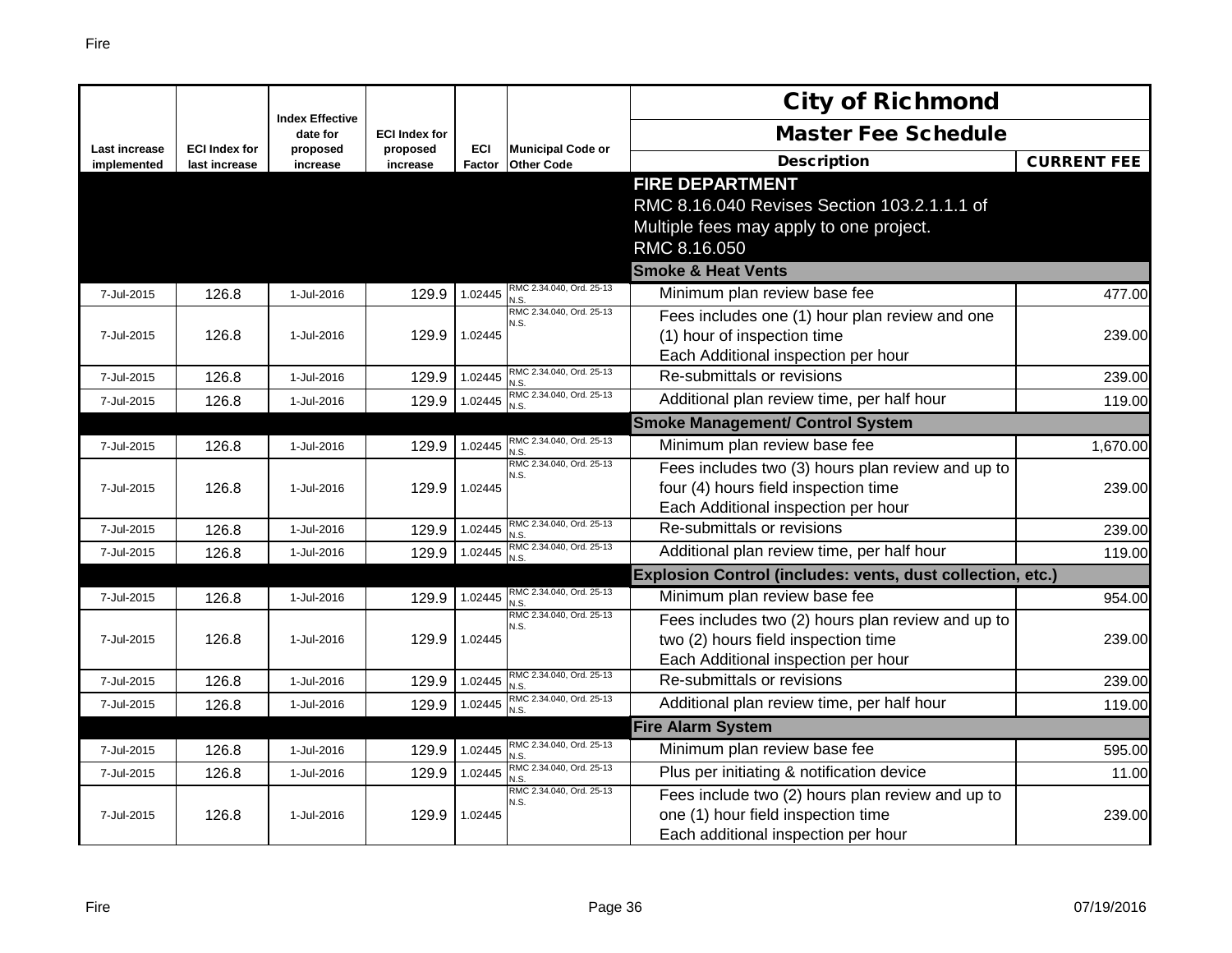| Last increase implemented | ECI Index for last increase | Index Effective date for proposed increase | ECI Index for proposed increase | ECI Factor | Municipal Code or Other Code | City of Richmond Master Fee Schedule Description | CURRENT FEE |
|---|---|---|---|---|---|---|---|
| | | | | | | **FIRE DEPARTMENT** RMC 8.16.040 Revises Section 103.2.1.1.1 of Multiple fees may apply to one project. RMC 8.16.050 | |
| | | | | | | **Smoke & Heat Vents** | |
| 7-Jul-2015 | 126.8 | 1-Jul-2016 | 129.9 | 1.02445 | RMC 2.34.040, Ord. 25-13 N.S. | Minimum plan review base fee | 477.00 |
| 7-Jul-2015 | 126.8 | 1-Jul-2016 | 129.9 | 1.02445 | RMC 2.34.040, Ord. 25-13 N.S. | Fees includes one (1) hour plan review and one (1) hour of inspection time Each Additional inspection per hour | 239.00 |
| 7-Jul-2015 | 126.8 | 1-Jul-2016 | 129.9 | 1.02445 | RMC 2.34.040, Ord. 25-13 N.S. | Re-submittals or revisions | 239.00 |
| 7-Jul-2015 | 126.8 | 1-Jul-2016 | 129.9 | 1.02445 | RMC 2.34.040, Ord. 25-13 N.S. | Additional plan review time, per half hour | 119.00 |
| | | | | | | **Smoke Management/ Control System** | |
| 7-Jul-2015 | 126.8 | 1-Jul-2016 | 129.9 | 1.02445 | RMC 2.34.040, Ord. 25-13 N.S. | Minimum plan review base fee | 1,670.00 |
| 7-Jul-2015 | 126.8 | 1-Jul-2016 | 129.9 | 1.02445 | RMC 2.34.040, Ord. 25-13 N.S. | Fees includes two (3) hours plan review and up to four (4) hours field inspection time Each Additional inspection per hour | 239.00 |
| 7-Jul-2015 | 126.8 | 1-Jul-2016 | 129.9 | 1.02445 | RMC 2.34.040, Ord. 25-13 N.S. | Re-submittals or revisions | 239.00 |
| 7-Jul-2015 | 126.8 | 1-Jul-2016 | 129.9 | 1.02445 | RMC 2.34.040, Ord. 25-13 N.S. | Additional plan review time, per half hour | 119.00 |
| | | | | | | **Explosion Control (includes: vents, dust collection, etc.)** | |
| 7-Jul-2015 | 126.8 | 1-Jul-2016 | 129.9 | 1.02445 | RMC 2.34.040, Ord. 25-13 N.S. | Minimum plan review base fee | 954.00 |
| 7-Jul-2015 | 126.8 | 1-Jul-2016 | 129.9 | 1.02445 | RMC 2.34.040, Ord. 25-13 N.S. | Fees includes two (2) hours plan review and up to two (2) hours field inspection time Each Additional inspection per hour | 239.00 |
| 7-Jul-2015 | 126.8 | 1-Jul-2016 | 129.9 | 1.02445 | RMC 2.34.040, Ord. 25-13 N.S. | Re-submittals or revisions | 239.00 |
| 7-Jul-2015 | 126.8 | 1-Jul-2016 | 129.9 | 1.02445 | RMC 2.34.040, Ord. 25-13 N.S. | Additional plan review time, per half hour | 119.00 |
| | | | | | | **Fire Alarm System** | |
| 7-Jul-2015 | 126.8 | 1-Jul-2016 | 129.9 | 1.02445 | RMC 2.34.040, Ord. 25-13 N.S. | Minimum plan review base fee | 595.00 |
| 7-Jul-2015 | 126.8 | 1-Jul-2016 | 129.9 | 1.02445 | RMC 2.34.040, Ord. 25-13 N.S. | Plus per initiating & notification device | 11.00 |
| 7-Jul-2015 | 126.8 | 1-Jul-2016 | 129.9 | 1.02445 | RMC 2.34.040, Ord. 25-13 N.S. | Fees include two (2) hours plan review and up to one (1) hour field inspection time Each additional inspection per hour | 239.00 |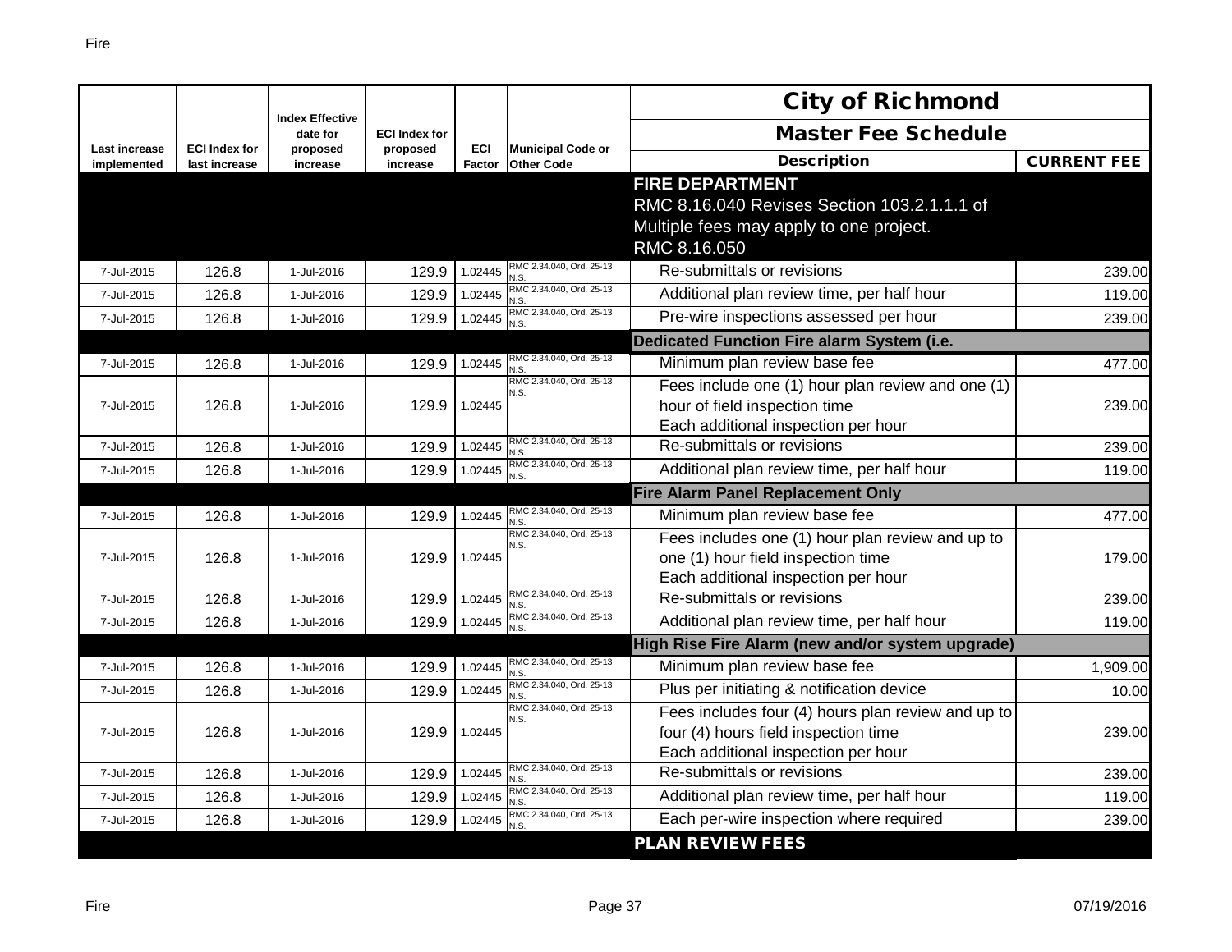| Last increase implemented | ECI Index for last increase | Index Effective date for proposed increase | ECI Index for proposed increase | ECI Factor | Municipal Code or Other Code | City of Richmond Master Fee Schedule Description | CURRENT FEE |
|---|---|---|---|---|---|---|---|
| | | | | | | **FIRE DEPARTMENT** RMC 8.16.040 Revises Section 103.2.1.1.1 of Multiple fees may apply to one project. RMC 8.16.050 | |
| 7-Jul-2015 | 126.8 | 1-Jul-2016 | 129.9 | 1.02445 | RMC 2.34.040, Ord. 25-13 N.S. | Re-submittals or revisions | 239.00 |
| 7-Jul-2015 | 126.8 | 1-Jul-2016 | 129.9 | 1.02445 | RMC 2.34.040, Ord. 25-13 N.S. | Additional plan review time, per half hour | 119.00 |
| 7-Jul-2015 | 126.8 | 1-Jul-2016 | 129.9 | 1.02445 | RMC 2.34.040, Ord. 25-13 N.S. | Pre-wire inspections assessed per hour | 239.00 |
| | | | | | | **Dedicated Function Fire alarm System (i.e.** | |
| 7-Jul-2015 | 126.8 | 1-Jul-2016 | 129.9 | 1.02445 | RMC 2.34.040, Ord. 25-13 N.S. | Minimum plan review base fee | 477.00 |
| 7-Jul-2015 | 126.8 | 1-Jul-2016 | 129.9 | 1.02445 | RMC 2.34.040, Ord. 25-13 N.S. | Fees include one (1) hour plan review and one (1) hour of field inspection time Each additional inspection per hour | 239.00 |
| 7-Jul-2015 | 126.8 | 1-Jul-2016 | 129.9 | 1.02445 | RMC 2.34.040, Ord. 25-13 N.S. | Re-submittals or revisions | 239.00 |
| 7-Jul-2015 | 126.8 | 1-Jul-2016 | 129.9 | 1.02445 | RMC 2.34.040, Ord. 25-13 N.S. | Additional plan review time, per half hour | 119.00 |
| | | | | | | **Fire Alarm Panel Replacement Only** | |
| 7-Jul-2015 | 126.8 | 1-Jul-2016 | 129.9 | 1.02445 | RMC 2.34.040, Ord. 25-13 N.S. | Minimum plan review base fee | 477.00 |
| 7-Jul-2015 | 126.8 | 1-Jul-2016 | 129.9 | 1.02445 | RMC 2.34.040, Ord. 25-13 N.S. | Fees includes one (1) hour plan review and up to one (1) hour field inspection time Each additional inspection per hour | 179.00 |
| 7-Jul-2015 | 126.8 | 1-Jul-2016 | 129.9 | 1.02445 | RMC 2.34.040, Ord. 25-13 N.S. | Re-submittals or revisions | 239.00 |
| 7-Jul-2015 | 126.8 | 1-Jul-2016 | 129.9 | 1.02445 | RMC 2.34.040, Ord. 25-13 N.S. | Additional plan review time, per half hour | 119.00 |
| | | | | | | **High Rise Fire Alarm (new and/or system upgrade)** | |
| 7-Jul-2015 | 126.8 | 1-Jul-2016 | 129.9 | 1.02445 | RMC 2.34.040, Ord. 25-13 N.S. | Minimum plan review base fee | 1,909.00 |
| 7-Jul-2015 | 126.8 | 1-Jul-2016 | 129.9 | 1.02445 | RMC 2.34.040, Ord. 25-13 N.S. | Plus per initiating & notification device | 10.00 |
| 7-Jul-2015 | 126.8 | 1-Jul-2016 | 129.9 | 1.02445 | RMC 2.34.040, Ord. 25-13 N.S. | Fees includes four (4) hours plan review and up to four (4) hours field inspection time Each additional inspection per hour | 239.00 |
| 7-Jul-2015 | 126.8 | 1-Jul-2016 | 129.9 | 1.02445 | RMC 2.34.040, Ord. 25-13 N.S. | Re-submittals or revisions | 239.00 |
| 7-Jul-2015 | 126.8 | 1-Jul-2016 | 129.9 | 1.02445 | RMC 2.34.040, Ord. 25-13 N.S. | Additional plan review time, per half hour | 119.00 |
| 7-Jul-2015 | 126.8 | 1-Jul-2016 | 129.9 | 1.02445 | RMC 2.34.040, Ord. 25-13 N.S. | Each per-wire inspection where required | 239.00 |
| | | | | | | **PLAN REVIEW FEES** | |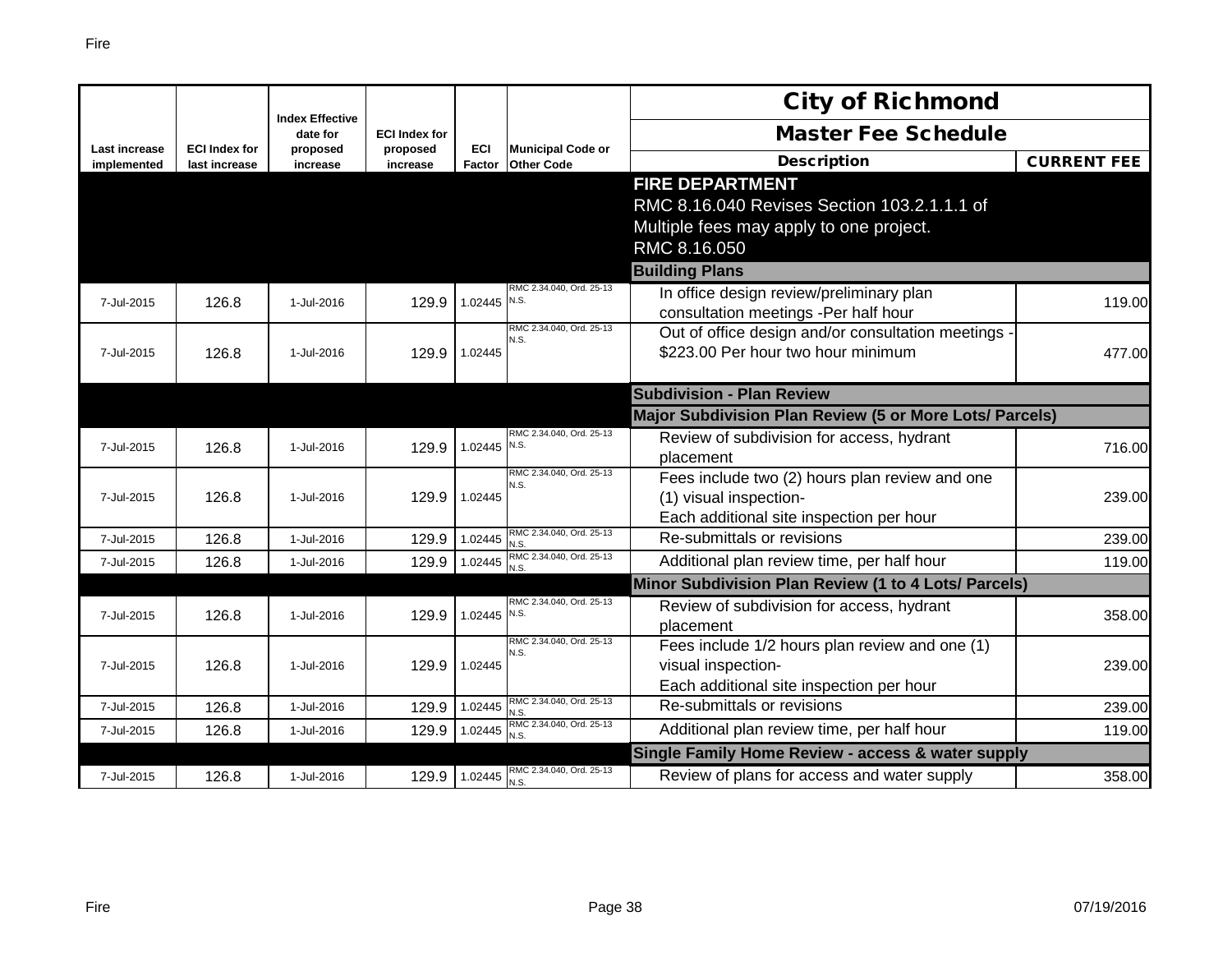| Last increase implemented | ECI Index for last increase | Index Effective date for proposed increase | ECI Index for proposed increase | ECI Factor | Municipal Code or Other Code | City of Richmond Master Fee Schedule Description | CURRENT FEE |
|---|---|---|---|---|---|---|---|
| | | | | | | **FIRE DEPARTMENT** RMC 8.16.040 Revises Section 103.2.1.1.1 of Multiple fees may apply to one project. RMC 8.16.050 | |
| | | | | | | **Building Plans** | |
| 7-Jul-2015 | 126.8 | 1-Jul-2016 | 129.9 | 1.02445 | RMC 2.34.040, Ord. 25-13 N.S. | In office design review/preliminary plan consultation meetings -Per half hour | 119.00 |
| 7-Jul-2015 | 126.8 | 1-Jul-2016 | 129.9 | 1.02445 | RMC 2.34.040, Ord. 25-13 N.S. | Out of office design and/or consultation meetings - $223.00 Per hour two hour minimum | 477.00 |
| | | | | | | **Subdivision - Plan Review** | |
| | | | | | | **Major Subdivision Plan Review (5 or More Lots/ Parcels)** | |
| 7-Jul-2015 | 126.8 | 1-Jul-2016 | 129.9 | 1.02445 | RMC 2.34.040, Ord. 25-13 N.S. | Review of subdivision for access, hydrant placement | 716.00 |
| 7-Jul-2015 | 126.8 | 1-Jul-2016 | 129.9 | 1.02445 | RMC 2.34.040, Ord. 25-13 N.S. | Fees include two (2) hours plan review and one (1) visual inspection- Each additional site inspection per hour | 239.00 |
| 7-Jul-2015 | 126.8 | 1-Jul-2016 | 129.9 | 1.02445 | RMC 2.34.040, Ord. 25-13 N.S. | Re-submittals or revisions | 239.00 |
| 7-Jul-2015 | 126.8 | 1-Jul-2016 | 129.9 | 1.02445 | RMC 2.34.040, Ord. 25-13 N.S. | Additional plan review time, per half hour | 119.00 |
| | | | | | | **Minor Subdivision Plan Review (1 to 4 Lots/ Parcels)** | |
| 7-Jul-2015 | 126.8 | 1-Jul-2016 | 129.9 | 1.02445 | RMC 2.34.040, Ord. 25-13 N.S. | Review of subdivision for access, hydrant placement | 358.00 |
| 7-Jul-2015 | 126.8 | 1-Jul-2016 | 129.9 | 1.02445 | RMC 2.34.040, Ord. 25-13 N.S. | Fees include 1/2 hours plan review and one (1) visual inspection- Each additional site inspection per hour | 239.00 |
| 7-Jul-2015 | 126.8 | 1-Jul-2016 | 129.9 | 1.02445 | RMC 2.34.040, Ord. 25-13 N.S. | Re-submittals or revisions | 239.00 |
| 7-Jul-2015 | 126.8 | 1-Jul-2016 | 129.9 | 1.02445 | RMC 2.34.040, Ord. 25-13 N.S. | Additional plan review time, per half hour | 119.00 |
| | | | | | | **Single Family Home Review - access & water supply** | |
| 7-Jul-2015 | 126.8 | 1-Jul-2016 | 129.9 | 1.02445 | RMC 2.34.040, Ord. 25-13 N.S. | Review of plans for access and water supply | 358.00 |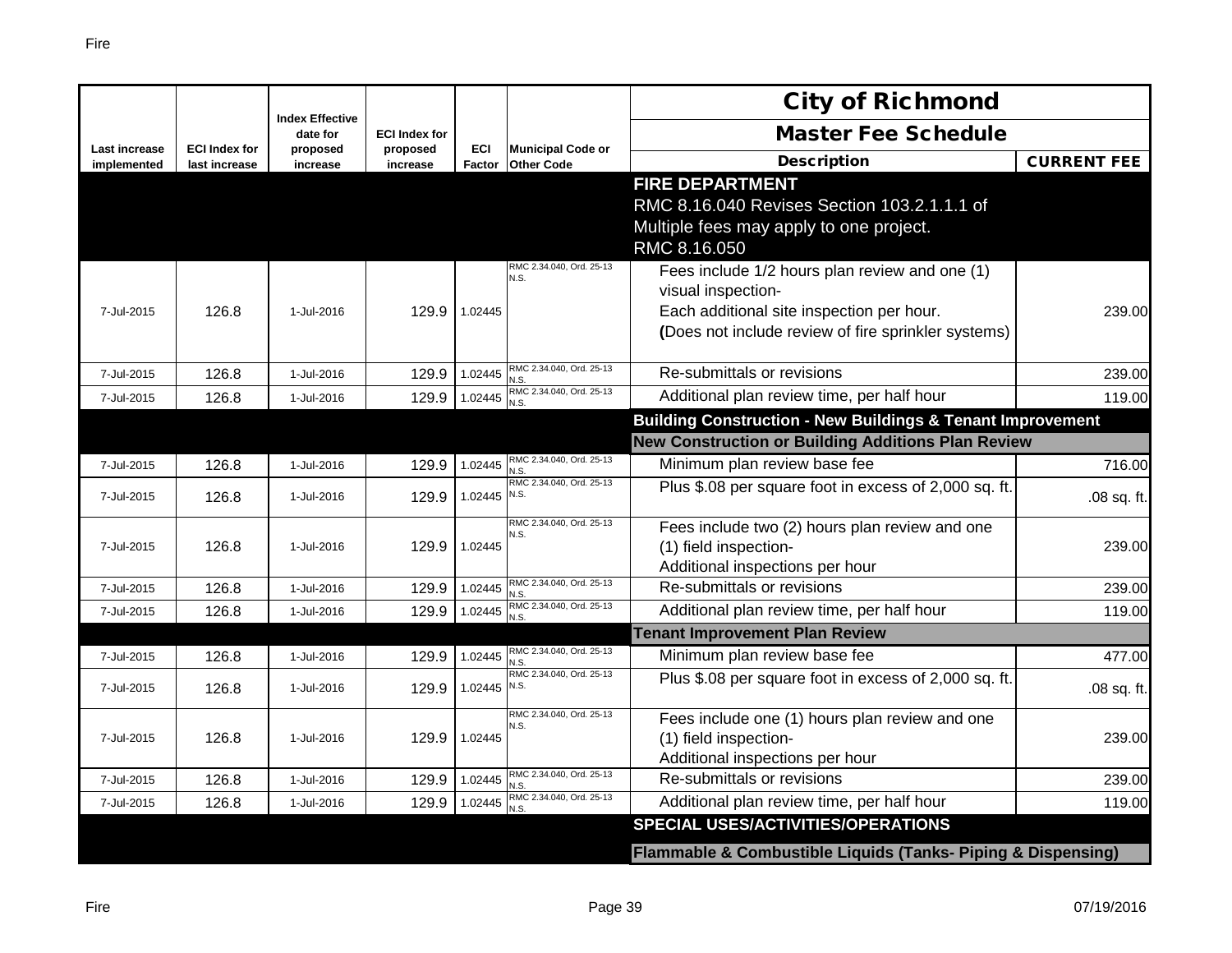| Last increase implemented | ECI Index for last increase | Index Effective date for proposed increase | ECI Index for proposed increase | ECI Factor | Municipal Code or Other Code | City of Richmond Master Fee Schedule Description | CURRENT FEE |
|---|---|---|---|---|---|---|---|
| | | | | | | **FIRE DEPARTMENT** RMC 8.16.040 Revises Section 103.2.1.1.1 of Multiple fees may apply to one project. RMC 8.16.050 | |
| 7-Jul-2015 | 126.8 | 1-Jul-2016 | 129.9 | 1.02445 | RMC 2.34.040, Ord. 25-13 N.S. | Fees include 1/2 hours plan review and one (1) visual inspection- Each additional site inspection per hour. (Does not include review of fire sprinkler systems) | 239.00 |
| 7-Jul-2015 | 126.8 | 1-Jul-2016 | 129.9 | 1.02445 | RMC 2.34.040, Ord. 25-13 N.S. | Re-submittals or revisions | 239.00 |
| 7-Jul-2015 | 126.8 | 1-Jul-2016 | 129.9 | 1.02445 | RMC 2.34.040, Ord. 25-13 N.S. | Additional plan review time, per half hour | 119.00 |
| | | | | | | **Building Construction - New Buildings & Tenant Improvement** | |
| | | | | | | **New Construction or Building Additions Plan Review** | |
| 7-Jul-2015 | 126.8 | 1-Jul-2016 | 129.9 | 1.02445 | RMC 2.34.040, Ord. 25-13 N.S. | Minimum plan review base fee | 716.00 |
| 7-Jul-2015 | 126.8 | 1-Jul-2016 | 129.9 | 1.02445 | RMC 2.34.040, Ord. 25-13 N.S. | Plus $.08 per square foot in excess of 2,000 sq. ft. | .08 sq. ft. |
| 7-Jul-2015 | 126.8 | 1-Jul-2016 | 129.9 | 1.02445 | RMC 2.34.040, Ord. 25-13 N.S. | Fees include two (2) hours plan review and one (1) field inspection- Additional inspections per hour | 239.00 |
| 7-Jul-2015 | 126.8 | 1-Jul-2016 | 129.9 | 1.02445 | RMC 2.34.040, Ord. 25-13 N.S. | Re-submittals or revisions | 239.00 |
| 7-Jul-2015 | 126.8 | 1-Jul-2016 | 129.9 | 1.02445 | RMC 2.34.040, Ord. 25-13 N.S. | Additional plan review time, per half hour | 119.00 |
| | | | | | | **Tenant Improvement Plan Review** | |
| 7-Jul-2015 | 126.8 | 1-Jul-2016 | 129.9 | 1.02445 | RMC 2.34.040, Ord. 25-13 N.S. | Minimum plan review base fee | 477.00 |
| 7-Jul-2015 | 126.8 | 1-Jul-2016 | 129.9 | 1.02445 | RMC 2.34.040, Ord. 25-13 N.S. | Plus $.08 per square foot in excess of 2,000 sq. ft. | .08 sq. ft. |
| 7-Jul-2015 | 126.8 | 1-Jul-2016 | 129.9 | 1.02445 | RMC 2.34.040, Ord. 25-13 N.S. | Fees include one (1) hours plan review and one (1) field inspection- Additional inspections per hour | 239.00 |
| 7-Jul-2015 | 126.8 | 1-Jul-2016 | 129.9 | 1.02445 | RMC 2.34.040, Ord. 25-13 N.S. | Re-submittals or revisions | 239.00 |
| 7-Jul-2015 | 126.8 | 1-Jul-2016 | 129.9 | 1.02445 | RMC 2.34.040, Ord. 25-13 N.S. | Additional plan review time, per half hour | 119.00 |
| | | | | | | **SPECIAL USES/ACTIVITIES/OPERATIONS** | |
| | | | | | | **Flammable & Combustible Liquids (Tanks- Piping & Dispensing)** | |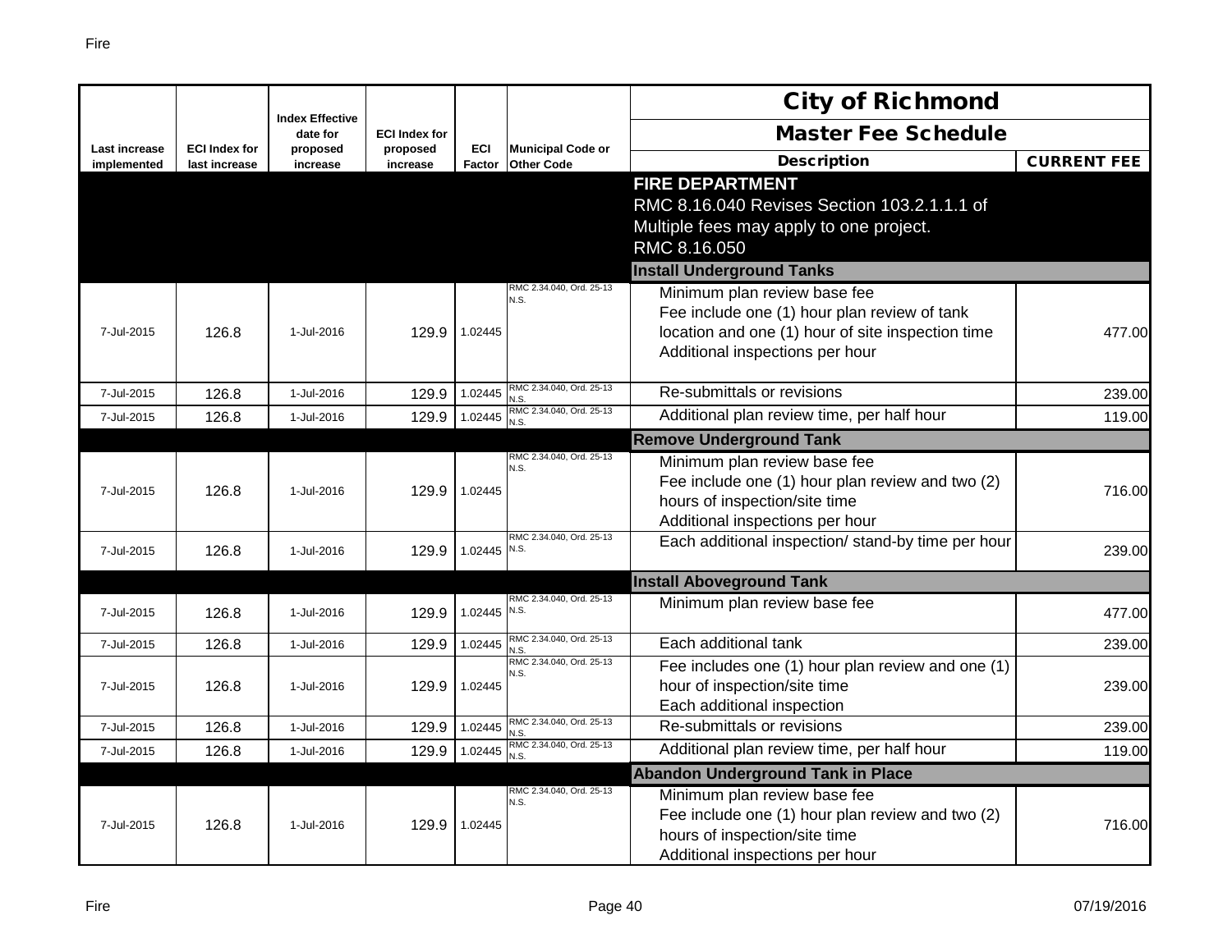| Last increase implemented | ECI Index for last increase | Index Effective date for proposed increase | ECI Index for proposed increase | ECI Factor | Municipal Code or Other Code | City of Richmond<br>Master Fee Schedule<br>Description | CURRENT FEE |
|---|---|---|---|---|---|---|---|
| | | | | | | **FIRE DEPARTMENT**<br>RMC 8.16.040 Revises Section 103.2.1.1.1 of<br>Multiple fees may apply to one project.<br>RMC 8.16.050 | |
| | | | | | | **Install Underground Tanks** | |
| 7-Jul-2015 | 126.8 | 1-Jul-2016 | 129.9 | 1.02445 | RMC 2.34.040, Ord. 25-13 N.S. | Minimum plan review base fee<br>Fee include one (1) hour plan review of tank location and one (1) hour of site inspection time<br>Additional inspections per hour | 477.00 |
| 7-Jul-2015 | 126.8 | 1-Jul-2016 | 129.9 | 1.02445 | RMC 2.34.040, Ord. 25-13 N.S. | Re-submittals or revisions | 239.00 |
| 7-Jul-2015 | 126.8 | 1-Jul-2016 | 129.9 | 1.02445 | RMC 2.34.040, Ord. 25-13 N.S. | Additional plan review time, per half hour | 119.00 |
| | | | | | | **Remove Underground Tank** | |
| 7-Jul-2015 | 126.8 | 1-Jul-2016 | 129.9 | 1.02445 | RMC 2.34.040, Ord. 25-13 N.S. | Minimum plan review base fee<br>Fee include one (1) hour plan review and two (2) hours of inspection/site time<br>Additional inspections per hour | 716.00 |
| 7-Jul-2015 | 126.8 | 1-Jul-2016 | 129.9 | 1.02445 | RMC 2.34.040, Ord. 25-13 N.S. | Each additional inspection/ stand-by time per hour | 239.00 |
| | | | | | | **Install Aboveground Tank** | |
| 7-Jul-2015 | 126.8 | 1-Jul-2016 | 129.9 | 1.02445 | RMC 2.34.040, Ord. 25-13 N.S. | Minimum plan review base fee | 477.00 |
| 7-Jul-2015 | 126.8 | 1-Jul-2016 | 129.9 | 1.02445 | RMC 2.34.040, Ord. 25-13 N.S. | Each additional tank | 239.00 |
| 7-Jul-2015 | 126.8 | 1-Jul-2016 | 129.9 | 1.02445 | RMC 2.34.040, Ord. 25-13 N.S. | Fee includes one (1) hour plan review and one (1) hour of inspection/site time<br>Each additional inspection | 239.00 |
| 7-Jul-2015 | 126.8 | 1-Jul-2016 | 129.9 | 1.02445 | RMC 2.34.040, Ord. 25-13 N.S. | Re-submittals or revisions | 239.00 |
| 7-Jul-2015 | 126.8 | 1-Jul-2016 | 129.9 | 1.02445 | RMC 2.34.040, Ord. 25-13 N.S. | Additional plan review time, per half hour | 119.00 |
| | | | | | | **Abandon Underground Tank in Place** | |
| 7-Jul-2015 | 126.8 | 1-Jul-2016 | 129.9 | 1.02445 | RMC 2.34.040, Ord. 25-13 N.S. | Minimum plan review base fee<br>Fee include one (1) hour plan review and two (2) hours of inspection/site time<br>Additional inspections per hour | 716.00 |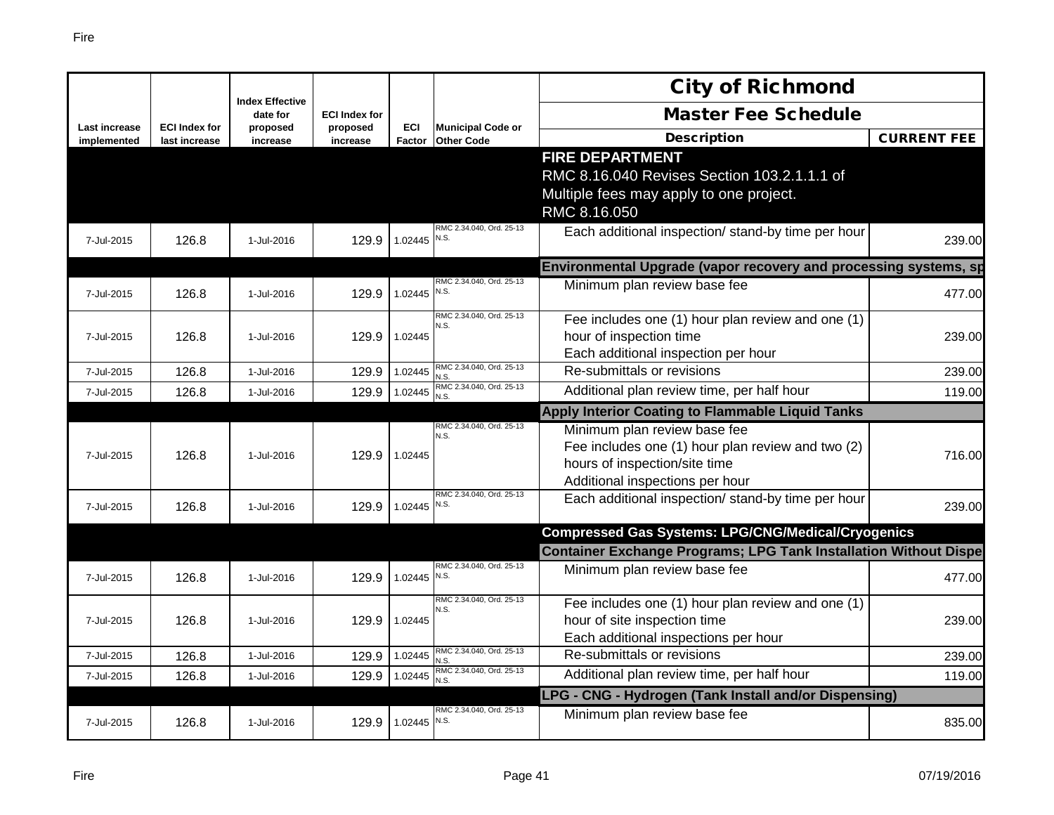| Last increase implemented | ECI Index for last increase | Index Effective date for proposed increase | ECI Index for proposed increase | ECI Factor | Municipal Code or Other Code | City of Richmond Master Fee Schedule Description | CURRENT FEE |
|---|---|---|---|---|---|---|---|
| | | | | | | **FIRE DEPARTMENT** RMC 8.16.040 Revises Section 103.2.1.1.1 of Multiple fees may apply to one project. RMC 8.16.050 | |
| 7-Jul-2015 | 126.8 | 1-Jul-2016 | 129.9 | 1.02445 | RMC 2.34.040, Ord. 25-13 N.S. | Each additional inspection/ stand-by time per hour | 239.00 |
| | | | | | | **Environmental Upgrade (vapor recovery and processing systems, sp** | |
| 7-Jul-2015 | 126.8 | 1-Jul-2016 | 129.9 | 1.02445 | RMC 2.34.040, Ord. 25-13 N.S. | Minimum plan review base fee | 477.00 |
| 7-Jul-2015 | 126.8 | 1-Jul-2016 | 129.9 | 1.02445 | RMC 2.34.040, Ord. 25-13 N.S. | Fee includes one (1) hour plan review and one (1) hour of inspection time Each additional inspection per hour | 239.00 |
| 7-Jul-2015 | 126.8 | 1-Jul-2016 | 129.9 | 1.02445 | RMC 2.34.040, Ord. 25-13 N.S. | Re-submittals or revisions | 239.00 |
| 7-Jul-2015 | 126.8 | 1-Jul-2016 | 129.9 | 1.02445 | RMC 2.34.040, Ord. 25-13 N.S. | Additional plan review time, per half hour | 119.00 |
| | | | | | | **Apply Interior Coating to Flammable Liquid Tanks** | |
| 7-Jul-2015 | 126.8 | 1-Jul-2016 | 129.9 | 1.02445 | RMC 2.34.040, Ord. 25-13 N.S. | Minimum plan review base fee Fee includes one (1) hour plan review and two (2) hours of inspection/site time Additional inspections per hour | 716.00 |
| 7-Jul-2015 | 126.8 | 1-Jul-2016 | 129.9 | 1.02445 | RMC 2.34.040, Ord. 25-13 N.S. | Each additional inspection/ stand-by time per hour | 239.00 |
| | | | | | | **Compressed Gas Systems: LPG/CNG/Medical/Cryogenics** | |
| | | | | | | **Container Exchange Programs; LPG Tank Installation Without Dispe** | |
| 7-Jul-2015 | 126.8 | 1-Jul-2016 | 129.9 | 1.02445 | RMC 2.34.040, Ord. 25-13 N.S. | Minimum plan review base fee | 477.00 |
| 7-Jul-2015 | 126.8 | 1-Jul-2016 | 129.9 | 1.02445 | RMC 2.34.040, Ord. 25-13 N.S. | Fee includes one (1) hour plan review and one (1) hour of site inspection time Each additional inspections per hour | 239.00 |
| 7-Jul-2015 | 126.8 | 1-Jul-2016 | 129.9 | 1.02445 | RMC 2.34.040, Ord. 25-13 N.S. | Re-submittals or revisions | 239.00 |
| 7-Jul-2015 | 126.8 | 1-Jul-2016 | 129.9 | 1.02445 | RMC 2.34.040, Ord. 25-13 N.S. | Additional plan review time, per half hour | 119.00 |
| | | | | | | **LPG - CNG - Hydrogen (Tank Install and/or Dispensing)** | |
| 7-Jul-2015 | 126.8 | 1-Jul-2016 | 129.9 | 1.02445 | RMC 2.34.040, Ord. 25-13 N.S. | Minimum plan review base fee | 835.00 |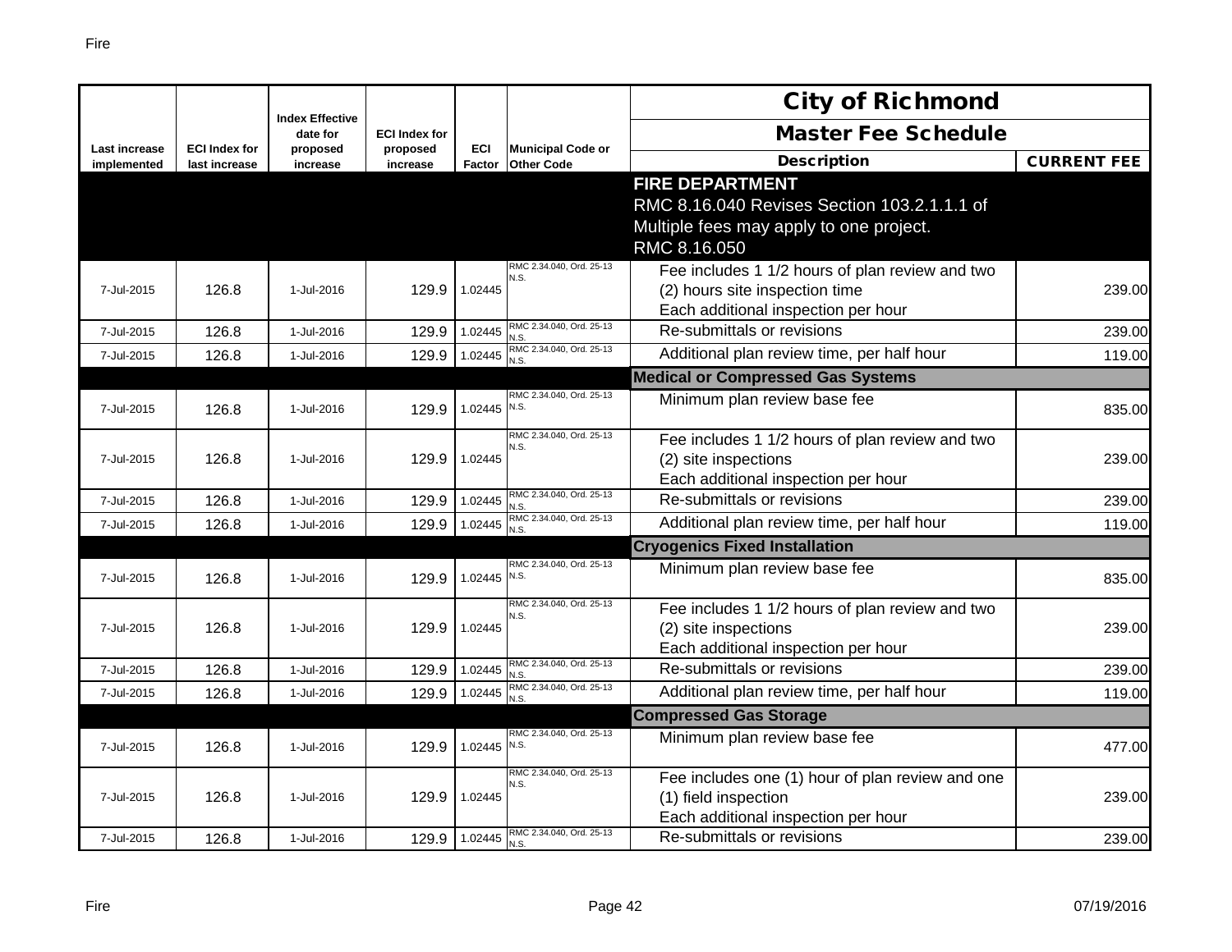| Last increase implemented | ECI Index for last increase | Index Effective date for proposed increase | ECI Index for proposed increase | ECI Factor | Municipal Code or Other Code | City of Richmond Master Fee Schedule Description | CURRENT FEE |
|---|---|---|---|---|---|---|---|
| | | | | | | **FIRE DEPARTMENT** RMC 8.16.040 Revises Section 103.2.1.1.1 of Multiple fees may apply to one project. RMC 8.16.050 | |
| 7-Jul-2015 | 126.8 | 1-Jul-2016 | 129.9 | 1.02445 | RMC 2.34.040, Ord. 25-13 N.S. | Fee includes 1 1/2 hours of plan review and two (2) hours site inspection time Each additional inspection per hour | 239.00 |
| 7-Jul-2015 | 126.8 | 1-Jul-2016 | 129.9 | 1.02445 | RMC 2.34.040, Ord. 25-13 N.S. | Re-submittals or revisions | 239.00 |
| 7-Jul-2015 | 126.8 | 1-Jul-2016 | 129.9 | 1.02445 | RMC 2.34.040, Ord. 25-13 N.S. | Additional plan review time, per half hour | 119.00 |
| | | | | | | **Medical or Compressed Gas Systems** | |
| 7-Jul-2015 | 126.8 | 1-Jul-2016 | 129.9 | 1.02445 | RMC 2.34.040, Ord. 25-13 N.S. | Minimum plan review base fee | 835.00 |
| 7-Jul-2015 | 126.8 | 1-Jul-2016 | 129.9 | 1.02445 | RMC 2.34.040, Ord. 25-13 N.S. | Fee includes 1 1/2 hours of plan review and two (2) site inspections Each additional inspection per hour | 239.00 |
| 7-Jul-2015 | 126.8 | 1-Jul-2016 | 129.9 | 1.02445 | RMC 2.34.040, Ord. 25-13 N.S. | Re-submittals or revisions | 239.00 |
| 7-Jul-2015 | 126.8 | 1-Jul-2016 | 129.9 | 1.02445 | RMC 2.34.040, Ord. 25-13 N.S. | Additional plan review time, per half hour | 119.00 |
| | | | | | | **Cryogenics Fixed Installation** | |
| 7-Jul-2015 | 126.8 | 1-Jul-2016 | 129.9 | 1.02445 | RMC 2.34.040, Ord. 25-13 N.S. | Minimum plan review base fee | 835.00 |
| 7-Jul-2015 | 126.8 | 1-Jul-2016 | 129.9 | 1.02445 | RMC 2.34.040, Ord. 25-13 N.S. | Fee includes 1 1/2 hours of plan review and two (2) site inspections Each additional inspection per hour | 239.00 |
| 7-Jul-2015 | 126.8 | 1-Jul-2016 | 129.9 | 1.02445 | RMC 2.34.040, Ord. 25-13 N.S. | Re-submittals or revisions | 239.00 |
| 7-Jul-2015 | 126.8 | 1-Jul-2016 | 129.9 | 1.02445 | RMC 2.34.040, Ord. 25-13 N.S. | Additional plan review time, per half hour | 119.00 |
| | | | | | | **Compressed Gas Storage** | |
| 7-Jul-2015 | 126.8 | 1-Jul-2016 | 129.9 | 1.02445 | RMC 2.34.040, Ord. 25-13 N.S. | Minimum plan review base fee | 477.00 |
| 7-Jul-2015 | 126.8 | 1-Jul-2016 | 129.9 | 1.02445 | RMC 2.34.040, Ord. 25-13 N.S. | Fee includes one (1) hour of plan review and one (1) field inspection Each additional inspection per hour | 239.00 |
| 7-Jul-2015 | 126.8 | 1-Jul-2016 | 129.9 | 1.02445 | RMC 2.34.040, Ord. 25-13 N.S. | Re-submittals or revisions | 239.00 |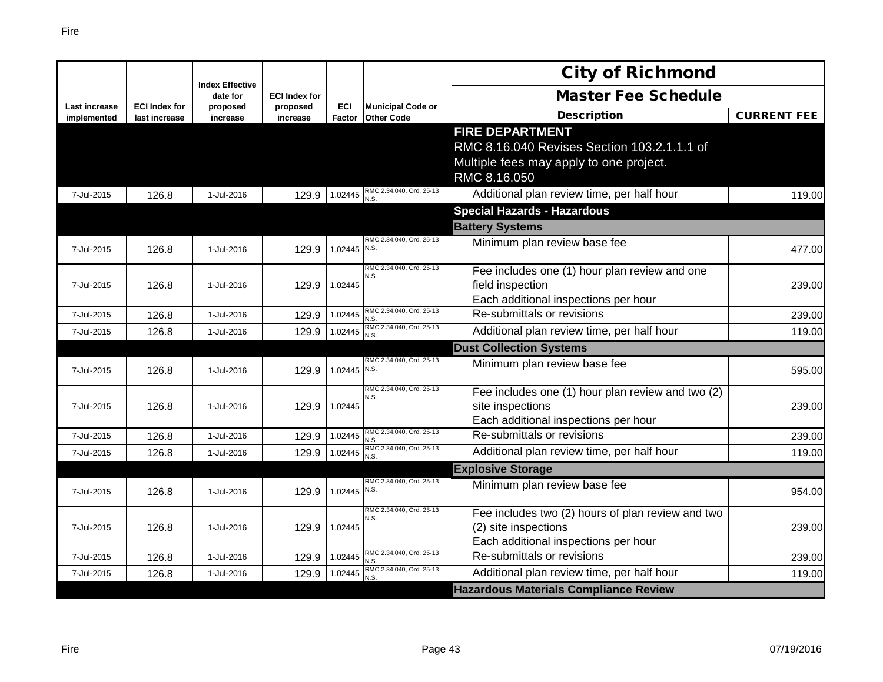| Last increase implemented | ECI Index for last increase | Index Effective date for proposed increase | ECI Index for proposed increase | ECI Factor | Municipal Code or Other Code | City of Richmond Master Fee Schedule Description | CURRENT FEE |
|---|---|---|---|---|---|---|---|
| | | | | | | **FIRE DEPARTMENT** RMC 8.16.040 Revises Section 103.2.1.1.1 of Multiple fees may apply to one project. RMC 8.16.050 | |
| 7-Jul-2015 | 126.8 | 1-Jul-2016 | 129.9 | 1.02445 | RMC 2.34.040, Ord. 25-13 N.S. | Additional plan review time, per half hour | 119.00 |
| | | | | | | **Special Hazards - Hazardous** | |
| | | | | | | **Battery Systems** | |
| 7-Jul-2015 | 126.8 | 1-Jul-2016 | 129.9 | 1.02445 | RMC 2.34.040, Ord. 25-13 N.S. | Minimum plan review base fee | 477.00 |
| 7-Jul-2015 | 126.8 | 1-Jul-2016 | 129.9 | 1.02445 | RMC 2.34.040, Ord. 25-13 N.S. | Fee includes one (1) hour plan review and one field inspection Each additional inspections per hour | 239.00 |
| 7-Jul-2015 | 126.8 | 1-Jul-2016 | 129.9 | 1.02445 | RMC 2.34.040, Ord. 25-13 N.S. | Re-submittals or revisions | 239.00 |
| 7-Jul-2015 | 126.8 | 1-Jul-2016 | 129.9 | 1.02445 | RMC 2.34.040, Ord. 25-13 N.S. | Additional plan review time, per half hour | 119.00 |
| | | | | | | **Dust Collection Systems** | |
| 7-Jul-2015 | 126.8 | 1-Jul-2016 | 129.9 | 1.02445 | RMC 2.34.040, Ord. 25-13 N.S. | Minimum plan review base fee | 595.00 |
| 7-Jul-2015 | 126.8 | 1-Jul-2016 | 129.9 | 1.02445 | RMC 2.34.040, Ord. 25-13 N.S. | Fee includes one (1) hour plan review and two (2) site inspections Each additional inspections per hour | 239.00 |
| 7-Jul-2015 | 126.8 | 1-Jul-2016 | 129.9 | 1.02445 | RMC 2.34.040, Ord. 25-13 N.S. | Re-submittals or revisions | 239.00 |
| 7-Jul-2015 | 126.8 | 1-Jul-2016 | 129.9 | 1.02445 | RMC 2.34.040, Ord. 25-13 N.S. | Additional plan review time, per half hour | 119.00 |
| | | | | | | **Explosive Storage** | |
| 7-Jul-2015 | 126.8 | 1-Jul-2016 | 129.9 | 1.02445 | RMC 2.34.040, Ord. 25-13 N.S. | Minimum plan review base fee | 954.00 |
| 7-Jul-2015 | 126.8 | 1-Jul-2016 | 129.9 | 1.02445 | RMC 2.34.040, Ord. 25-13 N.S. | Fee includes two (2) hours of plan review and two (2) site inspections Each additional inspections per hour | 239.00 |
| 7-Jul-2015 | 126.8 | 1-Jul-2016 | 129.9 | 1.02445 | RMC 2.34.040, Ord. 25-13 N.S. | Re-submittals or revisions | 239.00 |
| 7-Jul-2015 | 126.8 | 1-Jul-2016 | 129.9 | 1.02445 | RMC 2.34.040, Ord. 25-13 N.S. | Additional plan review time, per half hour | 119.00 |
| | | | | | | **Hazardous Materials Compliance Review** | |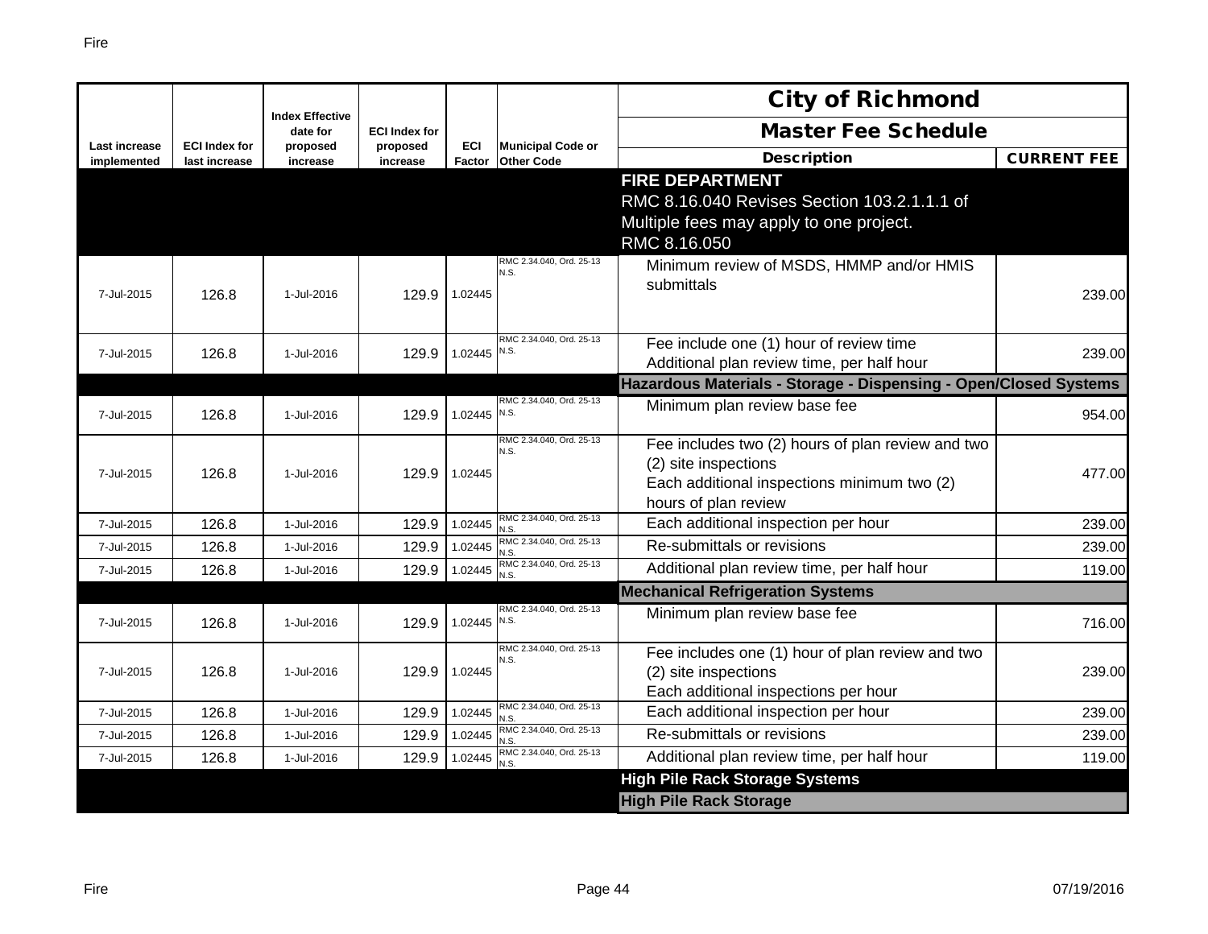| Last increase implemented | ECI Index for last increase | Index Effective date for proposed increase | ECI Index for proposed increase | ECI Factor | Municipal Code or Other Code | City of Richmond Master Fee Schedule Description | CURRENT FEE |
|---|---|---|---|---|---|---|---|
| | | | | | | **FIRE DEPARTMENT** RMC 8.16.040 Revises Section 103.2.1.1.1 of Multiple fees may apply to one project. RMC 8.16.050 | |
| 7-Jul-2015 | 126.8 | 1-Jul-2016 | 129.9 | 1.02445 | RMC 2.34.040, Ord. 25-13 N.S. | Minimum review of MSDS, HMMP and/or HMIS submittals | 239.00 |
| 7-Jul-2015 | 126.8 | 1-Jul-2016 | 129.9 | 1.02445 | RMC 2.34.040, Ord. 25-13 N.S. | Fee include one (1) hour of review time Additional plan review time, per half hour | 239.00 |
| | | | | | | **Hazardous Materials - Storage - Dispensing - Open/Closed Systems** | |
| 7-Jul-2015 | 126.8 | 1-Jul-2016 | 129.9 | 1.02445 | RMC 2.34.040, Ord. 25-13 N.S. | Minimum plan review base fee | 954.00 |
| 7-Jul-2015 | 126.8 | 1-Jul-2016 | 129.9 | 1.02445 | RMC 2.34.040, Ord. 25-13 N.S. | Fee includes two (2) hours of plan review and two (2) site inspections Each additional inspections minimum two (2) hours of plan review | 477.00 |
| 7-Jul-2015 | 126.8 | 1-Jul-2016 | 129.9 | 1.02445 | RMC 2.34.040, Ord. 25-13 N.S. | Each additional inspection per hour | 239.00 |
| 7-Jul-2015 | 126.8 | 1-Jul-2016 | 129.9 | 1.02445 | RMC 2.34.040, Ord. 25-13 N.S. | Re-submittals or revisions | 239.00 |
| 7-Jul-2015 | 126.8 | 1-Jul-2016 | 129.9 | 1.02445 | RMC 2.34.040, Ord. 25-13 N.S. | Additional plan review time, per half hour | 119.00 |
| | | | | | | **Mechanical Refrigeration Systems** | |
| 7-Jul-2015 | 126.8 | 1-Jul-2016 | 129.9 | 1.02445 | RMC 2.34.040, Ord. 25-13 N.S. | Minimum plan review base fee | 716.00 |
| 7-Jul-2015 | 126.8 | 1-Jul-2016 | 129.9 | 1.02445 | RMC 2.34.040, Ord. 25-13 N.S. | Fee includes one (1) hour of plan review and two (2) site inspections Each additional inspections per hour | 239.00 |
| 7-Jul-2015 | 126.8 | 1-Jul-2016 | 129.9 | 1.02445 | RMC 2.34.040, Ord. 25-13 N.S. | Each additional inspection per hour | 239.00 |
| 7-Jul-2015 | 126.8 | 1-Jul-2016 | 129.9 | 1.02445 | RMC 2.34.040, Ord. 25-13 N.S. | Re-submittals or revisions | 239.00 |
| 7-Jul-2015 | 126.8 | 1-Jul-2016 | 129.9 | 1.02445 | RMC 2.34.040, Ord. 25-13 N.S. | Additional plan review time, per half hour | 119.00 |
| | | | | | | **High Pile Rack Storage Systems** | |
| | | | | | | **High Pile Rack Storage** | |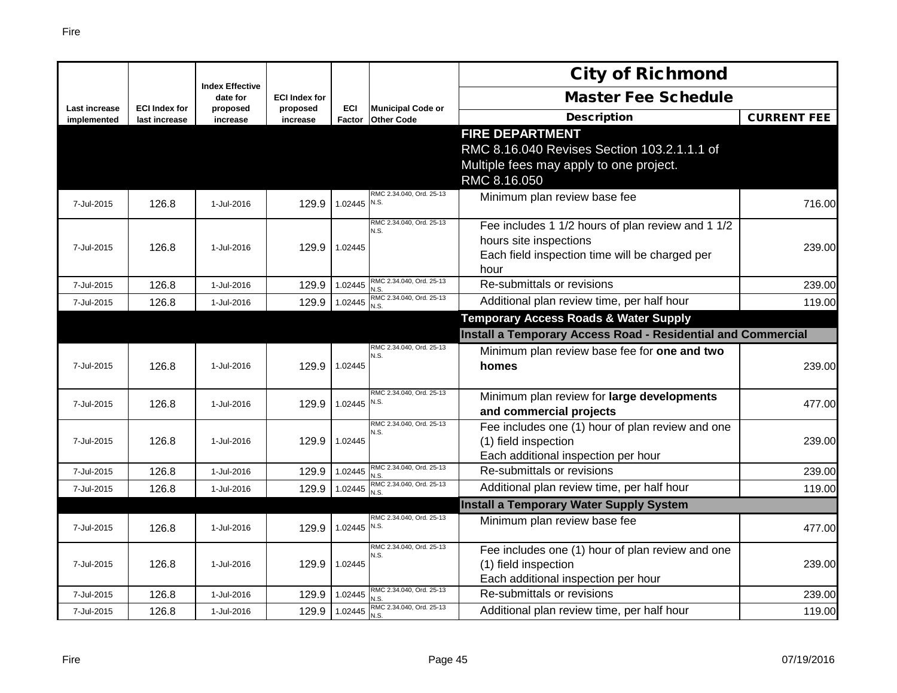| Last increase implemented | ECI Index for last increase | Index Effective date for proposed increase | ECI Index for proposed increase | ECI Factor | Municipal Code or Other Code | City of Richmond Master Fee Schedule Description | CURRENT FEE |
|---|---|---|---|---|---|---|---|
| | | | | | | **FIRE DEPARTMENT** RMC 8.16.040 Revises Section 103.2.1.1.1 of Multiple fees may apply to one project. RMC 8.16.050 | |
| 7-Jul-2015 | 126.8 | 1-Jul-2016 | 129.9 | 1.02445 | RMC 2.34.040, Ord. 25-13 N.S. | Minimum plan review base fee | 716.00 |
| 7-Jul-2015 | 126.8 | 1-Jul-2016 | 129.9 | 1.02445 | RMC 2.34.040, Ord. 25-13 N.S. | Fee includes 1 1/2 hours of plan review and 1 1/2 hours site inspections Each field inspection time will be charged per hour | 239.00 |
| 7-Jul-2015 | 126.8 | 1-Jul-2016 | 129.9 | 1.02445 | RMC 2.34.040, Ord. 25-13 N.S. | Re-submittals or revisions | 239.00 |
| 7-Jul-2015 | 126.8 | 1-Jul-2016 | 129.9 | 1.02445 | RMC 2.34.040, Ord. 25-13 N.S. | Additional plan review time, per half hour | 119.00 |
| | | | | | | **Temporary Access Roads & Water Supply** | |
| | | | | | | **Install a Temporary Access Road - Residential and Commercial** | |
| 7-Jul-2015 | 126.8 | 1-Jul-2016 | 129.9 | 1.02445 | RMC 2.34.040, Ord. 25-13 N.S. | Minimum plan review base fee for **one and two homes** | 239.00 |
| 7-Jul-2015 | 126.8 | 1-Jul-2016 | 129.9 | 1.02445 | RMC 2.34.040, Ord. 25-13 N.S. | Minimum plan review for **large developments and commercial projects** | 477.00 |
| 7-Jul-2015 | 126.8 | 1-Jul-2016 | 129.9 | 1.02445 | RMC 2.34.040, Ord. 25-13 N.S. | Fee includes one (1) hour of plan review and one (1) field inspection Each additional inspection per hour | 239.00 |
| 7-Jul-2015 | 126.8 | 1-Jul-2016 | 129.9 | 1.02445 | RMC 2.34.040, Ord. 25-13 N.S. | Re-submittals or revisions | 239.00 |
| 7-Jul-2015 | 126.8 | 1-Jul-2016 | 129.9 | 1.02445 | RMC 2.34.040, Ord. 25-13 N.S. | Additional plan review time, per half hour | 119.00 |
| | | | | | | **Install a Temporary Water Supply System** | |
| 7-Jul-2015 | 126.8 | 1-Jul-2016 | 129.9 | 1.02445 | RMC 2.34.040, Ord. 25-13 N.S. | Minimum plan review base fee | 477.00 |
| 7-Jul-2015 | 126.8 | 1-Jul-2016 | 129.9 | 1.02445 | RMC 2.34.040, Ord. 25-13 N.S. | Fee includes one (1) hour of plan review and one (1) field inspection Each additional inspection per hour | 239.00 |
| 7-Jul-2015 | 126.8 | 1-Jul-2016 | 129.9 | 1.02445 | RMC 2.34.040, Ord. 25-13 N.S. | Re-submittals or revisions | 239.00 |
| 7-Jul-2015 | 126.8 | 1-Jul-2016 | 129.9 | 1.02445 | RMC 2.34.040, Ord. 25-13 N.S. | Additional plan review time, per half hour | 119.00 |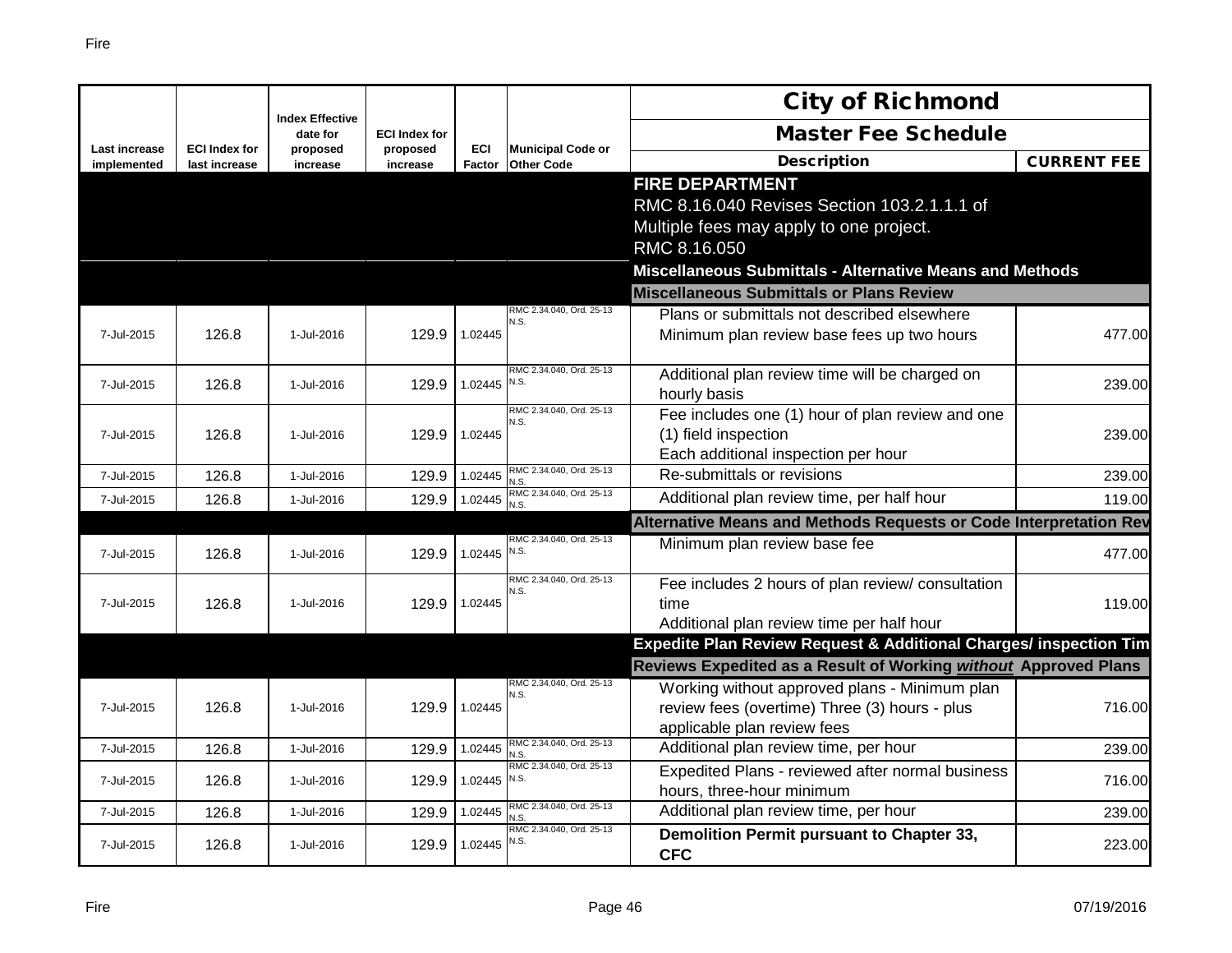| Last increase implemented | ECI Index for last increase | Index Effective date for proposed increase | ECI Index for proposed increase | ECI Factor | Municipal Code or Other Code | City of Richmond Master Fee Schedule Description | CURRENT FEE |
|---|---|---|---|---|---|---|---|
| | | | | | | **FIRE DEPARTMENT** RMC 8.16.040 Revises Section 103.2.1.1.1 of Multiple fees may apply to one project. RMC 8.16.050 | |
| | | | | | | **Miscellaneous Submittals - Alternative Means and Methods** | |
| | | | | | | **Miscellaneous Submittals or Plans Review** | |
| 7-Jul-2015 | 126.8 | 1-Jul-2016 | 129.9 | 1.02445 | RMC 2.34.040, Ord. 25-13 N.S. | Plans or submittals not described elsewhere Minimum plan review base fees up two hours | 477.00 |
| 7-Jul-2015 | 126.8 | 1-Jul-2016 | 129.9 | 1.02445 | RMC 2.34.040, Ord. 25-13 N.S. | Additional plan review time will be charged on hourly basis | 239.00 |
| 7-Jul-2015 | 126.8 | 1-Jul-2016 | 129.9 | 1.02445 | RMC 2.34.040, Ord. 25-13 N.S. | Fee includes one (1) hour of plan review and one (1) field inspection Each additional inspection per hour | 239.00 |
| 7-Jul-2015 | 126.8 | 1-Jul-2016 | 129.9 | 1.02445 | RMC 2.34.040, Ord. 25-13 N.S. | Re-submittals or revisions | 239.00 |
| 7-Jul-2015 | 126.8 | 1-Jul-2016 | 129.9 | 1.02445 | RMC 2.34.040, Ord. 25-13 N.S. | Additional plan review time, per half hour | 119.00 |
| | | | | | | **Alternative Means and Methods Requests or Code Interpretation Rev** | |
| 7-Jul-2015 | 126.8 | 1-Jul-2016 | 129.9 | 1.02445 | RMC 2.34.040, Ord. 25-13 N.S. | Minimum plan review base fee | 477.00 |
| 7-Jul-2015 | 126.8 | 1-Jul-2016 | 129.9 | 1.02445 | RMC 2.34.040, Ord. 25-13 N.S. | Fee includes 2 hours of plan review/ consultation time Additional plan review time per half hour | 119.00 |
| | | | | | | **Expedite Plan Review Request & Additional Charges/ inspection Tim** | |
| | | | | | | **Reviews Expedited as a Result of Working *without* Approved Plans** | |
| 7-Jul-2015 | 126.8 | 1-Jul-2016 | 129.9 | 1.02445 | RMC 2.34.040, Ord. 25-13 N.S. | Working without approved plans - Minimum plan review fees (overtime) Three (3) hours - plus applicable plan review fees | 716.00 |
| 7-Jul-2015 | 126.8 | 1-Jul-2016 | 129.9 | 1.02445 | RMC 2.34.040, Ord. 25-13 N.S. | Additional plan review time, per hour | 239.00 |
| 7-Jul-2015 | 126.8 | 1-Jul-2016 | 129.9 | 1.02445 | RMC 2.34.040, Ord. 25-13 N.S. | Expedited Plans - reviewed after normal business hours, three-hour minimum | 716.00 |
| 7-Jul-2015 | 126.8 | 1-Jul-2016 | 129.9 | 1.02445 | RMC 2.34.040, Ord. 25-13 N.S. | Additional plan review time, per hour | 239.00 |
| 7-Jul-2015 | 126.8 | 1-Jul-2016 | 129.9 | 1.02445 | RMC 2.34.040, Ord. 25-13 N.S. | **Demolition Permit pursuant to Chapter 33, CFC** | 223.00 |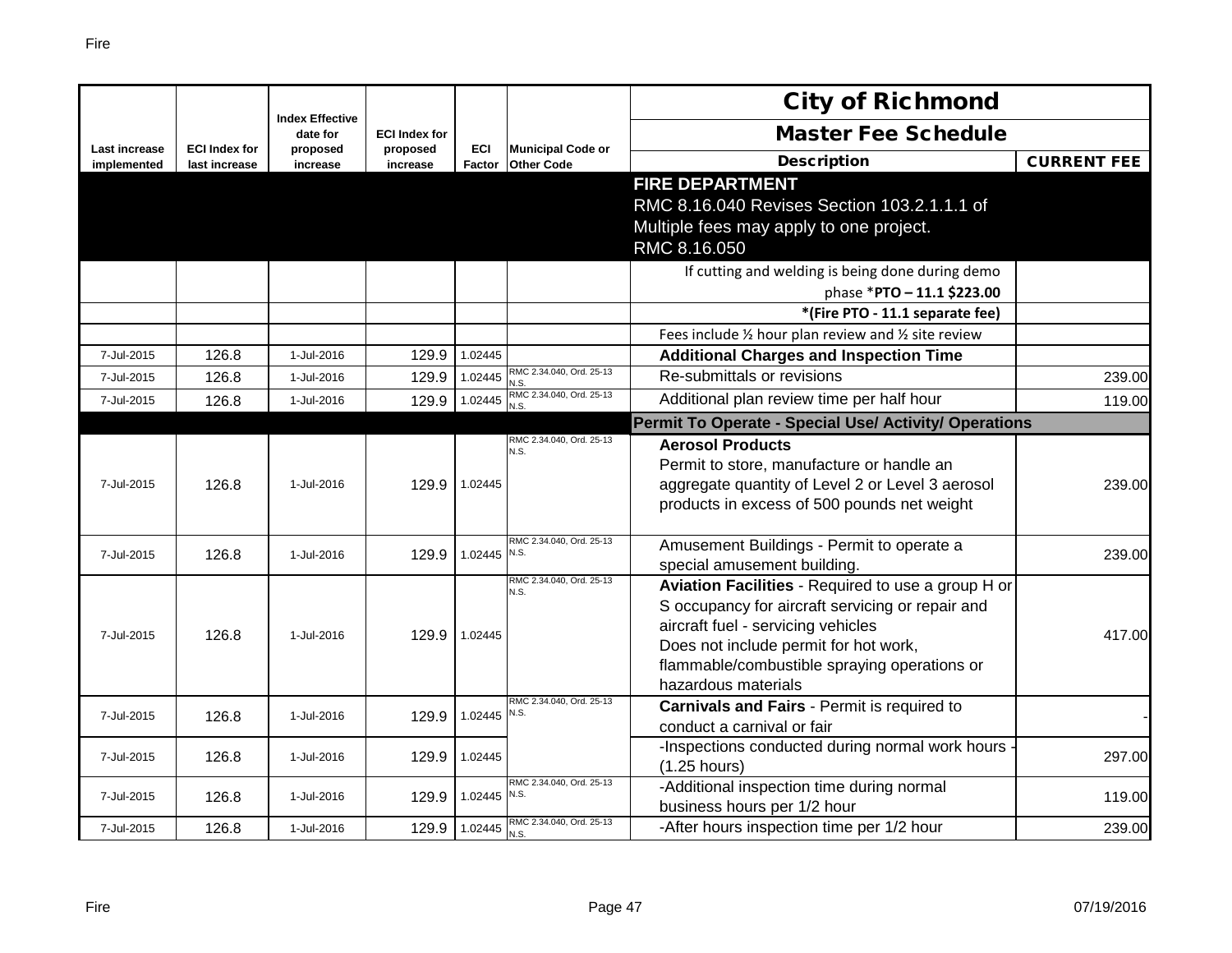| Last increase implemented | ECI Index for last increase | Index Effective date for proposed increase | ECI Index for proposed increase | ECI Factor | Municipal Code or Other Code | City of Richmond Master Fee Schedule Description | CURRENT FEE |
|---|---|---|---|---|---|---|---|
| | | | | | | **FIRE DEPARTMENT** RMC 8.16.040 Revises Section 103.2.1.1.1 of Multiple fees may apply to one project. RMC 8.16.050 | |
| | | | | | | If cutting and welding is being done during demo phase ***PTO – 11.1 $223.00** | |
| | | | | | | ***(Fire PTO - 11.1 separate fee)** | |
| | | | | | | Fees include ½ hour plan review and ½ site review | |
| 7-Jul-2015 | 126.8 | 1-Jul-2016 | 129.9 | 1.02445 | | **Additional Charges and Inspection Time** | |
| 7-Jul-2015 | 126.8 | 1-Jul-2016 | 129.9 | 1.02445 | RMC 2.34.040, Ord. 25-13 N.S. | Re-submittals or revisions | 239.00 |
| 7-Jul-2015 | 126.8 | 1-Jul-2016 | 129.9 | 1.02445 | RMC 2.34.040, Ord. 25-13 N.S. | Additional plan review time per half hour | 119.00 |
| | | | | | | **Permit To Operate - Special Use/ Activity/ Operations** | |
| 7-Jul-2015 | 126.8 | 1-Jul-2016 | 129.9 | 1.02445 | RMC 2.34.040, Ord. 25-13 N.S. | **Aerosol Products** Permit to store, manufacture or handle an aggregate quantity of Level 2 or Level 3 aerosol products in excess of 500 pounds net weight | 239.00 |
| 7-Jul-2015 | 126.8 | 1-Jul-2016 | 129.9 | 1.02445 | RMC 2.34.040, Ord. 25-13 N.S. | Amusement Buildings - Permit to operate a special amusement building. | 239.00 |
| 7-Jul-2015 | 126.8 | 1-Jul-2016 | 129.9 | 1.02445 | RMC 2.34.040, Ord. 25-13 N.S. | **Aviation Facilities** - Required to use a group H or S occupancy for aircraft servicing or repair and aircraft fuel - servicing vehicles Does not include permit for hot work, flammable/combustible spraying operations or hazardous materials | 417.00 |
| 7-Jul-2015 | 126.8 | 1-Jul-2016 | 129.9 | 1.02445 | RMC 2.34.040, Ord. 25-13 N.S. | **Carnivals and Fairs** - Permit is required to conduct a carnival or fair | - |
| 7-Jul-2015 | 126.8 | 1-Jul-2016 | 129.9 | 1.02445 | | -Inspections conducted during normal work hours - (1.25 hours) | 297.00 |
| 7-Jul-2015 | 126.8 | 1-Jul-2016 | 129.9 | 1.02445 | RMC 2.34.040, Ord. 25-13 N.S. | -Additional inspection time during normal business hours per 1/2 hour | 119.00 |
| 7-Jul-2015 | 126.8 | 1-Jul-2016 | 129.9 | 1.02445 | RMC 2.34.040, Ord. 25-13 N.S. | -After hours inspection time per 1/2 hour | 239.00 |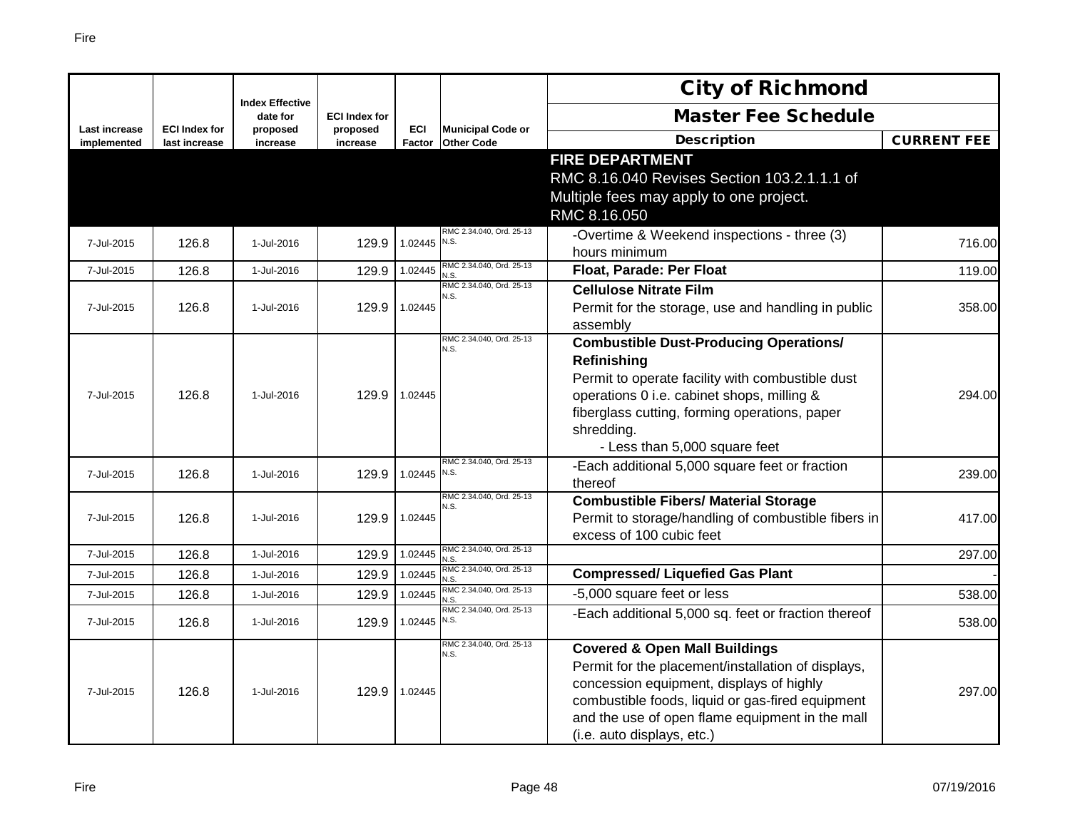| Last increase implemented | ECI Index for last increase | Index Effective date for proposed increase | ECI Index for proposed increase | ECI Factor | Municipal Code or Other Code | City of Richmond Master Fee Schedule Description | CURRENT FEE |
|---|---|---|---|---|---|---|---|
| | | | | | | **FIRE DEPARTMENT** RMC 8.16.040 Revises Section 103.2.1.1.1 of Multiple fees may apply to one project. RMC 8.16.050 | |
| 7-Jul-2015 | 126.8 | 1-Jul-2016 | 129.9 | 1.02445 | RMC 2.34.040, Ord. 25-13 N.S. | -Overtime & Weekend inspections - three (3) hours minimum | 716.00 |
| 7-Jul-2015 | 126.8 | 1-Jul-2016 | 129.9 | 1.02445 | RMC 2.34.040, Ord. 25-13 N.S. | **Float, Parade: Per Float** | 119.00 |
| 7-Jul-2015 | 126.8 | 1-Jul-2016 | 129.9 | 1.02445 | RMC 2.34.040, Ord. 25-13 N.S. | **Cellulose Nitrate Film** Permit for the storage, use and handling in public assembly | 358.00 |
| 7-Jul-2015 | 126.8 | 1-Jul-2016 | 129.9 | 1.02445 | RMC 2.34.040, Ord. 25-13 N.S. | **Combustible Dust-Producing Operations/ Refinishing** Permit to operate facility with combustible dust operations 0 i.e. cabinet shops, milling & fiberglass cutting, forming operations, paper shredding. - Less than 5,000 square feet | 294.00 |
| 7-Jul-2015 | 126.8 | 1-Jul-2016 | 129.9 | 1.02445 | RMC 2.34.040, Ord. 25-13 N.S. | -Each additional 5,000 square feet or fraction thereof | 239.00 |
| 7-Jul-2015 | 126.8 | 1-Jul-2016 | 129.9 | 1.02445 | RMC 2.34.040, Ord. 25-13 N.S. | **Combustible Fibers/ Material Storage** Permit to storage/handling of combustible fibers in excess of 100 cubic feet | 417.00 |
| 7-Jul-2015 | 126.8 | 1-Jul-2016 | 129.9 | 1.02445 | RMC 2.34.040, Ord. 25-13 N.S. | | 297.00 |
| 7-Jul-2015 | 126.8 | 1-Jul-2016 | 129.9 | 1.02445 | RMC 2.34.040, Ord. 25-13 N.S. | **Compressed/ Liquefied Gas Plant** | - |
| 7-Jul-2015 | 126.8 | 1-Jul-2016 | 129.9 | 1.02445 | RMC 2.34.040, Ord. 25-13 N.S. | -5,000 square feet or less | 538.00 |
| 7-Jul-2015 | 126.8 | 1-Jul-2016 | 129.9 | 1.02445 | RMC 2.34.040, Ord. 25-13 N.S. | -Each additional 5,000 sq. feet or fraction thereof | 538.00 |
| 7-Jul-2015 | 126.8 | 1-Jul-2016 | 129.9 | 1.02445 | RMC 2.34.040, Ord. 25-13 N.S. | **Covered & Open Mall Buildings** Permit for the placement/installation of displays, concession equipment, displays of highly combustible foods, liquid or gas-fired equipment and the use of open flame equipment in the mall (i.e. auto displays, etc.) | 297.00 |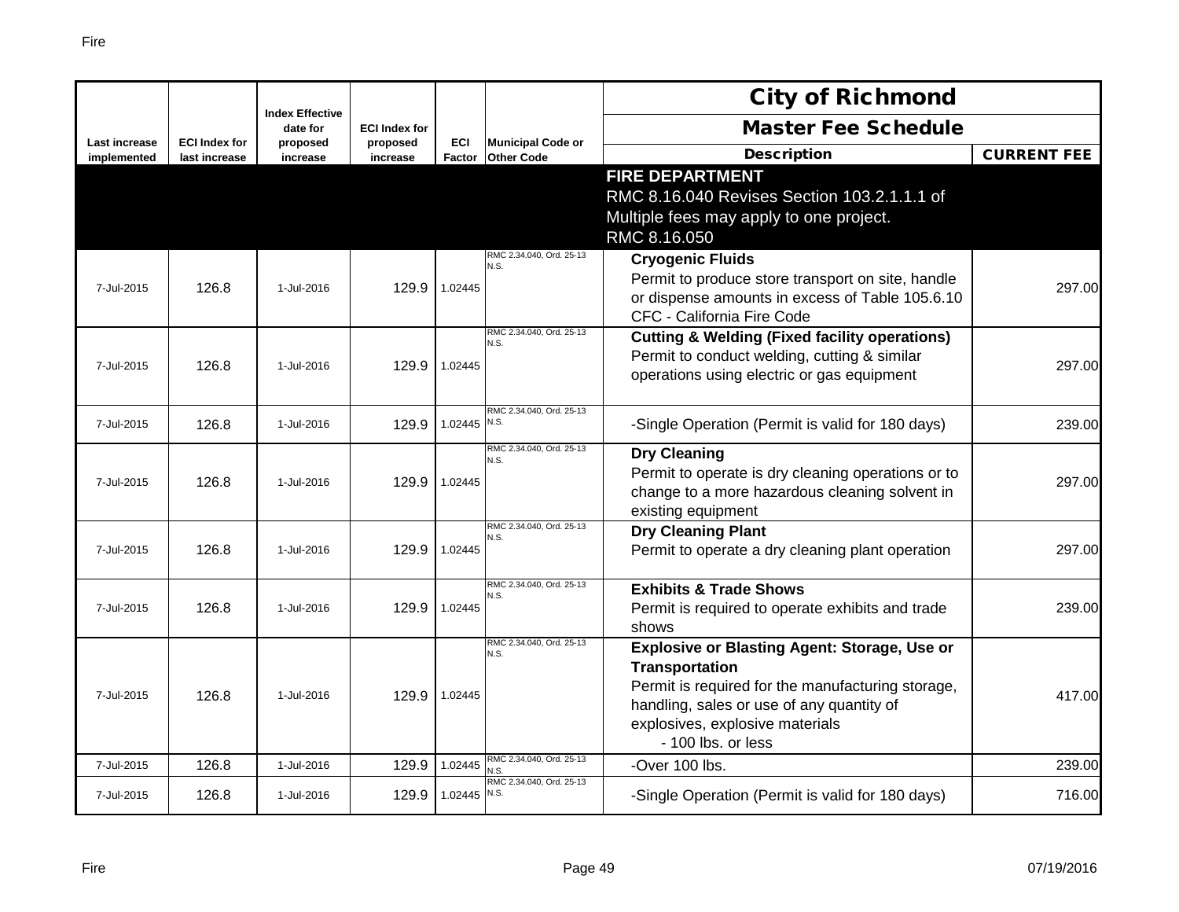| Last increase implemented | ECI Index for last increase | Index Effective date for proposed increase | ECI Index for proposed increase | ECI Factor | Municipal Code or Other Code | City of Richmond Master Fee Schedule Description | CURRENT FEE |
|---|---|---|---|---|---|---|---|
| | | | | | | **FIRE DEPARTMENT** RMC 8.16.040 Revises Section 103.2.1.1.1 of Multiple fees may apply to one project. RMC 8.16.050 | |
| 7-Jul-2015 | 126.8 | 1-Jul-2016 | 129.9 | 1.02445 | RMC 2.34.040, Ord. 25-13 N.S. | **Cryogenic Fluids** Permit to produce store transport on site, handle or dispense amounts in excess of Table 105.6.10 CFC - California Fire Code | 297.00 |
| 7-Jul-2015 | 126.8 | 1-Jul-2016 | 129.9 | 1.02445 | RMC 2.34.040, Ord. 25-13 N.S. | **Cutting & Welding (Fixed facility operations)** Permit to conduct welding, cutting & similar operations using electric or gas equipment | 297.00 |
| 7-Jul-2015 | 126.8 | 1-Jul-2016 | 129.9 | 1.02445 | RMC 2.34.040, Ord. 25-13 N.S. | -Single Operation (Permit is valid for 180 days) | 239.00 |
| 7-Jul-2015 | 126.8 | 1-Jul-2016 | 129.9 | 1.02445 | RMC 2.34.040, Ord. 25-13 N.S. | **Dry Cleaning** Permit to operate is dry cleaning operations or to change to a more hazardous cleaning solvent in existing equipment | 297.00 |
| 7-Jul-2015 | 126.8 | 1-Jul-2016 | 129.9 | 1.02445 | RMC 2.34.040, Ord. 25-13 N.S. | **Dry Cleaning Plant** Permit to operate a dry cleaning plant operation | 297.00 |
| 7-Jul-2015 | 126.8 | 1-Jul-2016 | 129.9 | 1.02445 | RMC 2.34.040, Ord. 25-13 N.S. | **Exhibits & Trade Shows** Permit is required to operate exhibits and trade shows | 239.00 |
| 7-Jul-2015 | 126.8 | 1-Jul-2016 | 129.9 | 1.02445 | RMC 2.34.040, Ord. 25-13 N.S. | **Explosive or Blasting Agent: Storage, Use or Transportation** Permit is required for the manufacturing storage, handling, sales or use of any quantity of explosives, explosive materials - 100 lbs. or less | 417.00 |
| 7-Jul-2015 | 126.8 | 1-Jul-2016 | 129.9 | 1.02445 | RMC 2.34.040, Ord. 25-13 N.S. | -Over 100 lbs. | 239.00 |
| 7-Jul-2015 | 126.8 | 1-Jul-2016 | 129.9 | 1.02445 | RMC 2.34.040, Ord. 25-13 N.S. | -Single Operation (Permit is valid for 180 days) | 716.00 |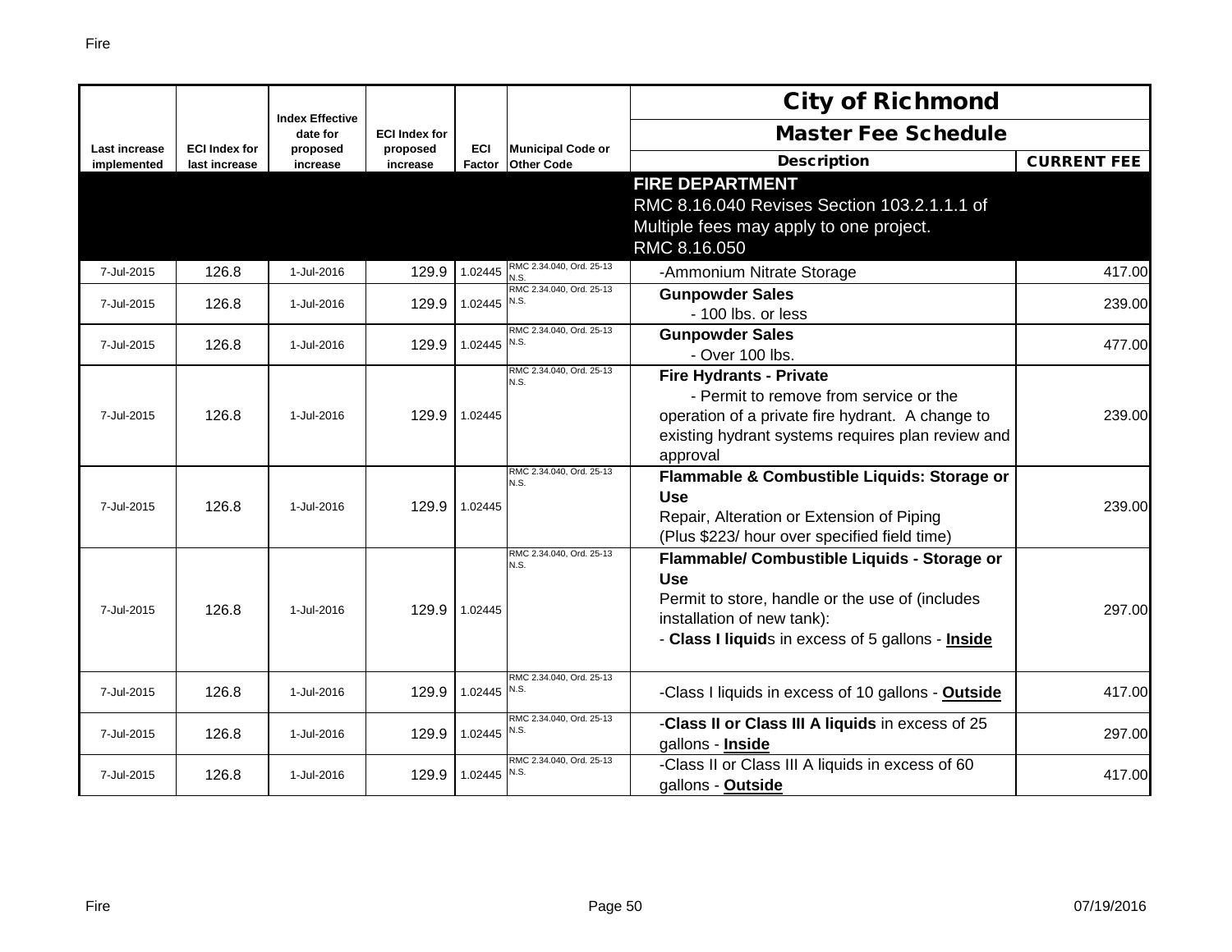| Last increase implemented | ECI Index for last increase | Index Effective date for proposed increase | ECI Index for proposed increase | ECI Factor | Municipal Code or Other Code | City of Richmond Master Fee Schedule Description | CURRENT FEE |
|---|---|---|---|---|---|---|---|
| | | | | | | **FIRE DEPARTMENT** RMC 8.16.040 Revises Section 103.2.1.1.1 of Multiple fees may apply to one project. RMC 8.16.050 | |
| 7-Jul-2015 | 126.8 | 1-Jul-2016 | 129.9 | 1.02445 | RMC 2.34.040, Ord. 25-13 N.S. | -Ammonium Nitrate Storage | 417.00 |
| 7-Jul-2015 | 126.8 | 1-Jul-2016 | 129.9 | 1.02445 | RMC 2.34.040, Ord. 25-13 N.S. | **Gunpowder Sales** - 100 lbs. or less | 239.00 |
| 7-Jul-2015 | 126.8 | 1-Jul-2016 | 129.9 | 1.02445 | RMC 2.34.040, Ord. 25-13 N.S. | **Gunpowder Sales** - Over 100 lbs. | 477.00 |
| 7-Jul-2015 | 126.8 | 1-Jul-2016 | 129.9 | 1.02445 | RMC 2.34.040, Ord. 25-13 N.S. | **Fire Hydrants - Private** - Permit to remove from service or the operation of a private fire hydrant. A change to existing hydrant systems requires plan review and approval | 239.00 |
| 7-Jul-2015 | 126.8 | 1-Jul-2016 | 129.9 | 1.02445 | RMC 2.34.040, Ord. 25-13 N.S. | **Flammable & Combustible Liquids: Storage or Use** Repair, Alteration or Extension of Piping (Plus $223/ hour over specified field time) | 239.00 |
| 7-Jul-2015 | 126.8 | 1-Jul-2016 | 129.9 | 1.02445 | RMC 2.34.040, Ord. 25-13 N.S. | **Flammable/ Combustible Liquids - Storage or Use** Permit to store, handle or the use of (includes installation of new tank): - **Class I liquid**s in excess of 5 gallons - **Inside** | 297.00 |
| 7-Jul-2015 | 126.8 | 1-Jul-2016 | 129.9 | 1.02445 | RMC 2.34.040, Ord. 25-13 N.S. | -Class I liquids in excess of 10 gallons - **Outside** | 417.00 |
| 7-Jul-2015 | 126.8 | 1-Jul-2016 | 129.9 | 1.02445 | RMC 2.34.040, Ord. 25-13 N.S. | -**Class II or Class III A liquids** in excess of 25 gallons - **Inside** | 297.00 |
| 7-Jul-2015 | 126.8 | 1-Jul-2016 | 129.9 | 1.02445 | RMC 2.34.040, Ord. 25-13 N.S. | -Class II or Class III A liquids in excess of 60 gallons - **Outside** | 417.00 |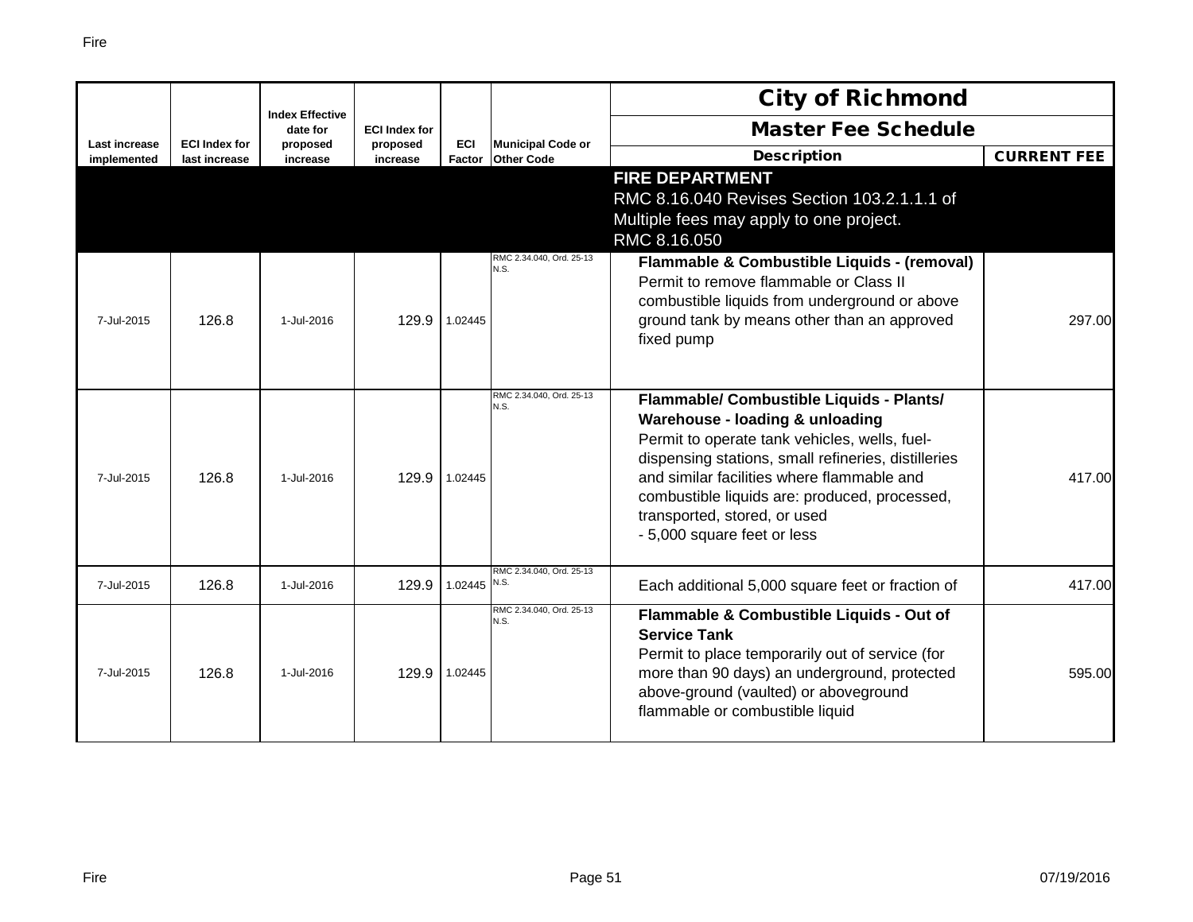| Last increase implemented | ECI Index for last increase | Index Effective date for proposed increase | ECI Index for proposed increase | ECI Factor | Municipal Code or Other Code | City of Richmond Master Fee Schedule Description | CURRENT FEE |
|---|---|---|---|---|---|---|---|
| | | | | | | **FIRE DEPARTMENT** RMC 8.16.040 Revises Section 103.2.1.1.1 of Multiple fees may apply to one project. RMC 8.16.050 | |
| 7-Jul-2015 | 126.8 | 1-Jul-2016 | 129.9 | 1.02445 | RMC 2.34.040, Ord. 25-13 N.S. | **Flammable & Combustible Liquids - (removal)** Permit to remove flammable or Class II combustible liquids from underground or above ground tank by means other than an approved fixed pump | 297.00 |
| 7-Jul-2015 | 126.8 | 1-Jul-2016 | 129.9 | 1.02445 | RMC 2.34.040, Ord. 25-13 N.S. | **Flammable/ Combustible Liquids - Plants/ Warehouse - loading & unloading** Permit to operate tank vehicles, wells, fuel-dispensing stations, small refineries, distilleries and similar facilities where flammable and combustible liquids are: produced, processed, transported, stored, or used - 5,000 square feet or less | 417.00 |
| 7-Jul-2015 | 126.8 | 1-Jul-2016 | 129.9 | 1.02445 | RMC 2.34.040, Ord. 25-13 N.S. | Each additional 5,000 square feet or fraction of | 417.00 |
| 7-Jul-2015 | 126.8 | 1-Jul-2016 | 129.9 | 1.02445 | RMC 2.34.040, Ord. 25-13 N.S. | **Flammable & Combustible Liquids - Out of Service Tank** Permit to place temporarily out of service (for more than 90 days) an underground, protected above-ground (vaulted) or aboveground flammable or combustible liquid | 595.00 |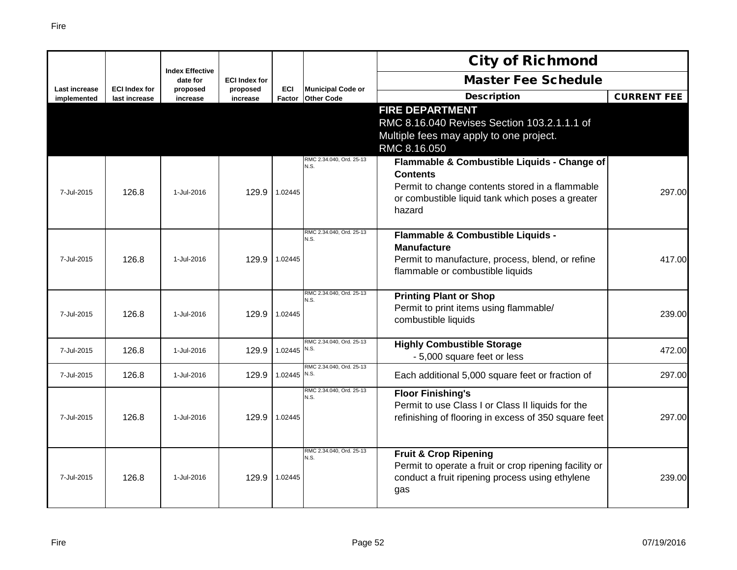| Last increase implemented | ECI Index for last increase | Index Effective date for proposed increase | ECI Index for proposed increase | ECI Factor | Municipal Code or Other Code | City of Richmond Master Fee Schedule Description | CURRENT FEE |
|---|---|---|---|---|---|---|---|
| | | | | | | **FIRE DEPARTMENT** RMC 8.16.040 Revises Section 103.2.1.1.1 of Multiple fees may apply to one project. RMC 8.16.050 | |
| 7-Jul-2015 | 126.8 | 1-Jul-2016 | 129.9 | 1.02445 | RMC 2.34.040, Ord. 25-13 N.S. | **Flammable & Combustible Liquids - Change of Contents** Permit to change contents stored in a flammable or combustible liquid tank which poses a greater hazard | 297.00 |
| 7-Jul-2015 | 126.8 | 1-Jul-2016 | 129.9 | 1.02445 | RMC 2.34.040, Ord. 25-13 N.S. | **Flammable & Combustible Liquids - Manufacture** Permit to manufacture, process, blend, or refine flammable or combustible liquids | 417.00 |
| 7-Jul-2015 | 126.8 | 1-Jul-2016 | 129.9 | 1.02445 | RMC 2.34.040, Ord. 25-13 N.S. | **Printing Plant or Shop** Permit to print items using flammable/ combustible liquids | 239.00 |
| 7-Jul-2015 | 126.8 | 1-Jul-2016 | 129.9 | 1.02445 | RMC 2.34.040, Ord. 25-13 N.S. | **Highly Combustible Storage** - 5,000 square feet or less | 472.00 |
| 7-Jul-2015 | 126.8 | 1-Jul-2016 | 129.9 | 1.02445 | RMC 2.34.040, Ord. 25-13 N.S. | Each additional 5,000 square feet or fraction of | 297.00 |
| 7-Jul-2015 | 126.8 | 1-Jul-2016 | 129.9 | 1.02445 | RMC 2.34.040, Ord. 25-13 N.S. | **Floor Finishing's** Permit to use Class I or Class II liquids for the refinishing of flooring in excess of 350 square feet | 297.00 |
| 7-Jul-2015 | 126.8 | 1-Jul-2016 | 129.9 | 1.02445 | RMC 2.34.040, Ord. 25-13 N.S. | **Fruit & Crop Ripening** Permit to operate a fruit or crop ripening facility or conduct a fruit ripening process using ethylene gas | 239.00 |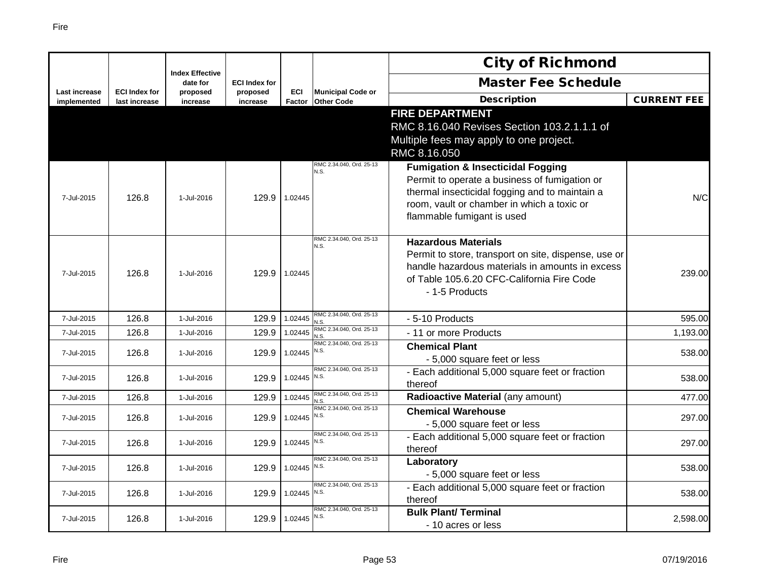| Last increase implemented | ECI Index for last increase | Index Effective date for proposed increase | ECI Index for proposed increase | ECI Factor | Municipal Code or Other Code | City of Richmond Master Fee Schedule Description | CURRENT FEE |
|---|---|---|---|---|---|---|---|
| | | | | | | **FIRE DEPARTMENT** RMC 8.16.040 Revises Section 103.2.1.1.1 of Multiple fees may apply to one project. RMC 8.16.050 | |
| 7-Jul-2015 | 126.8 | 1-Jul-2016 | 129.9 | 1.02445 | RMC 2.34.040, Ord. 25-13 N.S. | **Fumigation & Insecticidal Fogging** Permit to operate a business of fumigation or thermal insecticidal fogging and to maintain a room, vault or chamber in which a toxic or flammable fumigant is used | N/C |
| 7-Jul-2015 | 126.8 | 1-Jul-2016 | 129.9 | 1.02445 | RMC 2.34.040, Ord. 25-13 N.S. | **Hazardous Materials** Permit to store, transport on site, dispense, use or handle hazardous materials in amounts in excess of Table 105.6.20 CFC-California Fire Code - 1-5 Products | 239.00 |
| 7-Jul-2015 | 126.8 | 1-Jul-2016 | 129.9 | 1.02445 | RMC 2.34.040, Ord. 25-13 N.S. | - 5-10 Products | 595.00 |
| 7-Jul-2015 | 126.8 | 1-Jul-2016 | 129.9 | 1.02445 | RMC 2.34.040, Ord. 25-13 N.S. | - 11 or more Products | 1,193.00 |
| 7-Jul-2015 | 126.8 | 1-Jul-2016 | 129.9 | 1.02445 | RMC 2.34.040, Ord. 25-13 N.S. | **Chemical Plant** - 5,000 square feet or less | 538.00 |
| 7-Jul-2015 | 126.8 | 1-Jul-2016 | 129.9 | 1.02445 | RMC 2.34.040, Ord. 25-13 N.S. | - Each additional 5,000 square feet or fraction thereof | 538.00 |
| 7-Jul-2015 | 126.8 | 1-Jul-2016 | 129.9 | 1.02445 | RMC 2.34.040, Ord. 25-13 N.S. | **Radioactive Material** (any amount) | 477.00 |
| 7-Jul-2015 | 126.8 | 1-Jul-2016 | 129.9 | 1.02445 | RMC 2.34.040, Ord. 25-13 N.S. | **Chemical Warehouse** - 5,000 square feet or less | 297.00 |
| 7-Jul-2015 | 126.8 | 1-Jul-2016 | 129.9 | 1.02445 | RMC 2.34.040, Ord. 25-13 N.S. | - Each additional 5,000 square feet or fraction thereof | 297.00 |
| 7-Jul-2015 | 126.8 | 1-Jul-2016 | 129.9 | 1.02445 | RMC 2.34.040, Ord. 25-13 N.S. | **Laboratory** - 5,000 square feet or less | 538.00 |
| 7-Jul-2015 | 126.8 | 1-Jul-2016 | 129.9 | 1.02445 | RMC 2.34.040, Ord. 25-13 N.S. | - Each additional 5,000 square feet or fraction thereof | 538.00 |
| 7-Jul-2015 | 126.8 | 1-Jul-2016 | 129.9 | 1.02445 | RMC 2.34.040, Ord. 25-13 N.S. | **Bulk Plant/ Terminal** - 10 acres or less | 2,598.00 |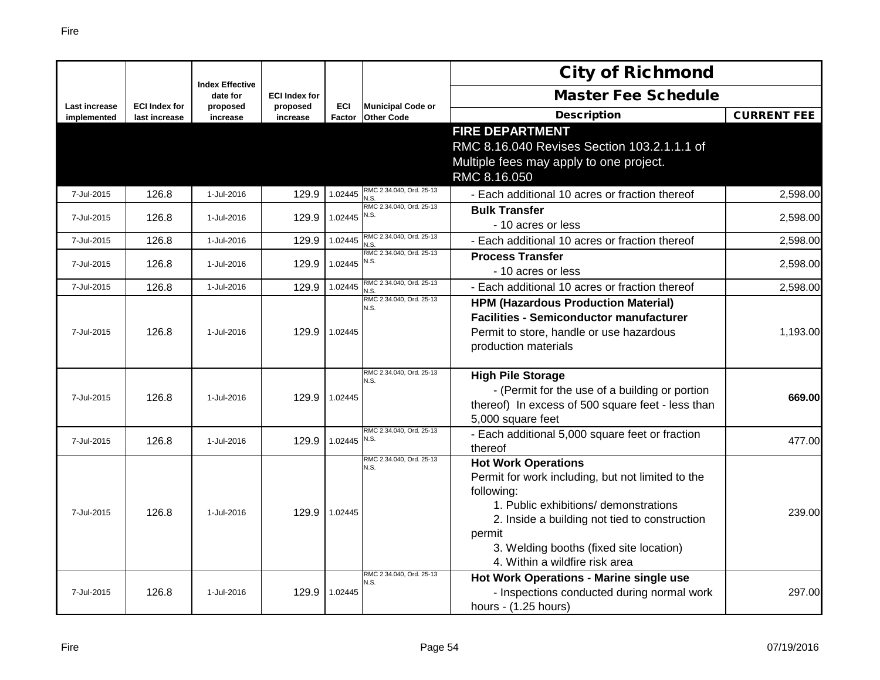| Last increase implemented | ECI Index for last increase | Index Effective date for proposed increase | ECI Index for proposed increase | ECI Factor | Municipal Code or Other Code | City of Richmond<br>Master Fee Schedule<br>Description | CURRENT FEE |
|---|---|---|---|---|---|---|---|
| | | | | | | **FIRE DEPARTMENT**<br>RMC 8.16.040 Revises Section 103.2.1.1.1 of<br>Multiple fees may apply to one project.<br>RMC 8.16.050 | |
| 7-Jul-2015 | 126.8 | 1-Jul-2016 | 129.9 | 1.02445 | RMC 2.34.040, Ord. 25-13 N.S. | - Each additional 10 acres or fraction thereof | 2,598.00 |
| 7-Jul-2015 | 126.8 | 1-Jul-2016 | 129.9 | 1.02445 | RMC 2.34.040, Ord. 25-13 N.S. | **Bulk Transfer**<br>- 10 acres or less | 2,598.00 |
| 7-Jul-2015 | 126.8 | 1-Jul-2016 | 129.9 | 1.02445 | RMC 2.34.040, Ord. 25-13 N.S. | - Each additional 10 acres or fraction thereof | 2,598.00 |
| 7-Jul-2015 | 126.8 | 1-Jul-2016 | 129.9 | 1.02445 | RMC 2.34.040, Ord. 25-13 N.S. | **Process Transfer**<br>- 10 acres or less | 2,598.00 |
| 7-Jul-2015 | 126.8 | 1-Jul-2016 | 129.9 | 1.02445 | RMC 2.34.040, Ord. 25-13 N.S. | - Each additional 10 acres or fraction thereof | 2,598.00 |
| 7-Jul-2015 | 126.8 | 1-Jul-2016 | 129.9 | 1.02445 | RMC 2.34.040, Ord. 25-13 N.S. | **HPM (Hazardous Production Material) Facilities - Semiconductor manufacturer**<br>Permit to store, handle or use hazardous production materials | 1,193.00 |
| 7-Jul-2015 | 126.8 | 1-Jul-2016 | 129.9 | 1.02445 | RMC 2.34.040, Ord. 25-13 N.S. | **High Pile Storage**<br>- (Permit for the use of a building or portion thereof) In excess of 500 square feet - less than 5,000 square feet | **669.00** |
| 7-Jul-2015 | 126.8 | 1-Jul-2016 | 129.9 | 1.02445 | RMC 2.34.040, Ord. 25-13 N.S. | - Each additional 5,000 square feet or fraction thereof | 477.00 |
| 7-Jul-2015 | 126.8 | 1-Jul-2016 | 129.9 | 1.02445 | RMC 2.34.040, Ord. 25-13 N.S. | **Hot Work Operations**<br>Permit for work including, but not limited to the following:<br>1. Public exhibitions/ demonstrations<br>2. Inside a building not tied to construction permit<br>3. Welding booths (fixed site location)<br>4. Within a wildfire risk area | 239.00 |
| 7-Jul-2015 | 126.8 | 1-Jul-2016 | 129.9 | 1.02445 | RMC 2.34.040, Ord. 25-13 N.S. | **Hot Work Operations - Marine single use**<br>- Inspections conducted during normal work hours - (1.25 hours) | 297.00 |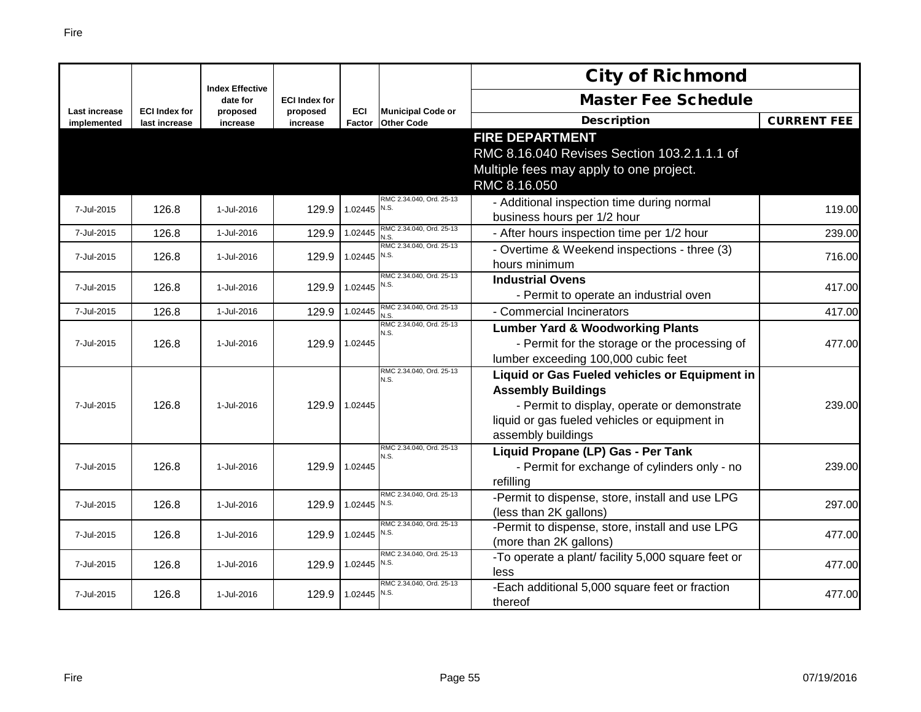| Last increase implemented | ECI Index for last increase | Index Effective date for proposed increase | ECI Index for proposed increase | ECI Factor | Municipal Code or Other Code | City of Richmond Master Fee Schedule Description | CURRENT FEE |
|---|---|---|---|---|---|---|---|
| | | | | | | **FIRE DEPARTMENT** RMC 8.16.040 Revises Section 103.2.1.1.1 of Multiple fees may apply to one project. RMC 8.16.050 | |
| 7-Jul-2015 | 126.8 | 1-Jul-2016 | 129.9 | 1.02445 | RMC 2.34.040, Ord. 25-13 N.S. | - Additional inspection time during normal business hours per 1/2 hour | 119.00 |
| 7-Jul-2015 | 126.8 | 1-Jul-2016 | 129.9 | 1.02445 | RMC 2.34.040, Ord. 25-13 N.S. | - After hours inspection time per 1/2 hour | 239.00 |
| 7-Jul-2015 | 126.8 | 1-Jul-2016 | 129.9 | 1.02445 | RMC 2.34.040, Ord. 25-13 N.S. | - Overtime & Weekend inspections - three (3) hours minimum | 716.00 |
| 7-Jul-2015 | 126.8 | 1-Jul-2016 | 129.9 | 1.02445 | RMC 2.34.040, Ord. 25-13 N.S. | **Industrial Ovens** - Permit to operate an industrial oven | 417.00 |
| 7-Jul-2015 | 126.8 | 1-Jul-2016 | 129.9 | 1.02445 | RMC 2.34.040, Ord. 25-13 N.S. | - Commercial Incinerators | 417.00 |
| 7-Jul-2015 | 126.8 | 1-Jul-2016 | 129.9 | 1.02445 | RMC 2.34.040, Ord. 25-13 N.S. | **Lumber Yard & Woodworking Plants** - Permit for the storage or the processing of lumber exceeding 100,000 cubic feet | 477.00 |
| 7-Jul-2015 | 126.8 | 1-Jul-2016 | 129.9 | 1.02445 | RMC 2.34.040, Ord. 25-13 N.S. | **Liquid or Gas Fueled vehicles or Equipment in Assembly Buildings** - Permit to display, operate or demonstrate liquid or gas fueled vehicles or equipment in assembly buildings | 239.00 |
| 7-Jul-2015 | 126.8 | 1-Jul-2016 | 129.9 | 1.02445 | RMC 2.34.040, Ord. 25-13 N.S. | **Liquid Propane (LP) Gas - Per Tank** - Permit for exchange of cylinders only - no refilling | 239.00 |
| 7-Jul-2015 | 126.8 | 1-Jul-2016 | 129.9 | 1.02445 | RMC 2.34.040, Ord. 25-13 N.S. | -Permit to dispense, store, install and use LPG (less than 2K gallons) | 297.00 |
| 7-Jul-2015 | 126.8 | 1-Jul-2016 | 129.9 | 1.02445 | RMC 2.34.040, Ord. 25-13 N.S. | -Permit to dispense, store, install and use LPG (more than 2K gallons) | 477.00 |
| 7-Jul-2015 | 126.8 | 1-Jul-2016 | 129.9 | 1.02445 | RMC 2.34.040, Ord. 25-13 N.S. | -To operate a plant/ facility 5,000 square feet or less | 477.00 |
| 7-Jul-2015 | 126.8 | 1-Jul-2016 | 129.9 | 1.02445 | RMC 2.34.040, Ord. 25-13 N.S. | -Each additional 5,000 square feet or fraction thereof | 477.00 |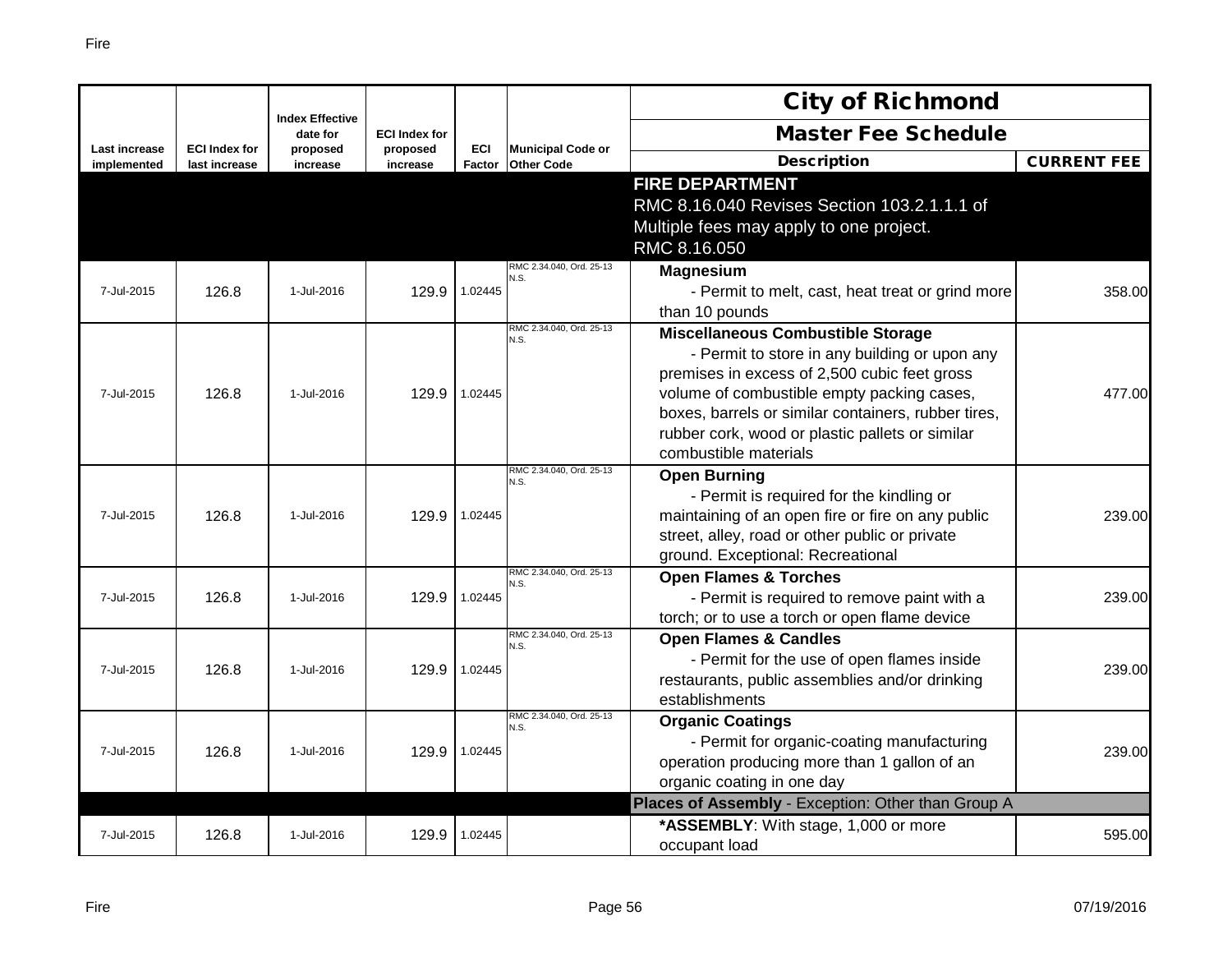| Last increase implemented | ECI Index for last increase | Index Effective date for proposed increase | ECI Index for proposed increase | ECI Factor | Municipal Code or Other Code | City of Richmond Master Fee Schedule Description | CURRENT FEE |
|---|---|---|---|---|---|---|---|
| | | | | | | **FIRE DEPARTMENT** RMC 8.16.040 Revises Section 103.2.1.1.1 of Multiple fees may apply to one project. RMC 8.16.050 | |
| 7-Jul-2015 | 126.8 | 1-Jul-2016 | 129.9 | 1.02445 | RMC 2.34.040, Ord. 25-13 N.S. | **Magnesium** - Permit to melt, cast, heat treat or grind more than 10 pounds | 358.00 |
| 7-Jul-2015 | 126.8 | 1-Jul-2016 | 129.9 | 1.02445 | RMC 2.34.040, Ord. 25-13 N.S. | **Miscellaneous Combustible Storage** - Permit to store in any building or upon any premises in excess of 2,500 cubic feet gross volume of combustible empty packing cases, boxes, barrels or similar containers, rubber tires, rubber cork, wood or plastic pallets or similar combustible materials | 477.00 |
| 7-Jul-2015 | 126.8 | 1-Jul-2016 | 129.9 | 1.02445 | RMC 2.34.040, Ord. 25-13 N.S. | **Open Burning** - Permit is required for the kindling or maintaining of an open fire or fire on any public street, alley, road or other public or private ground. Exceptional: Recreational | 239.00 |
| 7-Jul-2015 | 126.8 | 1-Jul-2016 | 129.9 | 1.02445 | RMC 2.34.040, Ord. 25-13 N.S. | **Open Flames & Torches** - Permit is required to remove paint with a torch; or to use a torch or open flame device | 239.00 |
| 7-Jul-2015 | 126.8 | 1-Jul-2016 | 129.9 | 1.02445 | RMC 2.34.040, Ord. 25-13 N.S. | **Open Flames & Candles** - Permit for the use of open flames inside restaurants, public assemblies and/or drinking establishments | 239.00 |
| 7-Jul-2015 | 126.8 | 1-Jul-2016 | 129.9 | 1.02445 | RMC 2.34.040, Ord. 25-13 N.S. | **Organic Coatings** - Permit for organic-coating manufacturing operation producing more than 1 gallon of an organic coating in one day | 239.00 |
| | | | | | | **Places of Assembly** - Exception: Other than Group A | |
| 7-Jul-2015 | 126.8 | 1-Jul-2016 | 129.9 | 1.02445 | | ***ASSEMBLY**: With stage, 1,000 or more occupant load | 595.00 |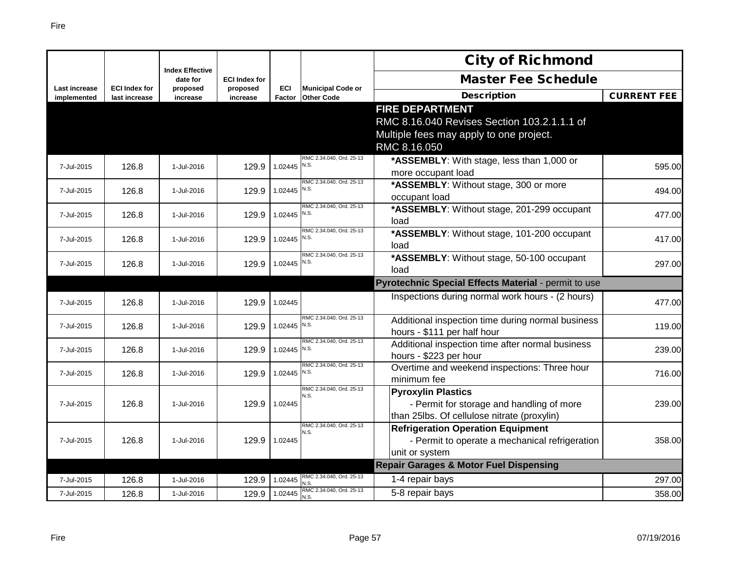| Last increase implemented | ECI Index for last increase | Index Effective date for proposed increase | ECI Index for proposed increase | ECI Factor | Municipal Code or Other Code | City of Richmond<br>Master Fee Schedule<br>Description | CURRENT FEE |
|---|---|---|---|---|---|---|---|
| | | | | | | **FIRE DEPARTMENT**<br>RMC 8.16.040 Revises Section 103.2.1.1.1 of<br>Multiple fees may apply to one project.<br>RMC 8.16.050 | |
| 7-Jul-2015 | 126.8 | 1-Jul-2016 | 129.9 | 1.02445 | RMC 2.34.040, Ord. 25-13 N.S. | ***ASSEMBLY**: With stage, less than 1,000 or more occupant load | 595.00 |
| 7-Jul-2015 | 126.8 | 1-Jul-2016 | 129.9 | 1.02445 | RMC 2.34.040, Ord. 25-13 N.S. | ***ASSEMBLY**: Without stage, 300 or more occupant load | 494.00 |
| 7-Jul-2015 | 126.8 | 1-Jul-2016 | 129.9 | 1.02445 | RMC 2.34.040, Ord. 25-13 N.S. | ***ASSEMBLY**: Without stage, 201-299 occupant load | 477.00 |
| 7-Jul-2015 | 126.8 | 1-Jul-2016 | 129.9 | 1.02445 | RMC 2.34.040, Ord. 25-13 N.S. | ***ASSEMBLY**: Without stage, 101-200 occupant load | 417.00 |
| 7-Jul-2015 | 126.8 | 1-Jul-2016 | 129.9 | 1.02445 | RMC 2.34.040, Ord. 25-13 N.S. | ***ASSEMBLY**: Without stage, 50-100 occupant load | 297.00 |
| | | | | | | **Pyrotechnic Special Effects Material** - permit to use | |
| 7-Jul-2015 | 126.8 | 1-Jul-2016 | 129.9 | 1.02445 | | Inspections during normal work hours - (2 hours) | 477.00 |
| 7-Jul-2015 | 126.8 | 1-Jul-2016 | 129.9 | 1.02445 | RMC 2.34.040, Ord. 25-13 N.S. | Additional inspection time during normal business hours - $111 per half hour | 119.00 |
| 7-Jul-2015 | 126.8 | 1-Jul-2016 | 129.9 | 1.02445 | RMC 2.34.040, Ord. 25-13 N.S. | Additional inspection time after normal business hours - $223 per hour | 239.00 |
| 7-Jul-2015 | 126.8 | 1-Jul-2016 | 129.9 | 1.02445 | RMC 2.34.040, Ord. 25-13 N.S. | Overtime and weekend inspections: Three hour minimum fee | 716.00 |
| 7-Jul-2015 | 126.8 | 1-Jul-2016 | 129.9 | 1.02445 | RMC 2.34.040, Ord. 25-13 N.S. | **Pyroxylin Plastics**<br>- Permit for storage and handling of more than 25lbs. Of cellulose nitrate (proxylin) | 239.00 |
| 7-Jul-2015 | 126.8 | 1-Jul-2016 | 129.9 | 1.02445 | RMC 2.34.040, Ord. 25-13 N.S. | **Refrigeration Operation Equipment**<br>- Permit to operate a mechanical refrigeration unit or system | 358.00 |
| | | | | | | **Repair Garages & Motor Fuel Dispensing** | |
| 7-Jul-2015 | 126.8 | 1-Jul-2016 | 129.9 | 1.02445 | RMC 2.34.040, Ord. 25-13 N.S. | 1-4 repair bays | 297.00 |
| 7-Jul-2015 | 126.8 | 1-Jul-2016 | 129.9 | 1.02445 | RMC 2.34.040, Ord. 25-13 N.S. | 5-8 repair bays | 358.00 |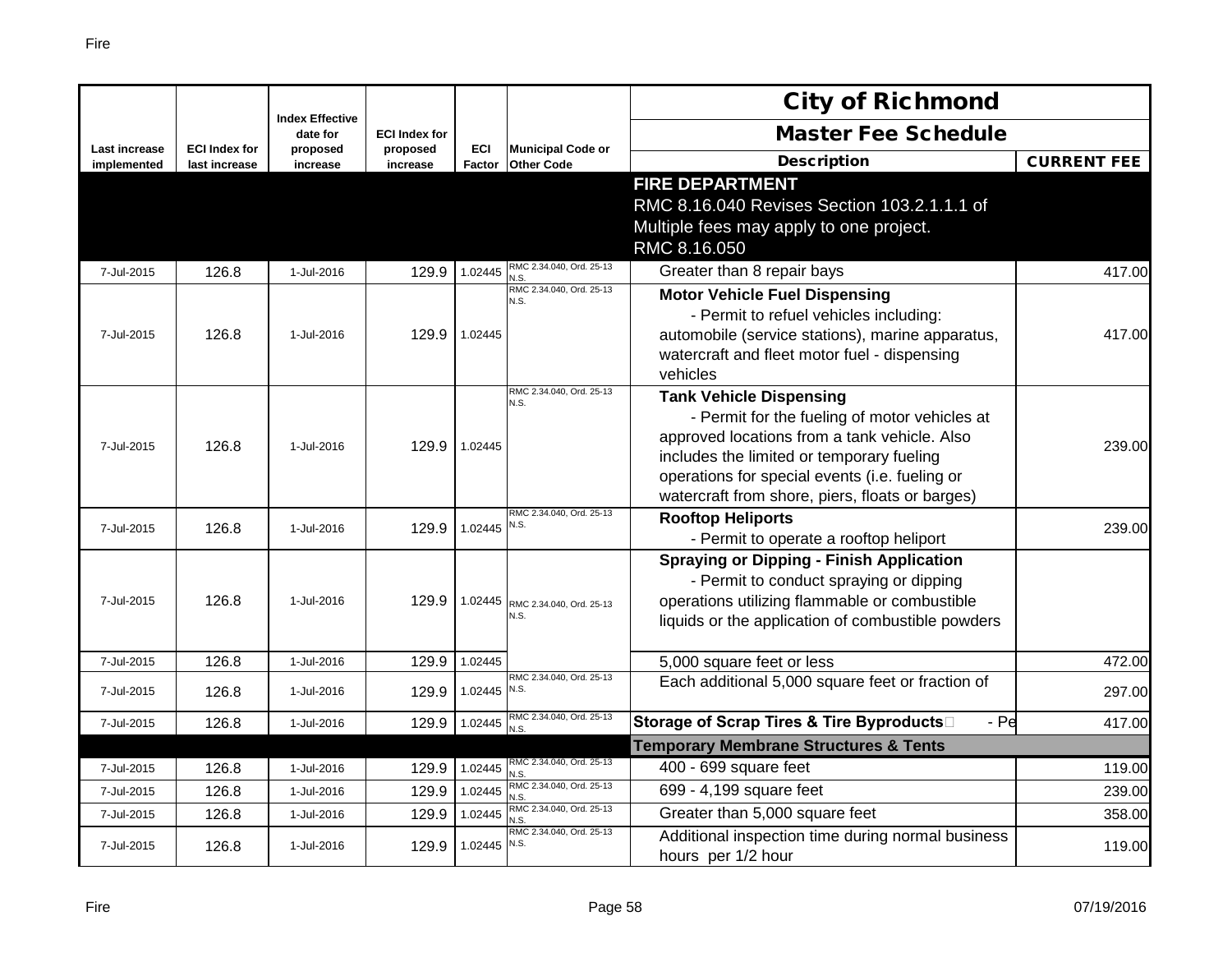| Last increase implemented | ECI Index for last increase | Index Effective date for proposed increase | ECI Index for proposed increase | ECI Factor | Municipal Code or Other Code | City of Richmond Master Fee Schedule Description | CURRENT FEE |
|---|---|---|---|---|---|---|---|
| | | | | | | **FIRE DEPARTMENT** RMC 8.16.040 Revises Section 103.2.1.1.1 of Multiple fees may apply to one project. RMC 8.16.050 | |
| 7-Jul-2015 | 126.8 | 1-Jul-2016 | 129.9 | 1.02445 | RMC 2.34.040, Ord. 25-13 N.S. | Greater than 8 repair bays | 417.00 |
| 7-Jul-2015 | 126.8 | 1-Jul-2016 | 129.9 | 1.02445 | RMC 2.34.040, Ord. 25-13 N.S. | **Motor Vehicle Fuel Dispensing** - Permit to refuel vehicles including: automobile (service stations), marine apparatus, watercraft and fleet motor fuel - dispensing vehicles | 417.00 |
| 7-Jul-2015 | 126.8 | 1-Jul-2016 | 129.9 | 1.02445 | RMC 2.34.040, Ord. 25-13 N.S. | **Tank Vehicle Dispensing** - Permit for the fueling of motor vehicles at approved locations from a tank vehicle. Also includes the limited or temporary fueling operations for special events (i.e. fueling or watercraft from shore, piers, floats or barges) | 239.00 |
| 7-Jul-2015 | 126.8 | 1-Jul-2016 | 129.9 | 1.02445 | RMC 2.34.040, Ord. 25-13 N.S. | **Rooftop Heliports** - Permit to operate a rooftop heliport | 239.00 |
| 7-Jul-2015 | 126.8 | 1-Jul-2016 | 129.9 | 1.02445 | RMC 2.34.040, Ord. 25-13 N.S. | **Spraying or Dipping - Finish Application** - Permit to conduct spraying or dipping operations utilizing flammable or combustible liquids or the application of combustible powders | |
| 7-Jul-2015 | 126.8 | 1-Jul-2016 | 129.9 | 1.02445 | | 5,000 square feet or less | 472.00 |
| 7-Jul-2015 | 126.8 | 1-Jul-2016 | 129.9 | 1.02445 | RMC 2.34.040, Ord. 25-13 N.S. | Each additional 5,000 square feet or fraction of | 297.00 |
| 7-Jul-2015 | 126.8 | 1-Jul-2016 | 129.9 | 1.02445 | RMC 2.34.040, Ord. 25-13 N.S. | **Storage of Scrap Tires & Tire Byproducts** - Pe | 417.00 |
| | | | | | | **Temporary Membrane Structures & Tents** | |
| 7-Jul-2015 | 126.8 | 1-Jul-2016 | 129.9 | 1.02445 | RMC 2.34.040, Ord. 25-13 N.S. | 400 - 699 square feet | 119.00 |
| 7-Jul-2015 | 126.8 | 1-Jul-2016 | 129.9 | 1.02445 | RMC 2.34.040, Ord. 25-13 N.S. | 699 - 4,199 square feet | 239.00 |
| 7-Jul-2015 | 126.8 | 1-Jul-2016 | 129.9 | 1.02445 | RMC 2.34.040, Ord. 25-13 N.S. | Greater than 5,000 square feet | 358.00 |
| 7-Jul-2015 | 126.8 | 1-Jul-2016 | 129.9 | 1.02445 | RMC 2.34.040, Ord. 25-13 N.S. | Additional inspection time during normal business hours per 1/2 hour | 119.00 |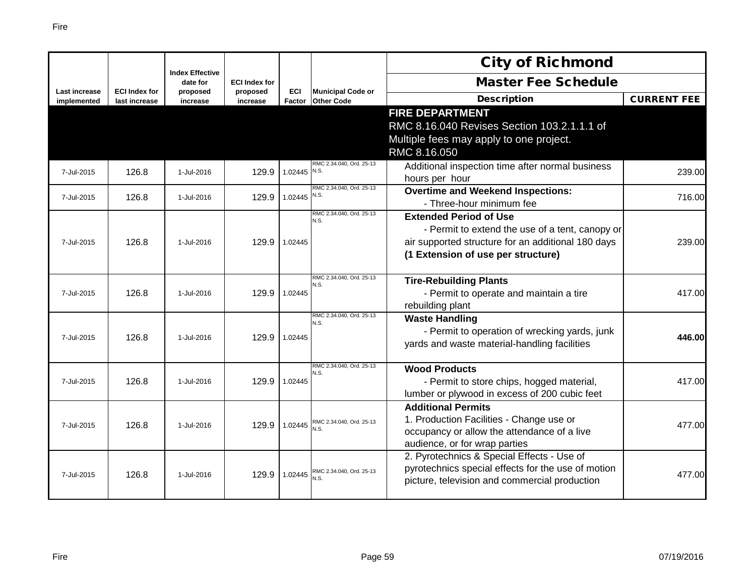| Last increase implemented | ECI Index for last increase | Index Effective date for proposed increase | ECI Index for proposed increase | ECI Factor | Municipal Code or Other Code | City of Richmond Master Fee Schedule Description | CURRENT FEE |
|---|---|---|---|---|---|---|---|
| | | | | | | **FIRE DEPARTMENT** RMC 8.16.040 Revises Section 103.2.1.1.1 of Multiple fees may apply to one project. RMC 8.16.050 | |
| 7-Jul-2015 | 126.8 | 1-Jul-2016 | 129.9 | 1.02445 | RMC 2.34.040, Ord. 25-13 N.S. | Additional inspection time after normal business hours per hour | 239.00 |
| 7-Jul-2015 | 126.8 | 1-Jul-2016 | 129.9 | 1.02445 | RMC 2.34.040, Ord. 25-13 N.S. | **Overtime and Weekend Inspections:** - Three-hour minimum fee | 716.00 |
| 7-Jul-2015 | 126.8 | 1-Jul-2016 | 129.9 | 1.02445 | RMC 2.34.040, Ord. 25-13 N.S. | **Extended Period of Use** - Permit to extend the use of a tent, canopy or air supported structure for an additional 180 days **(1 Extension of use per structure)** | 239.00 |
| 7-Jul-2015 | 126.8 | 1-Jul-2016 | 129.9 | 1.02445 | RMC 2.34.040, Ord. 25-13 N.S. | **Tire-Rebuilding Plants** - Permit to operate and maintain a tire rebuilding plant | 417.00 |
| 7-Jul-2015 | 126.8 | 1-Jul-2016 | 129.9 | 1.02445 | RMC 2.34.040, Ord. 25-13 N.S. | **Waste Handling** - Permit to operation of wrecking yards, junk yards and waste material-handling facilities | **446.00** |
| 7-Jul-2015 | 126.8 | 1-Jul-2016 | 129.9 | 1.02445 | RMC 2.34.040, Ord. 25-13 N.S. | **Wood Products** - Permit to store chips, hogged material, lumber or plywood in excess of 200 cubic feet | 417.00 |
| 7-Jul-2015 | 126.8 | 1-Jul-2016 | 129.9 | 1.02445 | RMC 2.34.040, Ord. 25-13 N.S. | **Additional Permits** 1. Production Facilities - Change use or occupancy or allow the attendance of a live audience, or for wrap parties | 477.00 |
| 7-Jul-2015 | 126.8 | 1-Jul-2016 | 129.9 | 1.02445 | RMC 2.34.040, Ord. 25-13 N.S. | 2. Pyrotechnics & Special Effects - Use of pyrotechnics special effects for the use of motion picture, television and commercial production | 477.00 |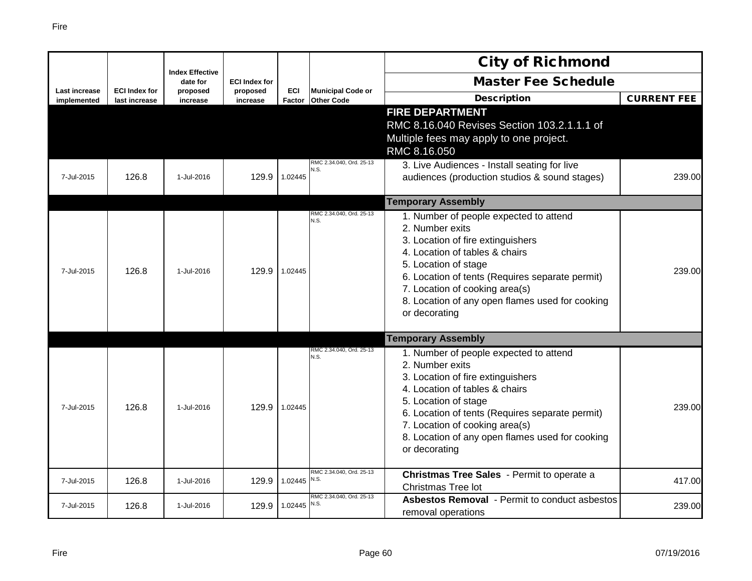| Last increase implemented | ECI Index for last increase | Index Effective date for proposed increase | ECI Index for proposed increase | ECI Factor | Municipal Code or Other Code | City of Richmond Master Fee Schedule Description | CURRENT FEE |
|---|---|---|---|---|---|---|---|
| | | | | | | **FIRE DEPARTMENT**<br>RMC 8.16.040 Revises Section 103.2.1.1.1 of<br>Multiple fees may apply to one project.<br>RMC 8.16.050 | |
| 7-Jul-2015 | 126.8 | 1-Jul-2016 | 129.9 | 1.02445 | RMC 2.34.040, Ord. 25-13 N.S. | 3. Live Audiences - Install seating for live audiences (production studios & sound stages) | 239.00 |
| | | | | | | **Temporary Assembly** | |
| 7-Jul-2015 | 126.8 | 1-Jul-2016 | 129.9 | 1.02445 | RMC 2.34.040, Ord. 25-13 N.S. | 1. Number of people expected to attend<br>2. Number exits<br>3. Location of fire extinguishers<br>4. Location of tables & chairs<br>5. Location of stage<br>6. Location of tents (Requires separate permit)<br>7. Location of cooking area(s)<br>8. Location of any open flames used for cooking or decorating | 239.00 |
| | | | | | | **Temporary Assembly** | |
| 7-Jul-2015 | 126.8 | 1-Jul-2016 | 129.9 | 1.02445 | RMC 2.34.040, Ord. 25-13 N.S. | 1. Number of people expected to attend<br>2. Number exits<br>3. Location of fire extinguishers<br>4. Location of tables & chairs<br>5. Location of stage<br>6. Location of tents (Requires separate permit)<br>7. Location of cooking area(s)<br>8. Location of any open flames used for cooking or decorating | 239.00 |
| 7-Jul-2015 | 126.8 | 1-Jul-2016 | 129.9 | 1.02445 | RMC 2.34.040, Ord. 25-13 N.S. | **Christmas Tree Sales** - Permit to operate a Christmas Tree lot | 417.00 |
| 7-Jul-2015 | 126.8 | 1-Jul-2016 | 129.9 | 1.02445 | RMC 2.34.040, Ord. 25-13 N.S. | **Asbestos Removal** - Permit to conduct asbestos removal operations | 239.00 |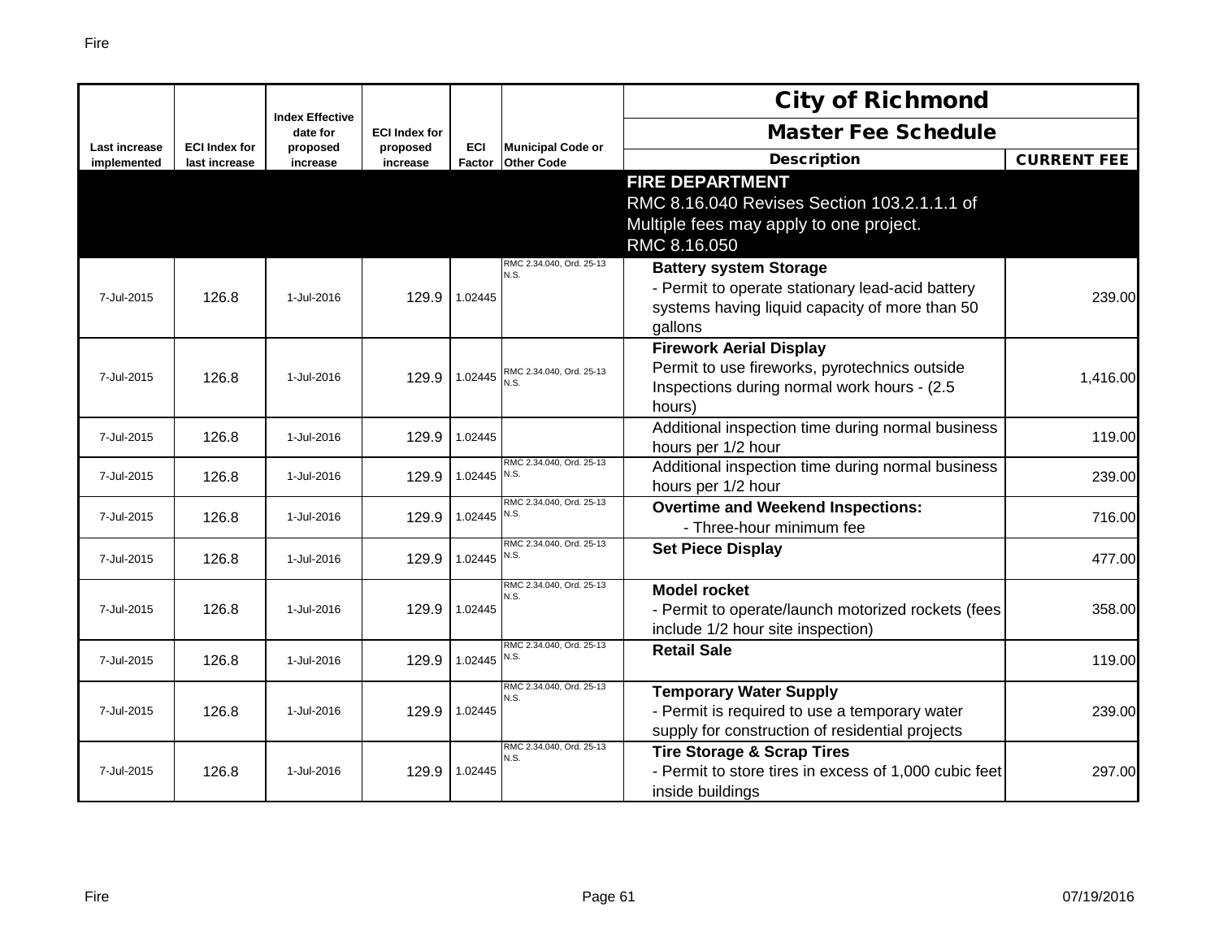| Last increase implemented | ECI Index for last increase | Index Effective date for proposed increase | ECI Index for proposed increase | ECI Factor | Municipal Code or Other Code | City of Richmond Master Fee Schedule Description | CURRENT FEE |
|---|---|---|---|---|---|---|---|
| | | | | | | **FIRE DEPARTMENT** RMC 8.16.040 Revises Section 103.2.1.1.1 of Multiple fees may apply to one project. RMC 8.16.050 | |
| 7-Jul-2015 | 126.8 | 1-Jul-2016 | 129.9 | 1.02445 | RMC 2.34.040, Ord. 25-13 N.S. | **Battery system Storage** - Permit to operate stationary lead-acid battery systems having liquid capacity of more than 50 gallons | 239.00 |
| 7-Jul-2015 | 126.8 | 1-Jul-2016 | 129.9 | 1.02445 | RMC 2.34.040, Ord. 25-13 N.S. | **Firework Aerial Display** Permit to use fireworks, pyrotechnics outside Inspections during normal work hours - (2.5 hours) | 1,416.00 |
| 7-Jul-2015 | 126.8 | 1-Jul-2016 | 129.9 | 1.02445 | | Additional inspection time during normal business hours per 1/2 hour | 119.00 |
| 7-Jul-2015 | 126.8 | 1-Jul-2016 | 129.9 | 1.02445 | RMC 2.34.040, Ord. 25-13 N.S. | Additional inspection time during normal business hours per 1/2 hour | 239.00 |
| 7-Jul-2015 | 126.8 | 1-Jul-2016 | 129.9 | 1.02445 | RMC 2.34.040, Ord. 25-13 N.S. | **Overtime and Weekend Inspections:** - Three-hour minimum fee | 716.00 |
| 7-Jul-2015 | 126.8 | 1-Jul-2016 | 129.9 | 1.02445 | RMC 2.34.040, Ord. 25-13 N.S. | **Set Piece Display** | 477.00 |
| 7-Jul-2015 | 126.8 | 1-Jul-2016 | 129.9 | 1.02445 | RMC 2.34.040, Ord. 25-13 N.S. | **Model rocket** - Permit to operate/launch motorized rockets (fees include 1/2 hour site inspection) | 358.00 |
| 7-Jul-2015 | 126.8 | 1-Jul-2016 | 129.9 | 1.02445 | RMC 2.34.040, Ord. 25-13 N.S. | **Retail Sale** | 119.00 |
| 7-Jul-2015 | 126.8 | 1-Jul-2016 | 129.9 | 1.02445 | RMC 2.34.040, Ord. 25-13 N.S. | **Temporary Water Supply** - Permit is required to use a temporary water supply for construction of residential projects | 239.00 |
| 7-Jul-2015 | 126.8 | 1-Jul-2016 | 129.9 | 1.02445 | RMC 2.34.040, Ord. 25-13 N.S. | **Tire Storage & Scrap Tires** - Permit to store tires in excess of 1,000 cubic feet inside buildings | 297.00 |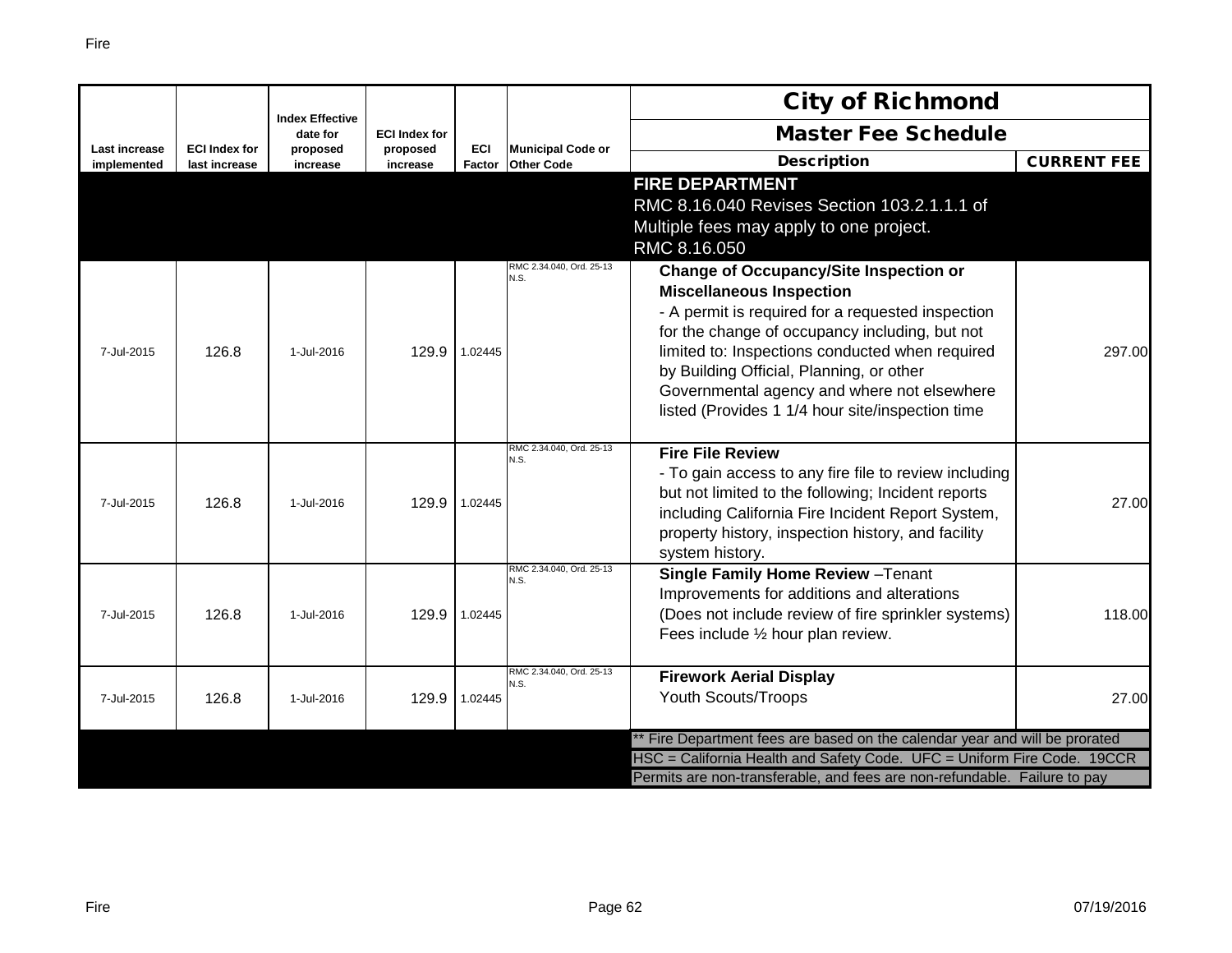| Last increase implemented | ECI Index for last increase | Index Effective date for proposed increase | ECI Index for proposed increase | ECI Factor | Municipal Code or Other Code | City of Richmond<br>Master Fee Schedule<br>Description | CURRENT FEE |
|---|---|---|---|---|---|---|---|
| | | | | | | **FIRE DEPARTMENT**<br>RMC 8.16.040 Revises Section 103.2.1.1.1 of<br>Multiple fees may apply to one project.<br>RMC 8.16.050 | |
| 7-Jul-2015 | 126.8 | 1-Jul-2016 | 129.9 | 1.02445 | RMC 2.34.040, Ord. 25-13 N.S. | **Change of Occupancy/Site Inspection or Miscellaneous Inspection**<br>- A permit is required for a requested inspection for the change of occupancy including, but not limited to: Inspections conducted when required by Building Official, Planning, or other Governmental agency and where not elsewhere listed (Provides 1 1/4 hour site/inspection time | 297.00 |
| 7-Jul-2015 | 126.8 | 1-Jul-2016 | 129.9 | 1.02445 | RMC 2.34.040, Ord. 25-13 N.S. | **Fire File Review**<br>- To gain access to any fire file to review including but not limited to the following; Incident reports including California Fire Incident Report System, property history, inspection history, and facility system history. | 27.00 |
| 7-Jul-2015 | 126.8 | 1-Jul-2016 | 129.9 | 1.02445 | RMC 2.34.040, Ord. 25-13 N.S. | **Single Family Home Review** –Tenant Improvements for additions and alterations (Does not include review of fire sprinkler systems) Fees include ½ hour plan review. | 118.00 |
| 7-Jul-2015 | 126.8 | 1-Jul-2016 | 129.9 | 1.02445 | RMC 2.34.040, Ord. 25-13 N.S. | **Firework Aerial Display**<br>Youth Scouts/Troops | 27.00 |

** Fire Department fees are based on the calendar year and will be prorated

HSC = California Health and Safety Code. UFC = Uniform Fire Code. 19CCR

Permits are non-transferable, and fees are non-refundable. Failure to pay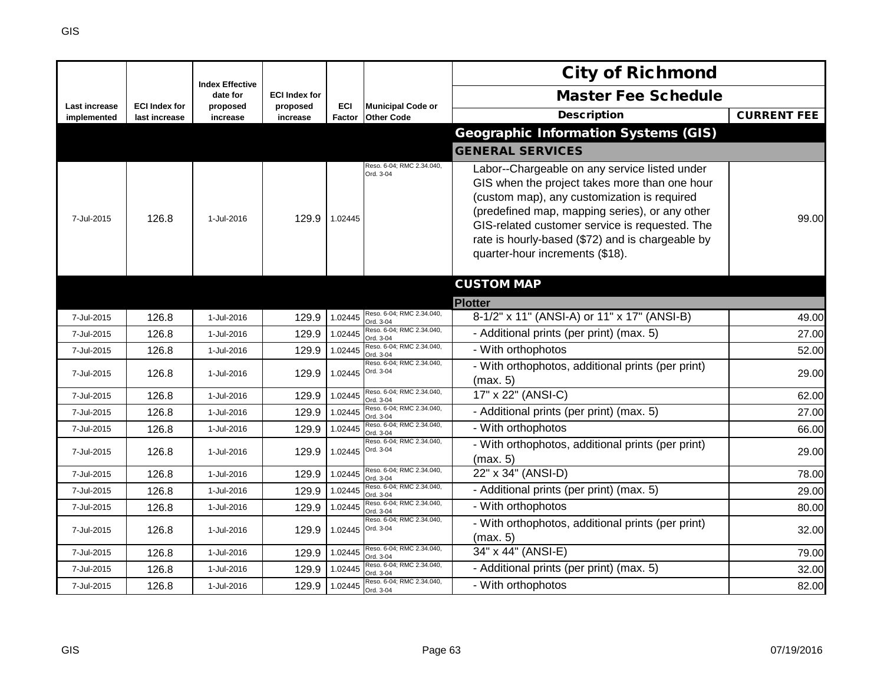| Last increase implemented | ECI Index for last increase | Index Effective date for proposed increase | ECI Index for proposed increase | ECI Factor | Municipal Code or Other Code | City of Richmond Master Fee Schedule Description | CURRENT FEE |
|---|---|---|---|---|---|---|---|
| | | | | | | **Geographic Information Systems (GIS)** | |
| | | | | | | **GENERAL SERVICES** | |
| 7-Jul-2015 | 126.8 | 1-Jul-2016 | 129.9 | 1.02445 | Reso. 6-04; RMC 2.34.040, Ord. 3-04 | Labor--Chargeable on any service listed under GIS when the project takes more than one hour (custom map), any customization is required (predefined map, mapping series), or any other GIS-related customer service is requested. The rate is hourly-based ($72) and is chargeable by quarter-hour increments ($18). | 99.00 |
| | | | | | | **CUSTOM MAP** | |
| | | | | | | **Plotter** | |
| 7-Jul-2015 | 126.8 | 1-Jul-2016 | 129.9 | 1.02445 | Reso. 6-04; RMC 2.34.040, Ord. 3-04 | 8-1/2" x 11" (ANSI-A) or 11" x 17" (ANSI-B) | 49.00 |
| 7-Jul-2015 | 126.8 | 1-Jul-2016 | 129.9 | 1.02445 | Reso. 6-04; RMC 2.34.040, Ord. 3-04 | - Additional prints (per print) (max. 5) | 27.00 |
| 7-Jul-2015 | 126.8 | 1-Jul-2016 | 129.9 | 1.02445 | Reso. 6-04; RMC 2.34.040, Ord. 3-04 | - With orthophotos | 52.00 |
| 7-Jul-2015 | 126.8 | 1-Jul-2016 | 129.9 | 1.02445 | Reso. 6-04; RMC 2.34.040, Ord. 3-04 | - With orthophotos, additional prints (per print) (max. 5) | 29.00 |
| 7-Jul-2015 | 126.8 | 1-Jul-2016 | 129.9 | 1.02445 | Reso. 6-04; RMC 2.34.040, Ord. 3-04 | 17" x 22" (ANSI-C) | 62.00 |
| 7-Jul-2015 | 126.8 | 1-Jul-2016 | 129.9 | 1.02445 | Reso. 6-04; RMC 2.34.040, Ord. 3-04 | - Additional prints (per print) (max. 5) | 27.00 |
| 7-Jul-2015 | 126.8 | 1-Jul-2016 | 129.9 | 1.02445 | Reso. 6-04; RMC 2.34.040, Ord. 3-04 | - With orthophotos | 66.00 |
| 7-Jul-2015 | 126.8 | 1-Jul-2016 | 129.9 | 1.02445 | Reso. 6-04; RMC 2.34.040, Ord. 3-04 | - With orthophotos, additional prints (per print) (max. 5) | 29.00 |
| 7-Jul-2015 | 126.8 | 1-Jul-2016 | 129.9 | 1.02445 | Reso. 6-04; RMC 2.34.040, Ord. 3-04 | 22" x 34" (ANSI-D) | 78.00 |
| 7-Jul-2015 | 126.8 | 1-Jul-2016 | 129.9 | 1.02445 | Reso. 6-04; RMC 2.34.040, Ord. 3-04 | - Additional prints (per print) (max. 5) | 29.00 |
| 7-Jul-2015 | 126.8 | 1-Jul-2016 | 129.9 | 1.02445 | Reso. 6-04; RMC 2.34.040, Ord. 3-04 | - With orthophotos | 80.00 |
| 7-Jul-2015 | 126.8 | 1-Jul-2016 | 129.9 | 1.02445 | Reso. 6-04; RMC 2.34.040, Ord. 3-04 | - With orthophotos, additional prints (per print) (max. 5) | 32.00 |
| 7-Jul-2015 | 126.8 | 1-Jul-2016 | 129.9 | 1.02445 | Reso. 6-04; RMC 2.34.040, Ord. 3-04 | 34" x 44" (ANSI-E) | 79.00 |
| 7-Jul-2015 | 126.8 | 1-Jul-2016 | 129.9 | 1.02445 | Reso. 6-04; RMC 2.34.040, Ord. 3-04 | - Additional prints (per print) (max. 5) | 32.00 |
| 7-Jul-2015 | 126.8 | 1-Jul-2016 | 129.9 | 1.02445 | Reso. 6-04; RMC 2.34.040, Ord. 3-04 | - With orthophotos | 82.00 |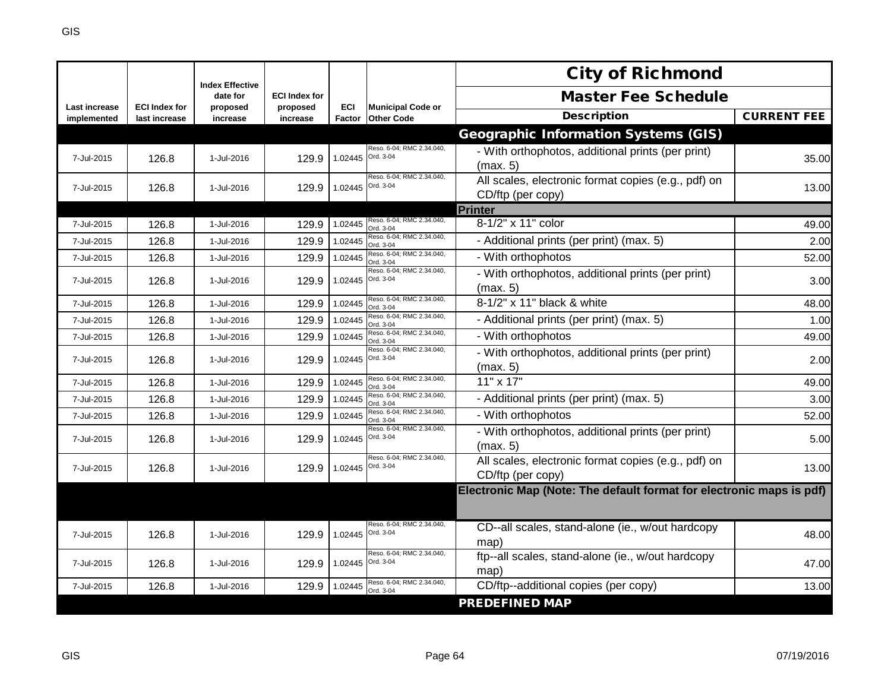| Last increase implemented | ECI Index for last increase | Index Effective date for proposed increase | ECI Index for proposed increase | ECI Factor | Municipal Code or Other Code | Description | CURRENT FEE |
|---|---|---|---|---|---|---|---|
| | | | | | | **City of Richmond** | |
| | | | | | | **Master Fee Schedule** | |
| | | | | | | **Geographic Information Systems (GIS)** | |
| 7-Jul-2015 | 126.8 | 1-Jul-2016 | 129.9 | 1.02445 | Reso. 6-04; RMC 2.34.040, Ord. 3-04 | - With orthophotos, additional prints (per print) (max. 5) | 35.00 |
| 7-Jul-2015 | 126.8 | 1-Jul-2016 | 129.9 | 1.02445 | Reso. 6-04; RMC 2.34.040, Ord. 3-04 | All scales, electronic format copies (e.g., pdf) on CD/ftp (per copy) | 13.00 |
| | | | | | | **Printer** | |
| 7-Jul-2015 | 126.8 | 1-Jul-2016 | 129.9 | 1.02445 | Reso. 6-04; RMC 2.34.040, Ord. 3-04 | 8-1/2" x 11" color | 49.00 |
| 7-Jul-2015 | 126.8 | 1-Jul-2016 | 129.9 | 1.02445 | Reso. 6-04; RMC 2.34.040, Ord. 3-04 | - Additional prints (per print) (max. 5) | 2.00 |
| 7-Jul-2015 | 126.8 | 1-Jul-2016 | 129.9 | 1.02445 | Reso. 6-04; RMC 2.34.040, Ord. 3-04 | - With orthophotos | 52.00 |
| 7-Jul-2015 | 126.8 | 1-Jul-2016 | 129.9 | 1.02445 | Reso. 6-04; RMC 2.34.040, Ord. 3-04 | - With orthophotos, additional prints (per print) (max. 5) | 3.00 |
| 7-Jul-2015 | 126.8 | 1-Jul-2016 | 129.9 | 1.02445 | Reso. 6-04; RMC 2.34.040, Ord. 3-04 | 8-1/2" x 11" black & white | 48.00 |
| 7-Jul-2015 | 126.8 | 1-Jul-2016 | 129.9 | 1.02445 | Reso. 6-04; RMC 2.34.040, Ord. 3-04 | - Additional prints (per print) (max. 5) | 1.00 |
| 7-Jul-2015 | 126.8 | 1-Jul-2016 | 129.9 | 1.02445 | Reso. 6-04; RMC 2.34.040, Ord. 3-04 | - With orthophotos | 49.00 |
| 7-Jul-2015 | 126.8 | 1-Jul-2016 | 129.9 | 1.02445 | Reso. 6-04; RMC 2.34.040, Ord. 3-04 | - With orthophotos, additional prints (per print) (max. 5) | 2.00 |
| 7-Jul-2015 | 126.8 | 1-Jul-2016 | 129.9 | 1.02445 | Reso. 6-04; RMC 2.34.040, Ord. 3-04 | 11" x 17" | 49.00 |
| 7-Jul-2015 | 126.8 | 1-Jul-2016 | 129.9 | 1.02445 | Reso. 6-04; RMC 2.34.040, Ord. 3-04 | - Additional prints (per print) (max. 5) | 3.00 |
| 7-Jul-2015 | 126.8 | 1-Jul-2016 | 129.9 | 1.02445 | Reso. 6-04; RMC 2.34.040, Ord. 3-04 | - With orthophotos | 52.00 |
| 7-Jul-2015 | 126.8 | 1-Jul-2016 | 129.9 | 1.02445 | Reso. 6-04; RMC 2.34.040, Ord. 3-04 | - With orthophotos, additional prints (per print) (max. 5) | 5.00 |
| 7-Jul-2015 | 126.8 | 1-Jul-2016 | 129.9 | 1.02445 | Reso. 6-04; RMC 2.34.040, Ord. 3-04 | All scales, electronic format copies (e.g., pdf) on CD/ftp (per copy) | 13.00 |
| | | | | | | **Electronic Map (Note: The default format for electronic maps is pdf)** | |
| 7-Jul-2015 | 126.8 | 1-Jul-2016 | 129.9 | 1.02445 | Reso. 6-04; RMC 2.34.040, Ord. 3-04 | CD--all scales, stand-alone (ie., w/out hardcopy map) | 48.00 |
| 7-Jul-2015 | 126.8 | 1-Jul-2016 | 129.9 | 1.02445 | Reso. 6-04; RMC 2.34.040, Ord. 3-04 | ftp--all scales, stand-alone (ie., w/out hardcopy map) | 47.00 |
| 7-Jul-2015 | 126.8 | 1-Jul-2016 | 129.9 | 1.02445 | Reso. 6-04; RMC 2.34.040, Ord. 3-04 | CD/ftp--additional copies (per copy) | 13.00 |
| | | | | | | **PREDEFINED MAP** | |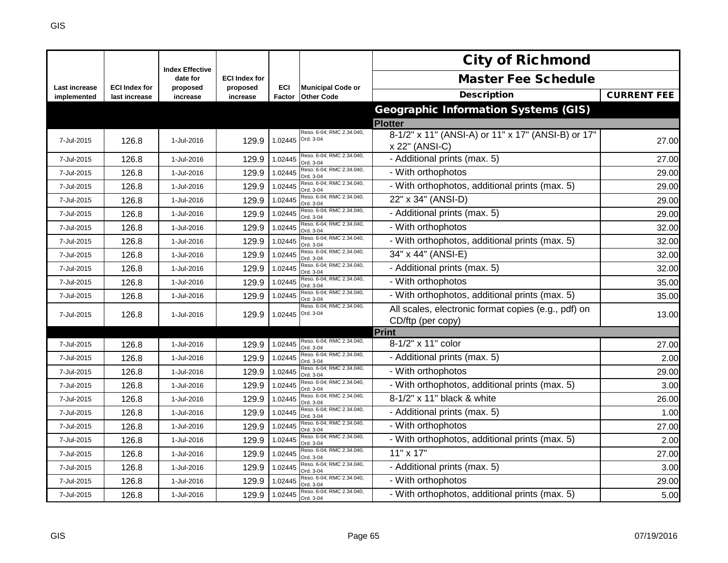| Last increase implemented | ECI Index for last increase | Index Effective date for proposed increase | ECI Index for proposed increase | ECI Factor | Municipal Code or Other Code | City of Richmond Master Fee Schedule Description | CURRENT FEE |
|---|---|---|---|---|---|---|---|
| | | | | | | **Geographic Information Systems (GIS)** | |
| | | | | | | **Plotter** | |
| 7-Jul-2015 | 126.8 | 1-Jul-2016 | 129.9 | 1.02445 | Reso. 6-04; RMC 2.34.040, Ord. 3-04 | 8-1/2" x 11" (ANSI-A) or 11" x 17" (ANSI-B) or 17" x 22" (ANSI-C) | 27.00 |
| 7-Jul-2015 | 126.8 | 1-Jul-2016 | 129.9 | 1.02445 | Reso. 6-04; RMC 2.34.040, Ord. 3-04 | - Additional prints (max. 5) | 27.00 |
| 7-Jul-2015 | 126.8 | 1-Jul-2016 | 129.9 | 1.02445 | Reso. 6-04; RMC 2.34.040, Ord. 3-04 | - With orthophotos | 29.00 |
| 7-Jul-2015 | 126.8 | 1-Jul-2016 | 129.9 | 1.02445 | Reso. 6-04; RMC 2.34.040, Ord. 3-04 | - With orthophotos, additional prints (max. 5) | 29.00 |
| 7-Jul-2015 | 126.8 | 1-Jul-2016 | 129.9 | 1.02445 | Reso. 6-04; RMC 2.34.040, Ord. 3-04 | 22" x 34" (ANSI-D) | 29.00 |
| 7-Jul-2015 | 126.8 | 1-Jul-2016 | 129.9 | 1.02445 | Reso. 6-04; RMC 2.34.040, Ord. 3-04 | - Additional prints (max. 5) | 29.00 |
| 7-Jul-2015 | 126.8 | 1-Jul-2016 | 129.9 | 1.02445 | Reso. 6-04; RMC 2.34.040, Ord. 3-04 | - With orthophotos | 32.00 |
| 7-Jul-2015 | 126.8 | 1-Jul-2016 | 129.9 | 1.02445 | Reso. 6-04; RMC 2.34.040, Ord. 3-04 | - With orthophotos, additional prints (max. 5) | 32.00 |
| 7-Jul-2015 | 126.8 | 1-Jul-2016 | 129.9 | 1.02445 | Reso. 6-04; RMC 2.34.040, Ord. 3-04 | 34" x 44" (ANSI-E) | 32.00 |
| 7-Jul-2015 | 126.8 | 1-Jul-2016 | 129.9 | 1.02445 | Reso. 6-04; RMC 2.34.040, Ord. 3-04 | - Additional prints (max. 5) | 32.00 |
| 7-Jul-2015 | 126.8 | 1-Jul-2016 | 129.9 | 1.02445 | Reso. 6-04; RMC 2.34.040, Ord. 3-04 | - With orthophotos | 35.00 |
| 7-Jul-2015 | 126.8 | 1-Jul-2016 | 129.9 | 1.02445 | Reso. 6-04; RMC 2.34.040, Ord. 3-04 | - With orthophotos, additional prints (max. 5) | 35.00 |
| 7-Jul-2015 | 126.8 | 1-Jul-2016 | 129.9 | 1.02445 | Reso. 6-04; RMC 2.34.040, Ord. 3-04 | All scales, electronic format copies (e.g., pdf) on CD/ftp (per copy) | 13.00 |
| | | | | | | **Print** | |
| 7-Jul-2015 | 126.8 | 1-Jul-2016 | 129.9 | 1.02445 | Reso. 6-04; RMC 2.34.040, Ord. 3-04 | 8-1/2" x 11" color | 27.00 |
| 7-Jul-2015 | 126.8 | 1-Jul-2016 | 129.9 | 1.02445 | Reso. 6-04; RMC 2.34.040, Ord. 3-04 | - Additional prints (max. 5) | 2.00 |
| 7-Jul-2015 | 126.8 | 1-Jul-2016 | 129.9 | 1.02445 | Reso. 6-04; RMC 2.34.040, Ord. 3-04 | - With orthophotos | 29.00 |
| 7-Jul-2015 | 126.8 | 1-Jul-2016 | 129.9 | 1.02445 | Reso. 6-04; RMC 2.34.040, Ord. 3-04 | - With orthophotos, additional prints (max. 5) | 3.00 |
| 7-Jul-2015 | 126.8 | 1-Jul-2016 | 129.9 | 1.02445 | Reso. 6-04; RMC 2.34.040, Ord. 3-04 | 8-1/2" x 11" black & white | 26.00 |
| 7-Jul-2015 | 126.8 | 1-Jul-2016 | 129.9 | 1.02445 | Reso. 6-04; RMC 2.34.040, Ord. 3-04 | - Additional prints (max. 5) | 1.00 |
| 7-Jul-2015 | 126.8 | 1-Jul-2016 | 129.9 | 1.02445 | Reso. 6-04; RMC 2.34.040, Ord. 3-04 | - With orthophotos | 27.00 |
| 7-Jul-2015 | 126.8 | 1-Jul-2016 | 129.9 | 1.02445 | Reso. 6-04; RMC 2.34.040, Ord. 3-04 | - With orthophotos, additional prints (max. 5) | 2.00 |
| 7-Jul-2015 | 126.8 | 1-Jul-2016 | 129.9 | 1.02445 | Reso. 6-04; RMC 2.34.040, Ord. 3-04 | 11" x 17" | 27.00 |
| 7-Jul-2015 | 126.8 | 1-Jul-2016 | 129.9 | 1.02445 | Reso. 6-04; RMC 2.34.040, Ord. 3-04 | - Additional prints (max. 5) | 3.00 |
| 7-Jul-2015 | 126.8 | 1-Jul-2016 | 129.9 | 1.02445 | Reso. 6-04; RMC 2.34.040, Ord. 3-04 | - With orthophotos | 29.00 |
| 7-Jul-2015 | 126.8 | 1-Jul-2016 | 129.9 | 1.02445 | Reso. 6-04; RMC 2.34.040, Ord. 3-04 | - With orthophotos, additional prints (max. 5) | 5.00 |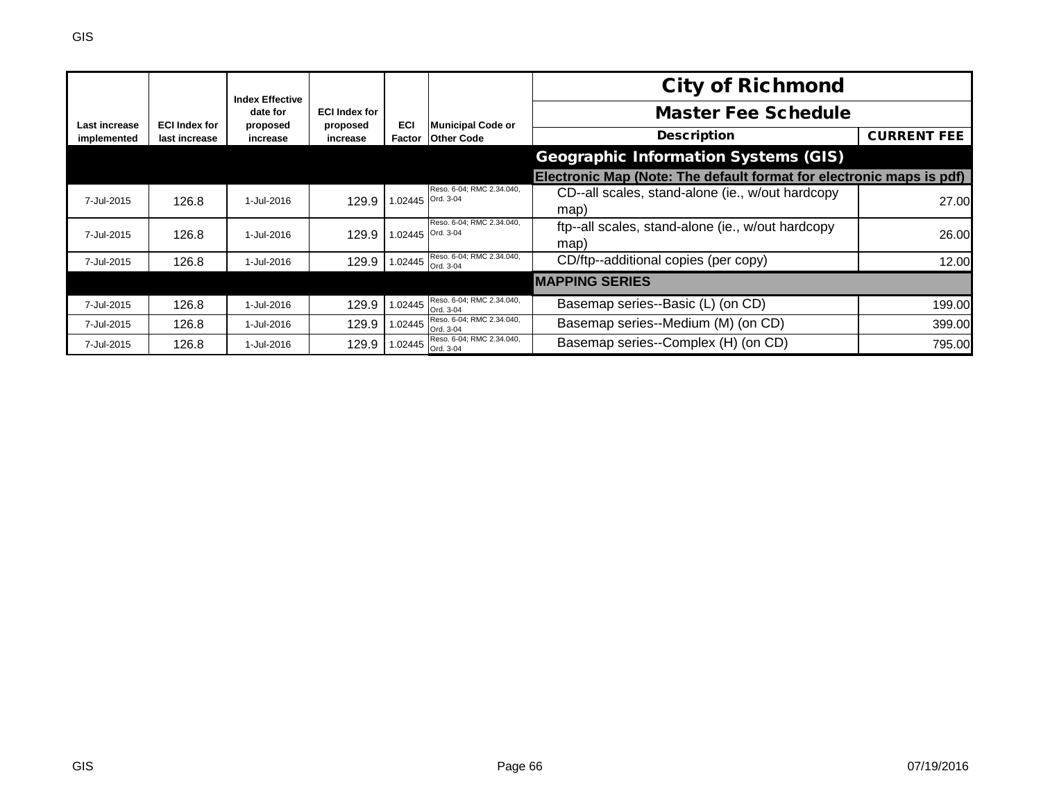| Last increase implemented | ECI Index for last increase | Index Effective date for proposed increase | ECI Index for proposed increase | ECI Factor | Municipal Code or Other Code | City of Richmond Master Fee Schedule Description | CURRENT FEE |
|---|---|---|---|---|---|---|---|
| | | | | | | **Geographic Information Systems (GIS)** | |
| | | | | | | **Electronic Map (Note: The default format for electronic maps is pdf)** | |
| 7-Jul-2015 | 126.8 | 1-Jul-2016 | 129.9 | 1.02445 | Reso. 6-04; RMC 2.34.040, Ord. 3-04 | CD--all scales, stand-alone (ie., w/out hardcopy map) | 27.00 |
| 7-Jul-2015 | 126.8 | 1-Jul-2016 | 129.9 | 1.02445 | Reso. 6-04; RMC 2.34.040, Ord. 3-04 | ftp--all scales, stand-alone (ie., w/out hardcopy map) | 26.00 |
| 7-Jul-2015 | 126.8 | 1-Jul-2016 | 129.9 | 1.02445 | Reso. 6-04; RMC 2.34.040, Ord. 3-04 | CD/ftp--additional copies (per copy) | 12.00 |
| | | | | | | **MAPPING SERIES** | |
| 7-Jul-2015 | 126.8 | 1-Jul-2016 | 129.9 | 1.02445 | Reso. 6-04; RMC 2.34.040, Ord. 3-04 | Basemap series--Basic (L) (on CD) | 199.00 |
| 7-Jul-2015 | 126.8 | 1-Jul-2016 | 129.9 | 1.02445 | Reso. 6-04; RMC 2.34.040, Ord. 3-04 | Basemap series--Medium (M) (on CD) | 399.00 |
| 7-Jul-2015 | 126.8 | 1-Jul-2016 | 129.9 | 1.02445 | Reso. 6-04; RMC 2.34.040, Ord. 3-04 | Basemap series--Complex (H) (on CD) | 795.00 |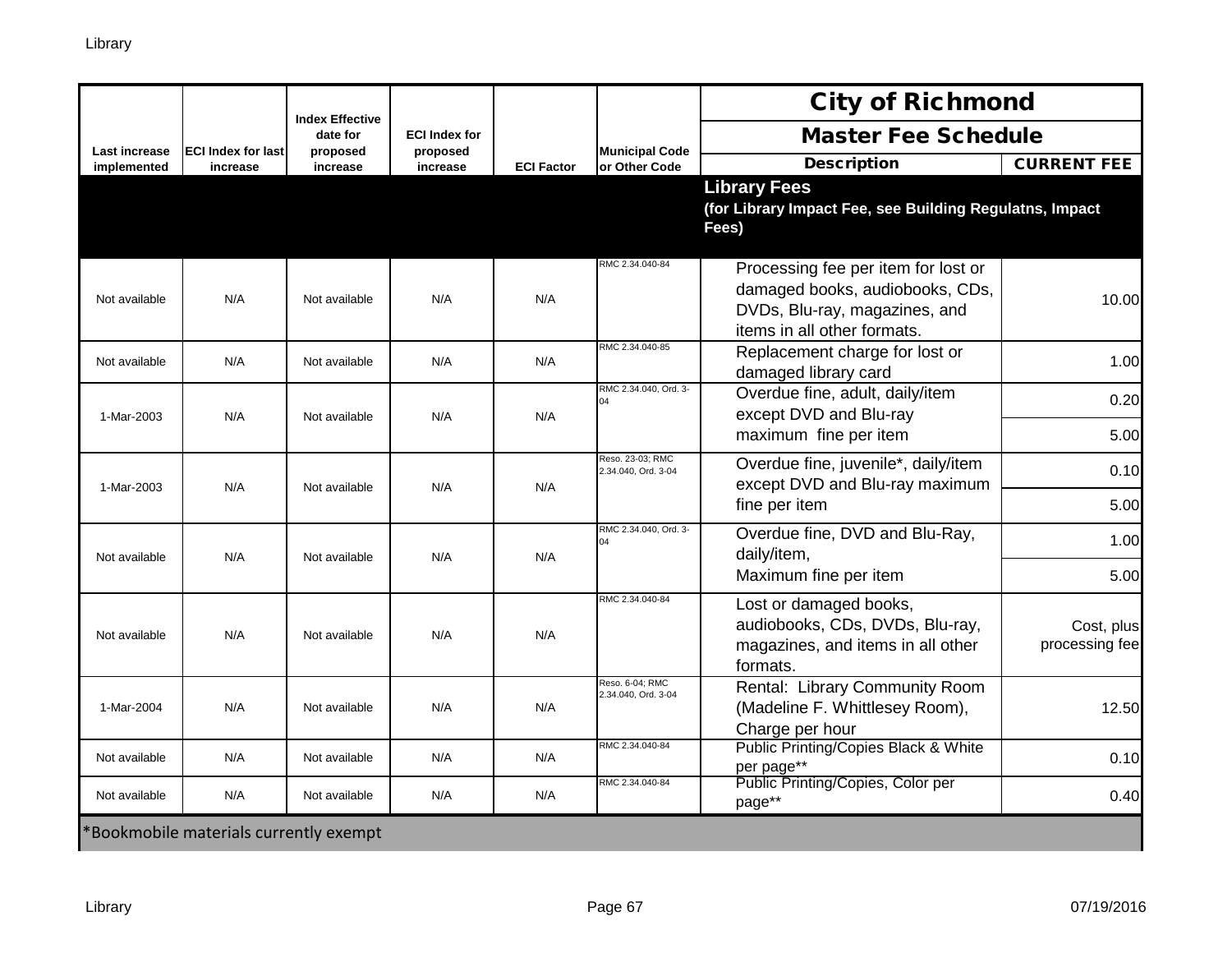| Last increase implemented | ECI Index for last increase | Index Effective date for proposed increase | ECI Index for proposed increase | ECI Factor | Municipal Code or Other Code | City of Richmond Master Fee Schedule Description | CURRENT FEE |
|---|---|---|---|---|---|---|---|
| | | | | | | **Library Fees** **(for Library Impact Fee, see Building Regulatns, Impact Fees)** | |
| Not available | N/A | Not available | N/A | N/A | RMC 2.34.040-84 | Processing fee per item for lost or damaged books, audiobooks, CDs, DVDs, Blu-ray, magazines, and items in all other formats. | 10.00 |
| Not available | N/A | Not available | N/A | N/A | RMC 2.34.040-85 | Replacement charge for lost or damaged library card | 1.00 |
| 1-Mar-2003 | N/A | Not available | N/A | N/A | RMC 2.34.040, Ord. 3-04 | Overdue fine, adult, daily/item except DVD and Blu-ray | 0.20 |
| | | | | | | maximum fine per item | 5.00 |
| 1-Mar-2003 | N/A | Not available | N/A | N/A | Reso. 23-03; RMC 2.34.040, Ord. 3-04 | Overdue fine, juvenile*, daily/item except DVD and Blu-ray maximum | 0.10 |
| | | | | | | fine per item | 5.00 |
| Not available | N/A | Not available | N/A | N/A | RMC 2.34.040, Ord. 3-04 | Overdue fine, DVD and Blu-Ray, daily/item, | 1.00 |
| | | | | | | Maximum fine per item | 5.00 |
| Not available | N/A | Not available | N/A | N/A | RMC 2.34.040-84 | Lost or damaged books, audiobooks, CDs, DVDs, Blu-ray, magazines, and items in all other formats. | Cost, plus processing fee |
| 1-Mar-2004 | N/A | Not available | N/A | N/A | Reso. 6-04; RMC 2.34.040, Ord. 3-04 | Rental: Library Community Room (Madeline F. Whittlesey Room), Charge per hour | 12.50 |
| Not available | N/A | Not available | N/A | N/A | RMC 2.34.040-84 | Public Printing/Copies Black & White per page** | 0.10 |
| Not available | N/A | Not available | N/A | N/A | RMC 2.34.040-84 | Public Printing/Copies, Color per page** | 0.40 |

*Bookmobile materials currently exempt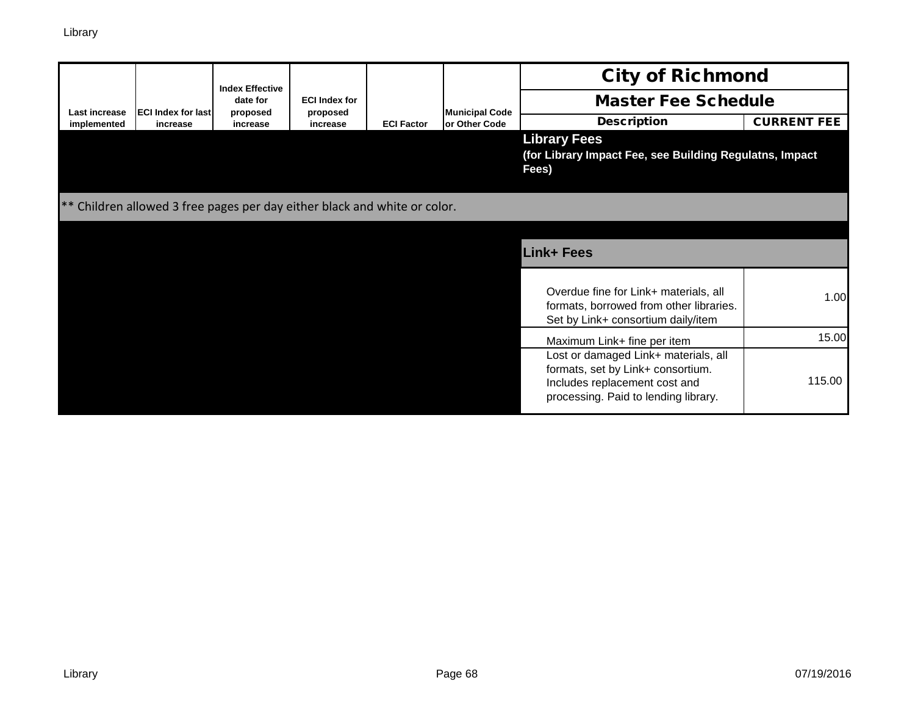| Last increase implemented | ECI Index for last increase | Index Effective date for proposed increase | ECI Index for proposed increase | ECI Factor | Municipal Code or Other Code | City of Richmond Master Fee Schedule Description | CURRENT FEE |
|---|---|---|---|---|---|---|---|
| | | | | | | **Library Fees** **(for Library Impact Fee, see Building Regulatns, Impact Fees)** | |
| ** Children allowed 3 free pages per day either black and white or color. | | | | | | | |
| | | | | | | **Link+ Fees** | |
| | | | | | | Overdue fine for Link+ materials, all formats, borrowed from other libraries. Set by Link+ consortium daily/item | 1.00 |
| | | | | | | Maximum Link+ fine per item | 15.00 |
| | | | | | | Lost or damaged Link+ materials, all formats, set by Link+ consortium. Includes replacement cost and processing. Paid to lending library. | 115.00 |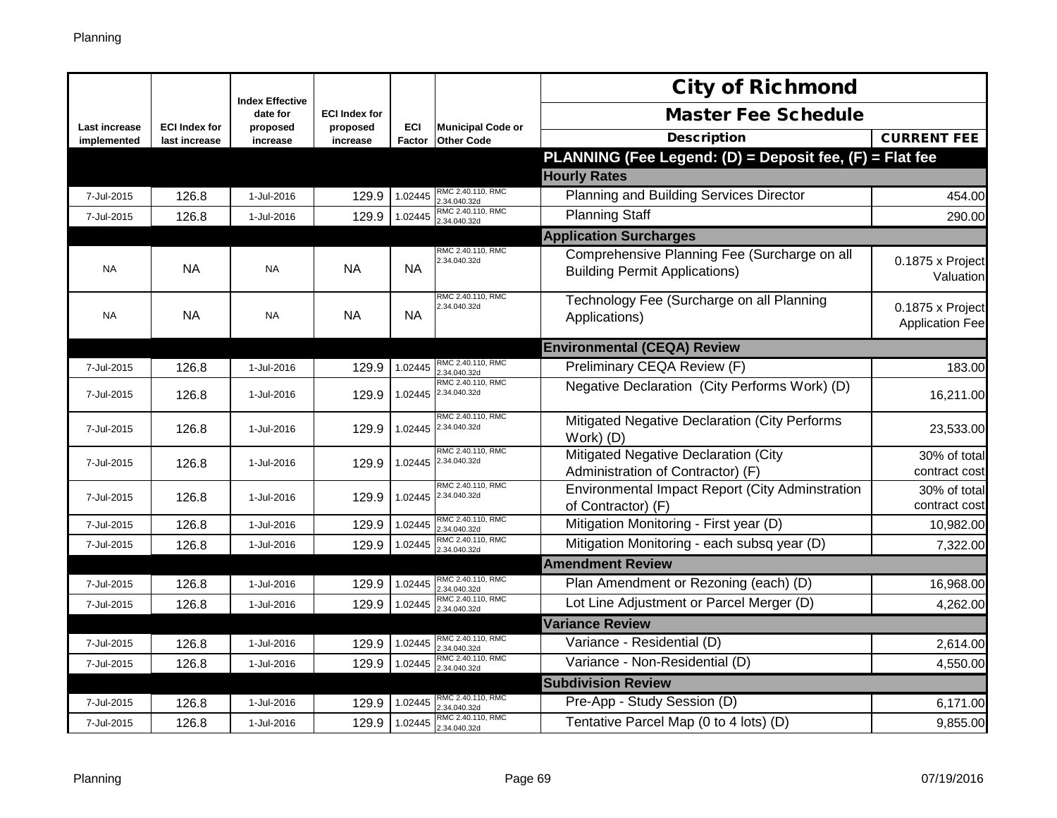| Last increase implemented | ECI Index for last increase | Index Effective date for proposed increase | ECI Index for proposed increase | ECI Factor | Municipal Code or Other Code | City of Richmond Master Fee Schedule Description | CURRENT FEE |
|---|---|---|---|---|---|---|---|
| | | | | | | **PLANNING (Fee Legend: (D) = Deposit fee, (F) = Flat fee** | |
| | | | | | | **Hourly Rates** | |
| 7-Jul-2015 | 126.8 | 1-Jul-2016 | 129.9 | 1.02445 | RMC 2.40.110, RMC 2.34.040.32d | Planning and Building Services Director | 454.00 |
| 7-Jul-2015 | 126.8 | 1-Jul-2016 | 129.9 | 1.02445 | RMC 2.40.110, RMC 2.34.040.32d | Planning Staff | 290.00 |
| | | | | | | **Application Surcharges** | |
| NA | NA | NA | NA | NA | RMC 2.40.110, RMC 2.34.040.32d | Comprehensive Planning Fee (Surcharge on all Building Permit Applications) | 0.1875 x Project Valuation |
| NA | NA | NA | NA | NA | RMC 2.40.110, RMC 2.34.040.32d | Technology Fee (Surcharge on all Planning Applications) | 0.1875 x Project Application Fee |
| | | | | | | **Environmental (CEQA) Review** | |
| 7-Jul-2015 | 126.8 | 1-Jul-2016 | 129.9 | 1.02445 | RMC 2.40.110, RMC 2.34.040.32d | Preliminary CEQA Review (F) | 183.00 |
| 7-Jul-2015 | 126.8 | 1-Jul-2016 | 129.9 | 1.02445 | RMC 2.40.110, RMC 2.34.040.32d | Negative Declaration (City Performs Work) (D) | 16,211.00 |
| 7-Jul-2015 | 126.8 | 1-Jul-2016 | 129.9 | 1.02445 | RMC 2.40.110, RMC 2.34.040.32d | Mitigated Negative Declaration (City Performs Work) (D) | 23,533.00 |
| 7-Jul-2015 | 126.8 | 1-Jul-2016 | 129.9 | 1.02445 | RMC 2.40.110, RMC 2.34.040.32d | Mitigated Negative Declaration (City Administration of Contractor) (F) | 30% of total contract cost |
| 7-Jul-2015 | 126.8 | 1-Jul-2016 | 129.9 | 1.02445 | RMC 2.40.110, RMC 2.34.040.32d | Environmental Impact Report (City Adminstration of Contractor) (F) | 30% of total contract cost |
| 7-Jul-2015 | 126.8 | 1-Jul-2016 | 129.9 | 1.02445 | RMC 2.40.110, RMC 2.34.040.32d | Mitigation Monitoring - First year (D) | 10,982.00 |
| 7-Jul-2015 | 126.8 | 1-Jul-2016 | 129.9 | 1.02445 | RMC 2.40.110, RMC 2.34.040.32d | Mitigation Monitoring - each subsq year (D) | 7,322.00 |
| | | | | | | **Amendment Review** | |
| 7-Jul-2015 | 126.8 | 1-Jul-2016 | 129.9 | 1.02445 | RMC 2.40.110, RMC 2.34.040.32d | Plan Amendment or Rezoning (each) (D) | 16,968.00 |
| 7-Jul-2015 | 126.8 | 1-Jul-2016 | 129.9 | 1.02445 | RMC 2.40.110, RMC 2.34.040.32d | Lot Line Adjustment or Parcel Merger (D) | 4,262.00 |
| | | | | | | **Variance Review** | |
| 7-Jul-2015 | 126.8 | 1-Jul-2016 | 129.9 | 1.02445 | RMC 2.40.110, RMC 2.34.040.32d | Variance - Residential (D) | 2,614.00 |
| 7-Jul-2015 | 126.8 | 1-Jul-2016 | 129.9 | 1.02445 | RMC 2.40.110, RMC 2.34.040.32d | Variance - Non-Residential (D) | 4,550.00 |
| | | | | | | **Subdivision Review** | |
| 7-Jul-2015 | 126.8 | 1-Jul-2016 | 129.9 | 1.02445 | RMC 2.40.110, RMC 2.34.040.32d | Pre-App - Study Session (D) | 6,171.00 |
| 7-Jul-2015 | 126.8 | 1-Jul-2016 | 129.9 | 1.02445 | RMC 2.40.110, RMC 2.34.040.32d | Tentative Parcel Map (0 to 4 lots) (D) | 9,855.00 |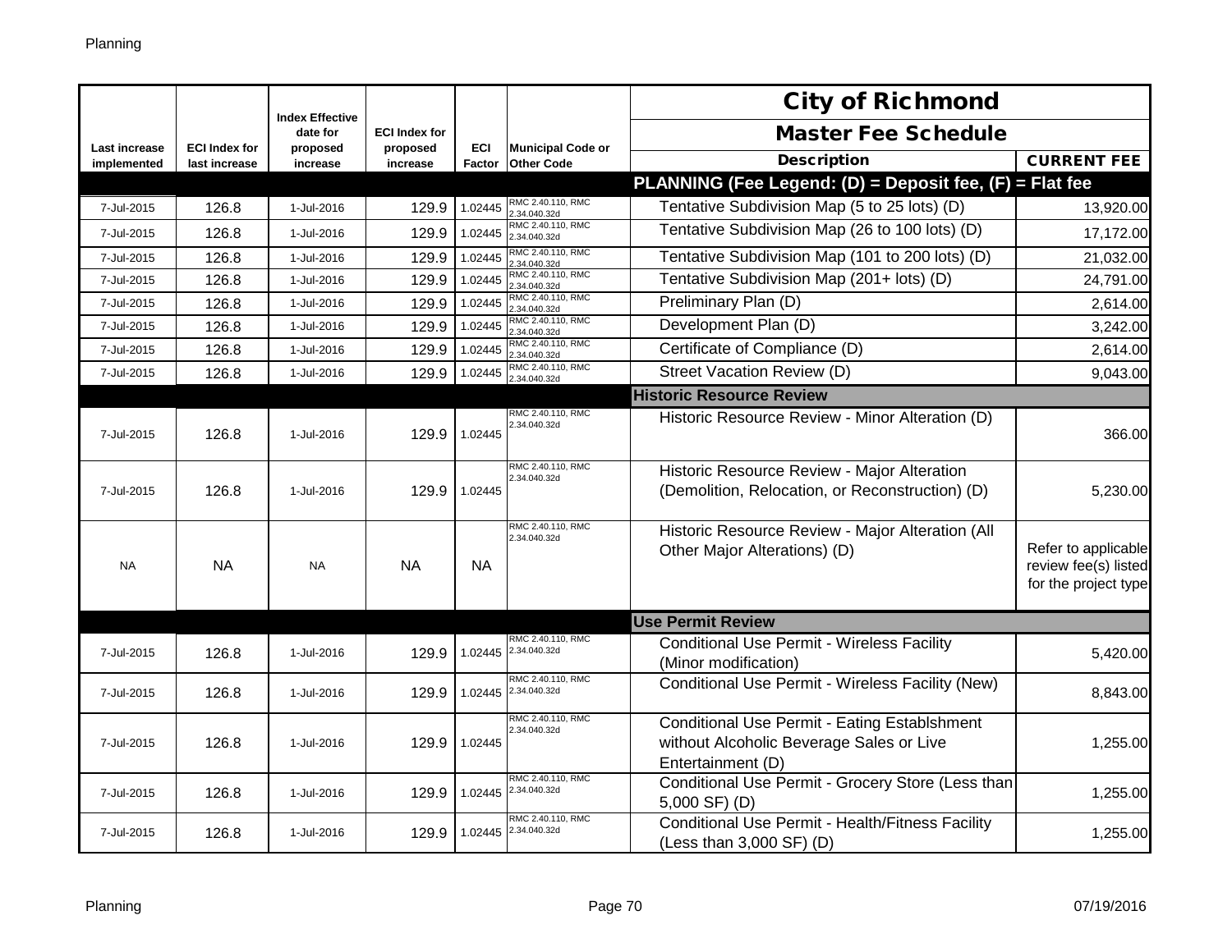# City of Richmond

## Master Fee Schedule

| Last increase implemented | ECI Index for last increase | Index Effective date for proposed increase | ECI Index for proposed increase | ECI Factor | Municipal Code or Other Code | Description | CURRENT FEE |
|---|---|---|---|---|---|---|---|
| | | | | | | **PLANNING (Fee Legend: (D) = Deposit fee, (F) = Flat fee** | |
| 7-Jul-2015 | 126.8 | 1-Jul-2016 | 129.9 | 1.02445 | RMC 2.40.110, RMC 2.34.040.32d | Tentative Subdivision Map (5 to 25 lots) (D) | 13,920.00 |
| 7-Jul-2015 | 126.8 | 1-Jul-2016 | 129.9 | 1.02445 | RMC 2.40.110, RMC 2.34.040.32d | Tentative Subdivision Map (26 to 100 lots) (D) | 17,172.00 |
| 7-Jul-2015 | 126.8 | 1-Jul-2016 | 129.9 | 1.02445 | RMC 2.40.110, RMC 2.34.040.32d | Tentative Subdivision Map (101 to 200 lots) (D) | 21,032.00 |
| 7-Jul-2015 | 126.8 | 1-Jul-2016 | 129.9 | 1.02445 | RMC 2.40.110, RMC 2.34.040.32d | Tentative Subdivision Map (201+ lots) (D) | 24,791.00 |
| 7-Jul-2015 | 126.8 | 1-Jul-2016 | 129.9 | 1.02445 | RMC 2.40.110, RMC 2.34.040.32d | Preliminary Plan (D) | 2,614.00 |
| 7-Jul-2015 | 126.8 | 1-Jul-2016 | 129.9 | 1.02445 | RMC 2.40.110, RMC 2.34.040.32d | Development Plan (D) | 3,242.00 |
| 7-Jul-2015 | 126.8 | 1-Jul-2016 | 129.9 | 1.02445 | RMC 2.40.110, RMC 2.34.040.32d | Certificate of Compliance (D) | 2,614.00 |
| 7-Jul-2015 | 126.8 | 1-Jul-2016 | 129.9 | 1.02445 | RMC 2.40.110, RMC 2.34.040.32d | Street Vacation Review (D) | 9,043.00 |
| | | | | | | **Historic Resource Review** | |
| 7-Jul-2015 | 126.8 | 1-Jul-2016 | 129.9 | 1.02445 | RMC 2.40.110, RMC 2.34.040.32d | Historic Resource Review - Minor Alteration (D) | 366.00 |
| 7-Jul-2015 | 126.8 | 1-Jul-2016 | 129.9 | 1.02445 | RMC 2.40.110, RMC 2.34.040.32d | Historic Resource Review - Major Alteration (Demolition, Relocation, or Reconstruction) (D) | 5,230.00 |
| NA | NA | NA | NA | NA | RMC 2.40.110, RMC 2.34.040.32d | Historic Resource Review - Major Alteration (All Other Major Alterations) (D) | Refer to applicable review fee(s) listed for the project type |
| | | | | | | **Use Permit Review** | |
| 7-Jul-2015 | 126.8 | 1-Jul-2016 | 129.9 | 1.02445 | RMC 2.40.110, RMC 2.34.040.32d | Conditional Use Permit - Wireless Facility (Minor modification) | 5,420.00 |
| 7-Jul-2015 | 126.8 | 1-Jul-2016 | 129.9 | 1.02445 | RMC 2.40.110, RMC 2.34.040.32d | Conditional Use Permit - Wireless Facility (New) | 8,843.00 |
| 7-Jul-2015 | 126.8 | 1-Jul-2016 | 129.9 | 1.02445 | RMC 2.40.110, RMC 2.34.040.32d | Conditional Use Permit - Eating Establshment without Alcoholic Beverage Sales or Live Entertainment (D) | 1,255.00 |
| 7-Jul-2015 | 126.8 | 1-Jul-2016 | 129.9 | 1.02445 | RMC 2.40.110, RMC 2.34.040.32d | Conditional Use Permit - Grocery Store (Less than 5,000 SF) (D) | 1,255.00 |
| 7-Jul-2015 | 126.8 | 1-Jul-2016 | 129.9 | 1.02445 | RMC 2.40.110, RMC 2.34.040.32d | Conditional Use Permit - Health/Fitness Facility (Less than 3,000 SF) (D) | 1,255.00 |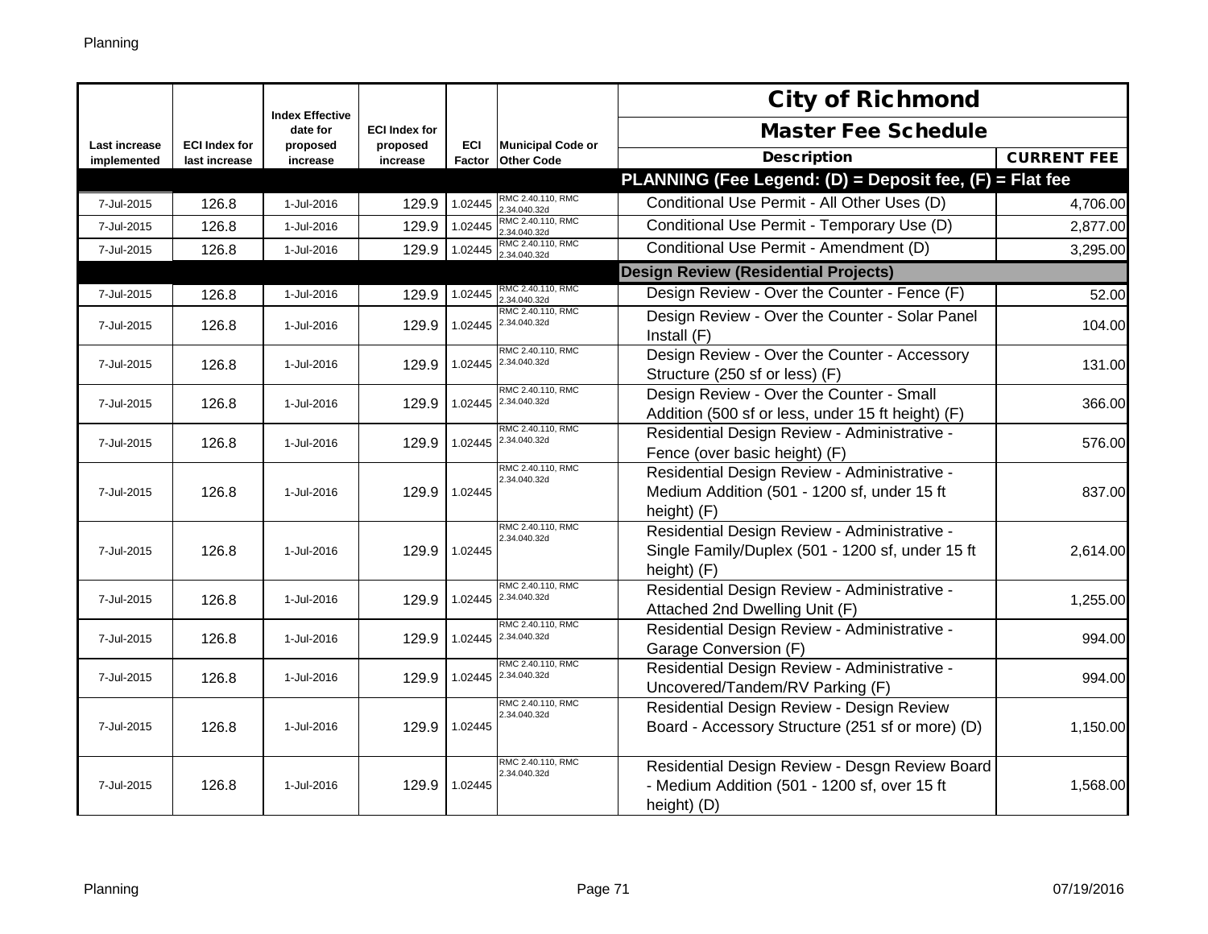| Last increase implemented | ECI Index for last increase | Index Effective date for proposed increase | ECI Index for proposed increase | ECI Factor | Municipal Code or Other Code | City of Richmond Master Fee Schedule Description | CURRENT FEE |
|---|---|---|---|---|---|---|---|
| | | | | | | **PLANNING (Fee Legend: (D) = Deposit fee, (F) = Flat fee** | |
| 7-Jul-2015 | 126.8 | 1-Jul-2016 | 129.9 | 1.02445 | RMC 2.40.110, RMC 2.34.040.32d | Conditional Use Permit - All Other Uses (D) | 4,706.00 |
| 7-Jul-2015 | 126.8 | 1-Jul-2016 | 129.9 | 1.02445 | RMC 2.40.110, RMC 2.34.040.32d | Conditional Use Permit - Temporary Use (D) | 2,877.00 |
| 7-Jul-2015 | 126.8 | 1-Jul-2016 | 129.9 | 1.02445 | RMC 2.40.110, RMC 2.34.040.32d | Conditional Use Permit - Amendment (D) | 3,295.00 |
| | | | | | | **Design Review (Residential Projects)** | |
| 7-Jul-2015 | 126.8 | 1-Jul-2016 | 129.9 | 1.02445 | RMC 2.40.110, RMC 2.34.040.32d | Design Review - Over the Counter - Fence (F) | 52.00 |
| 7-Jul-2015 | 126.8 | 1-Jul-2016 | 129.9 | 1.02445 | RMC 2.40.110, RMC 2.34.040.32d | Design Review - Over the Counter - Solar Panel Install (F) | 104.00 |
| 7-Jul-2015 | 126.8 | 1-Jul-2016 | 129.9 | 1.02445 | RMC 2.40.110, RMC 2.34.040.32d | Design Review - Over the Counter - Accessory Structure (250 sf or less) (F) | 131.00 |
| 7-Jul-2015 | 126.8 | 1-Jul-2016 | 129.9 | 1.02445 | RMC 2.40.110, RMC 2.34.040.32d | Design Review - Over the Counter - Small Addition (500 sf or less, under 15 ft height) (F) | 366.00 |
| 7-Jul-2015 | 126.8 | 1-Jul-2016 | 129.9 | 1.02445 | RMC 2.40.110, RMC 2.34.040.32d | Residential Design Review - Administrative - Fence (over basic height) (F) | 576.00 |
| 7-Jul-2015 | 126.8 | 1-Jul-2016 | 129.9 | 1.02445 | RMC 2.40.110, RMC 2.34.040.32d | Residential Design Review - Administrative - Medium Addition (501 - 1200 sf, under 15 ft height) (F) | 837.00 |
| 7-Jul-2015 | 126.8 | 1-Jul-2016 | 129.9 | 1.02445 | RMC 2.40.110, RMC 2.34.040.32d | Residential Design Review - Administrative - Single Family/Duplex (501 - 1200 sf, under 15 ft height) (F) | 2,614.00 |
| 7-Jul-2015 | 126.8 | 1-Jul-2016 | 129.9 | 1.02445 | RMC 2.40.110, RMC 2.34.040.32d | Residential Design Review - Administrative - Attached 2nd Dwelling Unit (F) | 1,255.00 |
| 7-Jul-2015 | 126.8 | 1-Jul-2016 | 129.9 | 1.02445 | RMC 2.40.110, RMC 2.34.040.32d | Residential Design Review - Administrative - Garage Conversion (F) | 994.00 |
| 7-Jul-2015 | 126.8 | 1-Jul-2016 | 129.9 | 1.02445 | RMC 2.40.110, RMC 2.34.040.32d | Residential Design Review - Administrative - Uncovered/Tandem/RV Parking (F) | 994.00 |
| 7-Jul-2015 | 126.8 | 1-Jul-2016 | 129.9 | 1.02445 | RMC 2.40.110, RMC 2.34.040.32d | Residential Design Review - Design Review Board - Accessory Structure (251 sf or more) (D) | 1,150.00 |
| 7-Jul-2015 | 126.8 | 1-Jul-2016 | 129.9 | 1.02445 | RMC 2.40.110, RMC 2.34.040.32d | Residential Design Review - Desgn Review Board - Medium Addition (501 - 1200 sf, over 15 ft height) (D) | 1,568.00 |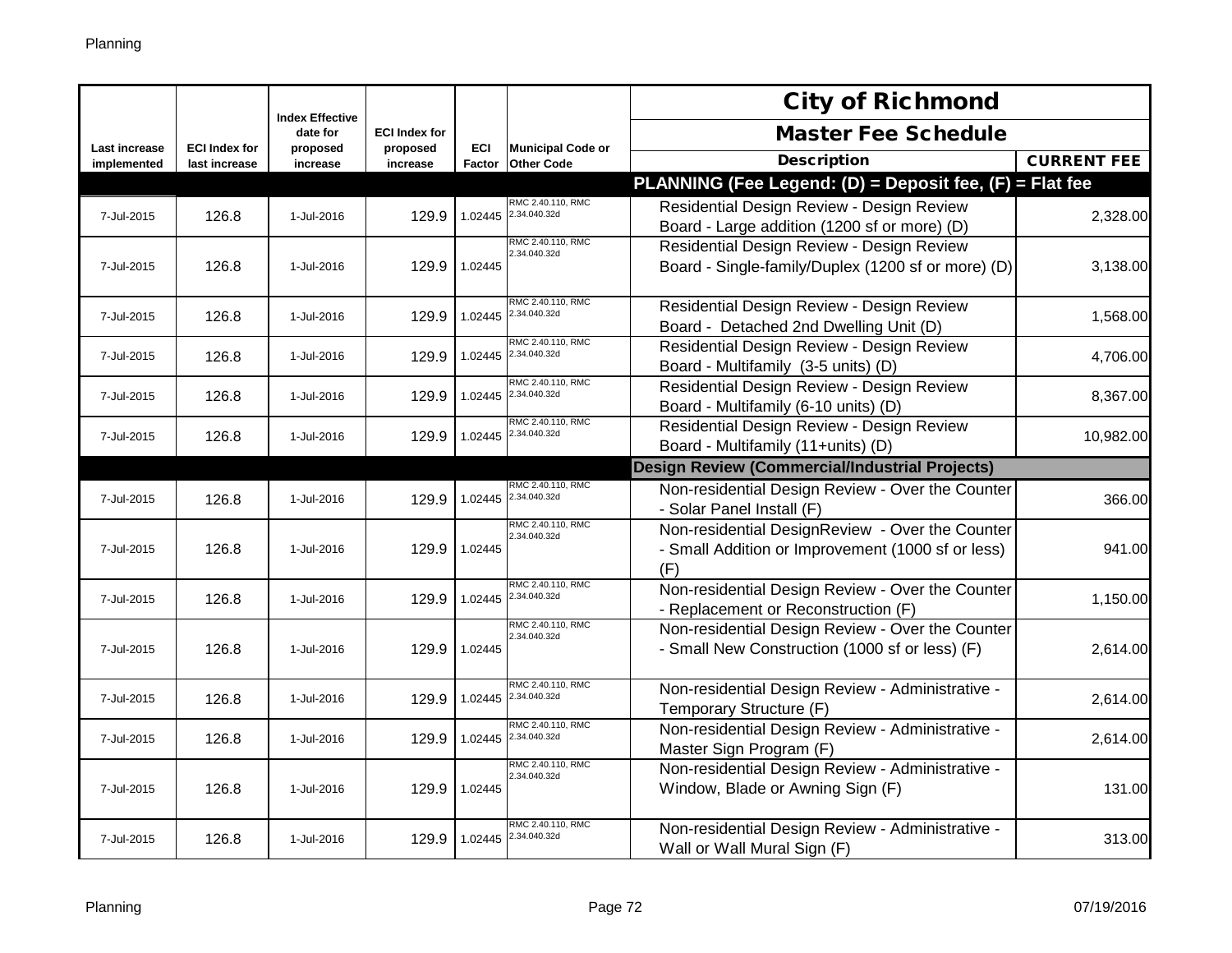| Last increase implemented | ECI Index for last increase | Index Effective date for proposed increase | ECI Index for proposed increase | ECI Factor | Municipal Code or Other Code | City of Richmond Master Fee Schedule Description | CURRENT FEE |
|---|---|---|---|---|---|---|---|
| | | | | | | **PLANNING (Fee Legend: (D) = Deposit fee, (F) = Flat fee** | |
| 7-Jul-2015 | 126.8 | 1-Jul-2016 | 129.9 | 1.02445 | RMC 2.40.110, RMC 2.34.040.32d | Residential Design Review - Design Review Board - Large addition (1200 sf or more) (D) | 2,328.00 |
| 7-Jul-2015 | 126.8 | 1-Jul-2016 | 129.9 | 1.02445 | RMC 2.40.110, RMC 2.34.040.32d | Residential Design Review - Design Review Board - Single-family/Duplex (1200 sf or more) (D) | 3,138.00 |
| 7-Jul-2015 | 126.8 | 1-Jul-2016 | 129.9 | 1.02445 | RMC 2.40.110, RMC 2.34.040.32d | Residential Design Review - Design Review Board - Detached 2nd Dwelling Unit (D) | 1,568.00 |
| 7-Jul-2015 | 126.8 | 1-Jul-2016 | 129.9 | 1.02445 | RMC 2.40.110, RMC 2.34.040.32d | Residential Design Review - Design Review Board - Multifamily (3-5 units) (D) | 4,706.00 |
| 7-Jul-2015 | 126.8 | 1-Jul-2016 | 129.9 | 1.02445 | RMC 2.40.110, RMC 2.34.040.32d | Residential Design Review - Design Review Board - Multifamily (6-10 units) (D) | 8,367.00 |
| 7-Jul-2015 | 126.8 | 1-Jul-2016 | 129.9 | 1.02445 | RMC 2.40.110, RMC 2.34.040.32d | Residential Design Review - Design Review Board - Multifamily (11+units) (D) | 10,982.00 |
| | | | | | | **Design Review (Commercial/Industrial Projects)** | |
| 7-Jul-2015 | 126.8 | 1-Jul-2016 | 129.9 | 1.02445 | RMC 2.40.110, RMC 2.34.040.32d | Non-residential Design Review - Over the Counter - Solar Panel Install (F) | 366.00 |
| 7-Jul-2015 | 126.8 | 1-Jul-2016 | 129.9 | 1.02445 | RMC 2.40.110, RMC 2.34.040.32d | Non-residential DesignReview - Over the Counter - Small Addition or Improvement (1000 sf or less) (F) | 941.00 |
| 7-Jul-2015 | 126.8 | 1-Jul-2016 | 129.9 | 1.02445 | RMC 2.40.110, RMC 2.34.040.32d | Non-residential Design Review - Over the Counter - Replacement or Reconstruction (F) | 1,150.00 |
| 7-Jul-2015 | 126.8 | 1-Jul-2016 | 129.9 | 1.02445 | RMC 2.40.110, RMC 2.34.040.32d | Non-residential Design Review - Over the Counter - Small New Construction (1000 sf or less) (F) | 2,614.00 |
| 7-Jul-2015 | 126.8 | 1-Jul-2016 | 129.9 | 1.02445 | RMC 2.40.110, RMC 2.34.040.32d | Non-residential Design Review - Administrative - Temporary Structure (F) | 2,614.00 |
| 7-Jul-2015 | 126.8 | 1-Jul-2016 | 129.9 | 1.02445 | RMC 2.40.110, RMC 2.34.040.32d | Non-residential Design Review - Administrative - Master Sign Program (F) | 2,614.00 |
| 7-Jul-2015 | 126.8 | 1-Jul-2016 | 129.9 | 1.02445 | RMC 2.40.110, RMC 2.34.040.32d | Non-residential Design Review - Administrative - Window, Blade or Awning Sign (F) | 131.00 |
| 7-Jul-2015 | 126.8 | 1-Jul-2016 | 129.9 | 1.02445 | RMC 2.40.110, RMC 2.34.040.32d | Non-residential Design Review - Administrative - Wall or Wall Mural Sign (F) | 313.00 |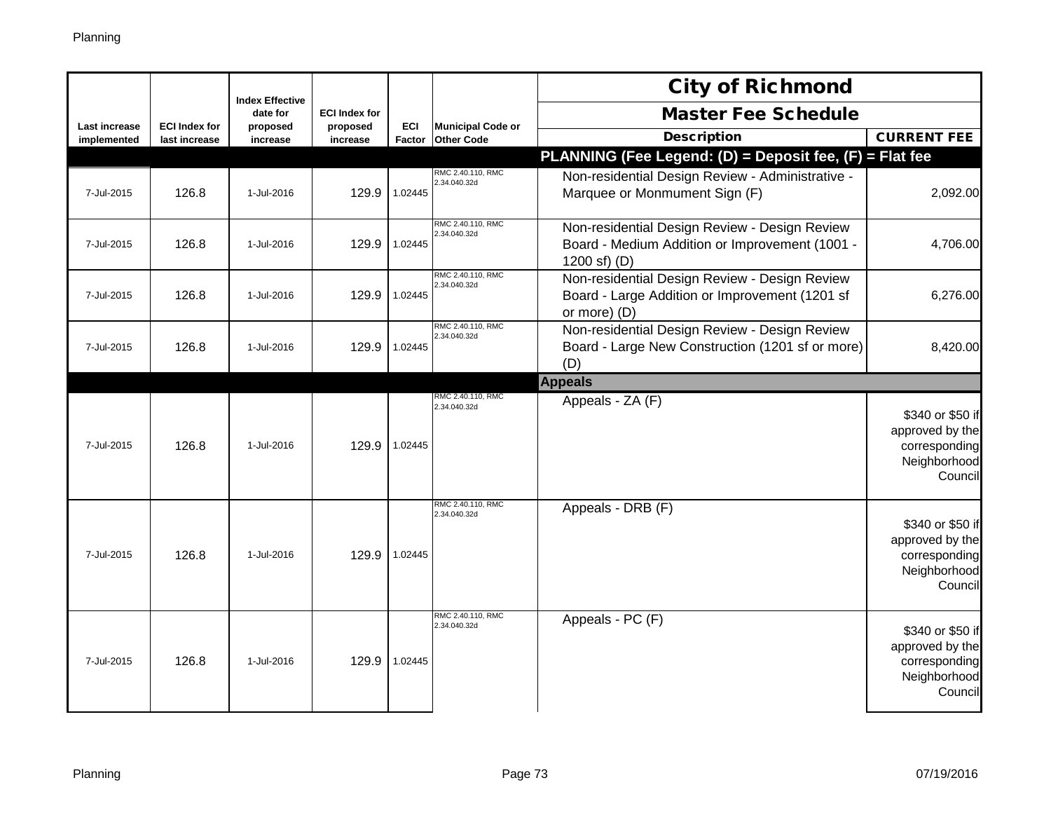| Last increase implemented | ECI Index for last increase | Index Effective date for proposed increase | ECI Index for proposed increase | ECI Factor | Municipal Code or Other Code | City of Richmond Master Fee Schedule Description | CURRENT FEE |
|---|---|---|---|---|---|---|---|
| | | | | | | **PLANNING (Fee Legend: (D) = Deposit fee, (F) = Flat fee** | |
| 7-Jul-2015 | 126.8 | 1-Jul-2016 | 129.9 | 1.02445 | RMC 2.40.110, RMC 2.34.040.32d | Non-residential Design Review - Administrative - Marquee or Monmument Sign (F) | 2,092.00 |
| 7-Jul-2015 | 126.8 | 1-Jul-2016 | 129.9 | 1.02445 | RMC 2.40.110, RMC 2.34.040.32d | Non-residential Design Review - Design Review Board - Medium Addition or Improvement (1001 - 1200 sf) (D) | 4,706.00 |
| 7-Jul-2015 | 126.8 | 1-Jul-2016 | 129.9 | 1.02445 | RMC 2.40.110, RMC 2.34.040.32d | Non-residential Design Review - Design Review Board - Large Addition or Improvement (1201 sf or more) (D) | 6,276.00 |
| 7-Jul-2015 | 126.8 | 1-Jul-2016 | 129.9 | 1.02445 | RMC 2.40.110, RMC 2.34.040.32d | Non-residential Design Review - Design Review Board - Large New Construction (1201 sf or more) (D) | 8,420.00 |
| | | | | | | **Appeals** | |
| 7-Jul-2015 | 126.8 | 1-Jul-2016 | 129.9 | 1.02445 | RMC 2.40.110, RMC 2.34.040.32d | Appeals - ZA (F) | $340 or $50 if approved by the corresponding Neighborhood Council |
| 7-Jul-2015 | 126.8 | 1-Jul-2016 | 129.9 | 1.02445 | RMC 2.40.110, RMC 2.34.040.32d | Appeals - DRB (F) | $340 or $50 if approved by the corresponding Neighborhood Council |
| 7-Jul-2015 | 126.8 | 1-Jul-2016 | 129.9 | 1.02445 | RMC 2.40.110, RMC 2.34.040.32d | Appeals - PC (F) | $340 or $50 if approved by the corresponding Neighborhood Council |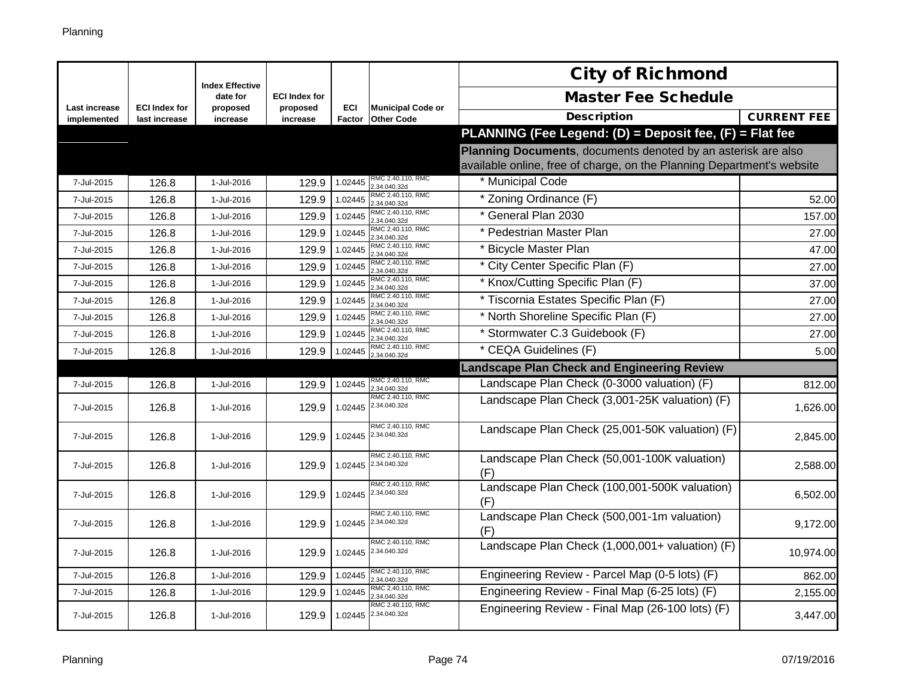| Last increase implemented | ECI Index for last increase | Index Effective date for proposed increase | ECI Index for proposed increase | ECI Factor | Municipal Code or Other Code | City of Richmond<br>Master Fee Schedule<br>Description | CURRENT FEE |
|---|---|---|---|---|---|---|---|
| | | | | | | **PLANNING (Fee Legend: (D) = Deposit fee, (F) = Flat fee** | |
| | | | | | | **Planning Documents**, documents denoted by an asterisk are also available online, free of charge, on the Planning Department's website | |
| 7-Jul-2015 | 126.8 | 1-Jul-2016 | 129.9 | 1.02445 | RMC 2.40.110, RMC 2.34.040.32d | * Municipal Code | |
| 7-Jul-2015 | 126.8 | 1-Jul-2016 | 129.9 | 1.02445 | RMC 2.40.110, RMC 2.34.040.32d | * Zoning Ordinance (F) | 52.00 |
| 7-Jul-2015 | 126.8 | 1-Jul-2016 | 129.9 | 1.02445 | RMC 2.40.110, RMC 2.34.040.32d | * General Plan 2030 | 157.00 |
| 7-Jul-2015 | 126.8 | 1-Jul-2016 | 129.9 | 1.02445 | RMC 2.40.110, RMC 2.34.040.32d | * Pedestrian Master Plan | 27.00 |
| 7-Jul-2015 | 126.8 | 1-Jul-2016 | 129.9 | 1.02445 | RMC 2.40.110, RMC 2.34.040.32d | * Bicycle Master Plan | 47.00 |
| 7-Jul-2015 | 126.8 | 1-Jul-2016 | 129.9 | 1.02445 | RMC 2.40.110, RMC 2.34.040.32d | * City Center Specific Plan (F) | 27.00 |
| 7-Jul-2015 | 126.8 | 1-Jul-2016 | 129.9 | 1.02445 | RMC 2.40.110, RMC 2.34.040.32d | * Knox/Cutting Specific Plan (F) | 37.00 |
| 7-Jul-2015 | 126.8 | 1-Jul-2016 | 129.9 | 1.02445 | RMC 2.40.110, RMC 2.34.040.32d | * Tiscornia Estates Specific Plan (F) | 27.00 |
| 7-Jul-2015 | 126.8 | 1-Jul-2016 | 129.9 | 1.02445 | RMC 2.40.110, RMC 2.34.040.32d | * North Shoreline Specific Plan (F) | 27.00 |
| 7-Jul-2015 | 126.8 | 1-Jul-2016 | 129.9 | 1.02445 | RMC 2.40.110, RMC 2.34.040.32d | * Stormwater C.3 Guidebook (F) | 27.00 |
| 7-Jul-2015 | 126.8 | 1-Jul-2016 | 129.9 | 1.02445 | RMC 2.40.110, RMC 2.34.040.32d | * CEQA Guidelines (F) | 5.00 |
| | | | | | | **Landscape Plan Check and Engineering Review** | |
| 7-Jul-2015 | 126.8 | 1-Jul-2016 | 129.9 | 1.02445 | RMC 2.40.110, RMC 2.34.040.32d | Landscape Plan Check (0-3000 valuation) (F) | 812.00 |
| 7-Jul-2015 | 126.8 | 1-Jul-2016 | 129.9 | 1.02445 | RMC 2.40.110, RMC 2.34.040.32d | Landscape Plan Check (3,001-25K valuation) (F) | 1,626.00 |
| 7-Jul-2015 | 126.8 | 1-Jul-2016 | 129.9 | 1.02445 | RMC 2.40.110, RMC 2.34.040.32d | Landscape Plan Check (25,001-50K valuation) (F) | 2,845.00 |
| 7-Jul-2015 | 126.8 | 1-Jul-2016 | 129.9 | 1.02445 | RMC 2.40.110, RMC 2.34.040.32d | Landscape Plan Check (50,001-100K valuation) (F) | 2,588.00 |
| 7-Jul-2015 | 126.8 | 1-Jul-2016 | 129.9 | 1.02445 | RMC 2.40.110, RMC 2.34.040.32d | Landscape Plan Check (100,001-500K valuation) (F) | 6,502.00 |
| 7-Jul-2015 | 126.8 | 1-Jul-2016 | 129.9 | 1.02445 | RMC 2.40.110, RMC 2.34.040.32d | Landscape Plan Check (500,001-1m valuation) (F) | 9,172.00 |
| 7-Jul-2015 | 126.8 | 1-Jul-2016 | 129.9 | 1.02445 | RMC 2.40.110, RMC 2.34.040.32d | Landscape Plan Check (1,000,001+ valuation) (F) | 10,974.00 |
| 7-Jul-2015 | 126.8 | 1-Jul-2016 | 129.9 | 1.02445 | RMC 2.40.110, RMC 2.34.040.32d | Engineering Review - Parcel Map (0-5 lots) (F) | 862.00 |
| 7-Jul-2015 | 126.8 | 1-Jul-2016 | 129.9 | 1.02445 | RMC 2.40.110, RMC 2.34.040.32d | Engineering Review - Final Map (6-25 lots) (F) | 2,155.00 |
| 7-Jul-2015 | 126.8 | 1-Jul-2016 | 129.9 | 1.02445 | RMC 2.40.110, RMC 2.34.040.32d | Engineering Review - Final Map (26-100 lots) (F) | 3,447.00 |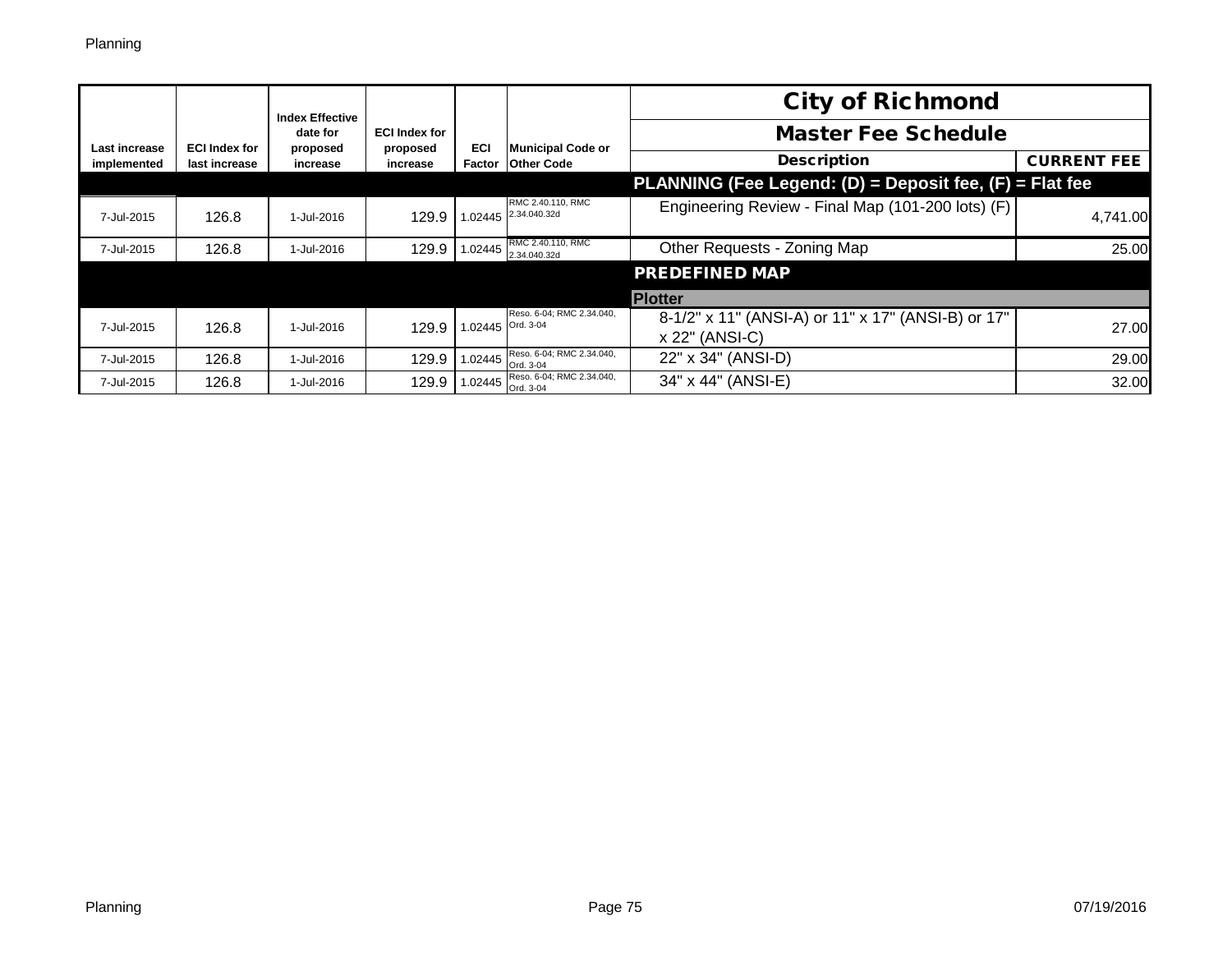| Last increase implemented | ECI Index for last increase | Index Effective date for proposed increase | ECI Index for proposed increase | ECI Factor | Municipal Code or Other Code | City of Richmond Master Fee Schedule Description | CURRENT FEE |
|---|---|---|---|---|---|---|---|
| | | | | | | **PLANNING (Fee Legend: (D) = Deposit fee, (F) = Flat fee** | |
| 7-Jul-2015 | 126.8 | 1-Jul-2016 | 129.9 | 1.02445 | RMC 2.40.110, RMC 2.34.040.32d | Engineering Review - Final Map (101-200 lots) (F) | 4,741.00 |
| 7-Jul-2015 | 126.8 | 1-Jul-2016 | 129.9 | 1.02445 | RMC 2.40.110, RMC 2.34.040.32d | Other Requests - Zoning Map | 25.00 |
| | | | | | | **PREDEFINED MAP** | |
| | | | | | | **Plotter** | |
| 7-Jul-2015 | 126.8 | 1-Jul-2016 | 129.9 | 1.02445 | Reso. 6-04; RMC 2.34.040, Ord. 3-04 | 8-1/2" x 11" (ANSI-A) or 11" x 17" (ANSI-B) or 17" x 22" (ANSI-C) | 27.00 |
| 7-Jul-2015 | 126.8 | 1-Jul-2016 | 129.9 | 1.02445 | Reso. 6-04; RMC 2.34.040, Ord. 3-04 | 22" x 34" (ANSI-D) | 29.00 |
| 7-Jul-2015 | 126.8 | 1-Jul-2016 | 129.9 | 1.02445 | Reso. 6-04; RMC 2.34.040, Ord. 3-04 | 34" x 44" (ANSI-E) | 32.00 |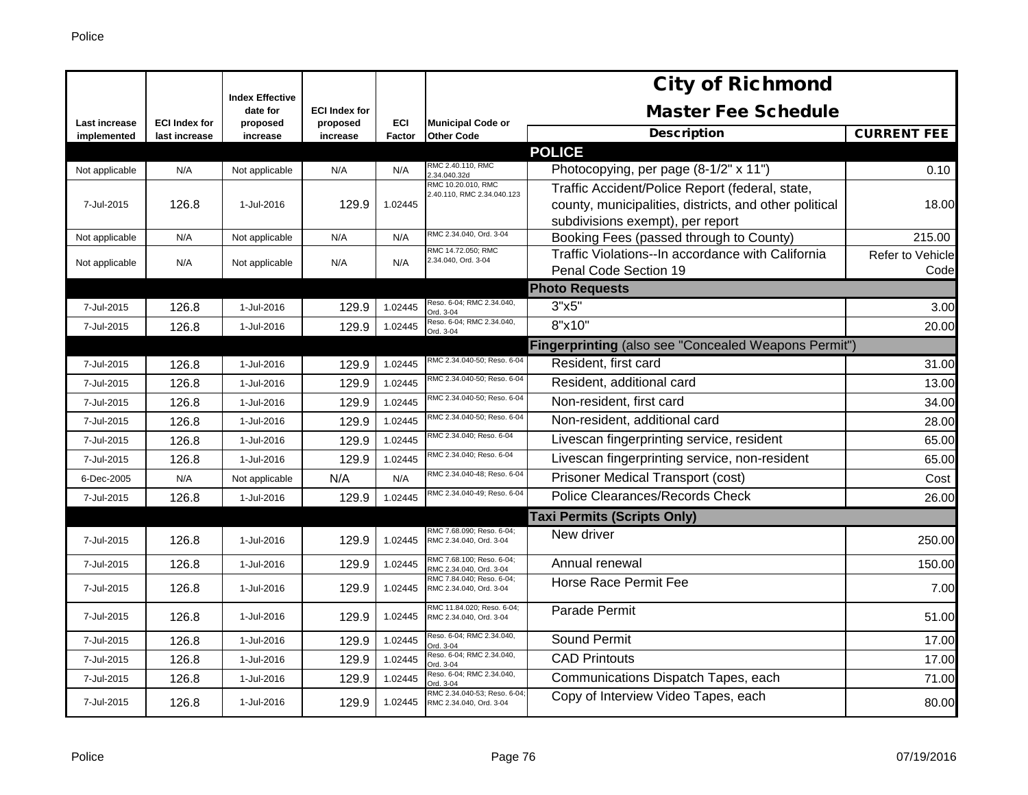# City of Richmond

## Master Fee Schedule

| Last increase implemented | ECI Index for last increase | Index Effective date for proposed increase | ECI Index for proposed increase | ECI Factor | Municipal Code or Other Code | Description | CURRENT FEE |
|---|---|---|---|---|---|---|---|
| | | | | | | **POLICE** | |
| Not applicable | N/A | Not applicable | N/A | N/A | RMC 2.40.110, RMC 2.34.040.32d | Photocopying, per page (8-1/2" x 11") | 0.10 |
| 7-Jul-2015 | 126.8 | 1-Jul-2016 | 129.9 | 1.02445 | RMC 10.20.010, RMC 2.40.110, RMC 2.34.040.123 | Traffic Accident/Police Report (federal, state, county, municipalities, districts, and other political subdivisions exempt), per report | 18.00 |
| Not applicable | N/A | Not applicable | N/A | N/A | RMC 2.34.040, Ord. 3-04 | Booking Fees (passed through to County) | 215.00 |
| Not applicable | N/A | Not applicable | N/A | N/A | RMC 14.72.050; RMC 2.34.040, Ord. 3-04 | Traffic Violations--In accordance with California Penal Code Section 19 | Refer to Vehicle Code |
| | | | | | | **Photo Requests** | |
| 7-Jul-2015 | 126.8 | 1-Jul-2016 | 129.9 | 1.02445 | Reso. 6-04; RMC 2.34.040, Ord. 3-04 | 3"x5" | 3.00 |
| 7-Jul-2015 | 126.8 | 1-Jul-2016 | 129.9 | 1.02445 | Reso. 6-04; RMC 2.34.040, Ord. 3-04 | 8"x10" | 20.00 |
| | | | | | | **Fingerprinting** (also see "Concealed Weapons Permit") | |
| 7-Jul-2015 | 126.8 | 1-Jul-2016 | 129.9 | 1.02445 | RMC 2.34.040-50; Reso. 6-04 | Resident, first card | 31.00 |
| 7-Jul-2015 | 126.8 | 1-Jul-2016 | 129.9 | 1.02445 | RMC 2.34.040-50; Reso. 6-04 | Resident, additional card | 13.00 |
| 7-Jul-2015 | 126.8 | 1-Jul-2016 | 129.9 | 1.02445 | RMC 2.34.040-50; Reso. 6-04 | Non-resident, first card | 34.00 |
| 7-Jul-2015 | 126.8 | 1-Jul-2016 | 129.9 | 1.02445 | RMC 2.34.040-50; Reso. 6-04 | Non-resident, additional card | 28.00 |
| 7-Jul-2015 | 126.8 | 1-Jul-2016 | 129.9 | 1.02445 | RMC 2.34.040; Reso. 6-04 | Livescan fingerprinting service, resident | 65.00 |
| 7-Jul-2015 | 126.8 | 1-Jul-2016 | 129.9 | 1.02445 | RMC 2.34.040; Reso. 6-04 | Livescan fingerprinting service, non-resident | 65.00 |
| 6-Dec-2005 | N/A | Not applicable | N/A | N/A | RMC 2.34.040-48; Reso. 6-04 | Prisoner Medical Transport (cost) | Cost |
| 7-Jul-2015 | 126.8 | 1-Jul-2016 | 129.9 | 1.02445 | RMC 2.34.040-49; Reso. 6-04 | Police Clearances/Records Check | 26.00 |
| | | | | | | **Taxi Permits (Scripts Only)** | |
| 7-Jul-2015 | 126.8 | 1-Jul-2016 | 129.9 | 1.02445 | RMC 7.68.090; Reso. 6-04; RMC 2.34.040, Ord. 3-04 | New driver | 250.00 |
| 7-Jul-2015 | 126.8 | 1-Jul-2016 | 129.9 | 1.02445 | RMC 7.68.100; Reso. 6-04; RMC 2.34.040, Ord. 3-04 | Annual renewal | 150.00 |
| 7-Jul-2015 | 126.8 | 1-Jul-2016 | 129.9 | 1.02445 | RMC 7.84.040; Reso. 6-04; RMC 2.34.040, Ord. 3-04 | Horse Race Permit Fee | 7.00 |
| 7-Jul-2015 | 126.8 | 1-Jul-2016 | 129.9 | 1.02445 | RMC 11.84.020; Reso. 6-04; RMC 2.34.040, Ord. 3-04 | Parade Permit | 51.00 |
| 7-Jul-2015 | 126.8 | 1-Jul-2016 | 129.9 | 1.02445 | Reso. 6-04; RMC 2.34.040, Ord. 3-04 | Sound Permit | 17.00 |
| 7-Jul-2015 | 126.8 | 1-Jul-2016 | 129.9 | 1.02445 | Reso. 6-04; RMC 2.34.040, Ord. 3-04 | CAD Printouts | 17.00 |
| 7-Jul-2015 | 126.8 | 1-Jul-2016 | 129.9 | 1.02445 | Reso. 6-04; RMC 2.34.040, Ord. 3-04 | Communications Dispatch Tapes, each | 71.00 |
| 7-Jul-2015 | 126.8 | 1-Jul-2016 | 129.9 | 1.02445 | RMC 2.34.040-53; Reso. 6-04; RMC 2.34.040, Ord. 3-04 | Copy of Interview Video Tapes, each | 80.00 |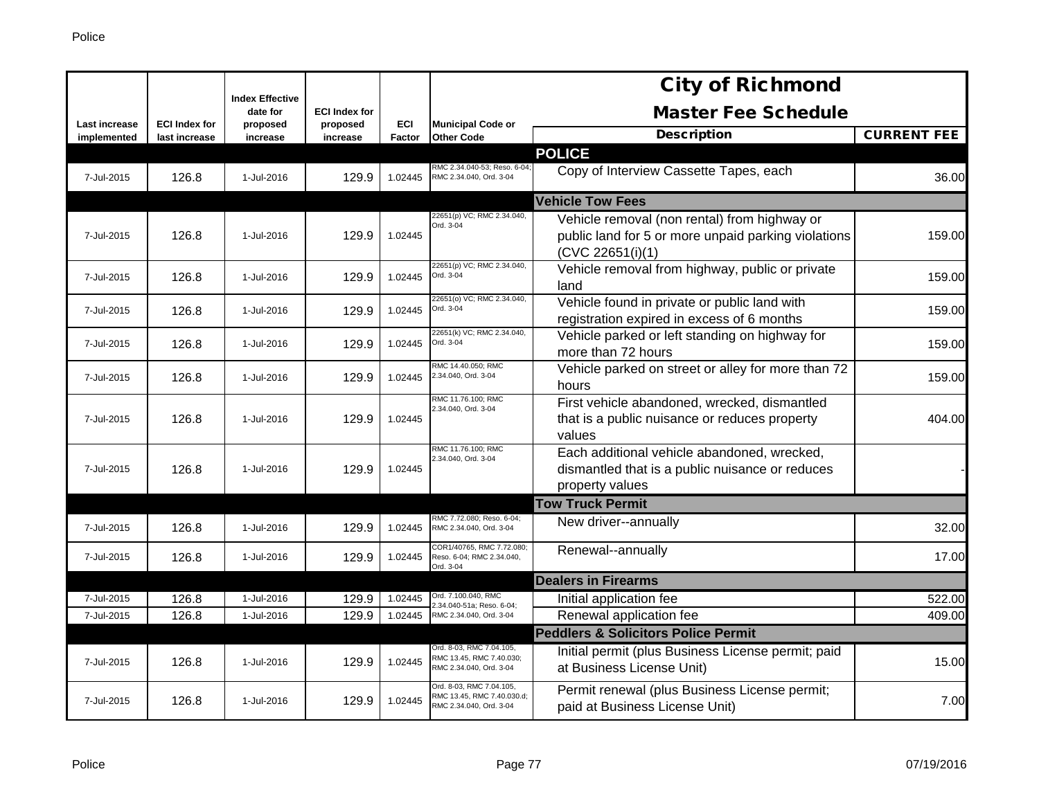# City of Richmond

## Master Fee Schedule

| Last increase implemented | ECI Index for last increase | Index Effective date for proposed increase | ECI Index for proposed increase | ECI Factor | Municipal Code or Other Code | Description | CURRENT FEE |
|---|---|---|---|---|---|---|---|
| | | | | | | **POLICE** | |
| 7-Jul-2015 | 126.8 | 1-Jul-2016 | 129.9 | 1.02445 | RMC 2.34.040-53; Reso. 6-04; RMC 2.34.040, Ord. 3-04 | Copy of Interview Cassette Tapes, each | 36.00 |
| | | | | | | **Vehicle Tow Fees** | |
| 7-Jul-2015 | 126.8 | 1-Jul-2016 | 129.9 | 1.02445 | 22651(p) VC; RMC 2.34.040, Ord. 3-04 | Vehicle removal (non rental) from highway or public land for 5 or more unpaid parking violations (CVC 22651(i)(1) | 159.00 |
| 7-Jul-2015 | 126.8 | 1-Jul-2016 | 129.9 | 1.02445 | 22651(p) VC; RMC 2.34.040, Ord. 3-04 | Vehicle removal from highway, public or private land | 159.00 |
| 7-Jul-2015 | 126.8 | 1-Jul-2016 | 129.9 | 1.02445 | 22651(o) VC; RMC 2.34.040, Ord. 3-04 | Vehicle found in private or public land with registration expired in excess of 6 months | 159.00 |
| 7-Jul-2015 | 126.8 | 1-Jul-2016 | 129.9 | 1.02445 | 22651(k) VC; RMC 2.34.040, Ord. 3-04 | Vehicle parked or left standing on highway for more than 72 hours | 159.00 |
| 7-Jul-2015 | 126.8 | 1-Jul-2016 | 129.9 | 1.02445 | RMC 14.40.050; RMC 2.34.040, Ord. 3-04 | Vehicle parked on street or alley for more than 72 hours | 159.00 |
| 7-Jul-2015 | 126.8 | 1-Jul-2016 | 129.9 | 1.02445 | RMC 11.76.100; RMC 2.34.040, Ord. 3-04 | First vehicle abandoned, wrecked, dismantled that is a public nuisance or reduces property values | 404.00 |
| 7-Jul-2015 | 126.8 | 1-Jul-2016 | 129.9 | 1.02445 | RMC 11.76.100; RMC 2.34.040, Ord. 3-04 | Each additional vehicle abandoned, wrecked, dismantled that is a public nuisance or reduces property values | - |
| | | | | | | **Tow Truck Permit** | |
| 7-Jul-2015 | 126.8 | 1-Jul-2016 | 129.9 | 1.02445 | RMC 7.72.080; Reso. 6-04; RMC 2.34.040, Ord. 3-04 | New driver--annually | 32.00 |
| 7-Jul-2015 | 126.8 | 1-Jul-2016 | 129.9 | 1.02445 | COR1/40765, RMC 7.72.080; Reso. 6-04; RMC 2.34.040, Ord. 3-04 | Renewal--annually | 17.00 |
| | | | | | | **Dealers in Firearms** | |
| 7-Jul-2015 | 126.8 | 1-Jul-2016 | 129.9 | 1.02445 | Ord. 7.100.040, RMC 2.34.040-51a; Reso. 6-04; RMC 2.34.040, Ord. 3-04 | Initial application fee | 522.00 |
| 7-Jul-2015 | 126.8 | 1-Jul-2016 | 129.9 | 1.02445 | | Renewal application fee | 409.00 |
| | | | | | | **Peddlers & Solicitors Police Permit** | |
| 7-Jul-2015 | 126.8 | 1-Jul-2016 | 129.9 | 1.02445 | Ord. 8-03, RMC 7.04.105, RMC 13.45, RMC 7.40.030; RMC 2.34.040, Ord. 3-04 | Initial permit (plus Business License permit; paid at Business License Unit) | 15.00 |
| 7-Jul-2015 | 126.8 | 1-Jul-2016 | 129.9 | 1.02445 | Ord. 8-03, RMC 7.04.105, RMC 13.45, RMC 7.40.030.d; RMC 2.34.040, Ord. 3-04 | Permit renewal (plus Business License permit; paid at Business License Unit) | 7.00 |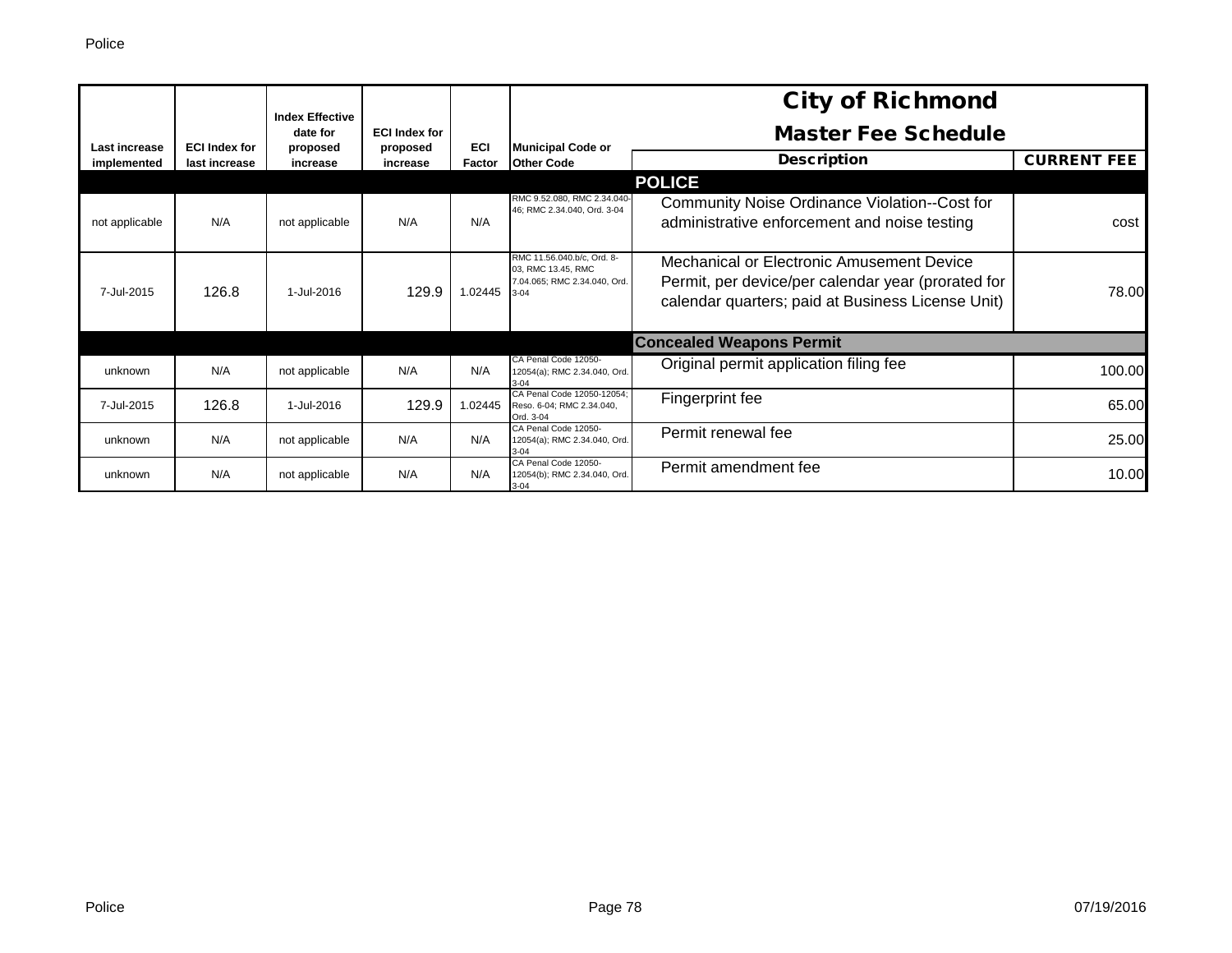# City of Richmond

## Master Fee Schedule

| Last increase implemented | ECI Index for last increase | Index Effective date for proposed increase | ECI Index for proposed increase | ECI Factor | Municipal Code or Other Code | Description | CURRENT FEE |
|---|---|---|---|---|---|---|---|
| | | | | | | **POLICE** | |
| not applicable | N/A | not applicable | N/A | N/A | RMC 9.52.080, RMC 2.34.040-46; RMC 2.34.040, Ord. 3-04 | Community Noise Ordinance Violation--Cost for administrative enforcement and noise testing | cost |
| 7-Jul-2015 | 126.8 | 1-Jul-2016 | 129.9 | 1.02445 | RMC 11.56.040.b/c, Ord. 8-03, RMC 13.45, RMC 7.04.065; RMC 2.34.040, Ord. 3-04 | Mechanical or Electronic Amusement Device Permit, per device/per calendar year (prorated for calendar quarters; paid at Business License Unit) | 78.00 |
| | | | | | | **Concealed Weapons Permit** | |
| unknown | N/A | not applicable | N/A | N/A | CA Penal Code 12050-12054(a); RMC 2.34.040, Ord. 3-04 | Original permit application filing fee | 100.00 |
| 7-Jul-2015 | 126.8 | 1-Jul-2016 | 129.9 | 1.02445 | CA Penal Code 12050-12054; Reso. 6-04; RMC 2.34.040, Ord. 3-04 | Fingerprint fee | 65.00 |
| unknown | N/A | not applicable | N/A | N/A | CA Penal Code 12050-12054(a); RMC 2.34.040, Ord. 3-04 | Permit renewal fee | 25.00 |
| unknown | N/A | not applicable | N/A | N/A | CA Penal Code 12050-12054(b); RMC 2.34.040, Ord. 3-04 | Permit amendment fee | 10.00 |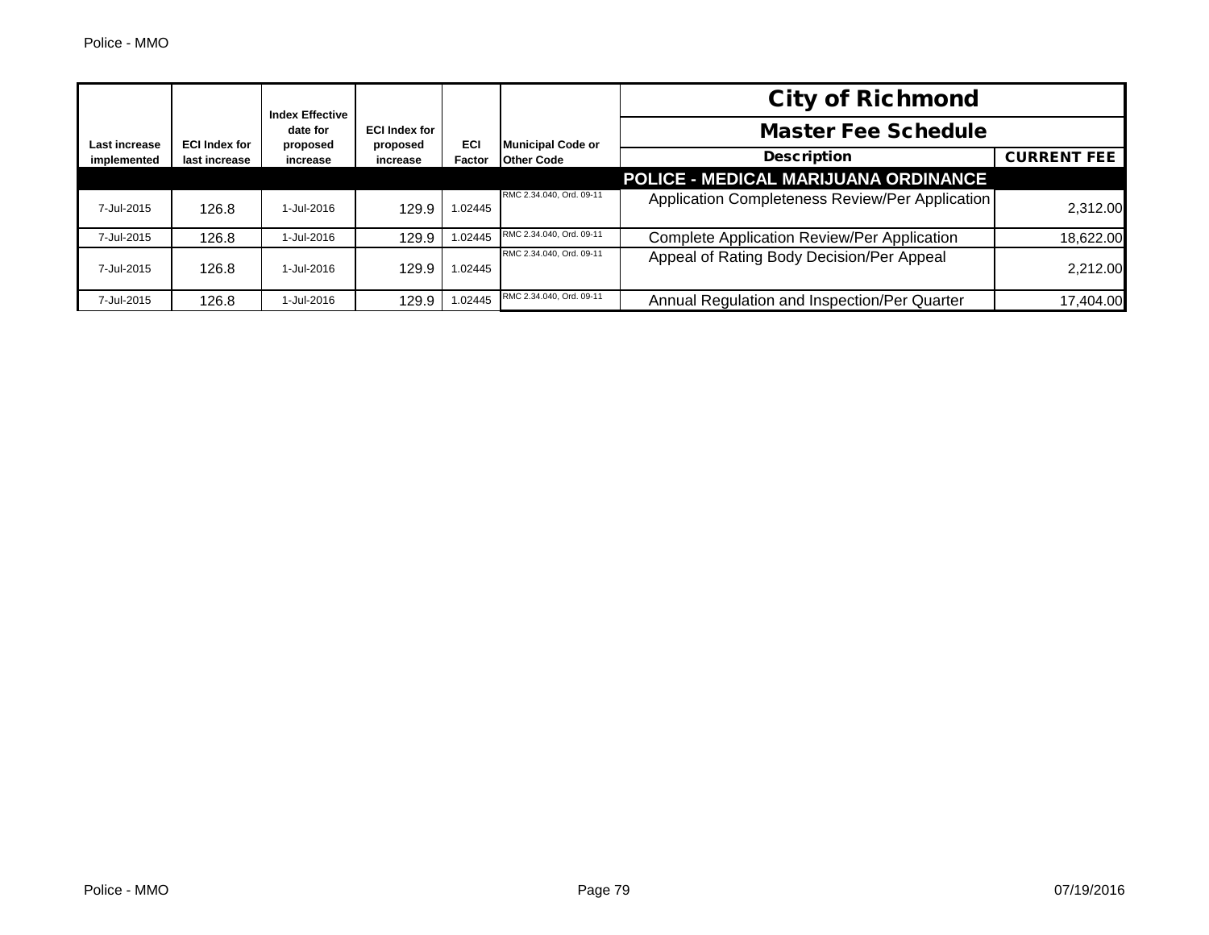| Last increase implemented | ECI Index for last increase | Index Effective date for proposed increase | ECI Index for proposed increase | ECI Factor | Municipal Code or Other Code | City of Richmond Master Fee Schedule Description | CURRENT FEE |
|---|---|---|---|---|---|---|---|
| | | | | | | **POLICE - MEDICAL MARIJUANA ORDINANCE** | |
| 7-Jul-2015 | 126.8 | 1-Jul-2016 | 129.9 | 1.02445 | RMC 2.34.040, Ord. 09-11 | Application Completeness Review/Per Application | 2,312.00 |
| 7-Jul-2015 | 126.8 | 1-Jul-2016 | 129.9 | 1.02445 | RMC 2.34.040, Ord. 09-11 | Complete Application Review/Per Application | 18,622.00 |
| 7-Jul-2015 | 126.8 | 1-Jul-2016 | 129.9 | 1.02445 | RMC 2.34.040, Ord. 09-11 | Appeal of Rating Body Decision/Per Appeal | 2,212.00 |
| 7-Jul-2015 | 126.8 | 1-Jul-2016 | 129.9 | 1.02445 | RMC 2.34.040, Ord. 09-11 | Annual Regulation and Inspection/Per Quarter | 17,404.00 |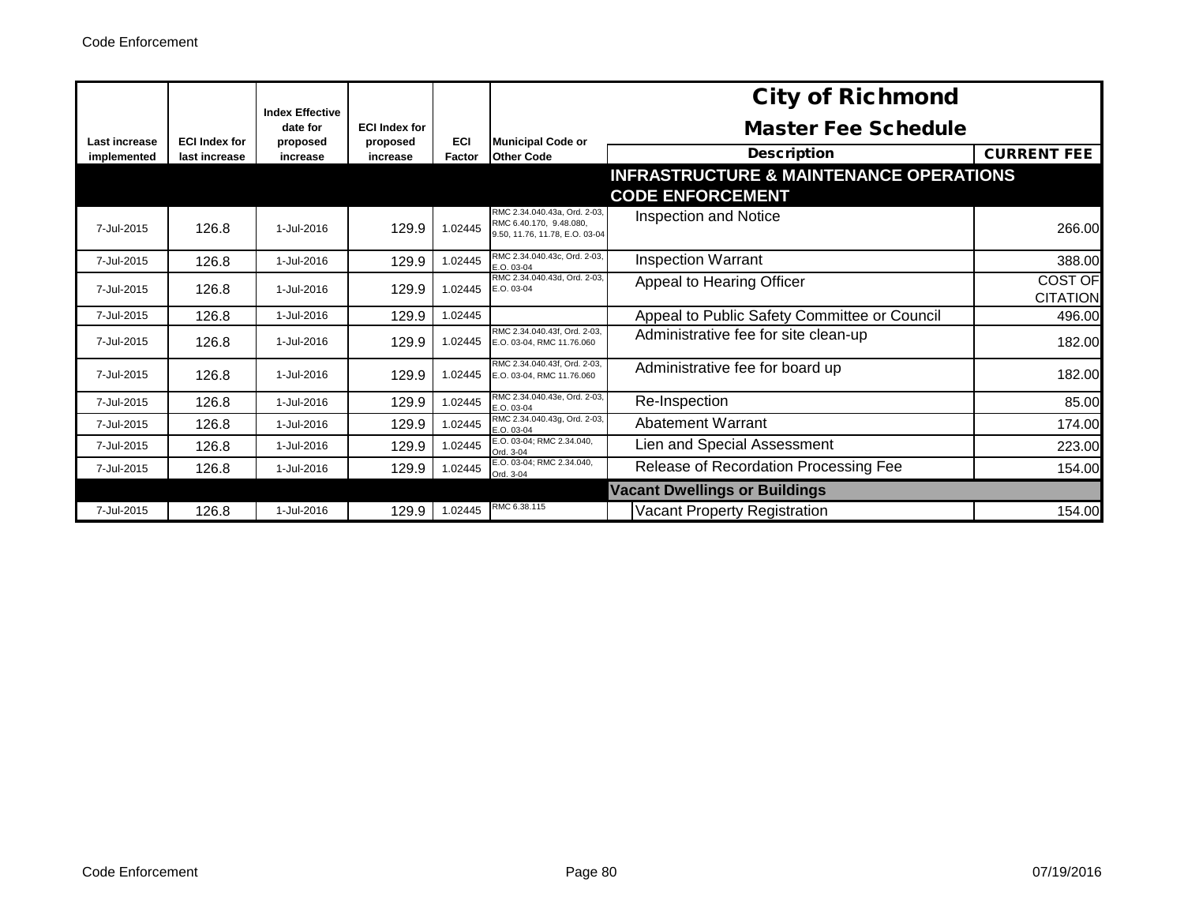| Last increase implemented | ECI Index for last increase | Index Effective date for proposed increase | ECI Index for proposed increase | ECI Factor | Municipal Code or Other Code | City of Richmond Master Fee Schedule Description | CURRENT FEE |
|---|---|---|---|---|---|---|---|
| | | | | | | **INFRASTRUCTURE & MAINTENANCE OPERATIONS CODE ENFORCEMENT** | |
| 7-Jul-2015 | 126.8 | 1-Jul-2016 | 129.9 | 1.02445 | RMC 2.34.040.43a, Ord. 2-03, RMC 6.40.170, 9.48.080, 9.50, 11.76, 11.78, E.O. 03-04 | Inspection and Notice | 266.00 |
| 7-Jul-2015 | 126.8 | 1-Jul-2016 | 129.9 | 1.02445 | RMC 2.34.040.43c, Ord. 2-03, E.O. 03-04 | Inspection Warrant | 388.00 |
| 7-Jul-2015 | 126.8 | 1-Jul-2016 | 129.9 | 1.02445 | RMC 2.34.040.43d, Ord. 2-03, E.O. 03-04 | Appeal to Hearing Officer | COST OF CITATION |
| 7-Jul-2015 | 126.8 | 1-Jul-2016 | 129.9 | 1.02445 | | Appeal to Public Safety Committee or Council | 496.00 |
| 7-Jul-2015 | 126.8 | 1-Jul-2016 | 129.9 | 1.02445 | RMC 2.34.040.43f, Ord. 2-03, E.O. 03-04, RMC 11.76.060 | Administrative fee for site clean-up | 182.00 |
| 7-Jul-2015 | 126.8 | 1-Jul-2016 | 129.9 | 1.02445 | RMC 2.34.040.43f, Ord. 2-03, E.O. 03-04, RMC 11.76.060 | Administrative fee for board up | 182.00 |
| 7-Jul-2015 | 126.8 | 1-Jul-2016 | 129.9 | 1.02445 | RMC 2.34.040.43e, Ord. 2-03, E.O. 03-04 | Re-Inspection | 85.00 |
| 7-Jul-2015 | 126.8 | 1-Jul-2016 | 129.9 | 1.02445 | RMC 2.34.040.43g, Ord. 2-03, E.O. 03-04 | Abatement Warrant | 174.00 |
| 7-Jul-2015 | 126.8 | 1-Jul-2016 | 129.9 | 1.02445 | E.O. 03-04; RMC 2.34.040, Ord. 3-04 | Lien and Special Assessment | 223.00 |
| 7-Jul-2015 | 126.8 | 1-Jul-2016 | 129.9 | 1.02445 | E.O. 03-04; RMC 2.34.040, Ord. 3-04 | Release of Recordation Processing Fee | 154.00 |
| | | | | | | **Vacant Dwellings or Buildings** | |
| 7-Jul-2015 | 126.8 | 1-Jul-2016 | 129.9 | 1.02445 | RMC 6.38.115 | Vacant Property Registration | 154.00 |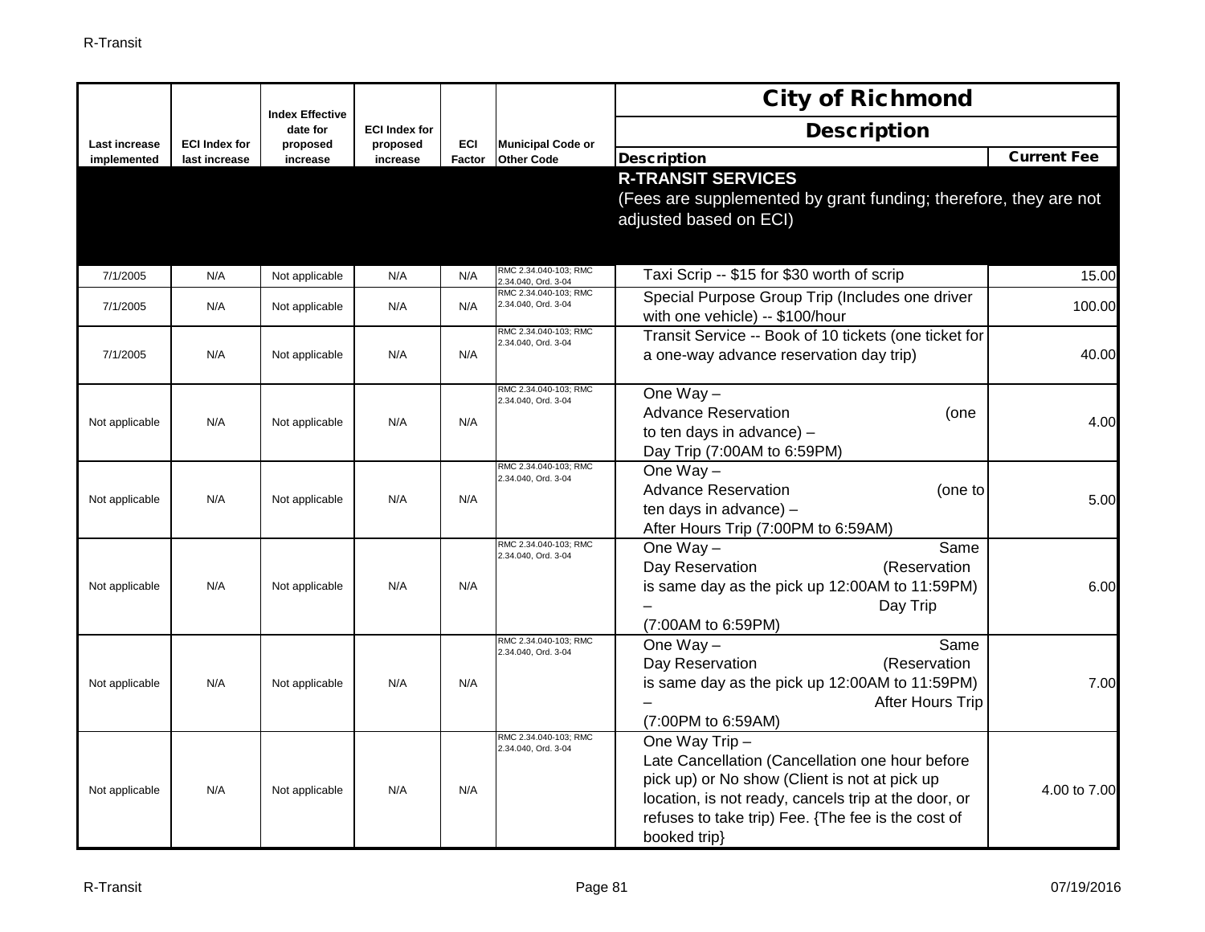| Last increase implemented | ECI Index for last increase | Index Effective date for proposed increase | ECI Index for proposed increase | ECI Factor | Municipal Code or Other Code | Description | Current Fee |
|---|---|---|---|---|---|---|---|
| | | | | | | **City of Richmond** | |
| | | | | | | **Description** | |
| | | | | | | **R-TRANSIT SERVICES** (Fees are supplemented by grant funding; therefore, they are not adjusted based on ECI) | |
| 7/1/2005 | N/A | Not applicable | N/A | N/A | RMC 2.34.040-103; RMC 2.34.040, Ord. 3-04 | Taxi Scrip -- $15 for $30 worth of scrip | 15.00 |
| 7/1/2005 | N/A | Not applicable | N/A | N/A | RMC 2.34.040-103; RMC 2.34.040, Ord. 3-04 | Special Purpose Group Trip (Includes one driver with one vehicle) -- $100/hour | 100.00 |
| 7/1/2005 | N/A | Not applicable | N/A | N/A | RMC 2.34.040-103; RMC 2.34.040, Ord. 3-04 | Transit Service -- Book of 10 tickets (one ticket for a one-way advance reservation day trip) | 40.00 |
| Not applicable | N/A | Not applicable | N/A | N/A | RMC 2.34.040-103; RMC 2.34.040, Ord. 3-04 | One Way – Advance Reservation (one to ten days in advance) – Day Trip (7:00AM to 6:59PM) | 4.00 |
| Not applicable | N/A | Not applicable | N/A | N/A | RMC 2.34.040-103; RMC 2.34.040, Ord. 3-04 | One Way – Advance Reservation (one to ten days in advance) – After Hours Trip (7:00PM to 6:59AM) | 5.00 |
| Not applicable | N/A | Not applicable | N/A | N/A | RMC 2.34.040-103; RMC 2.34.040, Ord. 3-04 | One Way – Same Day Reservation (Reservation is same day as the pick up 12:00AM to 11:59PM) – Day Trip (7:00AM to 6:59PM) | 6.00 |
| Not applicable | N/A | Not applicable | N/A | N/A | RMC 2.34.040-103; RMC 2.34.040, Ord. 3-04 | One Way – Same Day Reservation (Reservation is same day as the pick up 12:00AM to 11:59PM) – After Hours Trip (7:00PM to 6:59AM) | 7.00 |
| Not applicable | N/A | Not applicable | N/A | N/A | RMC 2.34.040-103; RMC 2.34.040, Ord. 3-04 | One Way Trip – Late Cancellation (Cancellation one hour before pick up) or No show (Client is not at pick up location, is not ready, cancels trip at the door, or refuses to take trip) Fee. {The fee is the cost of booked trip} | 4.00 to 7.00 |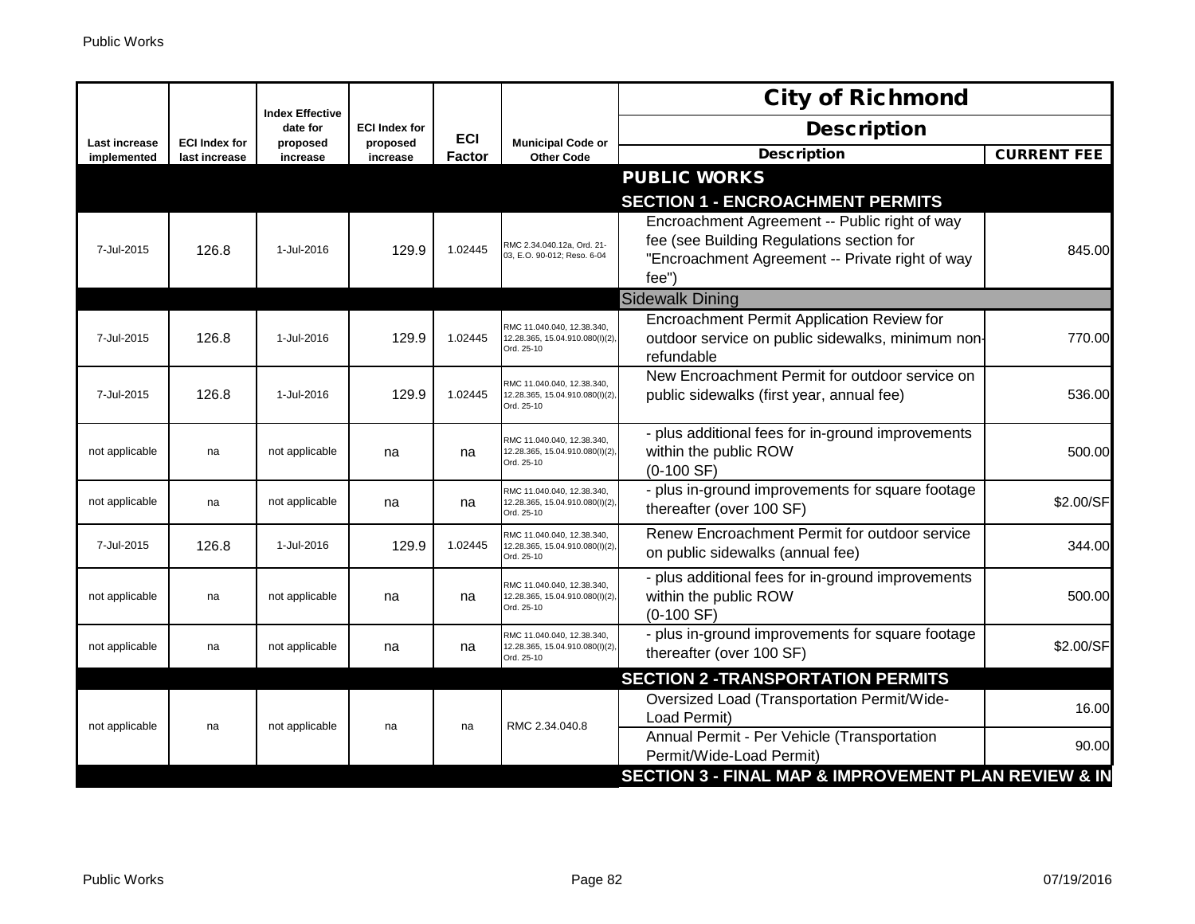| Last increase implemented | ECI Index for last increase | Index Effective date for proposed increase | ECI Index for proposed increase | ECI Factor | Municipal Code or Other Code | City of Richmond<br>Description<br>Description | CURRENT FEE |
|---|---|---|---|---|---|---|---|
| | | | | | | **PUBLIC WORKS** | |
| | | | | | | **SECTION 1 - ENCROACHMENT PERMITS** | |
| 7-Jul-2015 | 126.8 | 1-Jul-2016 | 129.9 | 1.02445 | RMC 2.34.040.12a, Ord. 21-03, E.O. 90-012; Reso. 6-04 | Encroachment Agreement -- Public right of way fee (see Building Regulations section for "Encroachment Agreement -- Private right of way fee") | 845.00 |
| | | | | | | Sidewalk Dining | |
| 7-Jul-2015 | 126.8 | 1-Jul-2016 | 129.9 | 1.02445 | RMC 11.040.040, 12.38.340, 12.28.365, 15.04.910.080(I)(2), Ord. 25-10 | Encroachment Permit Application Review for outdoor service on public sidewalks, minimum non-refundable | 770.00 |
| 7-Jul-2015 | 126.8 | 1-Jul-2016 | 129.9 | 1.02445 | RMC 11.040.040, 12.38.340, 12.28.365, 15.04.910.080(I)(2), Ord. 25-10 | New Encroachment Permit for outdoor service on public sidewalks (first year, annual fee) | 536.00 |
| not applicable | na | not applicable | na | na | RMC 11.040.040, 12.38.340, 12.28.365, 15.04.910.080(I)(2), Ord. 25-10 | - plus additional fees for in-ground improvements within the public ROW (0-100 SF) | 500.00 |
| not applicable | na | not applicable | na | na | RMC 11.040.040, 12.38.340, 12.28.365, 15.04.910.080(I)(2), Ord. 25-10 | - plus in-ground improvements for square footage thereafter (over 100 SF) | $2.00/SF |
| 7-Jul-2015 | 126.8 | 1-Jul-2016 | 129.9 | 1.02445 | RMC 11.040.040, 12.38.340, 12.28.365, 15.04.910.080(I)(2), Ord. 25-10 | Renew Encroachment Permit for outdoor service on public sidewalks (annual fee) | 344.00 |
| not applicable | na | not applicable | na | na | RMC 11.040.040, 12.38.340, 12.28.365, 15.04.910.080(I)(2), Ord. 25-10 | - plus additional fees for in-ground improvements within the public ROW (0-100 SF) | 500.00 |
| not applicable | na | not applicable | na | na | RMC 11.040.040, 12.38.340, 12.28.365, 15.04.910.080(I)(2), Ord. 25-10 | - plus in-ground improvements for square footage thereafter (over 100 SF) | $2.00/SF |
| | | | | | | **SECTION 2 -TRANSPORTATION PERMITS** | |
| not applicable | na | not applicable | na | na | RMC 2.34.040.8 | Oversized Load (Transportation Permit/Wide-Load Permit) | 16.00 |
| | | | | | | Annual Permit - Per Vehicle (Transportation Permit/Wide-Load Permit) | 90.00 |
| | | | | | | **SECTION 3 - FINAL MAP & IMPROVEMENT PLAN REVIEW & IN** | |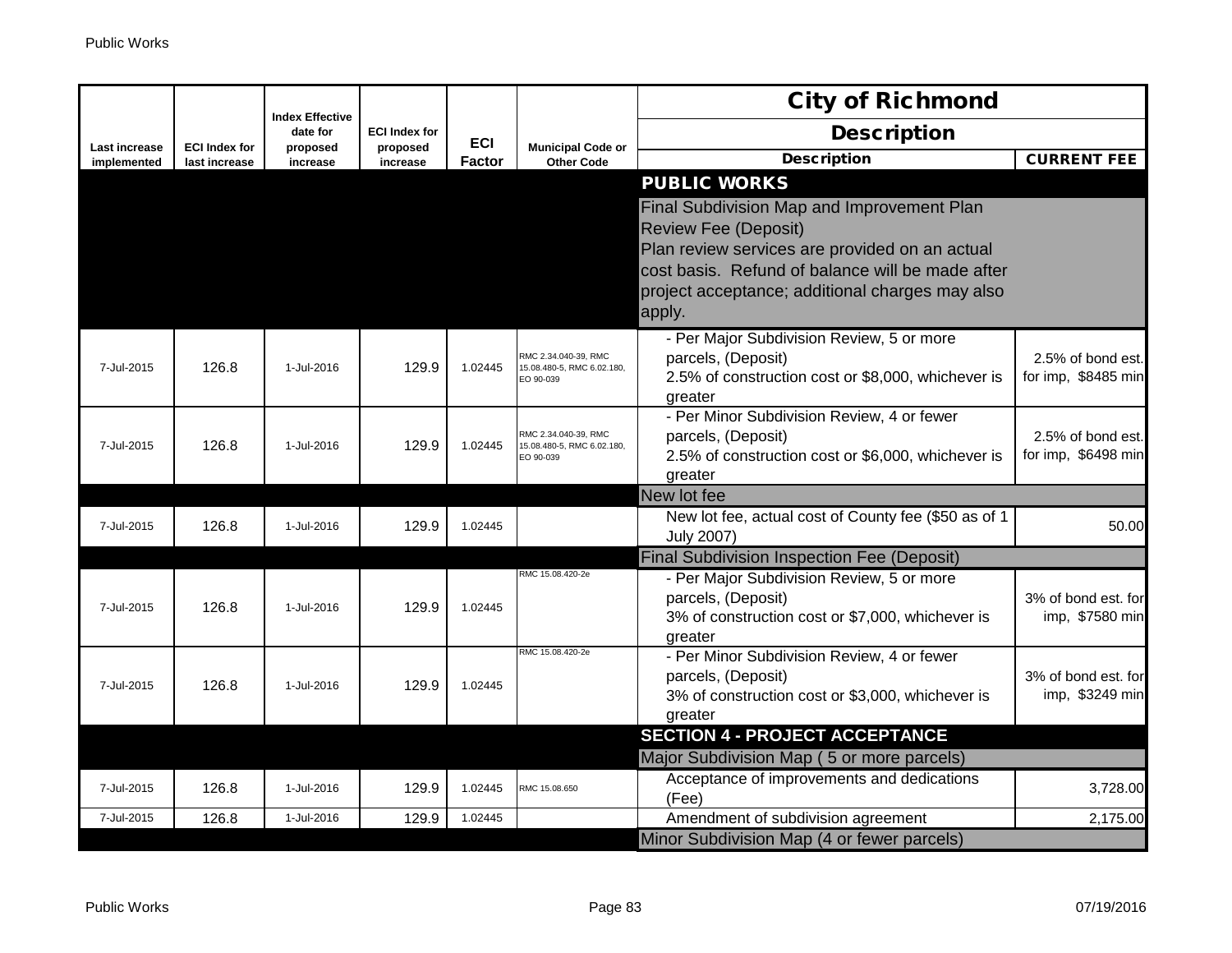| Last increase implemented | ECI Index for last increase | Index Effective date for proposed increase | ECI Index for proposed increase | ECI Factor | Municipal Code or Other Code | City of Richmond<br>Description<br>Description | CURRENT FEE |
|---|---|---|---|---|---|---|---|
| | | | | | | **PUBLIC WORKS** | |
| | | | | | | Final Subdivision Map and Improvement Plan Review Fee (Deposit)<br>Plan review services are provided on an actual cost basis. Refund of balance will be made after project acceptance; additional charges may also apply. | |
| 7-Jul-2015 | 126.8 | 1-Jul-2016 | 129.9 | 1.02445 | RMC 2.34.040-39, RMC 15.08.480-5, RMC 6.02.180, EO 90-039 | - Per Major Subdivision Review, 5 or more parcels, (Deposit)<br>2.5% of construction cost or $8,000, whichever is greater | 2.5% of bond est. for imp, $8485 min |
| 7-Jul-2015 | 126.8 | 1-Jul-2016 | 129.9 | 1.02445 | RMC 2.34.040-39, RMC 15.08.480-5, RMC 6.02.180, EO 90-039 | - Per Minor Subdivision Review, 4 or fewer parcels, (Deposit)<br>2.5% of construction cost or $6,000, whichever is greater | 2.5% of bond est. for imp, $6498 min |
| | | | | | | New lot fee | |
| 7-Jul-2015 | 126.8 | 1-Jul-2016 | 129.9 | 1.02445 | | New lot fee, actual cost of County fee ($50 as of 1 July 2007) | 50.00 |
| | | | | | | Final Subdivision Inspection Fee (Deposit) | |
| 7-Jul-2015 | 126.8 | 1-Jul-2016 | 129.9 | 1.02445 | RMC 15.08.420-2e | - Per Major Subdivision Review, 5 or more parcels, (Deposit)<br>3% of construction cost or $7,000, whichever is greater | 3% of bond est. for imp, $7580 min |
| 7-Jul-2015 | 126.8 | 1-Jul-2016 | 129.9 | 1.02445 | RMC 15.08.420-2e | - Per Minor Subdivision Review, 4 or fewer parcels, (Deposit)<br>3% of construction cost or $3,000, whichever is greater | 3% of bond est. for imp, $3249 min |
| | | | | | | **SECTION 4 - PROJECT ACCEPTANCE** | |
| | | | | | | Major Subdivision Map ( 5 or more parcels) | |
| 7-Jul-2015 | 126.8 | 1-Jul-2016 | 129.9 | 1.02445 | RMC 15.08.650 | Acceptance of improvements and dedications (Fee) | 3,728.00 |
| 7-Jul-2015 | 126.8 | 1-Jul-2016 | 129.9 | 1.02445 | | Amendment of subdivision agreement | 2,175.00 |
| | | | | | | Minor Subdivision Map (4 or fewer parcels) | |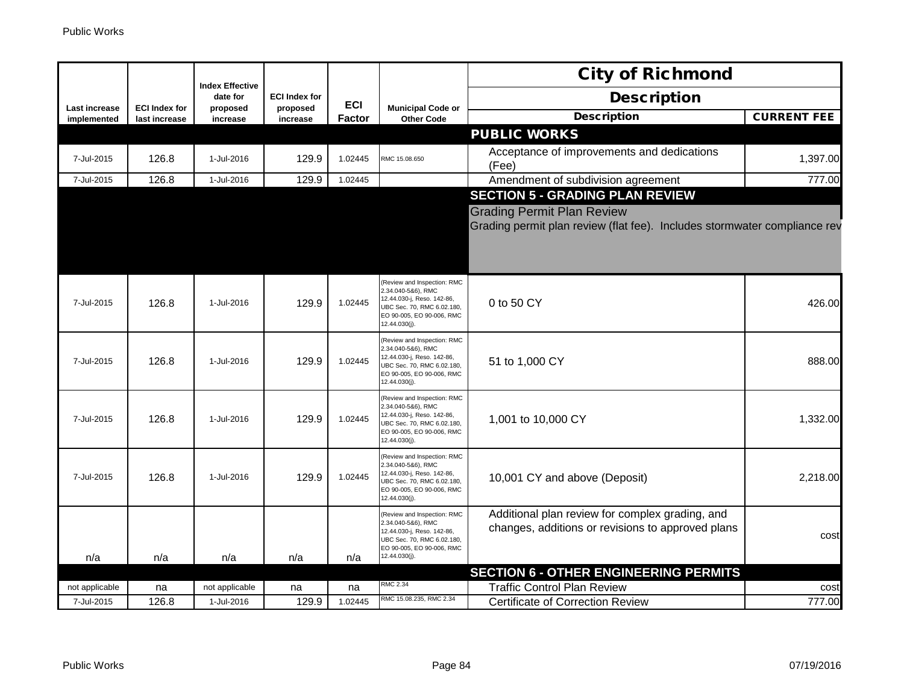| Last increase implemented | ECI Index for last increase | Index Effective date for proposed increase | ECI Index for proposed increase | ECI Factor | Municipal Code or Other Code | City of Richmond Description | CURRENT FEE |
|---|---|---|---|---|---|---|---|
| | | | | | | **PUBLIC WORKS** | |
| 7-Jul-2015 | 126.8 | 1-Jul-2016 | 129.9 | 1.02445 | RMC 15.08.650 | Acceptance of improvements and dedications (Fee) | 1,397.00 |
| 7-Jul-2015 | 126.8 | 1-Jul-2016 | 129.9 | 1.02445 | | Amendment of subdivision agreement | 777.00 |
| | | | | | | **SECTION 5 - GRADING PLAN REVIEW** | |
| | | | | | | Grading Permit Plan Review<br>Grading permit plan review (flat fee). Includes stormwater compliance rev | |
| 7-Jul-2015 | 126.8 | 1-Jul-2016 | 129.9 | 1.02445 | (Review and Inspection: RMC 2.34.040-5&6), RMC 12.44.030-j, Reso. 142-86, UBC Sec. 70, RMC 6.02.180, EO 90-005, EO 90-006, RMC 12.44.030(j). | 0 to 50 CY | 426.00 |
| 7-Jul-2015 | 126.8 | 1-Jul-2016 | 129.9 | 1.02445 | (Review and Inspection: RMC 2.34.040-5&6), RMC 12.44.030-j, Reso. 142-86, UBC Sec. 70, RMC 6.02.180, EO 90-005, EO 90-006, RMC 12.44.030(j). | 51 to 1,000 CY | 888.00 |
| 7-Jul-2015 | 126.8 | 1-Jul-2016 | 129.9 | 1.02445 | (Review and Inspection: RMC 2.34.040-5&6), RMC 12.44.030-j, Reso. 142-86, UBC Sec. 70, RMC 6.02.180, EO 90-005, EO 90-006, RMC 12.44.030(j). | 1,001 to 10,000 CY | 1,332.00 |
| 7-Jul-2015 | 126.8 | 1-Jul-2016 | 129.9 | 1.02445 | (Review and Inspection: RMC 2.34.040-5&6), RMC 12.44.030-j, Reso. 142-86, UBC Sec. 70, RMC 6.02.180, EO 90-005, EO 90-006, RMC 12.44.030(j). | 10,001 CY and above (Deposit) | 2,218.00 |
| n/a | n/a | n/a | n/a | n/a | (Review and Inspection: RMC 2.34.040-5&6), RMC 12.44.030-j, Reso. 142-86, UBC Sec. 70, RMC 6.02.180, EO 90-005, EO 90-006, RMC 12.44.030(j). | Additional plan review for complex grading, and changes, additions or revisions to approved plans | cost |
| | | | | | | **SECTION 6 - OTHER ENGINEERING PERMITS** | |
| not applicable | na | not applicable | na | na | RMC 2.34 | Traffic Control Plan Review | cost |
| 7-Jul-2015 | 126.8 | 1-Jul-2016 | 129.9 | 1.02445 | RMC 15.08.235, RMC 2.34 | Certificate of Correction Review | 777.00 |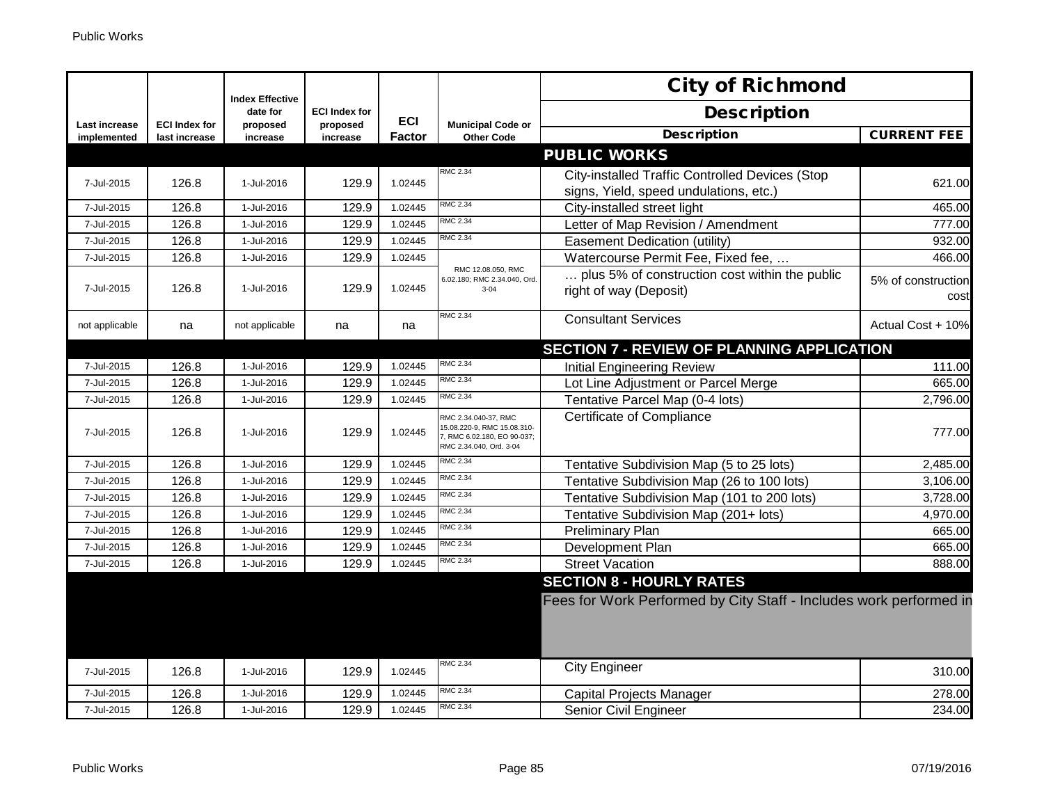| Last increase implemented | ECI Index for last increase | Index Effective date for proposed increase | ECI Index for proposed increase | ECI Factor | Municipal Code or Other Code | City of Richmond Description | |
|---|---|---|---|---|---|---|---|
| | | | | | | **Description** | **CURRENT FEE** |
| | | | | | | **PUBLIC WORKS** | |
| 7-Jul-2015 | 126.8 | 1-Jul-2016 | 129.9 | 1.02445 | RMC 2.34 | City-installed Traffic Controlled Devices (Stop signs, Yield, speed undulations, etc.) | 621.00 |
| 7-Jul-2015 | 126.8 | 1-Jul-2016 | 129.9 | 1.02445 | RMC 2.34 | City-installed street light | 465.00 |
| 7-Jul-2015 | 126.8 | 1-Jul-2016 | 129.9 | 1.02445 | RMC 2.34 | Letter of Map Revision / Amendment | 777.00 |
| 7-Jul-2015 | 126.8 | 1-Jul-2016 | 129.9 | 1.02445 | RMC 2.34 | Easement Dedication (utility) | 932.00 |
| 7-Jul-2015 | 126.8 | 1-Jul-2016 | 129.9 | 1.02445 | RMC 12.08.050, RMC 6.02.180; RMC 2.34.040, Ord. 3-04 | Watercourse Permit Fee, Fixed fee, … | 466.00 |
| 7-Jul-2015 | 126.8 | 1-Jul-2016 | 129.9 | 1.02445 | | … plus 5% of construction cost within the public right of way (Deposit) | 5% of construction cost |
| not applicable | na | not applicable | na | na | RMC 2.34 | Consultant Services | Actual Cost + 10% |
| | | | | | | **SECTION 7 - REVIEW OF PLANNING APPLICATION** | |
| 7-Jul-2015 | 126.8 | 1-Jul-2016 | 129.9 | 1.02445 | RMC 2.34 | Initial Engineering Review | 111.00 |
| 7-Jul-2015 | 126.8 | 1-Jul-2016 | 129.9 | 1.02445 | RMC 2.34 | Lot Line Adjustment or Parcel Merge | 665.00 |
| 7-Jul-2015 | 126.8 | 1-Jul-2016 | 129.9 | 1.02445 | RMC 2.34 | Tentative Parcel Map (0-4 lots) | 2,796.00 |
| 7-Jul-2015 | 126.8 | 1-Jul-2016 | 129.9 | 1.02445 | RMC 2.34.040-37, RMC 15.08.220-9, RMC 15.08.310-7, RMC 6.02.180, EO 90-037; RMC 2.34.040, Ord. 3-04 | Certificate of Compliance | 777.00 |
| 7-Jul-2015 | 126.8 | 1-Jul-2016 | 129.9 | 1.02445 | RMC 2.34 | Tentative Subdivision Map (5 to 25 lots) | 2,485.00 |
| 7-Jul-2015 | 126.8 | 1-Jul-2016 | 129.9 | 1.02445 | RMC 2.34 | Tentative Subdivision Map (26 to 100 lots) | 3,106.00 |
| 7-Jul-2015 | 126.8 | 1-Jul-2016 | 129.9 | 1.02445 | RMC 2.34 | Tentative Subdivision Map (101 to 200 lots) | 3,728.00 |
| 7-Jul-2015 | 126.8 | 1-Jul-2016 | 129.9 | 1.02445 | RMC 2.34 | Tentative Subdivision Map (201+ lots) | 4,970.00 |
| 7-Jul-2015 | 126.8 | 1-Jul-2016 | 129.9 | 1.02445 | RMC 2.34 | Preliminary Plan | 665.00 |
| 7-Jul-2015 | 126.8 | 1-Jul-2016 | 129.9 | 1.02445 | RMC 2.34 | Development Plan | 665.00 |
| 7-Jul-2015 | 126.8 | 1-Jul-2016 | 129.9 | 1.02445 | RMC 2.34 | Street Vacation | 888.00 |
| | | | | | | **SECTION 8 - HOURLY RATES** | |
| | | | | | | Fees for Work Performed by City Staff - Includes work performed in | |
| 7-Jul-2015 | 126.8 | 1-Jul-2016 | 129.9 | 1.02445 | RMC 2.34 | City Engineer | 310.00 |
| 7-Jul-2015 | 126.8 | 1-Jul-2016 | 129.9 | 1.02445 | RMC 2.34 | Capital Projects Manager | 278.00 |
| 7-Jul-2015 | 126.8 | 1-Jul-2016 | 129.9 | 1.02445 | RMC 2.34 | Senior Civil Engineer | 234.00 |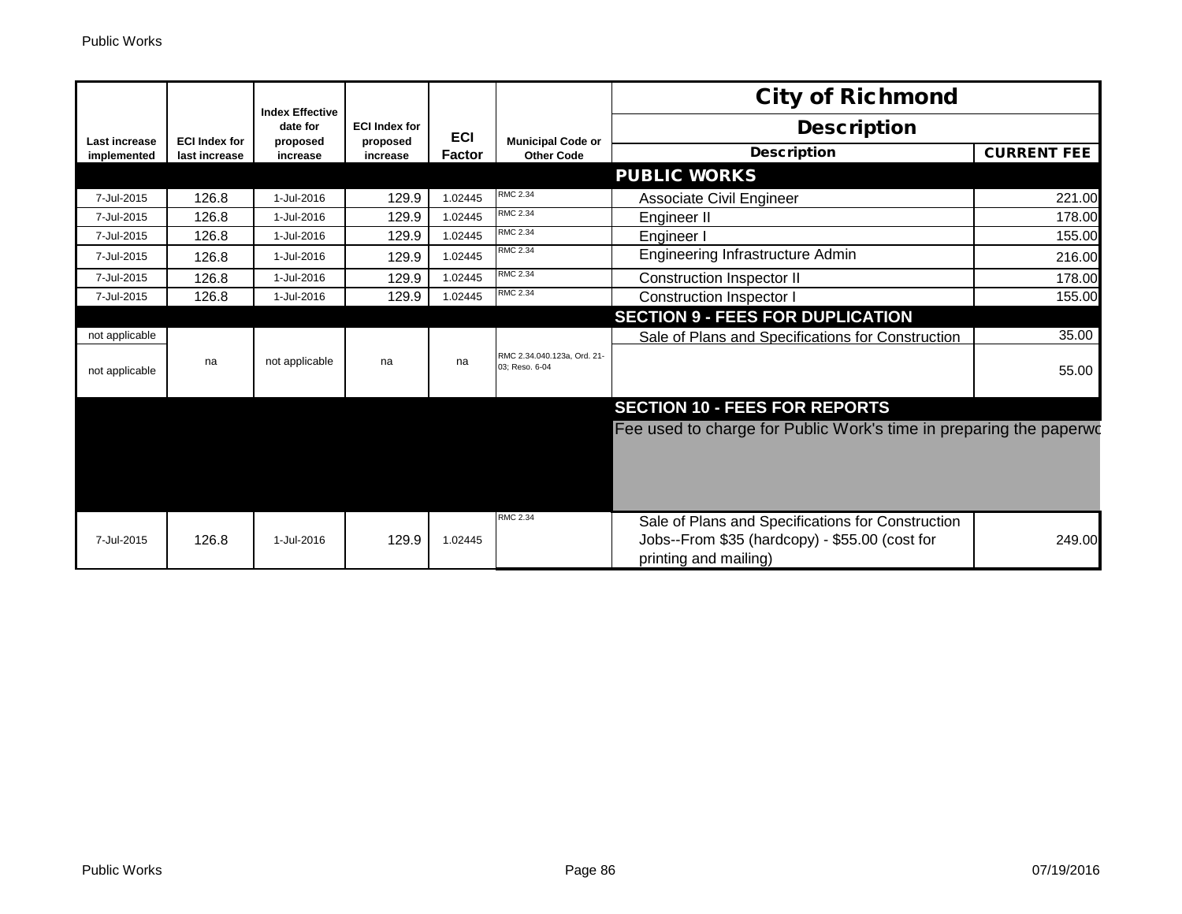| Last increase implemented | ECI Index for last increase | Index Effective date for proposed increase | ECI Index for proposed increase | ECI Factor | Municipal Code or Other Code | City of Richmond Description | |
|---|---|---|---|---|---|---|---|
| | | | | | | **Description** | **CURRENT FEE** |
| | | | | | | **PUBLIC WORKS** | |
| 7-Jul-2015 | 126.8 | 1-Jul-2016 | 129.9 | 1.02445 | RMC 2.34 | Associate Civil Engineer | 221.00 |
| 7-Jul-2015 | 126.8 | 1-Jul-2016 | 129.9 | 1.02445 | RMC 2.34 | Engineer II | 178.00 |
| 7-Jul-2015 | 126.8 | 1-Jul-2016 | 129.9 | 1.02445 | RMC 2.34 | Engineer I | 155.00 |
| 7-Jul-2015 | 126.8 | 1-Jul-2016 | 129.9 | 1.02445 | RMC 2.34 | Engineering Infrastructure Admin | 216.00 |
| 7-Jul-2015 | 126.8 | 1-Jul-2016 | 129.9 | 1.02445 | RMC 2.34 | Construction Inspector II | 178.00 |
| 7-Jul-2015 | 126.8 | 1-Jul-2016 | 129.9 | 1.02445 | RMC 2.34 | Construction Inspector I | 155.00 |
| | | | | | | **SECTION 9 - FEES FOR DUPLICATION** | |
| not applicable | na | not applicable | na | na | RMC 2.34.040.123a, Ord. 21-03; Reso. 6-04 | Sale of Plans and Specifications for Construction | 35.00 |
| not applicable | | | | | | | 55.00 |
| | | | | | | **SECTION 10 - FEES FOR REPORTS** | |
| | | | | | | Fee used to charge for Public Work's time in preparing the paperwo | |
| 7-Jul-2015 | 126.8 | 1-Jul-2016 | 129.9 | 1.02445 | RMC 2.34 | Sale of Plans and Specifications for Construction Jobs--From $35 (hardcopy) - $55.00 (cost for printing and mailing) | 249.00 |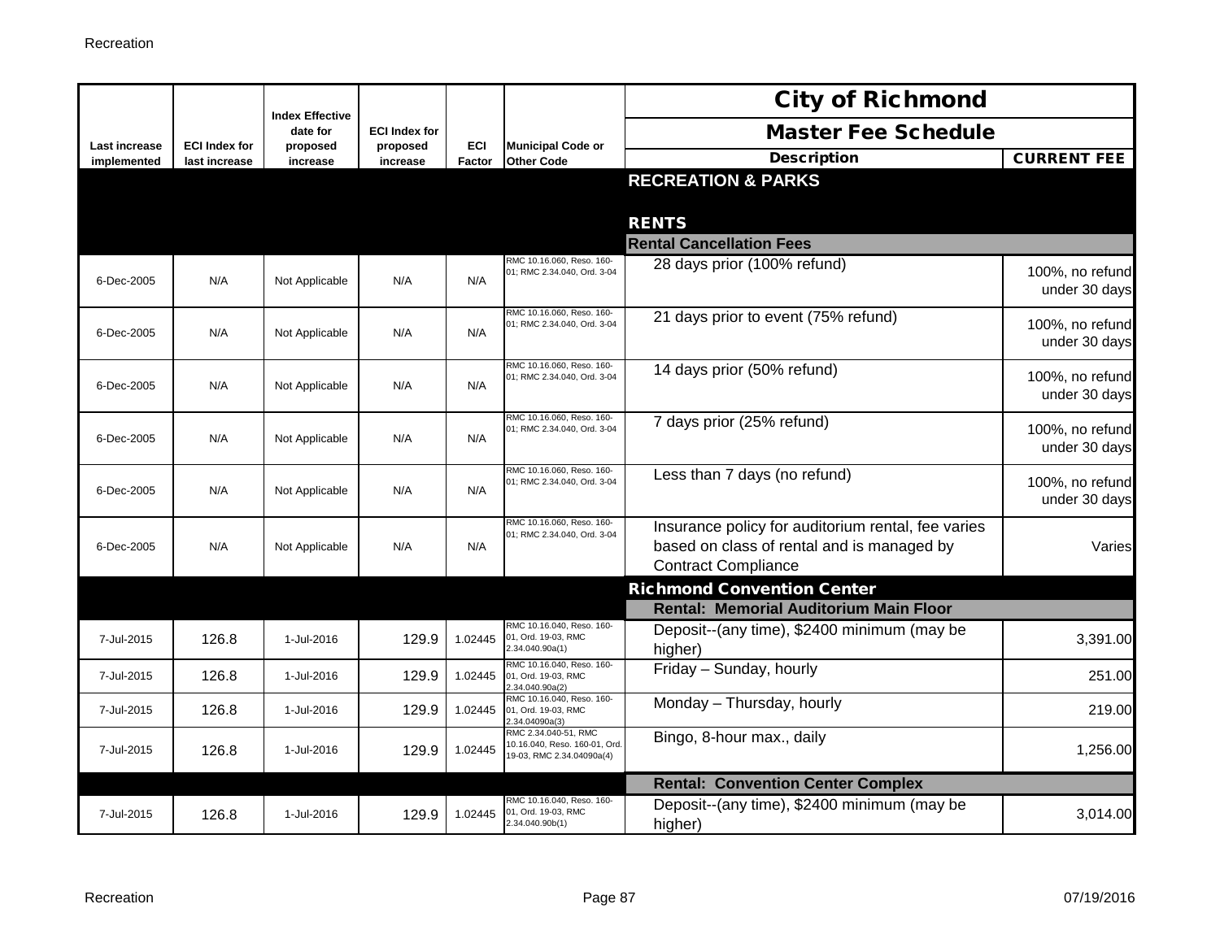| Last increase implemented | ECI Index for last increase | Index Effective date for proposed increase | ECI Index for proposed increase | ECI Factor | Municipal Code or Other Code | Description | CURRENT FEE |
|---|---|---|---|---|---|---|---|
| | | | | | | **City of Richmond** | |
| | | | | | | **Master Fee Schedule** | |
| | | | | | | **RECREATION & PARKS** | |
| | | | | | | **RENTS** | |
| | | | | | | **Rental Cancellation Fees** | |
| 6-Dec-2005 | N/A | Not Applicable | N/A | N/A | RMC 10.16.060, Reso. 160-01; RMC 2.34.040, Ord. 3-04 | 28 days prior (100% refund) | 100%, no refund under 30 days |
| 6-Dec-2005 | N/A | Not Applicable | N/A | N/A | RMC 10.16.060, Reso. 160-01; RMC 2.34.040, Ord. 3-04 | 21 days prior to event (75% refund) | 100%, no refund under 30 days |
| 6-Dec-2005 | N/A | Not Applicable | N/A | N/A | RMC 10.16.060, Reso. 160-01; RMC 2.34.040, Ord. 3-04 | 14 days prior (50% refund) | 100%, no refund under 30 days |
| 6-Dec-2005 | N/A | Not Applicable | N/A | N/A | RMC 10.16.060, Reso. 160-01; RMC 2.34.040, Ord. 3-04 | 7 days prior (25% refund) | 100%, no refund under 30 days |
| 6-Dec-2005 | N/A | Not Applicable | N/A | N/A | RMC 10.16.060, Reso. 160-01; RMC 2.34.040, Ord. 3-04 | Less than 7 days (no refund) | 100%, no refund under 30 days |
| 6-Dec-2005 | N/A | Not Applicable | N/A | N/A | RMC 10.16.060, Reso. 160-01; RMC 2.34.040, Ord. 3-04 | Insurance policy for auditorium rental, fee varies based on class of rental and is managed by Contract Compliance | Varies |
| | | | | | | **Richmond Convention Center** | |
| | | | | | | **Rental: Memorial Auditorium Main Floor** | |
| 7-Jul-2015 | 126.8 | 1-Jul-2016 | 129.9 | 1.02445 | RMC 10.16.040, Reso. 160-01, Ord. 19-03, RMC 2.34.040.90a(1) | Deposit--(any time), $2400 minimum (may be higher) | 3,391.00 |
| 7-Jul-2015 | 126.8 | 1-Jul-2016 | 129.9 | 1.02445 | RMC 10.16.040, Reso. 160-01, Ord. 19-03, RMC 2.34.040.90a(2) | Friday – Sunday, hourly | 251.00 |
| 7-Jul-2015 | 126.8 | 1-Jul-2016 | 129.9 | 1.02445 | RMC 10.16.040, Reso. 160-01, Ord. 19-03, RMC 2.34.04090a(3) | Monday – Thursday, hourly | 219.00 |
| 7-Jul-2015 | 126.8 | 1-Jul-2016 | 129.9 | 1.02445 | RMC 2.34.040-51, RMC 10.16.040, Reso. 160-01, Ord. 19-03, RMC 2.34.04090a(4) | Bingo, 8-hour max., daily | 1,256.00 |
| | | | | | | **Rental: Convention Center Complex** | |
| 7-Jul-2015 | 126.8 | 1-Jul-2016 | 129.9 | 1.02445 | RMC 10.16.040, Reso. 160-01, Ord. 19-03, RMC 2.34.040.90b(1) | Deposit--(any time), $2400 minimum (may be higher) | 3,014.00 |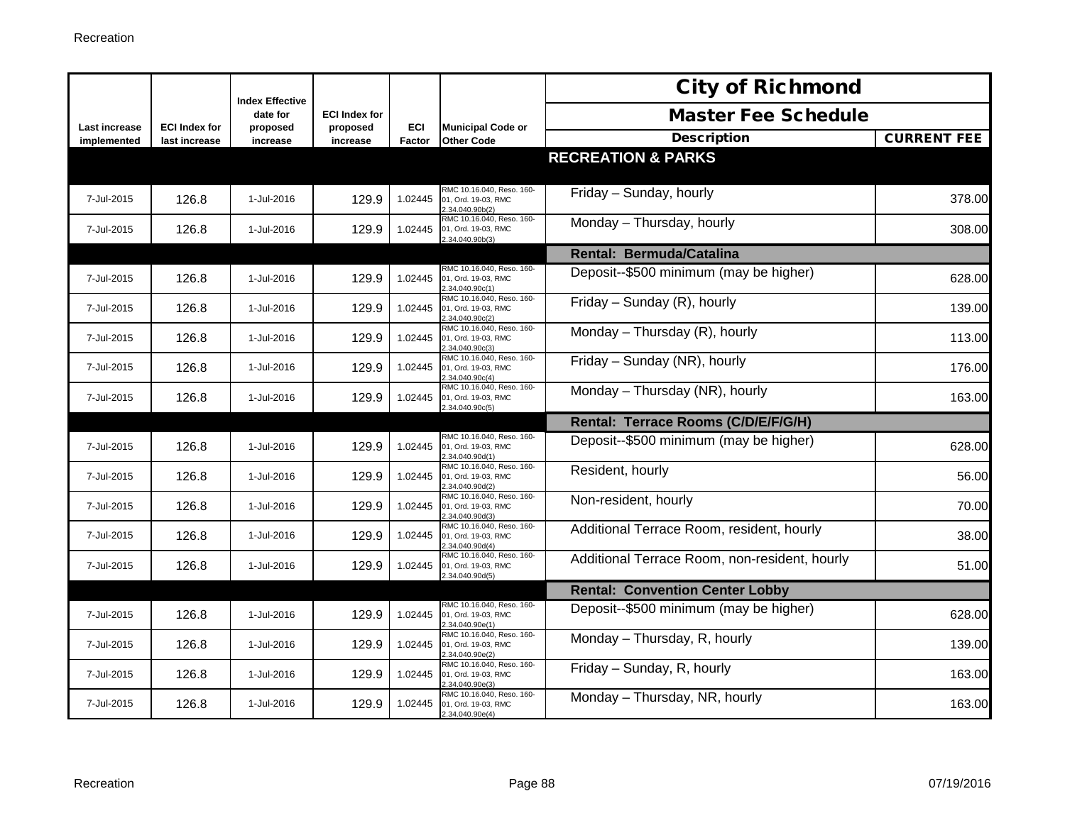| Last increase implemented | ECI Index for last increase | Index Effective date for proposed increase | ECI Index for proposed increase | ECI Factor | Municipal Code or Other Code | City of Richmond Master Fee Schedule Description | CURRENT FEE |
|---|---|---|---|---|---|---|---|
| | | | | | | **RECREATION & PARKS** | |
| 7-Jul-2015 | 126.8 | 1-Jul-2016 | 129.9 | 1.02445 | RMC 10.16.040, Reso. 160-01, Ord. 19-03, RMC 2.34.040.90b(2) | Friday – Sunday, hourly | 378.00 |
| 7-Jul-2015 | 126.8 | 1-Jul-2016 | 129.9 | 1.02445 | RMC 10.16.040, Reso. 160-01, Ord. 19-03, RMC 2.34.040.90b(3) | Monday – Thursday, hourly | 308.00 |
| | | | | | | **Rental: Bermuda/Catalina** | |
| 7-Jul-2015 | 126.8 | 1-Jul-2016 | 129.9 | 1.02445 | RMC 10.16.040, Reso. 160-01, Ord. 19-03, RMC 2.34.040.90c(1) | Deposit--$500 minimum (may be higher) | 628.00 |
| 7-Jul-2015 | 126.8 | 1-Jul-2016 | 129.9 | 1.02445 | RMC 10.16.040, Reso. 160-01, Ord. 19-03, RMC 2.34.040.90c(2) | Friday – Sunday (R), hourly | 139.00 |
| 7-Jul-2015 | 126.8 | 1-Jul-2016 | 129.9 | 1.02445 | RMC 10.16.040, Reso. 160-01, Ord. 19-03, RMC 2.34.040.90c(3) | Monday – Thursday (R), hourly | 113.00 |
| 7-Jul-2015 | 126.8 | 1-Jul-2016 | 129.9 | 1.02445 | RMC 10.16.040, Reso. 160-01, Ord. 19-03, RMC 2.34.040.90c(4) | Friday – Sunday (NR), hourly | 176.00 |
| 7-Jul-2015 | 126.8 | 1-Jul-2016 | 129.9 | 1.02445 | RMC 10.16.040, Reso. 160-01, Ord. 19-03, RMC 2.34.040.90c(5) | Monday – Thursday (NR), hourly | 163.00 |
| | | | | | | **Rental: Terrace Rooms (C/D/E/F/G/H)** | |
| 7-Jul-2015 | 126.8 | 1-Jul-2016 | 129.9 | 1.02445 | RMC 10.16.040, Reso. 160-01, Ord. 19-03, RMC 2.34.040.90d(1) | Deposit--$500 minimum (may be higher) | 628.00 |
| 7-Jul-2015 | 126.8 | 1-Jul-2016 | 129.9 | 1.02445 | RMC 10.16.040, Reso. 160-01, Ord. 19-03, RMC 2.34.040.90d(2) | Resident, hourly | 56.00 |
| 7-Jul-2015 | 126.8 | 1-Jul-2016 | 129.9 | 1.02445 | RMC 10.16.040, Reso. 160-01, Ord. 19-03, RMC 2.34.040.90d(3) | Non-resident, hourly | 70.00 |
| 7-Jul-2015 | 126.8 | 1-Jul-2016 | 129.9 | 1.02445 | RMC 10.16.040, Reso. 160-01, Ord. 19-03, RMC 2.34.040.90d(4) | Additional Terrace Room, resident, hourly | 38.00 |
| 7-Jul-2015 | 126.8 | 1-Jul-2016 | 129.9 | 1.02445 | RMC 10.16.040, Reso. 160-01, Ord. 19-03, RMC 2.34.040.90d(5) | Additional Terrace Room, non-resident, hourly | 51.00 |
| | | | | | | **Rental: Convention Center Lobby** | |
| 7-Jul-2015 | 126.8 | 1-Jul-2016 | 129.9 | 1.02445 | RMC 10.16.040, Reso. 160-01, Ord. 19-03, RMC 2.34.040.90e(1) | Deposit--$500 minimum (may be higher) | 628.00 |
| 7-Jul-2015 | 126.8 | 1-Jul-2016 | 129.9 | 1.02445 | RMC 10.16.040, Reso. 160-01, Ord. 19-03, RMC 2.34.040.90e(2) | Monday – Thursday, R, hourly | 139.00 |
| 7-Jul-2015 | 126.8 | 1-Jul-2016 | 129.9 | 1.02445 | RMC 10.16.040, Reso. 160-01, Ord. 19-03, RMC 2.34.040.90e(3) | Friday – Sunday, R, hourly | 163.00 |
| 7-Jul-2015 | 126.8 | 1-Jul-2016 | 129.9 | 1.02445 | RMC 10.16.040, Reso. 160-01, Ord. 19-03, RMC 2.34.040.90e(4) | Monday – Thursday, NR, hourly | 163.00 |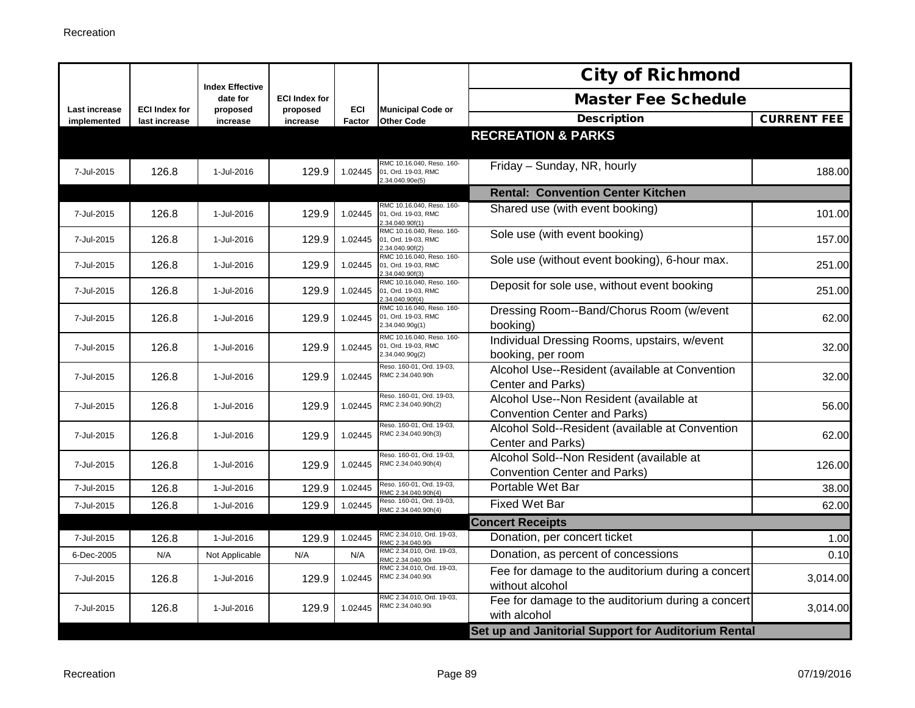| Last increase implemented | ECI Index for last increase | Index Effective date for proposed increase | ECI Index for proposed increase | ECI Factor | Municipal Code or Other Code | City of Richmond Master Fee Schedule Description | CURRENT FEE |
|---|---|---|---|---|---|---|---|
| | | | | | | **RECREATION & PARKS** | |
| 7-Jul-2015 | 126.8 | 1-Jul-2016 | 129.9 | 1.02445 | RMC 10.16.040, Reso. 160-01, Ord. 19-03, RMC 2.34.040.90e(5) | Friday – Sunday, NR, hourly | 188.00 |
| | | | | | | **Rental: Convention Center Kitchen** | |
| 7-Jul-2015 | 126.8 | 1-Jul-2016 | 129.9 | 1.02445 | RMC 10.16.040, Reso. 160-01, Ord. 19-03, RMC 2.34.040.90f(1) | Shared use (with event booking) | 101.00 |
| 7-Jul-2015 | 126.8 | 1-Jul-2016 | 129.9 | 1.02445 | RMC 10.16.040, Reso. 160-01, Ord. 19-03, RMC 2.34.040.90f(2) | Sole use (with event booking) | 157.00 |
| 7-Jul-2015 | 126.8 | 1-Jul-2016 | 129.9 | 1.02445 | RMC 10.16.040, Reso. 160-01, Ord. 19-03, RMC 2.34.040.90f(3) | Sole use (without event booking), 6-hour max. | 251.00 |
| 7-Jul-2015 | 126.8 | 1-Jul-2016 | 129.9 | 1.02445 | RMC 10.16.040, Reso. 160-01, Ord. 19-03, RMC 2.34.040.90f(4) | Deposit for sole use, without event booking | 251.00 |
| 7-Jul-2015 | 126.8 | 1-Jul-2016 | 129.9 | 1.02445 | RMC 10.16.040, Reso. 160-01, Ord. 19-03, RMC 2.34.040.90g(1) | Dressing Room--Band/Chorus Room (w/event booking) | 62.00 |
| 7-Jul-2015 | 126.8 | 1-Jul-2016 | 129.9 | 1.02445 | RMC 10.16.040, Reso. 160-01, Ord. 19-03, RMC 2.34.040.90g(2) | Individual Dressing Rooms, upstairs, w/event booking, per room | 32.00 |
| 7-Jul-2015 | 126.8 | 1-Jul-2016 | 129.9 | 1.02445 | Reso. 160-01, Ord. 19-03, RMC 2.34.040.90h | Alcohol Use--Resident (available at Convention Center and Parks) | 32.00 |
| 7-Jul-2015 | 126.8 | 1-Jul-2016 | 129.9 | 1.02445 | Reso. 160-01, Ord. 19-03, RMC 2.34.040.90h(2) | Alcohol Use--Non Resident (available at Convention Center and Parks) | 56.00 |
| 7-Jul-2015 | 126.8 | 1-Jul-2016 | 129.9 | 1.02445 | Reso. 160-01, Ord. 19-03, RMC 2.34.040.90h(3) | Alcohol Sold--Resident (available at Convention Center and Parks) | 62.00 |
| 7-Jul-2015 | 126.8 | 1-Jul-2016 | 129.9 | 1.02445 | Reso. 160-01, Ord. 19-03, RMC 2.34.040.90h(4) | Alcohol Sold--Non Resident (available at Convention Center and Parks) | 126.00 |
| 7-Jul-2015 | 126.8 | 1-Jul-2016 | 129.9 | 1.02445 | Reso. 160-01, Ord. 19-03, RMC 2.34.040.90h(4) | Portable Wet Bar | 38.00 |
| 7-Jul-2015 | 126.8 | 1-Jul-2016 | 129.9 | 1.02445 | Reso. 160-01, Ord. 19-03, RMC 2.34.040.90h(4) | Fixed Wet Bar | 62.00 |
| | | | | | | **Concert Receipts** | |
| 7-Jul-2015 | 126.8 | 1-Jul-2016 | 129.9 | 1.02445 | RMC 2.34.010, Ord. 19-03, RMC 2.34.040.90i | Donation, per concert ticket | 1.00 |
| 6-Dec-2005 | N/A | Not Applicable | N/A | N/A | RMC 2.34.010, Ord. 19-03, RMC 2.34.040.90i | Donation, as percent of concessions | 0.10 |
| 7-Jul-2015 | 126.8 | 1-Jul-2016 | 129.9 | 1.02445 | RMC 2.34.010, Ord. 19-03, RMC 2.34.040.90i | Fee for damage to the auditorium during a concert without alcohol | 3,014.00 |
| 7-Jul-2015 | 126.8 | 1-Jul-2016 | 129.9 | 1.02445 | RMC 2.34.010, Ord. 19-03, RMC 2.34.040.90i | Fee for damage to the auditorium during a concert with alcohol | 3,014.00 |
| | | | | | | **Set up and Janitorial Support for Auditorium Rental** | |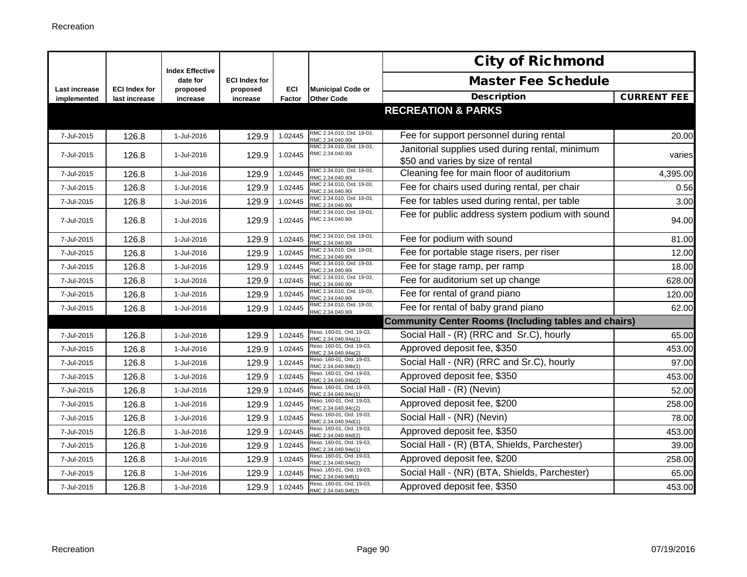| Last increase implemented | ECI Index for last increase | Index Effective date for proposed increase | ECI Index for proposed increase | ECI Factor | Municipal Code or Other Code | City of Richmond Master Fee Schedule Description | CURRENT FEE |
|---|---|---|---|---|---|---|---|
| | | | | | | **RECREATION & PARKS** | |
| 7-Jul-2015 | 126.8 | 1-Jul-2016 | 129.9 | 1.02445 | RMC 2.34.010, Ord. 19-03, RMC 2.34.040.90i | Fee for support personnel during rental | 20.00 |
| 7-Jul-2015 | 126.8 | 1-Jul-2016 | 129.9 | 1.02445 | RMC 2.34.010, Ord. 19-03, RMC 2.34.040.90i | Janitorial supplies used during rental, minimum $50 and varies by size of rental | varies |
| 7-Jul-2015 | 126.8 | 1-Jul-2016 | 129.9 | 1.02445 | RMC 2.34.010, Ord. 19-03, RMC 2.34.040.90i | Cleaning fee for main floor of auditorium | 4,395.00 |
| 7-Jul-2015 | 126.8 | 1-Jul-2016 | 129.9 | 1.02445 | RMC 2.34.010, Ord. 19-03, RMC 2.34.040.90i | Fee for chairs used during rental, per chair | 0.56 |
| 7-Jul-2015 | 126.8 | 1-Jul-2016 | 129.9 | 1.02445 | RMC 2.34.010, Ord. 19-03, RMC 2.34.040.90i | Fee for tables used during rental, per table | 3.00 |
| 7-Jul-2015 | 126.8 | 1-Jul-2016 | 129.9 | 1.02445 | RMC 2.34.010, Ord. 19-03, RMC 2.34.040.90i | Fee for public address system podium with sound | 94.00 |
| 7-Jul-2015 | 126.8 | 1-Jul-2016 | 129.9 | 1.02445 | RMC 2.34.010, Ord. 19-03, RMC 2.34.040.90i | Fee for podium with sound | 81.00 |
| 7-Jul-2015 | 126.8 | 1-Jul-2016 | 129.9 | 1.02445 | RMC 2.34.010, Ord. 19-03, RMC 2.34.040.90i | Fee for portable stage risers, per riser | 12.00 |
| 7-Jul-2015 | 126.8 | 1-Jul-2016 | 129.9 | 1.02445 | RMC 2.34.010, Ord. 19-03, RMC 2.34.040.90i | Fee for stage ramp, per ramp | 18.00 |
| 7-Jul-2015 | 126.8 | 1-Jul-2016 | 129.9 | 1.02445 | RMC 2.34.010, Ord. 19-03, RMC 2.34.040.90i | Fee for auditorium set up change | 628.00 |
| 7-Jul-2015 | 126.8 | 1-Jul-2016 | 129.9 | 1.02445 | RMC 2.34.010, Ord. 19-03, RMC 2.34.040.90i | Fee for rental of grand piano | 120.00 |
| 7-Jul-2015 | 126.8 | 1-Jul-2016 | 129.9 | 1.02445 | RMC 2.34.010, Ord. 19-03, RMC 2.34.040.90i | Fee for rental of baby grand piano | 62.00 |
| | | | | | | **Community Center Rooms (Including tables and chairs)** | |
| 7-Jul-2015 | 126.8 | 1-Jul-2016 | 129.9 | 1.02445 | Reso. 160-01, Ord. 19-03, RMC 2.34.040.94a(1) | Social Hall - (R) (RRC and Sr.C), hourly | 65.00 |
| 7-Jul-2015 | 126.8 | 1-Jul-2016 | 129.9 | 1.02445 | Reso. 160-01, Ord. 19-03, RMC 2.34.040.94a(2) | Approved deposit fee, $350 | 453.00 |
| 7-Jul-2015 | 126.8 | 1-Jul-2016 | 129.9 | 1.02445 | Reso. 160-01, Ord. 19-03, RMC 2.34.040.94b(1) | Social Hall - (NR) (RRC and Sr.C), hourly | 97.00 |
| 7-Jul-2015 | 126.8 | 1-Jul-2016 | 129.9 | 1.02445 | Reso. 160-01, Ord. 19-03, RMC 2.34.040.94b(2) | Approved deposit fee, $350 | 453.00 |
| 7-Jul-2015 | 126.8 | 1-Jul-2016 | 129.9 | 1.02445 | Reso. 160-01, Ord. 19-03, RMC 2.34.040.94c(1) | Social Hall - (R) (Nevin) | 52.00 |
| 7-Jul-2015 | 126.8 | 1-Jul-2016 | 129.9 | 1.02445 | Reso. 160-01, Ord. 19-03, RMC 2.34.040.94c(2) | Approved deposit fee, $200 | 258.00 |
| 7-Jul-2015 | 126.8 | 1-Jul-2016 | 129.9 | 1.02445 | Reso. 160-01, Ord. 19-03, RMC 2.34.040.94d(1) | Social Hall - (NR) (Nevin) | 78.00 |
| 7-Jul-2015 | 126.8 | 1-Jul-2016 | 129.9 | 1.02445 | Reso. 160-01, Ord. 19-03, RMC 2.34.040.94d(2) | Approved deposit fee, $350 | 453.00 |
| 7-Jul-2015 | 126.8 | 1-Jul-2016 | 129.9 | 1.02445 | Reso. 160-01, Ord. 19-03, RMC 2.34.040.94e(1) | Social Hall - (R) (BTA, Shields, Parchester) | 39.00 |
| 7-Jul-2015 | 126.8 | 1-Jul-2016 | 129.9 | 1.02445 | Reso. 160-01, Ord. 19-03, RMC 2.34.040.94e(2) | Approved deposit fee, $200 | 258.00 |
| 7-Jul-2015 | 126.8 | 1-Jul-2016 | 129.9 | 1.02445 | Reso. 160-01, Ord. 19-03, RMC 2.34.040.94f(1) | Social Hall - (NR) (BTA, Shields, Parchester) | 65.00 |
| 7-Jul-2015 | 126.8 | 1-Jul-2016 | 129.9 | 1.02445 | Reso. 160-01, Ord. 19-03, RMC 2.34.040.94f(2) | Approved deposit fee, $350 | 453.00 |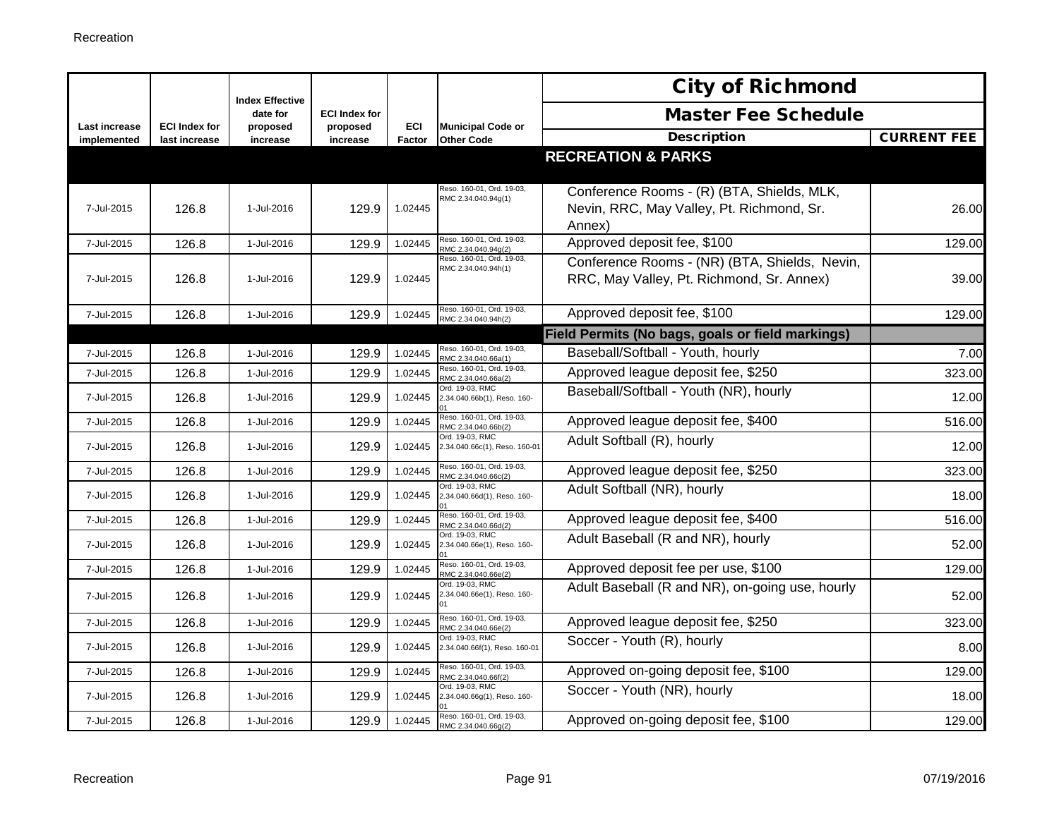| Last increase implemented | ECI Index for last increase | Index Effective date for proposed increase | ECI Index for proposed increase | ECI Factor | Municipal Code or Other Code | City of Richmond Master Fee Schedule Description | CURRENT FEE |
|---|---|---|---|---|---|---|---|
| | | | | | | **RECREATION & PARKS** | |
| 7-Jul-2015 | 126.8 | 1-Jul-2016 | 129.9 | 1.02445 | Reso. 160-01, Ord. 19-03, RMC 2.34.040.94g(1) | Conference Rooms - (R) (BTA, Shields, MLK, Nevin, RRC, May Valley, Pt. Richmond, Sr. Annex) | 26.00 |
| 7-Jul-2015 | 126.8 | 1-Jul-2016 | 129.9 | 1.02445 | Reso. 160-01, Ord. 19-03, RMC 2.34.040.94g(2) | Approved deposit fee, $100 | 129.00 |
| 7-Jul-2015 | 126.8 | 1-Jul-2016 | 129.9 | 1.02445 | Reso. 160-01, Ord. 19-03, RMC 2.34.040.94h(1) | Conference Rooms - (NR) (BTA, Shields, Nevin, RRC, May Valley, Pt. Richmond, Sr. Annex) | 39.00 |
| 7-Jul-2015 | 126.8 | 1-Jul-2016 | 129.9 | 1.02445 | Reso. 160-01, Ord. 19-03, RMC 2.34.040.94h(2) | Approved deposit fee, $100 | 129.00 |
| | | | | | | **Field Permits (No bags, goals or field markings)** | |
| 7-Jul-2015 | 126.8 | 1-Jul-2016 | 129.9 | 1.02445 | Reso. 160-01, Ord. 19-03, RMC 2.34.040.66a(1) | Baseball/Softball - Youth, hourly | 7.00 |
| 7-Jul-2015 | 126.8 | 1-Jul-2016 | 129.9 | 1.02445 | Reso. 160-01, Ord. 19-03, RMC 2.34.040.66a(2) | Approved league deposit fee, $250 | 323.00 |
| 7-Jul-2015 | 126.8 | 1-Jul-2016 | 129.9 | 1.02445 | Ord. 19-03, RMC 2.34.040.66b(1), Reso. 160-01 | Baseball/Softball - Youth (NR), hourly | 12.00 |
| 7-Jul-2015 | 126.8 | 1-Jul-2016 | 129.9 | 1.02445 | Reso. 160-01, Ord. 19-03, RMC 2.34.040.66b(2) | Approved league deposit fee, $400 | 516.00 |
| 7-Jul-2015 | 126.8 | 1-Jul-2016 | 129.9 | 1.02445 | Ord. 19-03, RMC 2.34.040.66c(1), Reso. 160-01 | Adult Softball (R), hourly | 12.00 |
| 7-Jul-2015 | 126.8 | 1-Jul-2016 | 129.9 | 1.02445 | Reso. 160-01, Ord. 19-03, RMC 2.34.040.66c(2) | Approved league deposit fee, $250 | 323.00 |
| 7-Jul-2015 | 126.8 | 1-Jul-2016 | 129.9 | 1.02445 | Ord. 19-03, RMC 2.34.040.66d(1), Reso. 160-01 | Adult Softball (NR), hourly | 18.00 |
| 7-Jul-2015 | 126.8 | 1-Jul-2016 | 129.9 | 1.02445 | Reso. 160-01, Ord. 19-03, RMC 2.34.040.66d(2) | Approved league deposit fee, $400 | 516.00 |
| 7-Jul-2015 | 126.8 | 1-Jul-2016 | 129.9 | 1.02445 | Ord. 19-03, RMC 2.34.040.66e(1), Reso. 160-01 | Adult Baseball (R and NR), hourly | 52.00 |
| 7-Jul-2015 | 126.8 | 1-Jul-2016 | 129.9 | 1.02445 | Reso. 160-01, Ord. 19-03, RMC 2.34.040.66e(2) | Approved deposit fee per use, $100 | 129.00 |
| 7-Jul-2015 | 126.8 | 1-Jul-2016 | 129.9 | 1.02445 | Ord. 19-03, RMC 2.34.040.66e(1), Reso. 160-01 | Adult Baseball (R and NR), on-going use, hourly | 52.00 |
| 7-Jul-2015 | 126.8 | 1-Jul-2016 | 129.9 | 1.02445 | Reso. 160-01, Ord. 19-03, RMC 2.34.040.66e(2) | Approved league deposit fee, $250 | 323.00 |
| 7-Jul-2015 | 126.8 | 1-Jul-2016 | 129.9 | 1.02445 | Ord. 19-03, RMC 2.34.040.66f(1), Reso. 160-01 | Soccer - Youth (R), hourly | 8.00 |
| 7-Jul-2015 | 126.8 | 1-Jul-2016 | 129.9 | 1.02445 | Reso. 160-01, Ord. 19-03, RMC 2.34.040.66f(2) | Approved on-going deposit fee, $100 | 129.00 |
| 7-Jul-2015 | 126.8 | 1-Jul-2016 | 129.9 | 1.02445 | Ord. 19-03, RMC 2.34.040.66g(1), Reso. 160-01 | Soccer - Youth (NR), hourly | 18.00 |
| 7-Jul-2015 | 126.8 | 1-Jul-2016 | 129.9 | 1.02445 | Reso. 160-01, Ord. 19-03, RMC 2.34.040.66g(2) | Approved on-going deposit fee, $100 | 129.00 |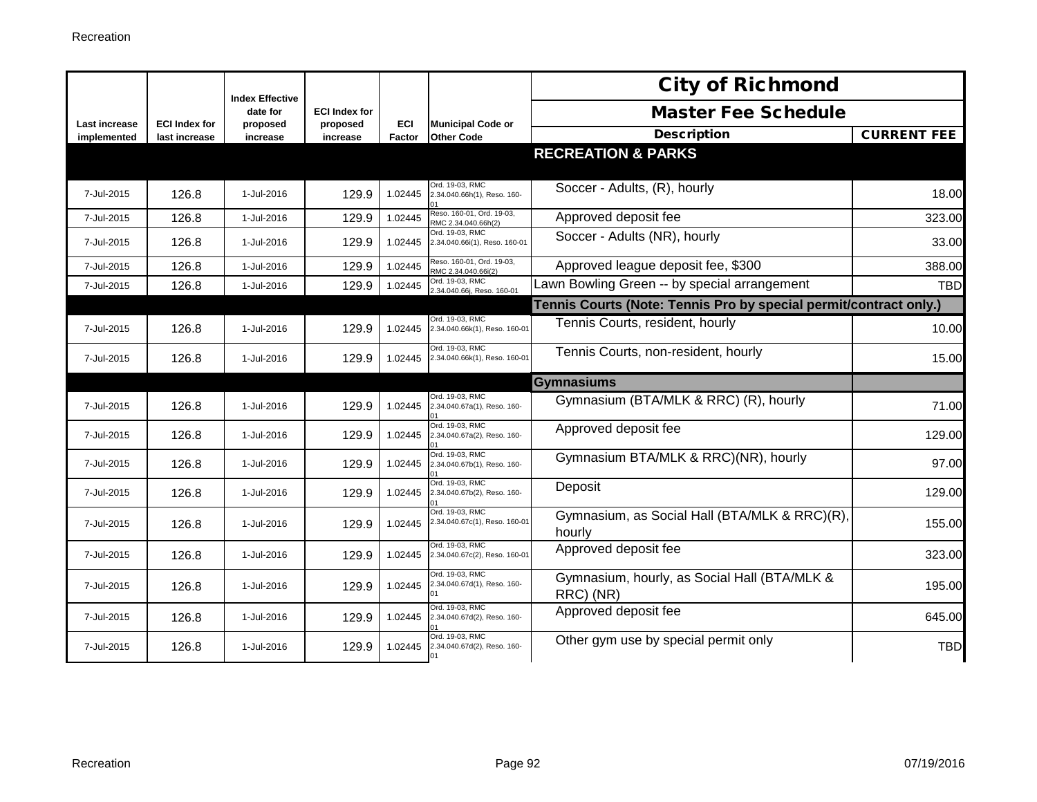| Last increase implemented | ECI Index for last increase | Index Effective date for proposed increase | ECI Index for proposed increase | ECI Factor | Municipal Code or Other Code | City of Richmond Master Fee Schedule Description | CURRENT FEE |
|---|---|---|---|---|---|---|---|
| | | | | | | **RECREATION & PARKS** | |
| 7-Jul-2015 | 126.8 | 1-Jul-2016 | 129.9 | 1.02445 | Ord. 19-03, RMC 2.34.040.66h(1), Reso. 160-01 | Soccer - Adults, (R), hourly | 18.00 |
| 7-Jul-2015 | 126.8 | 1-Jul-2016 | 129.9 | 1.02445 | Reso. 160-01, Ord. 19-03, RMC 2.34.040.66h(2) | Approved deposit fee | 323.00 |
| 7-Jul-2015 | 126.8 | 1-Jul-2016 | 129.9 | 1.02445 | Ord. 19-03, RMC 2.34.040.66i(1), Reso. 160-01 | Soccer - Adults (NR), hourly | 33.00 |
| 7-Jul-2015 | 126.8 | 1-Jul-2016 | 129.9 | 1.02445 | Reso. 160-01, Ord. 19-03, RMC 2.34.040.66i(2) | Approved league deposit fee, $300 | 388.00 |
| 7-Jul-2015 | 126.8 | 1-Jul-2016 | 129.9 | 1.02445 | Ord. 19-03, RMC 2.34.040.66j, Reso. 160-01 | Lawn Bowling Green -- by special arrangement | TBD |
| | | | | | | **Tennis Courts (Note: Tennis Pro by special permit/contract only.)** | |
| 7-Jul-2015 | 126.8 | 1-Jul-2016 | 129.9 | 1.02445 | Ord. 19-03, RMC 2.34.040.66k(1), Reso. 160-01 | Tennis Courts, resident, hourly | 10.00 |
| 7-Jul-2015 | 126.8 | 1-Jul-2016 | 129.9 | 1.02445 | Ord. 19-03, RMC 2.34.040.66k(1), Reso. 160-01 | Tennis Courts, non-resident, hourly | 15.00 |
| | | | | | | **Gymnasiums** | |
| 7-Jul-2015 | 126.8 | 1-Jul-2016 | 129.9 | 1.02445 | Ord. 19-03, RMC 2.34.040.67a(1), Reso. 160-01 | Gymnasium (BTA/MLK & RRC) (R), hourly | 71.00 |
| 7-Jul-2015 | 126.8 | 1-Jul-2016 | 129.9 | 1.02445 | Ord. 19-03, RMC 2.34.040.67a(2), Reso. 160-01 | Approved deposit fee | 129.00 |
| 7-Jul-2015 | 126.8 | 1-Jul-2016 | 129.9 | 1.02445 | Ord. 19-03, RMC 2.34.040.67b(1), Reso. 160-01 | Gymnasium BTA/MLK & RRC)(NR), hourly | 97.00 |
| 7-Jul-2015 | 126.8 | 1-Jul-2016 | 129.9 | 1.02445 | Ord. 19-03, RMC 2.34.040.67b(2), Reso. 160-01 | Deposit | 129.00 |
| 7-Jul-2015 | 126.8 | 1-Jul-2016 | 129.9 | 1.02445 | Ord. 19-03, RMC 2.34.040.67c(1), Reso. 160-01 | Gymnasium, as Social Hall (BTA/MLK & RRC)(R), hourly | 155.00 |
| 7-Jul-2015 | 126.8 | 1-Jul-2016 | 129.9 | 1.02445 | Ord. 19-03, RMC 2.34.040.67c(2), Reso. 160-01 | Approved deposit fee | 323.00 |
| 7-Jul-2015 | 126.8 | 1-Jul-2016 | 129.9 | 1.02445 | Ord. 19-03, RMC 2.34.040.67d(1), Reso. 160-01 | Gymnasium, hourly, as Social Hall (BTA/MLK & RRC) (NR) | 195.00 |
| 7-Jul-2015 | 126.8 | 1-Jul-2016 | 129.9 | 1.02445 | Ord. 19-03, RMC 2.34.040.67d(2), Reso. 160-01 | Approved deposit fee | 645.00 |
| 7-Jul-2015 | 126.8 | 1-Jul-2016 | 129.9 | 1.02445 | Ord. 19-03, RMC 2.34.040.67d(2), Reso. 160-01 | Other gym use by special permit only | TBD |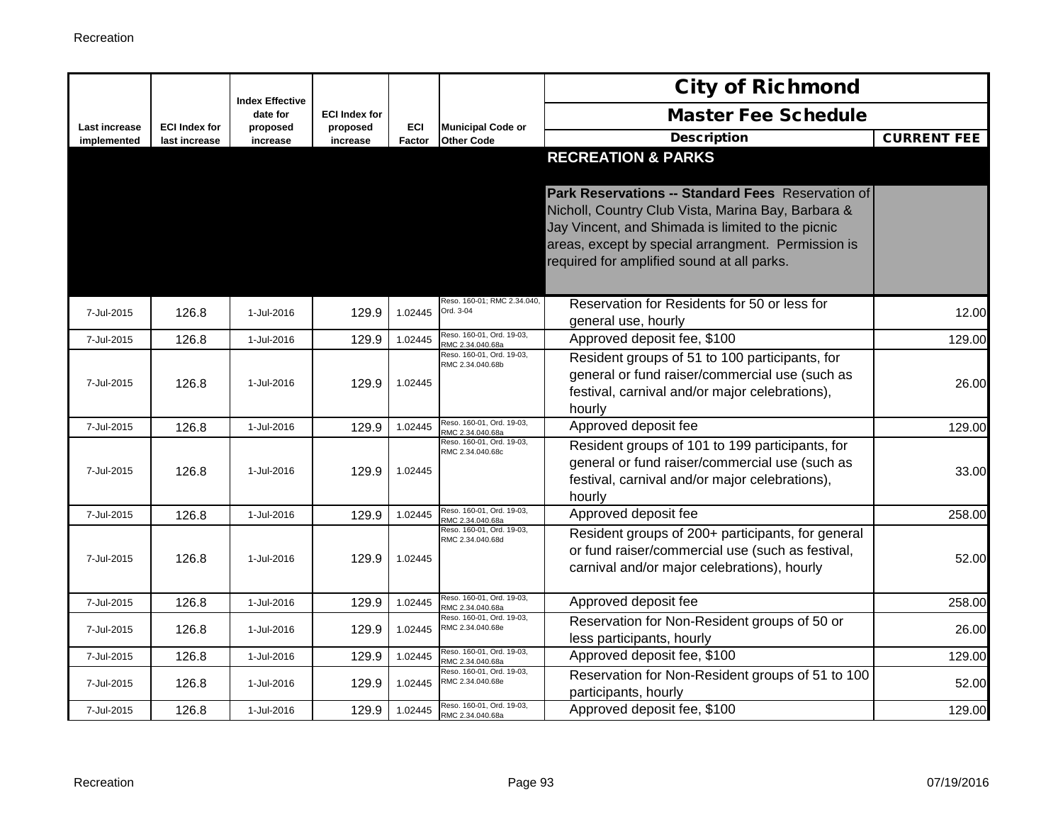| Last increase implemented | ECI Index for last increase | Index Effective date for proposed increase | ECI Index for proposed increase | ECI Factor | Municipal Code or Other Code | City of Richmond Master Fee Schedule Description | CURRENT FEE |
|---|---|---|---|---|---|---|---|
| | | | | | | **RECREATION & PARKS** | |
| | | | | | | **Park Reservations -- Standard Fees** Reservation of Nicholl, Country Club Vista, Marina Bay, Barbara & Jay Vincent, and Shimada is limited to the picnic areas, except by special arrangment. Permission is required for amplified sound at all parks. | |
| 7-Jul-2015 | 126.8 | 1-Jul-2016 | 129.9 | 1.02445 | Reso. 160-01; RMC 2.34.040, Ord. 3-04 | Reservation for Residents for 50 or less for general use, hourly | 12.00 |
| 7-Jul-2015 | 126.8 | 1-Jul-2016 | 129.9 | 1.02445 | Reso. 160-01, Ord. 19-03, RMC 2.34.040.68a | Approved deposit fee, $100 | 129.00 |
| 7-Jul-2015 | 126.8 | 1-Jul-2016 | 129.9 | 1.02445 | Reso. 160-01, Ord. 19-03, RMC 2.34.040.68b | Resident groups of 51 to 100 participants, for general or fund raiser/commercial use (such as festival, carnival and/or major celebrations), hourly | 26.00 |
| 7-Jul-2015 | 126.8 | 1-Jul-2016 | 129.9 | 1.02445 | Reso. 160-01, Ord. 19-03, RMC 2.34.040.68a | Approved deposit fee | 129.00 |
| 7-Jul-2015 | 126.8 | 1-Jul-2016 | 129.9 | 1.02445 | Reso. 160-01, Ord. 19-03, RMC 2.34.040.68c | Resident groups of 101 to 199 participants, for general or fund raiser/commercial use (such as festival, carnival and/or major celebrations), hourly | 33.00 |
| 7-Jul-2015 | 126.8 | 1-Jul-2016 | 129.9 | 1.02445 | Reso. 160-01, Ord. 19-03, RMC 2.34.040.68a | Approved deposit fee | 258.00 |
| 7-Jul-2015 | 126.8 | 1-Jul-2016 | 129.9 | 1.02445 | Reso. 160-01, Ord. 19-03, RMC 2.34.040.68d | Resident groups of 200+ participants, for general or fund raiser/commercial use (such as festival, carnival and/or major celebrations), hourly | 52.00 |
| 7-Jul-2015 | 126.8 | 1-Jul-2016 | 129.9 | 1.02445 | Reso. 160-01, Ord. 19-03, RMC 2.34.040.68a | Approved deposit fee | 258.00 |
| 7-Jul-2015 | 126.8 | 1-Jul-2016 | 129.9 | 1.02445 | Reso. 160-01, Ord. 19-03, RMC 2.34.040.68e | Reservation for Non-Resident groups of 50 or less participants, hourly | 26.00 |
| 7-Jul-2015 | 126.8 | 1-Jul-2016 | 129.9 | 1.02445 | Reso. 160-01, Ord. 19-03, RMC 2.34.040.68a | Approved deposit fee, $100 | 129.00 |
| 7-Jul-2015 | 126.8 | 1-Jul-2016 | 129.9 | 1.02445 | Reso. 160-01, Ord. 19-03, RMC 2.34.040.68e | Reservation for Non-Resident groups of 51 to 100 participants, hourly | 52.00 |
| 7-Jul-2015 | 126.8 | 1-Jul-2016 | 129.9 | 1.02445 | Reso. 160-01, Ord. 19-03, RMC 2.34.040.68a | Approved deposit fee, $100 | 129.00 |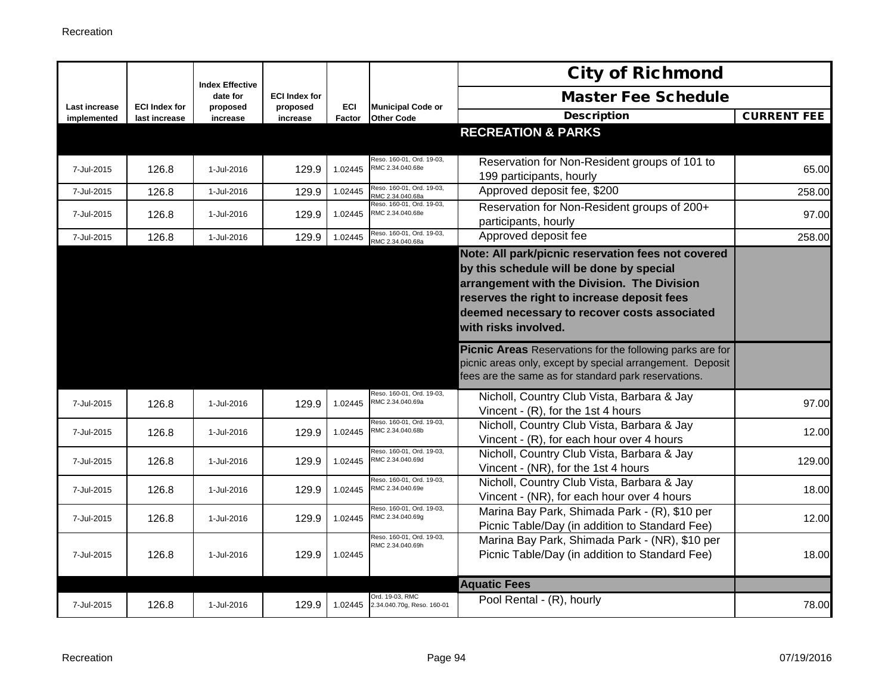| Last increase implemented | ECI Index for last increase | Index Effective date for proposed increase | ECI Index for proposed increase | ECI Factor | Municipal Code or Other Code | City of Richmond Master Fee Schedule Description | CURRENT FEE |
|---|---|---|---|---|---|---|---|
| | | | | | | **RECREATION & PARKS** | |
| 7-Jul-2015 | 126.8 | 1-Jul-2016 | 129.9 | 1.02445 | Reso. 160-01, Ord. 19-03, RMC 2.34.040.68e | Reservation for Non-Resident groups of 101 to 199 participants, hourly | 65.00 |
| 7-Jul-2015 | 126.8 | 1-Jul-2016 | 129.9 | 1.02445 | Reso. 160-01, Ord. 19-03, RMC 2.34.040.68a | Approved deposit fee, $200 | 258.00 |
| 7-Jul-2015 | 126.8 | 1-Jul-2016 | 129.9 | 1.02445 | Reso. 160-01, Ord. 19-03, RMC 2.34.040.68e | Reservation for Non-Resident groups of 200+ participants, hourly | 97.00 |
| 7-Jul-2015 | 126.8 | 1-Jul-2016 | 129.9 | 1.02445 | Reso. 160-01, Ord. 19-03, RMC 2.34.040.68a | Approved deposit fee | 258.00 |
| | | | | | | **Note: All park/picnic reservation fees not covered by this schedule will be done by special arrangement with the Division. The Division reserves the right to increase deposit fees deemed necessary to recover costs associated with risks involved.** | |
| | | | | | | **Picnic Areas** Reservations for the following parks are for picnic areas only, except by special arrangement. Deposit fees are the same as for standard park reservations. | |
| 7-Jul-2015 | 126.8 | 1-Jul-2016 | 129.9 | 1.02445 | Reso. 160-01, Ord. 19-03, RMC 2.34.040.69a | Nicholl, Country Club Vista, Barbara & Jay Vincent - (R), for the 1st 4 hours | 97.00 |
| 7-Jul-2015 | 126.8 | 1-Jul-2016 | 129.9 | 1.02445 | Reso. 160-01, Ord. 19-03, RMC 2.34.040.68b | Nicholl, Country Club Vista, Barbara & Jay Vincent - (R), for each hour over 4 hours | 12.00 |
| 7-Jul-2015 | 126.8 | 1-Jul-2016 | 129.9 | 1.02445 | Reso. 160-01, Ord. 19-03, RMC 2.34.040.69d | Nicholl, Country Club Vista, Barbara & Jay Vincent - (NR), for the 1st 4 hours | 129.00 |
| 7-Jul-2015 | 126.8 | 1-Jul-2016 | 129.9 | 1.02445 | Reso. 160-01, Ord. 19-03, RMC 2.34.040.69e | Nicholl, Country Club Vista, Barbara & Jay Vincent - (NR), for each hour over 4 hours | 18.00 |
| 7-Jul-2015 | 126.8 | 1-Jul-2016 | 129.9 | 1.02445 | Reso. 160-01, Ord. 19-03, RMC 2.34.040.69g | Marina Bay Park, Shimada Park - (R), $10 per Picnic Table/Day (in addition to Standard Fee) | 12.00 |
| 7-Jul-2015 | 126.8 | 1-Jul-2016 | 129.9 | 1.02445 | Reso. 160-01, Ord. 19-03, RMC 2.34.040.69h | Marina Bay Park, Shimada Park - (NR), $10 per Picnic Table/Day (in addition to Standard Fee) | 18.00 |
| | | | | | | **Aquatic Fees** | |
| 7-Jul-2015 | 126.8 | 1-Jul-2016 | 129.9 | 1.02445 | Ord. 19-03, RMC 2.34.040.70g, Reso. 160-01 | Pool Rental - (R), hourly | 78.00 |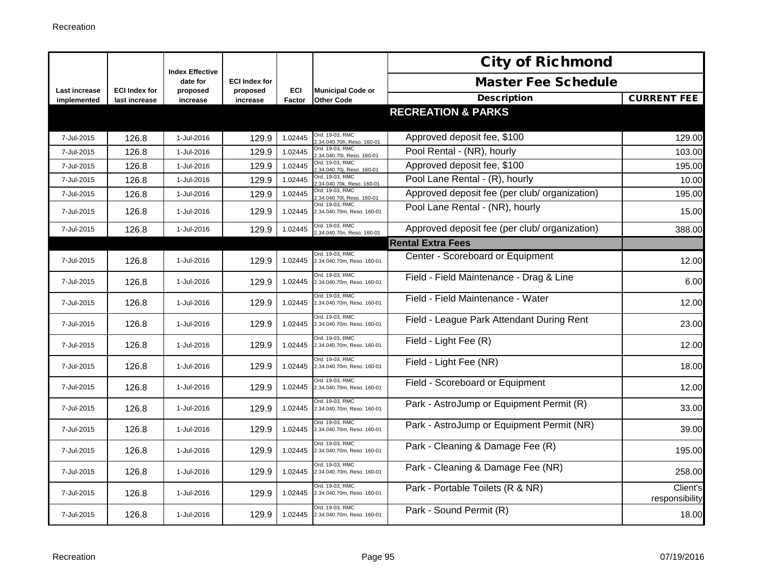| Last increase implemented | ECI Index for last increase | Index Effective date for proposed increase | ECI Index for proposed increase | ECI Factor | Municipal Code or Other Code | Description | CURRENT FEE |
|---|---|---|---|---|---|---|---|
| | | | | | | **City of Richmond** | |
| | | | | | | **Master Fee Schedule** | |
| | | | | | | **RECREATION & PARKS** | |
| 7-Jul-2015 | 126.8 | 1-Jul-2016 | 129.9 | 1.02445 | Ord. 19-03, RMC 2.34.040.70h, Reso. 160-01 | Approved deposit fee, $100 | 129.00 |
| 7-Jul-2015 | 126.8 | 1-Jul-2016 | 129.9 | 1.02445 | Ord. 19-03, RMC 2.34.040.70i, Reso. 160-01 | Pool Rental - (NR), hourly | 103.00 |
| 7-Jul-2015 | 126.8 | 1-Jul-2016 | 129.9 | 1.02445 | Ord. 19-03, RMC 2.34.040.70j, Reso. 160-01 | Approved deposit fee, $100 | 195.00 |
| 7-Jul-2015 | 126.8 | 1-Jul-2016 | 129.9 | 1.02445 | Ord. 19-03, RMC 2.34.040.70k, Reso. 160-01 | Pool Lane Rental - (R), hourly | 10.00 |
| 7-Jul-2015 | 126.8 | 1-Jul-2016 | 129.9 | 1.02445 | Ord. 19-03, RMC 2.34.040.70l, Reso. 160-01 | Approved deposit fee (per club/ organization) | 195.00 |
| 7-Jul-2015 | 126.8 | 1-Jul-2016 | 129.9 | 1.02445 | Ord. 19-03, RMC 2.34.040.70m, Reso. 160-01 | Pool Lane Rental - (NR), hourly | 15.00 |
| 7-Jul-2015 | 126.8 | 1-Jul-2016 | 129.9 | 1.02445 | Ord. 19-03, RMC 2.34.040.70n, Reso. 160-01 | Approved deposit fee (per club/ organization) | 388.00 |
| | | | | | | **Rental Extra Fees** | |
| 7-Jul-2015 | 126.8 | 1-Jul-2016 | 129.9 | 1.02445 | Ord. 19-03, RMC 2.34.040.70m, Reso. 160-01 | Center - Scoreboard or Equipment | 12.00 |
| 7-Jul-2015 | 126.8 | 1-Jul-2016 | 129.9 | 1.02445 | Ord. 19-03, RMC 2.34.040.70m, Reso. 160-01 | Field - Field Maintenance - Drag & Line | 6.00 |
| 7-Jul-2015 | 126.8 | 1-Jul-2016 | 129.9 | 1.02445 | Ord. 19-03, RMC 2.34.040.70m, Reso. 160-01 | Field - Field Maintenance - Water | 12.00 |
| 7-Jul-2015 | 126.8 | 1-Jul-2016 | 129.9 | 1.02445 | Ord. 19-03, RMC 2.34.040.70m, Reso. 160-01 | Field - League Park Attendant During Rent | 23.00 |
| 7-Jul-2015 | 126.8 | 1-Jul-2016 | 129.9 | 1.02445 | Ord. 19-03, RMC 2.34.040.70m, Reso. 160-01 | Field - Light Fee (R) | 12.00 |
| 7-Jul-2015 | 126.8 | 1-Jul-2016 | 129.9 | 1.02445 | Ord. 19-03, RMC 2.34.040.70m, Reso. 160-01 | Field - Light Fee (NR) | 18.00 |
| 7-Jul-2015 | 126.8 | 1-Jul-2016 | 129.9 | 1.02445 | Ord. 19-03, RMC 2.34.040.70m, Reso. 160-01 | Field - Scoreboard or Equipment | 12.00 |
| 7-Jul-2015 | 126.8 | 1-Jul-2016 | 129.9 | 1.02445 | Ord. 19-03, RMC 2.34.040.70m, Reso. 160-01 | Park - AstroJump or Equipment Permit (R) | 33.00 |
| 7-Jul-2015 | 126.8 | 1-Jul-2016 | 129.9 | 1.02445 | Ord. 19-03, RMC 2.34.040.70m, Reso. 160-01 | Park - AstroJump or Equipment Permit (NR) | 39.00 |
| 7-Jul-2015 | 126.8 | 1-Jul-2016 | 129.9 | 1.02445 | Ord. 19-03, RMC 2.34.040.70m, Reso. 160-01 | Park - Cleaning & Damage Fee (R) | 195.00 |
| 7-Jul-2015 | 126.8 | 1-Jul-2016 | 129.9 | 1.02445 | Ord. 19-03, RMC 2.34.040.70m, Reso. 160-01 | Park - Cleaning & Damage Fee (NR) | 258.00 |
| 7-Jul-2015 | 126.8 | 1-Jul-2016 | 129.9 | 1.02445 | Ord. 19-03, RMC 2.34.040.70m, Reso. 160-01 | Park - Portable Toilets (R & NR) | Client's responsibility |
| 7-Jul-2015 | 126.8 | 1-Jul-2016 | 129.9 | 1.02445 | Ord. 19-03, RMC 2.34.040.70m, Reso. 160-01 | Park - Sound Permit (R) | 18.00 |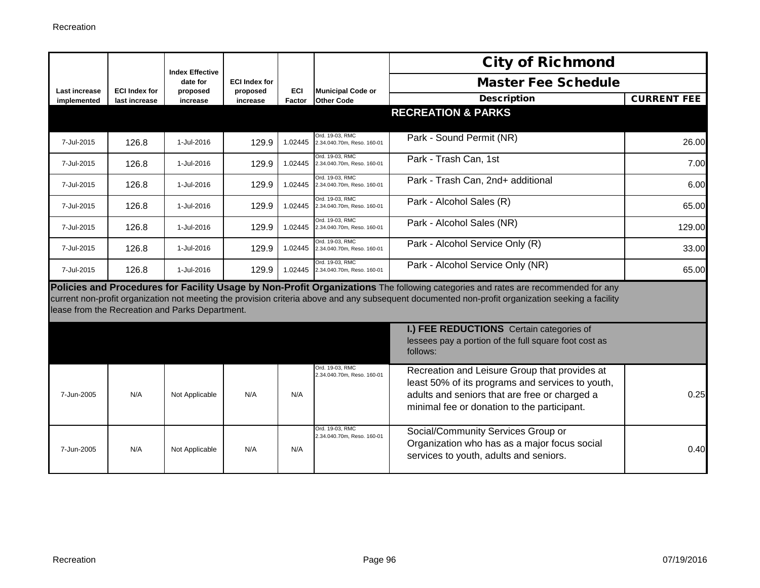# City of Richmond

## Master Fee Schedule

| Last increase implemented | ECI Index for last increase | Index Effective date for proposed increase | ECI Index for proposed increase | ECI Factor | Municipal Code or Other Code | Description | CURRENT FEE |
|---|---|---|---|---|---|---|---|
| | | | | | | **RECREATION & PARKS** | |
| 7-Jul-2015 | 126.8 | 1-Jul-2016 | 129.9 | 1.02445 | Ord. 19-03, RMC 2.34.040.70m, Reso. 160-01 | Park - Sound Permit (NR) | 26.00 |
| 7-Jul-2015 | 126.8 | 1-Jul-2016 | 129.9 | 1.02445 | Ord. 19-03, RMC 2.34.040.70m, Reso. 160-01 | Park - Trash Can, 1st | 7.00 |
| 7-Jul-2015 | 126.8 | 1-Jul-2016 | 129.9 | 1.02445 | Ord. 19-03, RMC 2.34.040.70m, Reso. 160-01 | Park - Trash Can, 2nd+ additional | 6.00 |
| 7-Jul-2015 | 126.8 | 1-Jul-2016 | 129.9 | 1.02445 | Ord. 19-03, RMC 2.34.040.70m, Reso. 160-01 | Park - Alcohol Sales (R) | 65.00 |
| 7-Jul-2015 | 126.8 | 1-Jul-2016 | 129.9 | 1.02445 | Ord. 19-03, RMC 2.34.040.70m, Reso. 160-01 | Park - Alcohol Sales (NR) | 129.00 |
| 7-Jul-2015 | 126.8 | 1-Jul-2016 | 129.9 | 1.02445 | Ord. 19-03, RMC 2.34.040.70m, Reso. 160-01 | Park - Alcohol Service Only (R) | 33.00 |
| 7-Jul-2015 | 126.8 | 1-Jul-2016 | 129.9 | 1.02445 | Ord. 19-03, RMC 2.34.040.70m, Reso. 160-01 | Park - Alcohol Service Only (NR) | 65.00 |

**Policies and Procedures for Facility Usage by Non-Profit Organizations** The following categories and rates are recommended for any current non-profit organization not meeting the provision criteria above and any subsequent documented non-profit organization seeking a facility lease from the Recreation and Parks Department.

| Last increase implemented | ECI Index for last increase | Index Effective date for proposed increase | ECI Index for proposed increase | ECI Factor | Municipal Code or Other Code | Description | CURRENT FEE |
|---|---|---|---|---|---|---|---|
| | | | | | | **I.) FEE REDUCTIONS** Certain categories of lessees pay a portion of the full square foot cost as follows: | |
| 7-Jun-2005 | N/A | Not Applicable | N/A | N/A | Ord. 19-03, RMC 2.34.040.70m, Reso. 160-01 | Recreation and Leisure Group that provides at least 50% of its programs and services to youth, adults and seniors that are free or charged a minimal fee or donation to the participant. | 0.25 |
| 7-Jun-2005 | N/A | Not Applicable | N/A | N/A | Ord. 19-03, RMC 2.34.040.70m, Reso. 160-01 | Social/Community Services Group or Organization who has as a major focus social services to youth, adults and seniors. | 0.40 |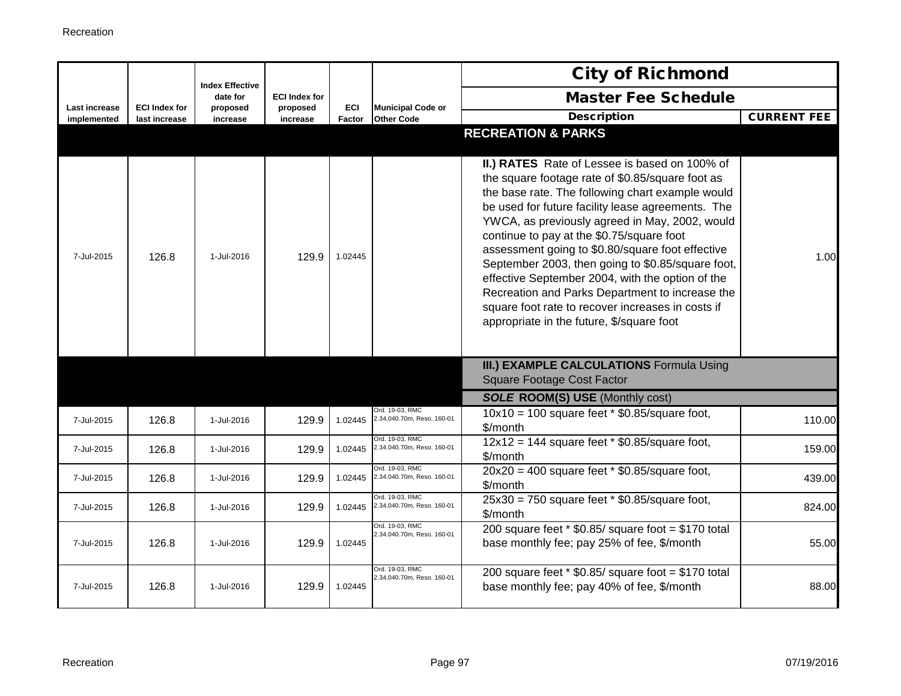| Last increase implemented | ECI Index for last increase | Index Effective date for proposed increase | ECI Index for proposed increase | ECI Factor | Municipal Code or Other Code | City of Richmond Master Fee Schedule Description | CURRENT FEE |
|---|---|---|---|---|---|---|---|
| | | | | | | **RECREATION & PARKS** | |
| 7-Jul-2015 | 126.8 | 1-Jul-2016 | 129.9 | 1.02445 | | **II.) RATES** Rate of Lessee is based on 100% of the square footage rate of $0.85/square foot as the base rate. The following chart example would be used for future facility lease agreements. The YWCA, as previously agreed in May, 2002, would continue to pay at the $0.75/square foot assessment going to $0.80/square foot effective September 2003, then going to $0.85/square foot, effective September 2004, with the option of the Recreation and Parks Department to increase the square foot rate to recover increases in costs if appropriate in the future, $/square foot | 1.00 |
| | | | | | | **III.) EXAMPLE CALCULATIONS** Formula Using Square Footage Cost Factor | |
| | | | | | | ***SOLE* ROOM(S) USE** (Monthly cost) | |
| 7-Jul-2015 | 126.8 | 1-Jul-2016 | 129.9 | 1.02445 | Ord. 19-03, RMC 2.34.040.70m, Reso. 160-01 | 10x10 = 100 square feet * $0.85/square foot, $/month | 110.00 |
| 7-Jul-2015 | 126.8 | 1-Jul-2016 | 129.9 | 1.02445 | Ord. 19-03, RMC 2.34.040.70m, Reso. 160-01 | 12x12 = 144 square feet * $0.85/square foot, $/month | 159.00 |
| 7-Jul-2015 | 126.8 | 1-Jul-2016 | 129.9 | 1.02445 | Ord. 19-03, RMC 2.34.040.70m, Reso. 160-01 | 20x20 = 400 square feet * $0.85/square foot, $/month | 439.00 |
| 7-Jul-2015 | 126.8 | 1-Jul-2016 | 129.9 | 1.02445 | Ord. 19-03, RMC 2.34.040.70m, Reso. 160-01 | 25x30 = 750 square feet * $0.85/square foot, $/month | 824.00 |
| 7-Jul-2015 | 126.8 | 1-Jul-2016 | 129.9 | 1.02445 | Ord. 19-03, RMC 2.34.040.70m, Reso. 160-01 | 200 square feet * $0.85/ square foot = $170 total base monthly fee; pay 25% of fee, $/month | 55.00 |
| 7-Jul-2015 | 126.8 | 1-Jul-2016 | 129.9 | 1.02445 | Ord. 19-03, RMC 2.34.040.70m, Reso. 160-01 | 200 square feet * $0.85/ square foot = $170 total base monthly fee; pay 40% of fee, $/month | 88.00 |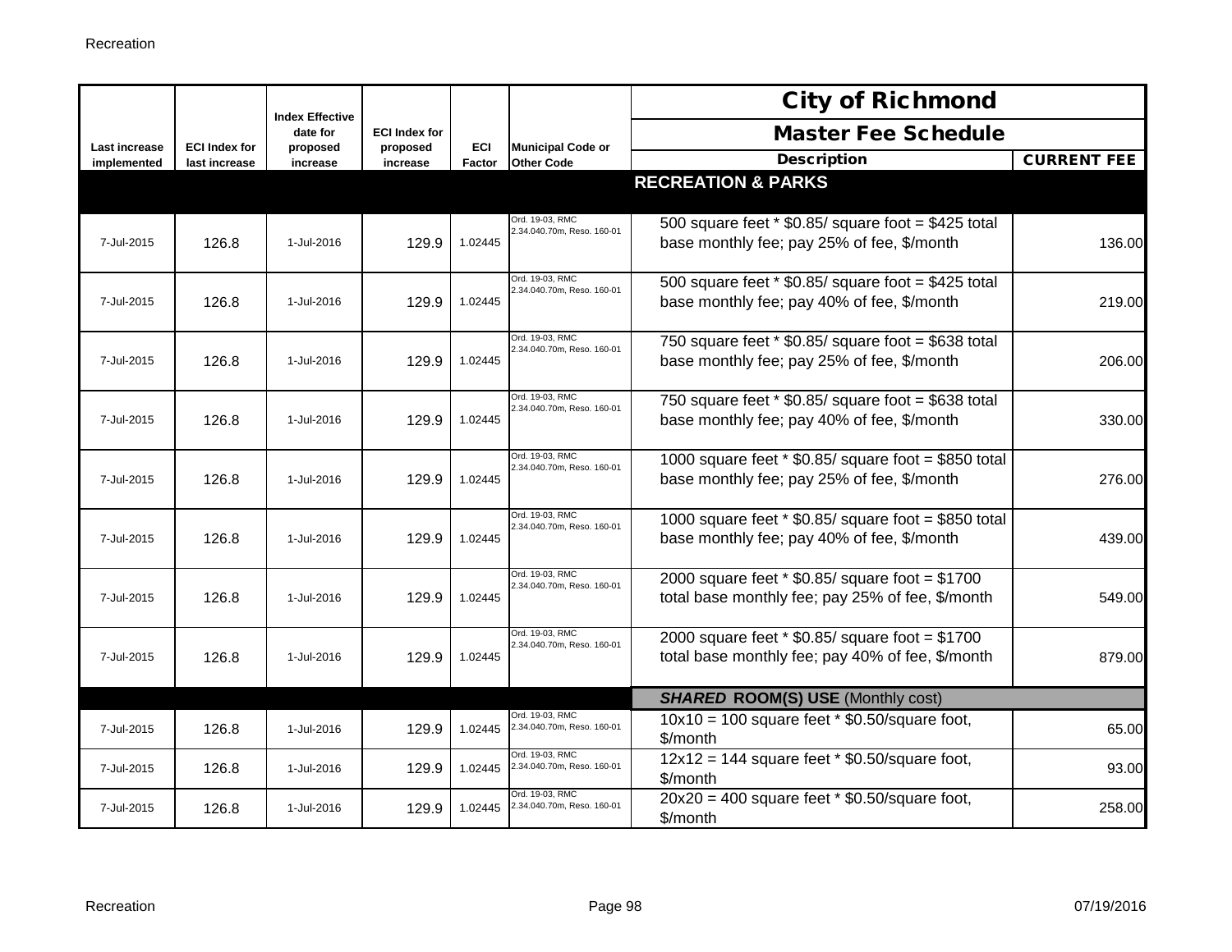| Last increase implemented | ECI Index for last increase | Index Effective date for proposed increase | ECI Index for proposed increase | ECI Factor | Municipal Code or Other Code | City of Richmond Master Fee Schedule Description | CURRENT FEE |
|---|---|---|---|---|---|---|---|
| | | | | | | **RECREATION & PARKS** | |
| 7-Jul-2015 | 126.8 | 1-Jul-2016 | 129.9 | 1.02445 | Ord. 19-03, RMC 2.34.040.70m, Reso. 160-01 | 500 square feet * $0.85/ square foot = $425 total base monthly fee; pay 25% of fee, $/month | 136.00 |
| 7-Jul-2015 | 126.8 | 1-Jul-2016 | 129.9 | 1.02445 | Ord. 19-03, RMC 2.34.040.70m, Reso. 160-01 | 500 square feet * $0.85/ square foot = $425 total base monthly fee; pay 40% of fee, $/month | 219.00 |
| 7-Jul-2015 | 126.8 | 1-Jul-2016 | 129.9 | 1.02445 | Ord. 19-03, RMC 2.34.040.70m, Reso. 160-01 | 750 square feet * $0.85/ square foot = $638 total base monthly fee; pay 25% of fee, $/month | 206.00 |
| 7-Jul-2015 | 126.8 | 1-Jul-2016 | 129.9 | 1.02445 | Ord. 19-03, RMC 2.34.040.70m, Reso. 160-01 | 750 square feet * $0.85/ square foot = $638 total base monthly fee; pay 40% of fee, $/month | 330.00 |
| 7-Jul-2015 | 126.8 | 1-Jul-2016 | 129.9 | 1.02445 | Ord. 19-03, RMC 2.34.040.70m, Reso. 160-01 | 1000 square feet * $0.85/ square foot = $850 total base monthly fee; pay 25% of fee, $/month | 276.00 |
| 7-Jul-2015 | 126.8 | 1-Jul-2016 | 129.9 | 1.02445 | Ord. 19-03, RMC 2.34.040.70m, Reso. 160-01 | 1000 square feet * $0.85/ square foot = $850 total base monthly fee; pay 40% of fee, $/month | 439.00 |
| 7-Jul-2015 | 126.8 | 1-Jul-2016 | 129.9 | 1.02445 | Ord. 19-03, RMC 2.34.040.70m, Reso. 160-01 | 2000 square feet * $0.85/ square foot = $1700 total base monthly fee; pay 25% of fee, $/month | 549.00 |
| 7-Jul-2015 | 126.8 | 1-Jul-2016 | 129.9 | 1.02445 | Ord. 19-03, RMC 2.34.040.70m, Reso. 160-01 | 2000 square feet * $0.85/ square foot = $1700 total base monthly fee; pay 40% of fee, $/month | 879.00 |
| | | | | | | ***SHARED* ROOM(S) USE** (Monthly cost) | |
| 7-Jul-2015 | 126.8 | 1-Jul-2016 | 129.9 | 1.02445 | Ord. 19-03, RMC 2.34.040.70m, Reso. 160-01 | 10x10 = 100 square feet * $0.50/square foot, $/month | 65.00 |
| 7-Jul-2015 | 126.8 | 1-Jul-2016 | 129.9 | 1.02445 | Ord. 19-03, RMC 2.34.040.70m, Reso. 160-01 | 12x12 = 144 square feet * $0.50/square foot, $/month | 93.00 |
| 7-Jul-2015 | 126.8 | 1-Jul-2016 | 129.9 | 1.02445 | Ord. 19-03, RMC 2.34.040.70m, Reso. 160-01 | 20x20 = 400 square feet * $0.50/square foot, $/month | 258.00 |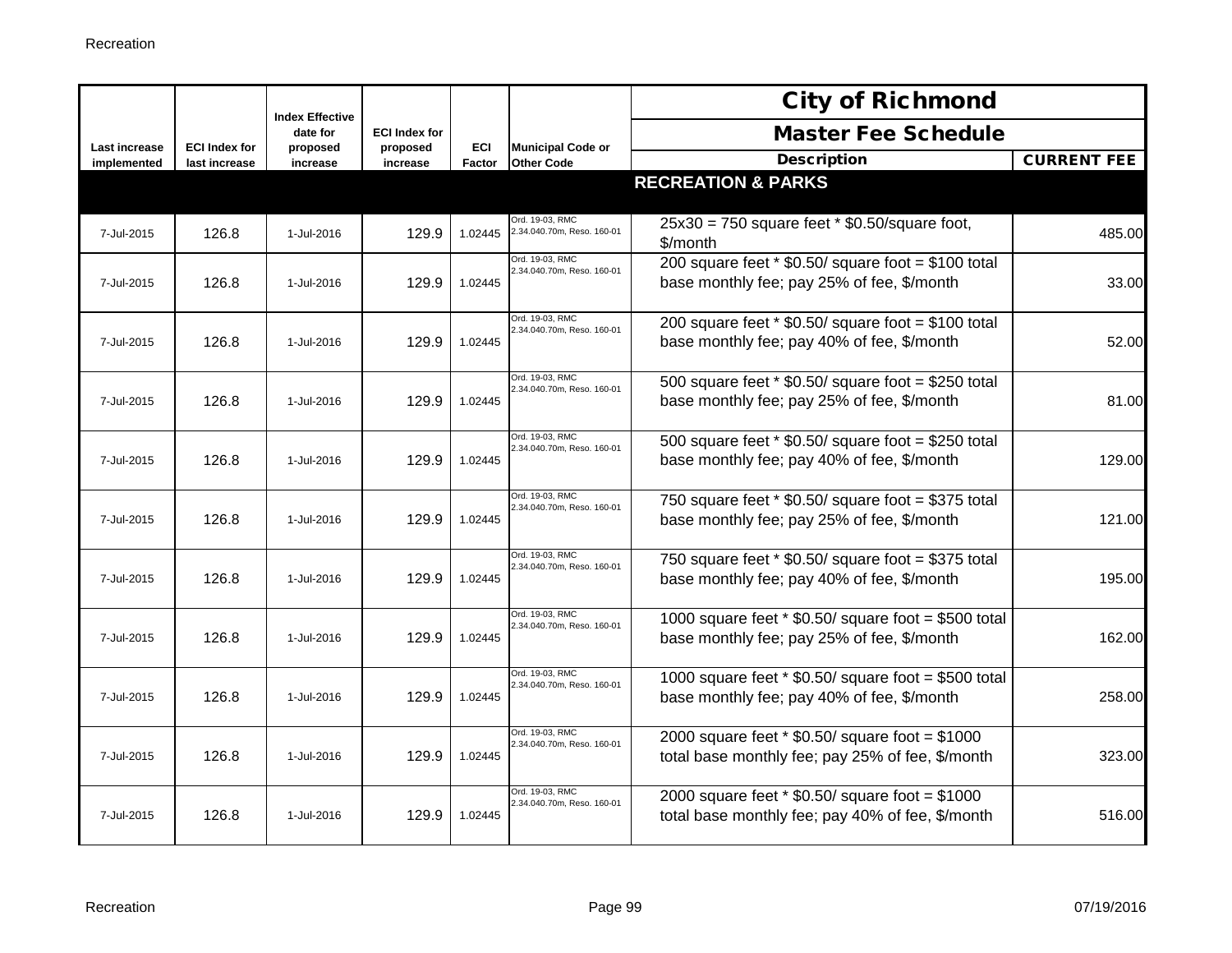| Last increase implemented | ECI Index for last increase | Index Effective date for proposed increase | ECI Index for proposed increase | ECI Factor | Municipal Code or Other Code | City of Richmond Master Fee Schedule Description | CURRENT FEE |
|---|---|---|---|---|---|---|---|
| | | | | | | **RECREATION & PARKS** | |
| 7-Jul-2015 | 126.8 | 1-Jul-2016 | 129.9 | 1.02445 | Ord. 19-03, RMC 2.34.040.70m, Reso. 160-01 | 25x30 = 750 square feet * $0.50/square foot, $/month | 485.00 |
| 7-Jul-2015 | 126.8 | 1-Jul-2016 | 129.9 | 1.02445 | Ord. 19-03, RMC 2.34.040.70m, Reso. 160-01 | 200 square feet * $0.50/ square foot = $100 total base monthly fee; pay 25% of fee, $/month | 33.00 |
| 7-Jul-2015 | 126.8 | 1-Jul-2016 | 129.9 | 1.02445 | Ord. 19-03, RMC 2.34.040.70m, Reso. 160-01 | 200 square feet * $0.50/ square foot = $100 total base monthly fee; pay 40% of fee, $/month | 52.00 |
| 7-Jul-2015 | 126.8 | 1-Jul-2016 | 129.9 | 1.02445 | Ord. 19-03, RMC 2.34.040.70m, Reso. 160-01 | 500 square feet * $0.50/ square foot = $250 total base monthly fee; pay 25% of fee, $/month | 81.00 |
| 7-Jul-2015 | 126.8 | 1-Jul-2016 | 129.9 | 1.02445 | Ord. 19-03, RMC 2.34.040.70m, Reso. 160-01 | 500 square feet * $0.50/ square foot = $250 total base monthly fee; pay 40% of fee, $/month | 129.00 |
| 7-Jul-2015 | 126.8 | 1-Jul-2016 | 129.9 | 1.02445 | Ord. 19-03, RMC 2.34.040.70m, Reso. 160-01 | 750 square feet * $0.50/ square foot = $375 total base monthly fee; pay 25% of fee, $/month | 121.00 |
| 7-Jul-2015 | 126.8 | 1-Jul-2016 | 129.9 | 1.02445 | Ord. 19-03, RMC 2.34.040.70m, Reso. 160-01 | 750 square feet * $0.50/ square foot = $375 total base monthly fee; pay 40% of fee, $/month | 195.00 |
| 7-Jul-2015 | 126.8 | 1-Jul-2016 | 129.9 | 1.02445 | Ord. 19-03, RMC 2.34.040.70m, Reso. 160-01 | 1000 square feet * $0.50/ square foot = $500 total base monthly fee; pay 25% of fee, $/month | 162.00 |
| 7-Jul-2015 | 126.8 | 1-Jul-2016 | 129.9 | 1.02445 | Ord. 19-03, RMC 2.34.040.70m, Reso. 160-01 | 1000 square feet * $0.50/ square foot = $500 total base monthly fee; pay 40% of fee, $/month | 258.00 |
| 7-Jul-2015 | 126.8 | 1-Jul-2016 | 129.9 | 1.02445 | Ord. 19-03, RMC 2.34.040.70m, Reso. 160-01 | 2000 square feet * $0.50/ square foot = $1000 total base monthly fee; pay 25% of fee, $/month | 323.00 |
| 7-Jul-2015 | 126.8 | 1-Jul-2016 | 129.9 | 1.02445 | Ord. 19-03, RMC 2.34.040.70m, Reso. 160-01 | 2000 square feet * $0.50/ square foot = $1000 total base monthly fee; pay 40% of fee, $/month | 516.00 |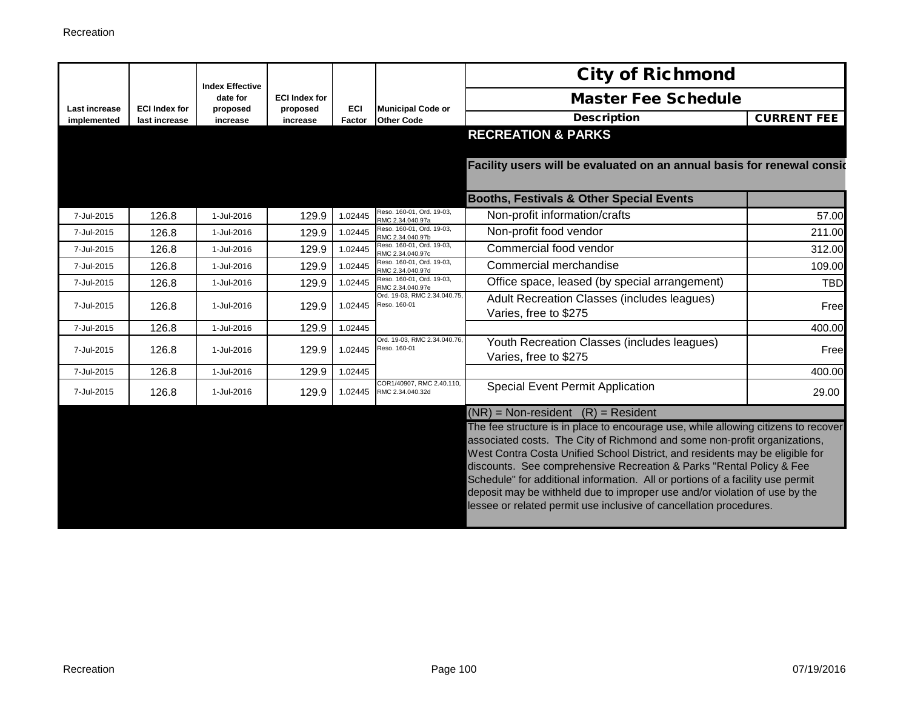| Last increase implemented | ECI Index for last increase | Index Effective date for proposed increase | ECI Index for proposed increase | ECI Factor | Municipal Code or Other Code | City of Richmond Master Fee Schedule Description | CURRENT FEE |
|---|---|---|---|---|---|---|---|
| | | | | | | **RECREATION & PARKS** | |
| | | | | | | **Facility users will be evaluated on an annual basis for renewal consid** | |
| | | | | | | **Booths, Festivals & Other Special Events** | |
| 7-Jul-2015 | 126.8 | 1-Jul-2016 | 129.9 | 1.02445 | Reso. 160-01, Ord. 19-03, RMC 2.34.040.97a | Non-profit information/crafts | 57.00 |
| 7-Jul-2015 | 126.8 | 1-Jul-2016 | 129.9 | 1.02445 | Reso. 160-01, Ord. 19-03, RMC 2.34.040.97b | Non-profit food vendor | 211.00 |
| 7-Jul-2015 | 126.8 | 1-Jul-2016 | 129.9 | 1.02445 | Reso. 160-01, Ord. 19-03, RMC 2.34.040.97c | Commercial food vendor | 312.00 |
| 7-Jul-2015 | 126.8 | 1-Jul-2016 | 129.9 | 1.02445 | Reso. 160-01, Ord. 19-03, RMC 2.34.040.97d | Commercial merchandise | 109.00 |
| 7-Jul-2015 | 126.8 | 1-Jul-2016 | 129.9 | 1.02445 | Reso. 160-01, Ord. 19-03, RMC 2.34.040.97e | Office space, leased (by special arrangement) | TBD |
| 7-Jul-2015 | 126.8 | 1-Jul-2016 | 129.9 | 1.02445 | Ord. 19-03, RMC 2.34.040.75, Reso. 160-01 | Adult Recreation Classes (includes leagues) Varies, free to $275 | Free |
| 7-Jul-2015 | 126.8 | 1-Jul-2016 | 129.9 | 1.02445 | | | 400.00 |
| 7-Jul-2015 | 126.8 | 1-Jul-2016 | 129.9 | 1.02445 | Ord. 19-03, RMC 2.34.040.76, Reso. 160-01 | Youth Recreation Classes (includes leagues) Varies, free to $275 | Free |
| 7-Jul-2015 | 126.8 | 1-Jul-2016 | 129.9 | 1.02445 | | | 400.00 |
| 7-Jul-2015 | 126.8 | 1-Jul-2016 | 129.9 | 1.02445 | COR1/40907, RMC 2.40.110, RMC 2.34.040.32d | Special Event Permit Application | 29.00 |

(NR) = Non-resident (R) = Resident

The fee structure is in place to encourage use, while allowing citizens to recover associated costs. The City of Richmond and some non-profit organizations, West Contra Costa Unified School District, and residents may be eligible for discounts. See comprehensive Recreation & Parks "Rental Policy & Fee Schedule" for additional information. All or portions of a facility use permit deposit may be withheld due to improper use and/or violation of use by the lessee or related permit use inclusive of cancellation procedures.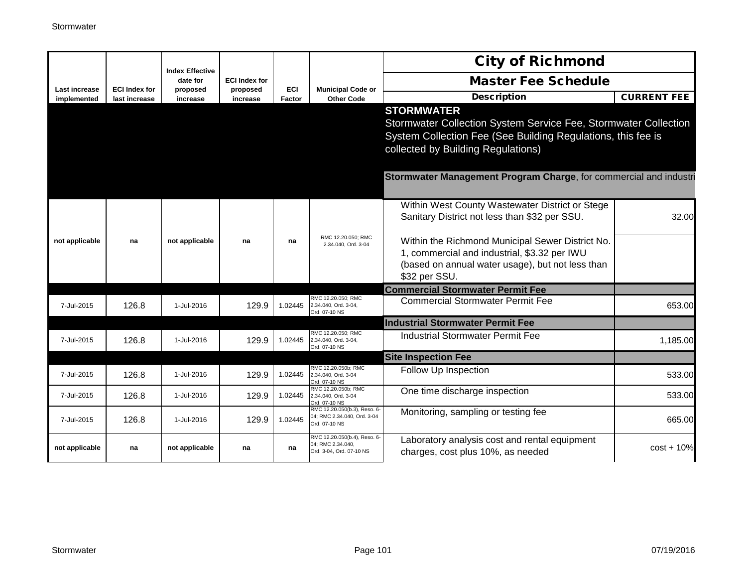# City of Richmond

## Master Fee Schedule

| Last increase implemented | ECI Index for last increase | Index Effective date for proposed increase | ECI Index for proposed increase | ECI Factor | Municipal Code or Other Code | Description | CURRENT FEE |
|---|---|---|---|---|---|---|---|
| | | | | | | **STORMWATER** Stormwater Collection System Service Fee, Stormwater Collection System Collection Fee (See Building Regulations, this fee is collected by Building Regulations) | |
| | | | | | | **Stormwater Management Program Charge**, for commercial and industri | |
| not applicable | na | not applicable | na | na | RMC 12.20.050; RMC 2.34.040, Ord. 3-04 | Within West County Wastewater District or Stege Sanitary District not less than $32 per SSU. | 32.00 |
| | | | | | | Within the Richmond Municipal Sewer District No. 1, commercial and industrial, $3.32 per IWU (based on annual water usage), but not less than $32 per SSU. | |
| | | | | | | **Commercial Stormwater Permit Fee** | |
| 7-Jul-2015 | 126.8 | 1-Jul-2016 | 129.9 | 1.02445 | RMC 12.20.050; RMC 2.34.040, Ord. 3-04, Ord. 07-10 NS | Commercial Stormwater Permit Fee | 653.00 |
| | | | | | | **Industrial Stormwater Permit Fee** | |
| 7-Jul-2015 | 126.8 | 1-Jul-2016 | 129.9 | 1.02445 | RMC 12.20.050; RMC 2.34.040, Ord. 3-04, Ord. 07-10 NS | Industrial Stormwater Permit Fee | 1,185.00 |
| | | | | | | **Site Inspection Fee** | |
| 7-Jul-2015 | 126.8 | 1-Jul-2016 | 129.9 | 1.02445 | RMC 12.20.050b; RMC 2.34.040, Ord. 3-04 Ord. 07-10 NS | Follow Up Inspection | 533.00 |
| 7-Jul-2015 | 126.8 | 1-Jul-2016 | 129.9 | 1.02445 | RMC 12.20.050b; RMC 2.34.040, Ord. 3-04 Ord. 07-10 NS | One time discharge inspection | 533.00 |
| 7-Jul-2015 | 126.8 | 1-Jul-2016 | 129.9 | 1.02445 | RMC 12.20.050(b.3), Reso. 6-04; RMC 2.34.040, Ord. 3-04 Ord. 07-10 NS | Monitoring, sampling or testing fee | 665.00 |
| not applicable | na | not applicable | na | na | RMC 12.20.050(b.4), Reso. 6-04; RMC 2.34.040, Ord. 3-04, Ord. 07-10 NS | Laboratory analysis cost and rental equipment charges, cost plus 10%, as needed | cost + 10% |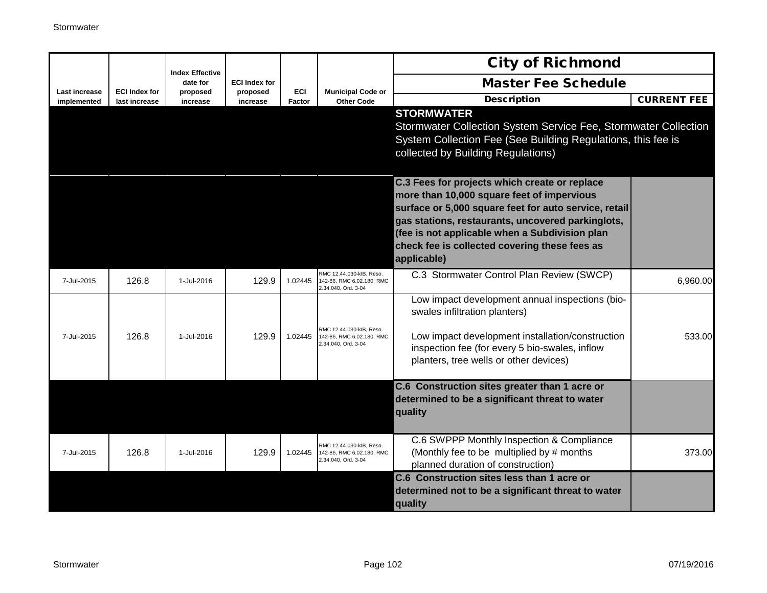| Last increase implemented | ECI Index for last increase | Index Effective date for proposed increase | ECI Index for proposed increase | ECI Factor | Municipal Code or Other Code | City of Richmond<br>Master Fee Schedule<br>Description | CURRENT FEE |
|---|---|---|---|---|---|---|---|
| | | | | | | **STORMWATER**<br>Stormwater Collection System Service Fee, Stormwater Collection System Collection Fee (See Building Regulations, this fee is collected by Building Regulations) | |
| | | | | | | **C.3 Fees for projects which create or replace more than 10,000 square feet of impervious surface or 5,000 square feet for auto service, retail gas stations, restaurants, uncovered parkinglots, (fee is not applicable when a Subdivision plan check fee is collected covering these fees as applicable)** | |
| 7-Jul-2015 | 126.8 | 1-Jul-2016 | 129.9 | 1.02445 | RMC 12.44.030-kIB, Reso. 142-86, RMC 6.02.180; RMC 2.34.040, Ord. 3-04 | C.3 Stormwater Control Plan Review (SWCP) | 6,960.00 |
| 7-Jul-2015 | 126.8 | 1-Jul-2016 | 129.9 | 1.02445 | RMC 12.44.030-kIB, Reso. 142-86, RMC 6.02.180; RMC 2.34.040, Ord. 3-04 | Low impact development annual inspections (bio-swales infiltration planters)<br><br>Low impact development installation/construction inspection fee (for every 5 bio-swales, inflow planters, tree wells or other devices) | 533.00 |
| | | | | | | **C.6 Construction sites greater than 1 acre or determined to be a significant threat to water quality** | |
| 7-Jul-2015 | 126.8 | 1-Jul-2016 | 129.9 | 1.02445 | RMC 12.44.030-kIB, Reso. 142-86, RMC 6.02.180; RMC 2.34.040, Ord. 3-04 | C.6 SWPPP Monthly Inspection & Compliance (Monthly fee to be multiplied by # months planned duration of construction) | 373.00 |
| | | | | | | **C.6 Construction sites less than 1 acre or determined not to be a significant threat to water quality** | |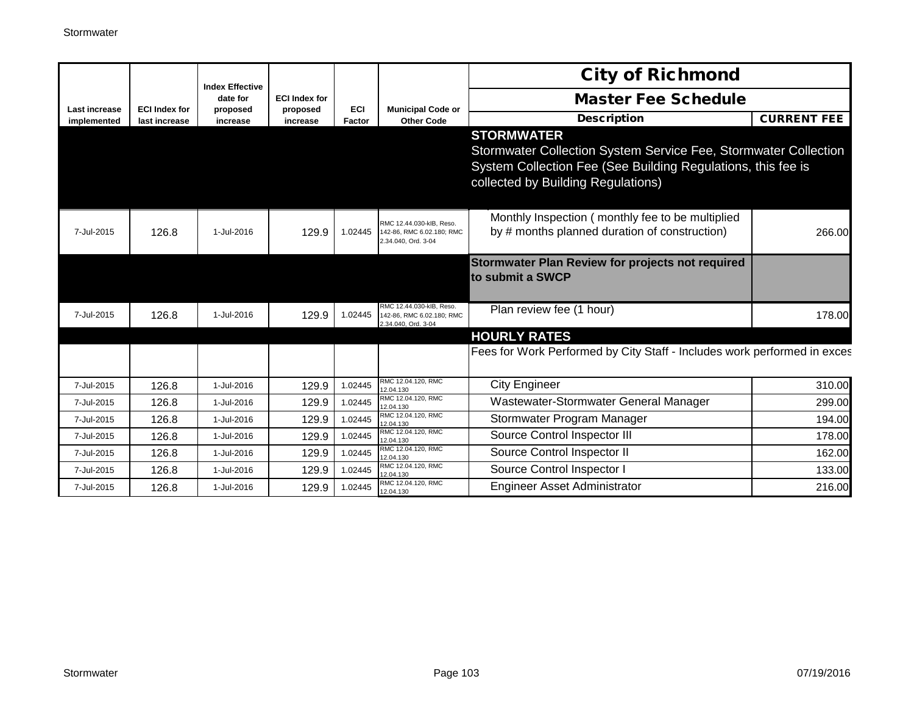| Last increase implemented | ECI Index for last increase | Index Effective date for proposed increase | ECI Index for proposed increase | ECI Factor | Municipal Code or Other Code | City of Richmond Master Fee Schedule Description | CURRENT FEE |
|---|---|---|---|---|---|---|---|
| | | | | | | **STORMWATER** Stormwater Collection System Service Fee, Stormwater Collection System Collection Fee (See Building Regulations, this fee is collected by Building Regulations) | |
| 7-Jul-2015 | 126.8 | 1-Jul-2016 | 129.9 | 1.02445 | RMC 12.44.030-kIB, Reso. 142-86, RMC 6.02.180; RMC 2.34.040, Ord. 3-04 | Monthly Inspection ( monthly fee to be multiplied by # months planned duration of construction) | 266.00 |
| | | | | | | **Stormwater Plan Review for projects not required to submit a SWCP** | |
| 7-Jul-2015 | 126.8 | 1-Jul-2016 | 129.9 | 1.02445 | RMC 12.44.030-kIB, Reso. 142-86, RMC 6.02.180; RMC 2.34.040, Ord. 3-04 | Plan review fee (1 hour) | 178.00 |
| | | | | | | **HOURLY RATES** | |
| | | | | | | Fees for Work Performed by City Staff - Includes work performed in exces | |
| 7-Jul-2015 | 126.8 | 1-Jul-2016 | 129.9 | 1.02445 | RMC 12.04.120, RMC 12.04.130 | City Engineer | 310.00 |
| 7-Jul-2015 | 126.8 | 1-Jul-2016 | 129.9 | 1.02445 | RMC 12.04.120, RMC 12.04.130 | Wastewater-Stormwater General Manager | 299.00 |
| 7-Jul-2015 | 126.8 | 1-Jul-2016 | 129.9 | 1.02445 | RMC 12.04.120, RMC 12.04.130 | Stormwater Program Manager | 194.00 |
| 7-Jul-2015 | 126.8 | 1-Jul-2016 | 129.9 | 1.02445 | RMC 12.04.120, RMC 12.04.130 | Source Control Inspector III | 178.00 |
| 7-Jul-2015 | 126.8 | 1-Jul-2016 | 129.9 | 1.02445 | RMC 12.04.120, RMC 12.04.130 | Source Control Inspector II | 162.00 |
| 7-Jul-2015 | 126.8 | 1-Jul-2016 | 129.9 | 1.02445 | RMC 12.04.120, RMC 12.04.130 | Source Control Inspector I | 133.00 |
| 7-Jul-2015 | 126.8 | 1-Jul-2016 | 129.9 | 1.02445 | RMC 12.04.120, RMC 12.04.130 | Engineer Asset Administrator | 216.00 |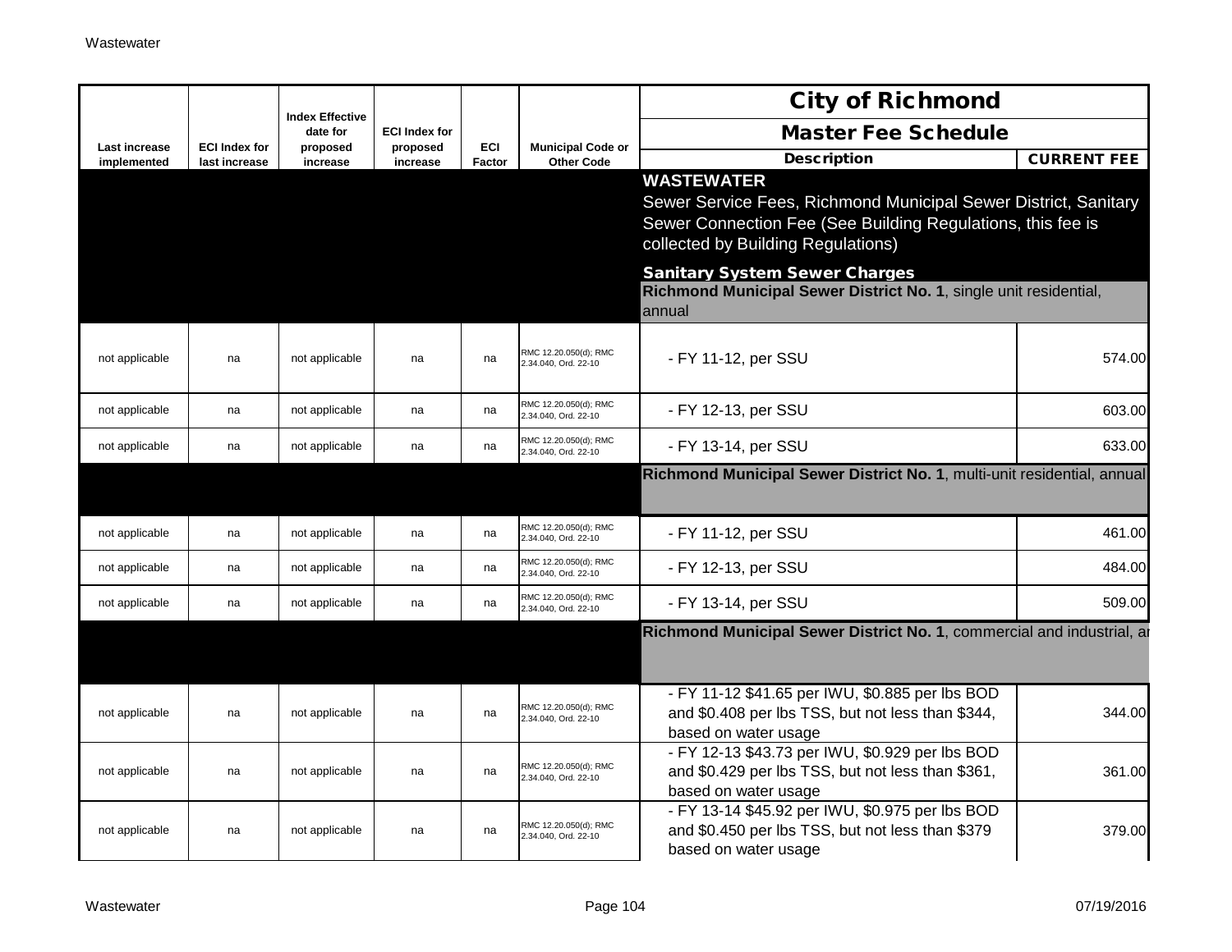| Last increase implemented | ECI Index for last increase | Index Effective date for proposed increase | ECI Index for proposed increase | ECI Factor | Municipal Code or Other Code | Description | CURRENT FEE |
|---|---|---|---|---|---|---|---|
| | | | | | | **WASTEWATER** Sewer Service Fees, Richmond Municipal Sewer District, Sanitary Sewer Connection Fee (See Building Regulations, this fee is collected by Building Regulations) | |
| | | | | | | **Sanitary System Sewer Charges** | |
| | | | | | | **Richmond Municipal Sewer District No. 1**, single unit residential, annual | |
| not applicable | na | not applicable | na | na | RMC 12.20.050(d); RMC 2.34.040, Ord. 22-10 | - FY 11-12, per SSU | 574.00 |
| not applicable | na | not applicable | na | na | RMC 12.20.050(d); RMC 2.34.040, Ord. 22-10 | - FY 12-13, per SSU | 603.00 |
| not applicable | na | not applicable | na | na | RMC 12.20.050(d); RMC 2.34.040, Ord. 22-10 | - FY 13-14, per SSU | 633.00 |
| | | | | | | **Richmond Municipal Sewer District No. 1**, multi-unit residential, annual | |
| not applicable | na | not applicable | na | na | RMC 12.20.050(d); RMC 2.34.040, Ord. 22-10 | - FY 11-12, per SSU | 461.00 |
| not applicable | na | not applicable | na | na | RMC 12.20.050(d); RMC 2.34.040, Ord. 22-10 | - FY 12-13, per SSU | 484.00 |
| not applicable | na | not applicable | na | na | RMC 12.20.050(d); RMC 2.34.040, Ord. 22-10 | - FY 13-14, per SSU | 509.00 |
| | | | | | | **Richmond Municipal Sewer District No. 1**, commercial and industrial, ar | |
| not applicable | na | not applicable | na | na | RMC 12.20.050(d); RMC 2.34.040, Ord. 22-10 | - FY 11-12 $41.65 per IWU, $0.885 per lbs BOD and $0.408 per lbs TSS, but not less than $344, based on water usage | 344.00 |
| not applicable | na | not applicable | na | na | RMC 12.20.050(d); RMC 2.34.040, Ord. 22-10 | - FY 12-13 $43.73 per IWU, $0.929 per lbs BOD and $0.429 per lbs TSS, but not less than $361, based on water usage | 361.00 |
| not applicable | na | not applicable | na | na | RMC 12.20.050(d); RMC 2.34.040, Ord. 22-10 | - FY 13-14 $45.92 per IWU, $0.975 per lbs BOD and $0.450 per lbs TSS, but not less than $379 based on water usage | 379.00 |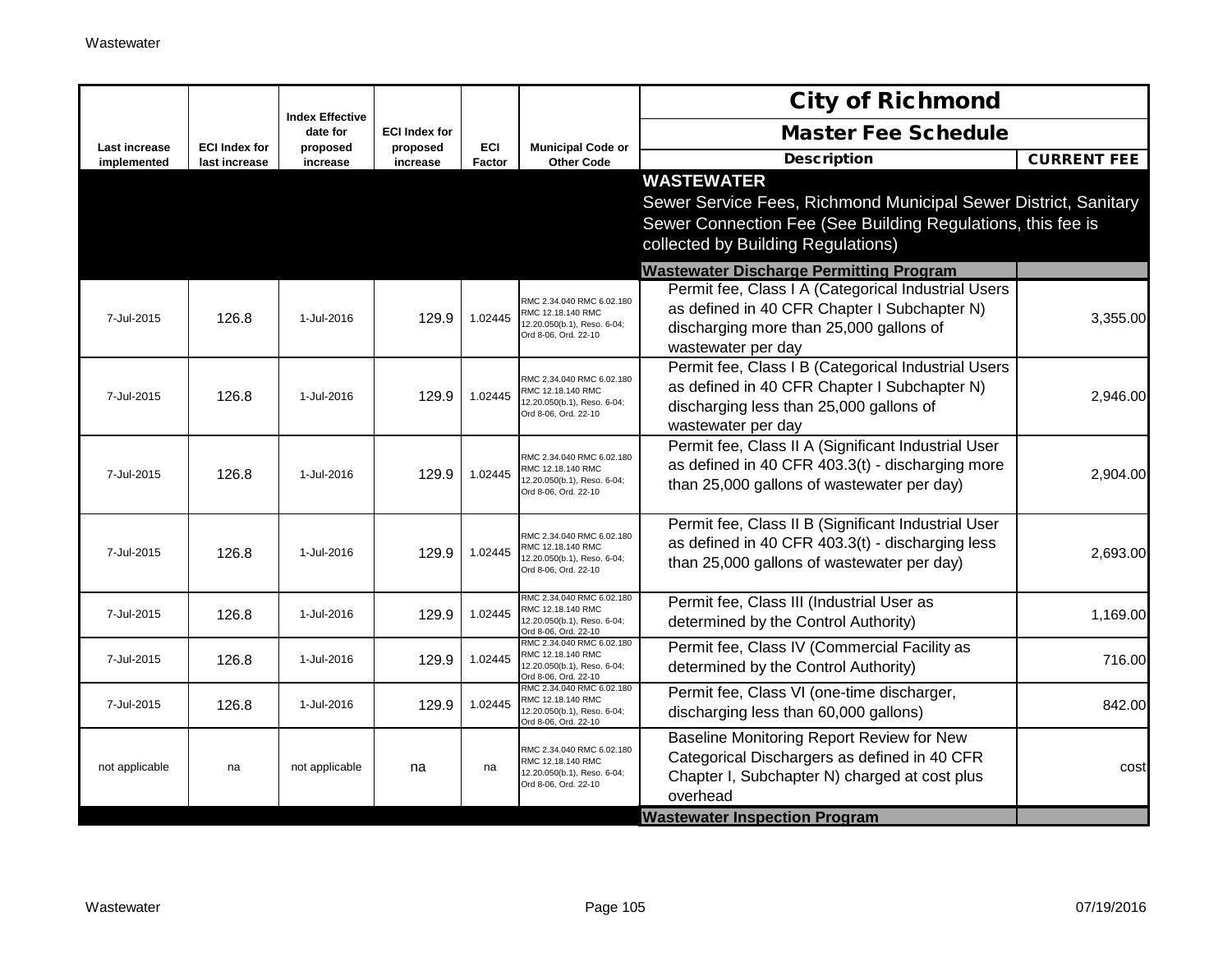| Last increase implemented | ECI Index for last increase | Index Effective date for proposed increase | ECI Index for proposed increase | ECI Factor | Municipal Code or Other Code | City of Richmond Master Fee Schedule Description | CURRENT FEE |
|---|---|---|---|---|---|---|---|
| | | | | | | **WASTEWATER** Sewer Service Fees, Richmond Municipal Sewer District, Sanitary Sewer Connection Fee (See Building Regulations, this fee is collected by Building Regulations) | |
| | | | | | | **Wastewater Discharge Permitting Program** | |
| 7-Jul-2015 | 126.8 | 1-Jul-2016 | 129.9 | 1.02445 | RMC 2.34.040 RMC 6.02.180 RMC 12.18.140 RMC 12.20.050(b.1), Reso. 6-04; Ord 8-06, Ord. 22-10 | Permit fee, Class I A (Categorical Industrial Users as defined in 40 CFR Chapter I Subchapter N) discharging more than 25,000 gallons of wastewater per day | 3,355.00 |
| 7-Jul-2015 | 126.8 | 1-Jul-2016 | 129.9 | 1.02445 | RMC 2.34.040 RMC 6.02.180 RMC 12.18.140 RMC 12.20.050(b.1), Reso. 6-04; Ord 8-06, Ord. 22-10 | Permit fee, Class I B (Categorical Industrial Users as defined in 40 CFR Chapter I Subchapter N) discharging less than 25,000 gallons of wastewater per day | 2,946.00 |
| 7-Jul-2015 | 126.8 | 1-Jul-2016 | 129.9 | 1.02445 | RMC 2.34.040 RMC 6.02.180 RMC 12.18.140 RMC 12.20.050(b.1), Reso. 6-04; Ord 8-06, Ord. 22-10 | Permit fee, Class II A (Significant Industrial User as defined in 40 CFR 403.3(t) - discharging more than 25,000 gallons of wastewater per day) | 2,904.00 |
| 7-Jul-2015 | 126.8 | 1-Jul-2016 | 129.9 | 1.02445 | RMC 2.34.040 RMC 6.02.180 RMC 12.18.140 RMC 12.20.050(b.1), Reso. 6-04; Ord 8-06, Ord. 22-10 | Permit fee, Class II B (Significant Industrial User as defined in 40 CFR 403.3(t) - discharging less than 25,000 gallons of wastewater per day) | 2,693.00 |
| 7-Jul-2015 | 126.8 | 1-Jul-2016 | 129.9 | 1.02445 | RMC 2.34.040 RMC 6.02.180 RMC 12.18.140 RMC 12.20.050(b.1), Reso. 6-04; Ord 8-06, Ord. 22-10 | Permit fee, Class III (Industrial User as determined by the Control Authority) | 1,169.00 |
| 7-Jul-2015 | 126.8 | 1-Jul-2016 | 129.9 | 1.02445 | RMC 2.34.040 RMC 6.02.180 RMC 12.18.140 RMC 12.20.050(b.1), Reso. 6-04; Ord 8-06, Ord. 22-10 | Permit fee, Class IV (Commercial Facility as determined by the Control Authority) | 716.00 |
| 7-Jul-2015 | 126.8 | 1-Jul-2016 | 129.9 | 1.02445 | RMC 2.34.040 RMC 6.02.180 RMC 12.18.140 RMC 12.20.050(b.1), Reso. 6-04; Ord 8-06, Ord. 22-10 | Permit fee, Class VI (one-time discharger, discharging less than 60,000 gallons) | 842.00 |
| not applicable | na | not applicable | na | na | RMC 2.34.040 RMC 6.02.180 RMC 12.18.140 RMC 12.20.050(b.1), Reso. 6-04; Ord 8-06, Ord. 22-10 | Baseline Monitoring Report Review for New Categorical Dischargers as defined in 40 CFR Chapter I, Subchapter N) charged at cost plus overhead | cost |
| | | | | | | **Wastewater Inspection Program** | |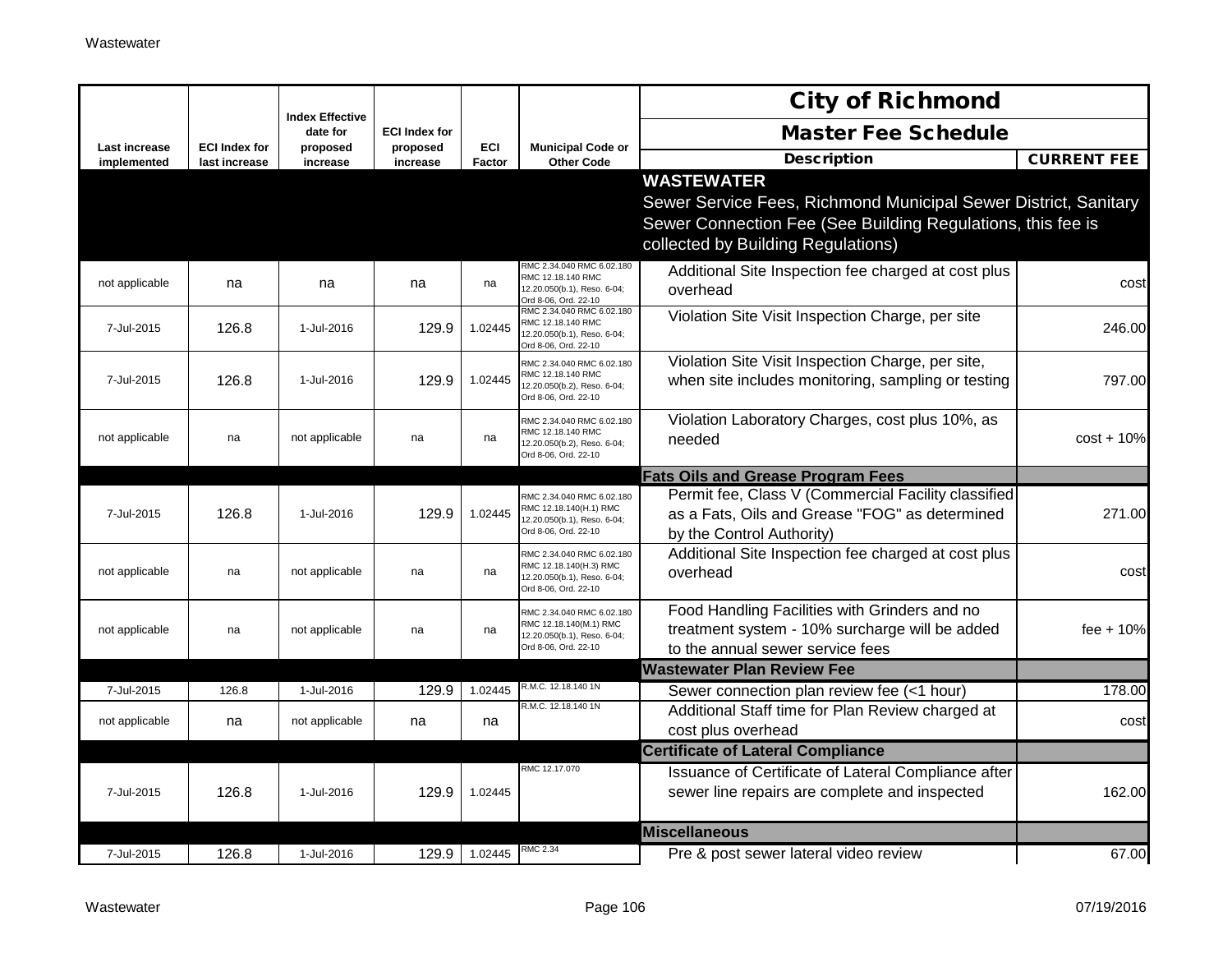| Last increase implemented | ECI Index for last increase | Index Effective date for proposed increase | ECI Index for proposed increase | ECI Factor | Municipal Code or Other Code | City of Richmond<br>Master Fee Schedule<br>Description | CURRENT FEE |
|---|---|---|---|---|---|---|---|
| | | | | | | **WASTEWATER**<br>Sewer Service Fees, Richmond Municipal Sewer District, Sanitary Sewer Connection Fee (See Building Regulations, this fee is collected by Building Regulations) | |
| not applicable | na | na | na | na | RMC 2.34.040 RMC 6.02.180 RMC 12.18.140 RMC 12.20.050(b.1), Reso. 6-04; Ord 8-06, Ord. 22-10 | Additional Site Inspection fee charged at cost plus overhead | cost |
| 7-Jul-2015 | 126.8 | 1-Jul-2016 | 129.9 | 1.02445 | RMC 2.34.040 RMC 6.02.180 RMC 12.18.140 RMC 12.20.050(b.1), Reso. 6-04; Ord 8-06, Ord. 22-10 | Violation Site Visit Inspection Charge, per site | 246.00 |
| 7-Jul-2015 | 126.8 | 1-Jul-2016 | 129.9 | 1.02445 | RMC 2.34.040 RMC 6.02.180 RMC 12.18.140 RMC 12.20.050(b.2), Reso. 6-04; Ord 8-06, Ord. 22-10 | Violation Site Visit Inspection Charge, per site, when site includes monitoring, sampling or testing | 797.00 |
| not applicable | na | not applicable | na | na | RMC 2.34.040 RMC 6.02.180 RMC 12.18.140 RMC 12.20.050(b.2), Reso. 6-04; Ord 8-06, Ord. 22-10 | Violation Laboratory Charges, cost plus 10%, as needed | cost + 10% |
| | | | | | | **Fats Oils and Grease Program Fees** | |
| 7-Jul-2015 | 126.8 | 1-Jul-2016 | 129.9 | 1.02445 | RMC 2.34.040 RMC 6.02.180 RMC 12.18.140(H.1) RMC 12.20.050(b.1), Reso. 6-04; Ord 8-06, Ord. 22-10 | Permit fee, Class V (Commercial Facility classified as a Fats, Oils and Grease "FOG" as determined by the Control Authority) | 271.00 |
| not applicable | na | not applicable | na | na | RMC 2.34.040 RMC 6.02.180 RMC 12.18.140(H.3) RMC 12.20.050(b.1), Reso. 6-04; Ord 8-06, Ord. 22-10 | Additional Site Inspection fee charged at cost plus overhead | cost |
| not applicable | na | not applicable | na | na | RMC 2.34.040 RMC 6.02.180 RMC 12.18.140(M.1) RMC 12.20.050(b.1), Reso. 6-04; Ord 8-06, Ord. 22-10 | Food Handling Facilities with Grinders and no treatment system - 10% surcharge will be added to the annual sewer service fees | fee + 10% |
| | | | | | | **Wastewater Plan Review Fee** | |
| 7-Jul-2015 | 126.8 | 1-Jul-2016 | 129.9 | 1.02445 | R.M.C. 12.18.140 1N | Sewer connection plan review fee (<1 hour) | 178.00 |
| not applicable | na | not applicable | na | na | R.M.C. 12.18.140 1N | Additional Staff time for Plan Review charged at cost plus overhead | cost |
| | | | | | | **Certificate of Lateral Compliance** | |
| 7-Jul-2015 | 126.8 | 1-Jul-2016 | 129.9 | 1.02445 | RMC 12.17.070 | Issuance of Certificate of Lateral Compliance after sewer line repairs are complete and inspected | 162.00 |
| | | | | | | **Miscellaneous** | |
| 7-Jul-2015 | 126.8 | 1-Jul-2016 | 129.9 | 1.02445 | RMC 2.34 | Pre & post sewer lateral video review | 67.00 |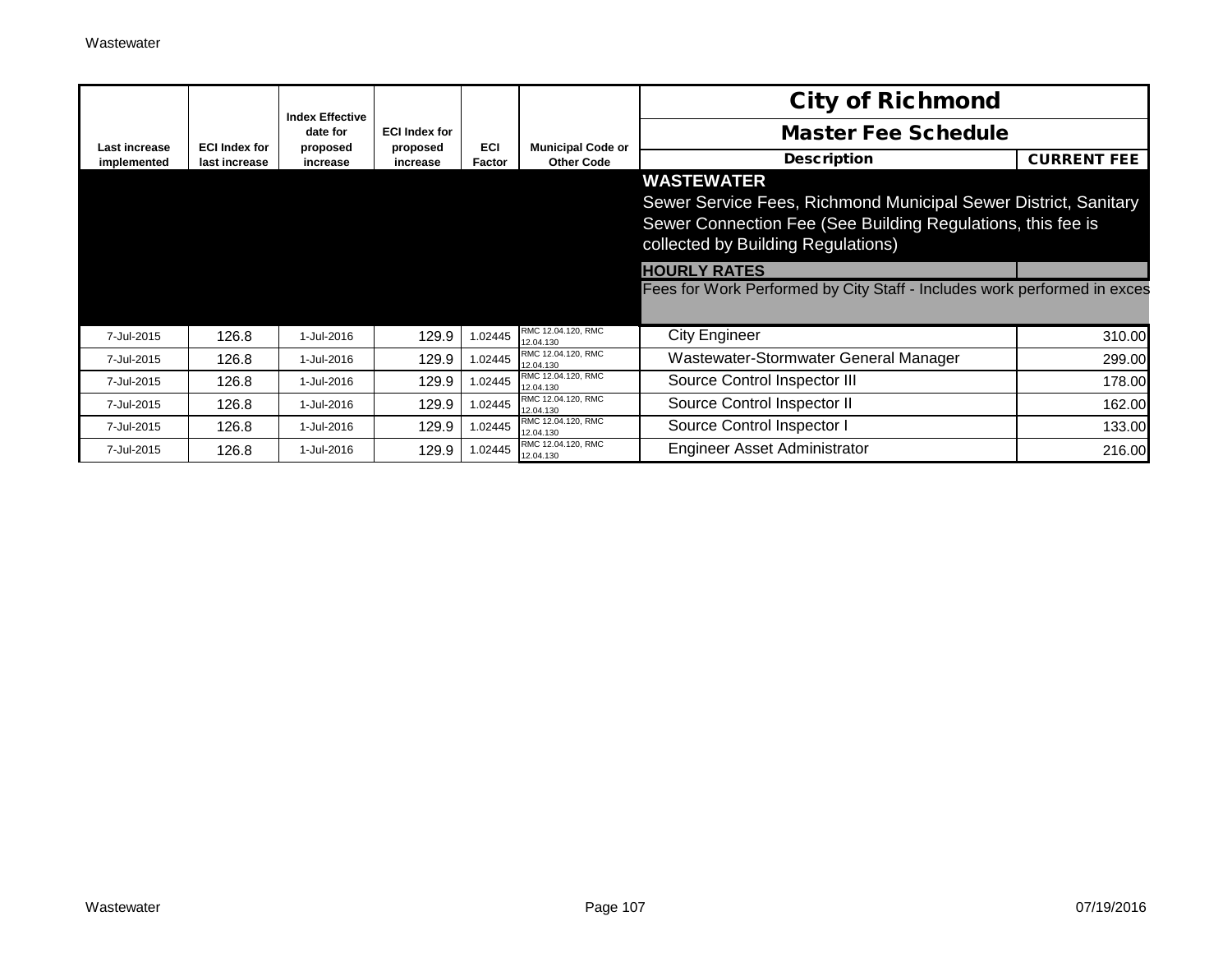| Last increase implemented | ECI Index for last increase | Index Effective date for proposed increase | ECI Index for proposed increase | ECI Factor | Municipal Code or Other Code | City of Richmond Master Fee Schedule Description | CURRENT FEE |
|---|---|---|---|---|---|---|---|
| | | | | | | **WASTEWATER** Sewer Service Fees, Richmond Municipal Sewer District, Sanitary Sewer Connection Fee (See Building Regulations, this fee is collected by Building Regulations) | |
| | | | | | | **HOURLY RATES** | |
| | | | | | | Fees for Work Performed by City Staff - Includes work performed in exces | |
| 7-Jul-2015 | 126.8 | 1-Jul-2016 | 129.9 | 1.02445 | RMC 12.04.120, RMC 12.04.130 | City Engineer | 310.00 |
| 7-Jul-2015 | 126.8 | 1-Jul-2016 | 129.9 | 1.02445 | RMC 12.04.120, RMC 12.04.130 | Wastewater-Stormwater General Manager | 299.00 |
| 7-Jul-2015 | 126.8 | 1-Jul-2016 | 129.9 | 1.02445 | RMC 12.04.120, RMC 12.04.130 | Source Control Inspector III | 178.00 |
| 7-Jul-2015 | 126.8 | 1-Jul-2016 | 129.9 | 1.02445 | RMC 12.04.120, RMC 12.04.130 | Source Control Inspector II | 162.00 |
| 7-Jul-2015 | 126.8 | 1-Jul-2016 | 129.9 | 1.02445 | RMC 12.04.120, RMC 12.04.130 | Source Control Inspector I | 133.00 |
| 7-Jul-2015 | 126.8 | 1-Jul-2016 | 129.9 | 1.02445 | RMC 12.04.120, RMC 12.04.130 | Engineer Asset Administrator | 216.00 |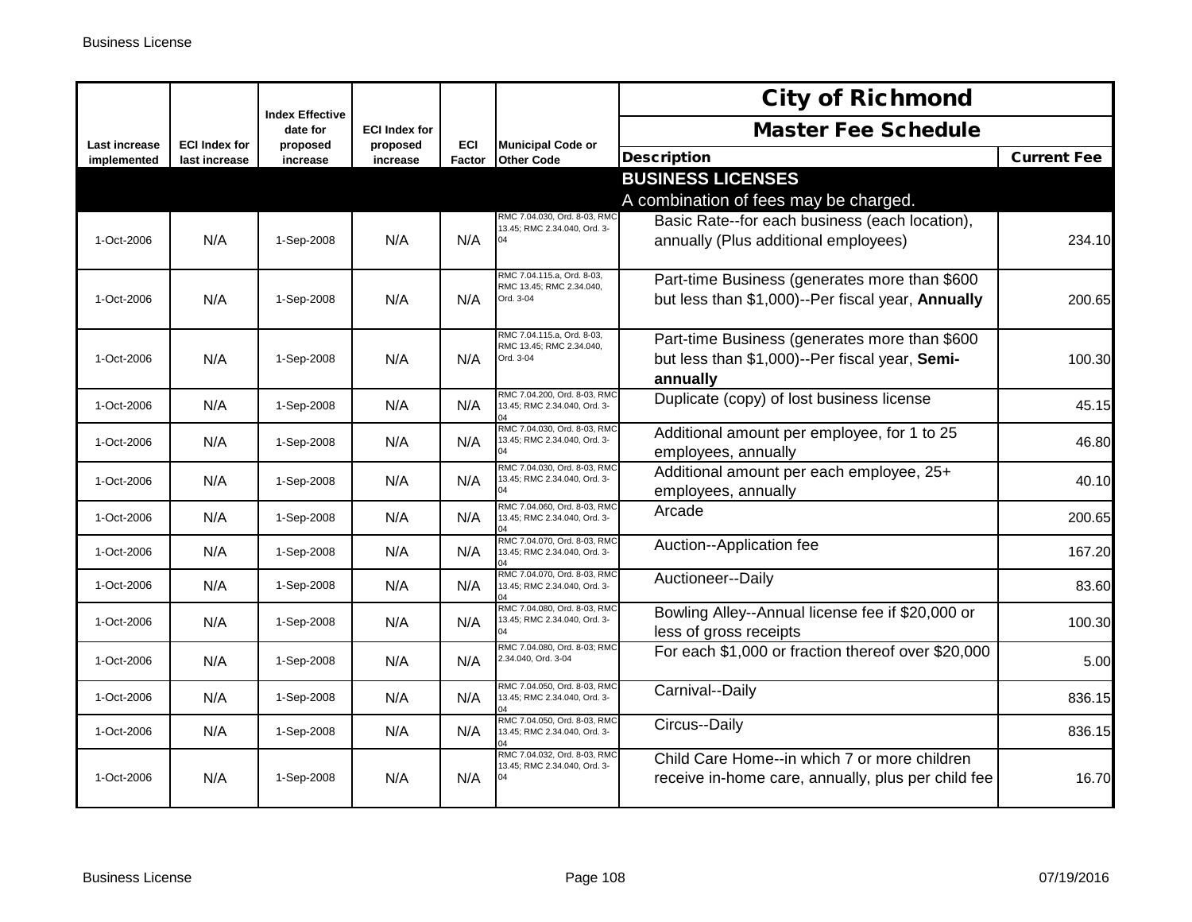| Last increase implemented | ECI Index for last increase | Index Effective date for proposed increase | ECI Index for proposed increase | ECI Factor | Municipal Code or Other Code | City of Richmond Master Fee Schedule Description | Current Fee |
|---|---|---|---|---|---|---|---|
| | | | | | | **BUSINESS LICENSES** | |
| | | | | | | A combination of fees may be charged. | |
| 1-Oct-2006 | N/A | 1-Sep-2008 | N/A | N/A | RMC 7.04.030, Ord. 8-03, RMC 13.45; RMC 2.34.040, Ord. 3-04 | Basic Rate--for each business (each location), annually (Plus additional employees) | 234.10 |
| 1-Oct-2006 | N/A | 1-Sep-2008 | N/A | N/A | RMC 7.04.115.a, Ord. 8-03, RMC 13.45; RMC 2.34.040, Ord. 3-04 | Part-time Business (generates more than $600 but less than $1,000)--Per fiscal year, **Annually** | 200.65 |
| 1-Oct-2006 | N/A | 1-Sep-2008 | N/A | N/A | RMC 7.04.115.a, Ord. 8-03, RMC 13.45; RMC 2.34.040, Ord. 3-04 | Part-time Business (generates more than $600 but less than $1,000)--Per fiscal year, **Semi-annually** | 100.30 |
| 1-Oct-2006 | N/A | 1-Sep-2008 | N/A | N/A | RMC 7.04.200, Ord. 8-03, RMC 13.45; RMC 2.34.040, Ord. 3-04 | Duplicate (copy) of lost business license | 45.15 |
| 1-Oct-2006 | N/A | 1-Sep-2008 | N/A | N/A | RMC 7.04.030, Ord. 8-03, RMC 13.45; RMC 2.34.040, Ord. 3-04 | Additional amount per employee, for 1 to 25 employees, annually | 46.80 |
| 1-Oct-2006 | N/A | 1-Sep-2008 | N/A | N/A | RMC 7.04.030, Ord. 8-03, RMC 13.45; RMC 2.34.040, Ord. 3-04 | Additional amount per each employee, 25+ employees, annually | 40.10 |
| 1-Oct-2006 | N/A | 1-Sep-2008 | N/A | N/A | RMC 7.04.060, Ord. 8-03, RMC 13.45; RMC 2.34.040, Ord. 3-04 | Arcade | 200.65 |
| 1-Oct-2006 | N/A | 1-Sep-2008 | N/A | N/A | RMC 7.04.070, Ord. 8-03, RMC 13.45; RMC 2.34.040, Ord. 3-04 | Auction--Application fee | 167.20 |
| 1-Oct-2006 | N/A | 1-Sep-2008 | N/A | N/A | RMC 7.04.070, Ord. 8-03, RMC 13.45; RMC 2.34.040, Ord. 3-04 | Auctioneer--Daily | 83.60 |
| 1-Oct-2006 | N/A | 1-Sep-2008 | N/A | N/A | RMC 7.04.080, Ord. 8-03, RMC 13.45; RMC 2.34.040, Ord. 3-04 | Bowling Alley--Annual license fee if $20,000 or less of gross receipts | 100.30 |
| 1-Oct-2006 | N/A | 1-Sep-2008 | N/A | N/A | RMC 7.04.080, Ord. 8-03; RMC 2.34.040, Ord. 3-04 | For each $1,000 or fraction thereof over $20,000 | 5.00 |
| 1-Oct-2006 | N/A | 1-Sep-2008 | N/A | N/A | RMC 7.04.050, Ord. 8-03, RMC 13.45; RMC 2.34.040, Ord. 3-04 | Carnival--Daily | 836.15 |
| 1-Oct-2006 | N/A | 1-Sep-2008 | N/A | N/A | RMC 7.04.050, Ord. 8-03, RMC 13.45; RMC 2.34.040, Ord. 3-04 | Circus--Daily | 836.15 |
| 1-Oct-2006 | N/A | 1-Sep-2008 | N/A | N/A | RMC 7.04.032, Ord. 8-03, RMC 13.45; RMC 2.34.040, Ord. 3-04 | Child Care Home--in which 7 or more children receive in-home care, annually, plus per child fee | 16.70 |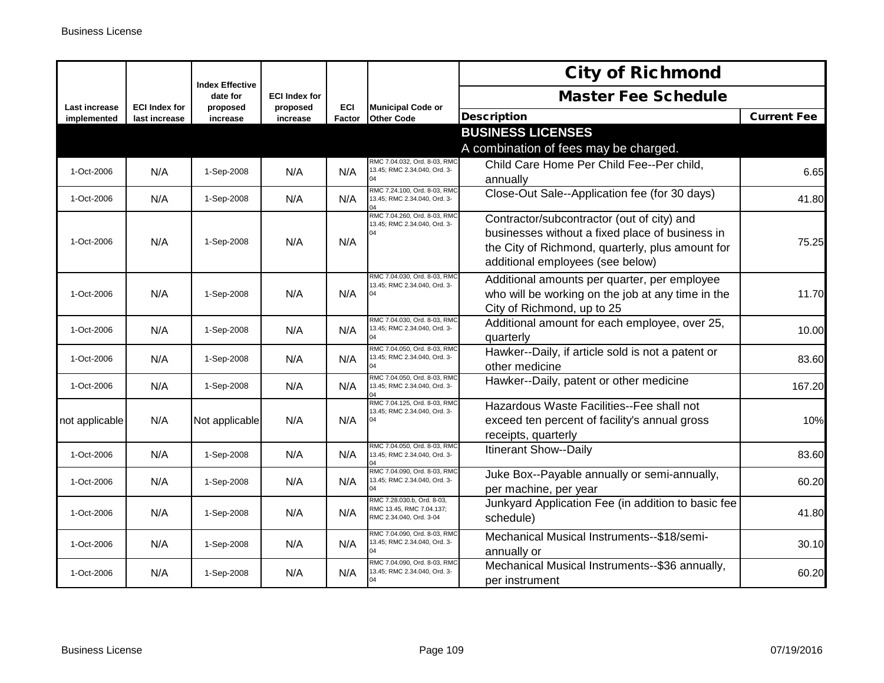| Last increase implemented | ECI Index for last increase | Index Effective date for proposed increase | ECI Index for proposed increase | ECI Factor | Municipal Code or Other Code | City of Richmond Master Fee Schedule Description | Current Fee |
|---|---|---|---|---|---|---|---|
| | | | | | | **BUSINESS LICENSES** A combination of fees may be charged. | |
| 1-Oct-2006 | N/A | 1-Sep-2008 | N/A | N/A | RMC 7.04.032, Ord. 8-03, RMC 13.45; RMC 2.34.040, Ord. 3-04 | Child Care Home Per Child Fee--Per child, annually | 6.65 |
| 1-Oct-2006 | N/A | 1-Sep-2008 | N/A | N/A | RMC 7.24.100, Ord. 8-03, RMC 13.45; RMC 2.34.040, Ord. 3-04 | Close-Out Sale--Application fee (for 30 days) | 41.80 |
| 1-Oct-2006 | N/A | 1-Sep-2008 | N/A | N/A | RMC 7.04.260, Ord. 8-03, RMC 13.45; RMC 2.34.040, Ord. 3-04 | Contractor/subcontractor (out of city) and businesses without a fixed place of business in the City of Richmond, quarterly, plus amount for additional employees (see below) | 75.25 |
| 1-Oct-2006 | N/A | 1-Sep-2008 | N/A | N/A | RMC 7.04.030, Ord. 8-03, RMC 13.45; RMC 2.34.040, Ord. 3-04 | Additional amounts per quarter, per employee who will be working on the job at any time in the City of Richmond, up to 25 | 11.70 |
| 1-Oct-2006 | N/A | 1-Sep-2008 | N/A | N/A | RMC 7.04.030, Ord. 8-03, RMC 13.45; RMC 2.34.040, Ord. 3-04 | Additional amount for each employee, over 25, quarterly | 10.00 |
| 1-Oct-2006 | N/A | 1-Sep-2008 | N/A | N/A | RMC 7.04.050, Ord. 8-03, RMC 13.45; RMC 2.34.040, Ord. 3-04 | Hawker--Daily, if article sold is not a patent or other medicine | 83.60 |
| 1-Oct-2006 | N/A | 1-Sep-2008 | N/A | N/A | RMC 7.04.050, Ord. 8-03, RMC 13.45; RMC 2.34.040, Ord. 3-04 | Hawker--Daily, patent or other medicine | 167.20 |
| not applicable | N/A | Not applicable | N/A | N/A | RMC 7.04.125, Ord. 8-03, RMC 13.45; RMC 2.34.040, Ord. 3-04 | Hazardous Waste Facilities--Fee shall not exceed ten percent of facility's annual gross receipts, quarterly | 10% |
| 1-Oct-2006 | N/A | 1-Sep-2008 | N/A | N/A | RMC 7.04.050, Ord. 8-03, RMC 13.45; RMC 2.34.040, Ord. 3-04 | Itinerant Show--Daily | 83.60 |
| 1-Oct-2006 | N/A | 1-Sep-2008 | N/A | N/A | RMC 7.04.090, Ord. 8-03, RMC 13.45; RMC 2.34.040, Ord. 3-04 | Juke Box--Payable annually or semi-annually, per machine, per year | 60.20 |
| 1-Oct-2006 | N/A | 1-Sep-2008 | N/A | N/A | RMC 7.28.030.b, Ord. 8-03, RMC 13.45, RMC 7.04.137; RMC 2.34.040, Ord. 3-04 | Junkyard Application Fee (in addition to basic fee schedule) | 41.80 |
| 1-Oct-2006 | N/A | 1-Sep-2008 | N/A | N/A | RMC 7.04.090, Ord. 8-03, RMC 13.45; RMC 2.34.040, Ord. 3-04 | Mechanical Musical Instruments--$18/semi-annually or | 30.10 |
| 1-Oct-2006 | N/A | 1-Sep-2008 | N/A | N/A | RMC 7.04.090, Ord. 8-03, RMC 13.45; RMC 2.34.040, Ord. 3-04 | Mechanical Musical Instruments--$36 annually, per instrument | 60.20 |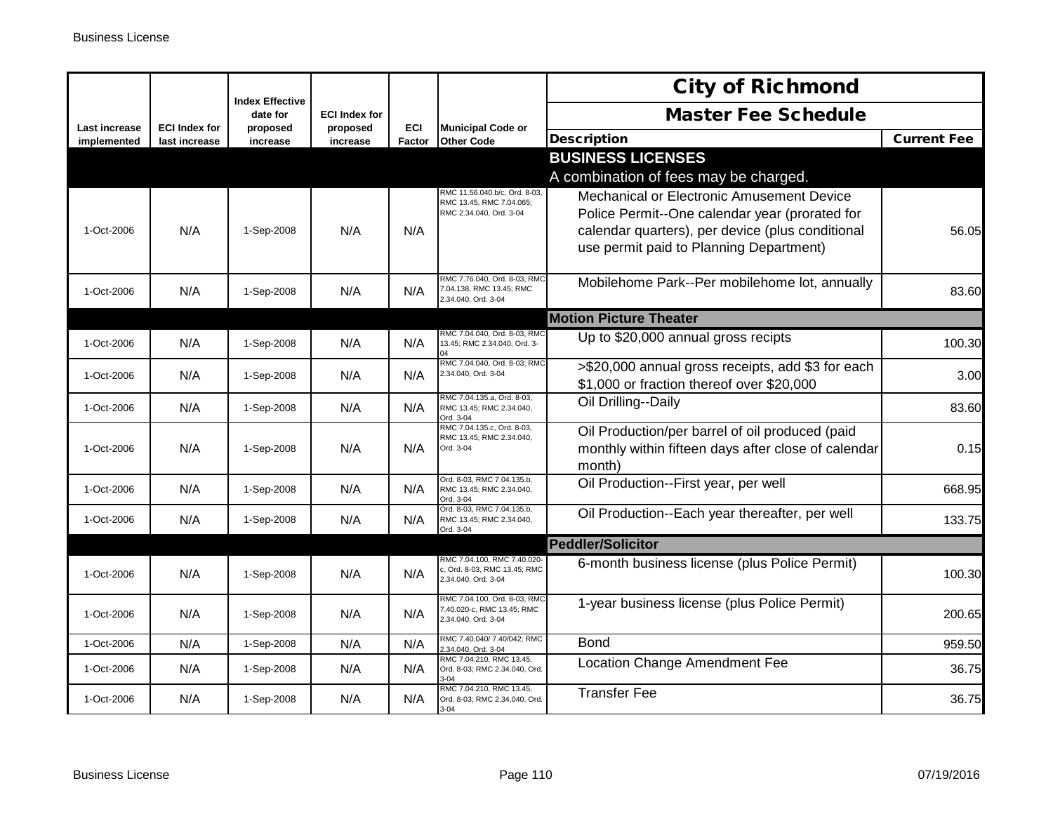| Last increase implemented | ECI Index for last increase | Index Effective date for proposed increase | ECI Index for proposed increase | ECI Factor | Municipal Code or Other Code | City of Richmond Master Fee Schedule Description | Current Fee |
|---|---|---|---|---|---|---|---|
| | | | | | | **BUSINESS LICENSES** | |
| | | | | | | A combination of fees may be charged. | |
| 1-Oct-2006 | N/A | 1-Sep-2008 | N/A | N/A | RMC 11.56.040.b/c, Ord. 8-03, RMC 13.45, RMC 7.04.065; RMC 2.34.040, Ord. 3-04 | Mechanical or Electronic Amusement Device Police Permit--One calendar year (prorated for calendar quarters), per device (plus conditional use permit paid to Planning Department) | 56.05 |
| 1-Oct-2006 | N/A | 1-Sep-2008 | N/A | N/A | RMC 7.76.040, Ord. 8-03, RMC 7.04.138, RMC 13.45; RMC 2.34.040, Ord. 3-04 | Mobilehome Park--Per mobilehome lot, annually | 83.60 |
| | | | | | | **Motion Picture Theater** | |
| 1-Oct-2006 | N/A | 1-Sep-2008 | N/A | N/A | RMC 7.04.040, Ord. 8-03, RMC 13.45; RMC 2.34.040, Ord. 3-04 | Up to $20,000 annual gross recipts | 100.30 |
| 1-Oct-2006 | N/A | 1-Sep-2008 | N/A | N/A | RMC 7.04.040, Ord. 8-03; RMC 2.34.040, Ord. 3-04 | >$20,000 annual gross receipts, add $3 for each $1,000 or fraction thereof over $20,000 | 3.00 |
| 1-Oct-2006 | N/A | 1-Sep-2008 | N/A | N/A | RMC 7.04.135.a, Ord. 8-03, RMC 13.45; RMC 2.34.040, Ord. 3-04 | Oil Drilling--Daily | 83.60 |
| 1-Oct-2006 | N/A | 1-Sep-2008 | N/A | N/A | RMC 7.04.135.c, Ord. 8-03, RMC 13.45; RMC 2.34.040, Ord. 3-04 | Oil Production/per barrel of oil produced (paid monthly within fifteen days after close of calendar month) | 0.15 |
| 1-Oct-2006 | N/A | 1-Sep-2008 | N/A | N/A | Ord. 8-03, RMC 7.04.135.b, RMC 13.45; RMC 2.34.040, Ord. 3-04 | Oil Production--First year, per well | 668.95 |
| 1-Oct-2006 | N/A | 1-Sep-2008 | N/A | N/A | Ord. 8-03, RMC 7.04.135.b, RMC 13.45; RMC 2.34.040, Ord. 3-04 | Oil Production--Each year thereafter, per well | 133.75 |
| | | | | | | **Peddler/Solicitor** | |
| 1-Oct-2006 | N/A | 1-Sep-2008 | N/A | N/A | RMC 7.04.100, RMC 7.40.020-c, Ord. 8-03, RMC 13.45; RMC 2.34.040, Ord. 3-04 | 6-month business license (plus Police Permit) | 100.30 |
| 1-Oct-2006 | N/A | 1-Sep-2008 | N/A | N/A | RMC 7.04.100, Ord. 8-03, RMC 7.40.020-c, RMC 13.45; RMC 2.34.040, Ord. 3-04 | 1-year business license (plus Police Permit) | 200.65 |
| 1-Oct-2006 | N/A | 1-Sep-2008 | N/A | N/A | RMC 7.40.040/ 7.40/042; RMC 2.34.040, Ord. 3-04 | Bond | 959.50 |
| 1-Oct-2006 | N/A | 1-Sep-2008 | N/A | N/A | RMC 7.04.210, RMC 13.45, Ord. 8-03; RMC 2.34.040, Ord. 3-04 | Location Change Amendment Fee | 36.75 |
| 1-Oct-2006 | N/A | 1-Sep-2008 | N/A | N/A | RMC 7.04.210, RMC 13.45, Ord. 8-03; RMC 2.34.040, Ord. 3-04 | Transfer Fee | 36.75 |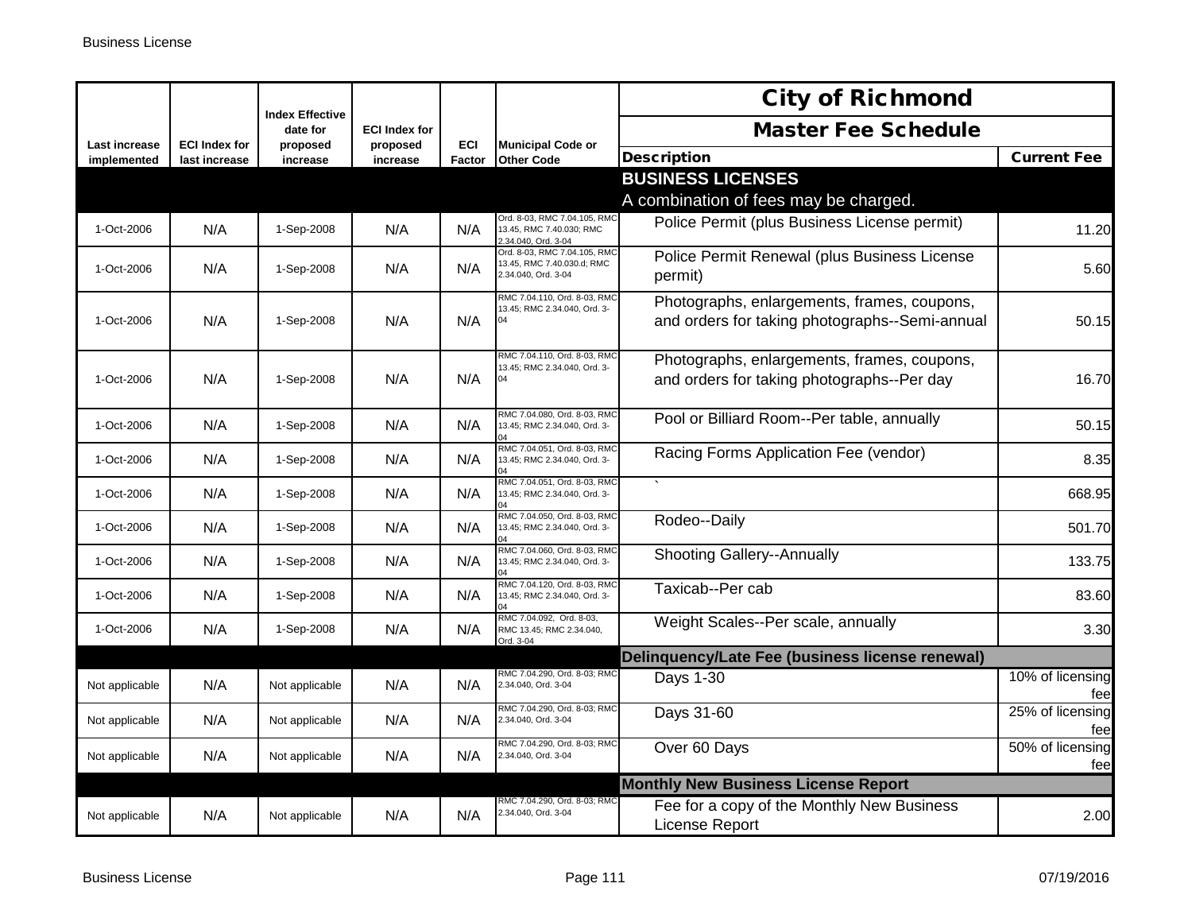| Last increase implemented | ECI Index for last increase | Index Effective date for proposed increase | ECI Index for proposed increase | ECI Factor | Municipal Code or Other Code | City of Richmond Master Fee Schedule Description | Current Fee |
|---|---|---|---|---|---|---|---|
| | | | | | | **BUSINESS LICENSES** | |
| | | | | | | A combination of fees may be charged. | |
| 1-Oct-2006 | N/A | 1-Sep-2008 | N/A | N/A | Ord. 8-03, RMC 7.04.105, RMC 13.45, RMC 7.40.030; RMC 2.34.040, Ord. 3-04 | Police Permit (plus Business License permit) | 11.20 |
| 1-Oct-2006 | N/A | 1-Sep-2008 | N/A | N/A | Ord. 8-03, RMC 7.04.105, RMC 13.45, RMC 7.40.030.d; RMC 2.34.040, Ord. 3-04 | Police Permit Renewal (plus Business License permit) | 5.60 |
| 1-Oct-2006 | N/A | 1-Sep-2008 | N/A | N/A | RMC 7.04.110, Ord. 8-03, RMC 13.45; RMC 2.34.040, Ord. 3-04 | Photographs, enlargements, frames, coupons, and orders for taking photographs--Semi-annual | 50.15 |
| 1-Oct-2006 | N/A | 1-Sep-2008 | N/A | N/A | RMC 7.04.110, Ord. 8-03, RMC 13.45; RMC 2.34.040, Ord. 3-04 | Photographs, enlargements, frames, coupons, and orders for taking photographs--Per day | 16.70 |
| 1-Oct-2006 | N/A | 1-Sep-2008 | N/A | N/A | RMC 7.04.080, Ord. 8-03, RMC 13.45; RMC 2.34.040, Ord. 3-04 | Pool or Billiard Room--Per table, annually | 50.15 |
| 1-Oct-2006 | N/A | 1-Sep-2008 | N/A | N/A | RMC 7.04.051, Ord. 8-03, RMC 13.45; RMC 2.34.040, Ord. 3-04 | Racing Forms Application Fee (vendor) | 8.35 |
| 1-Oct-2006 | N/A | 1-Sep-2008 | N/A | N/A | RMC 7.04.051, Ord. 8-03, RMC 13.45; RMC 2.34.040, Ord. 3-04 | ` | 668.95 |
| 1-Oct-2006 | N/A | 1-Sep-2008 | N/A | N/A | RMC 7.04.050, Ord. 8-03, RMC 13.45; RMC 2.34.040, Ord. 3-04 | Rodeo--Daily | 501.70 |
| 1-Oct-2006 | N/A | 1-Sep-2008 | N/A | N/A | RMC 7.04.060, Ord. 8-03, RMC 13.45; RMC 2.34.040, Ord. 3-04 | Shooting Gallery--Annually | 133.75 |
| 1-Oct-2006 | N/A | 1-Sep-2008 | N/A | N/A | RMC 7.04.120, Ord. 8-03, RMC 13.45; RMC 2.34.040, Ord. 3-04 | Taxicab--Per cab | 83.60 |
| 1-Oct-2006 | N/A | 1-Sep-2008 | N/A | N/A | RMC 7.04.092, Ord. 8-03, RMC 13.45; RMC 2.34.040, Ord. 3-04 | Weight Scales--Per scale, annually | 3.30 |
| | | | | | | **Delinquency/Late Fee (business license renewal)** | |
| Not applicable | N/A | Not applicable | N/A | N/A | RMC 7.04.290, Ord. 8-03; RMC 2.34.040, Ord. 3-04 | Days 1-30 | 10% of licensing fee |
| Not applicable | N/A | Not applicable | N/A | N/A | RMC 7.04.290, Ord. 8-03; RMC 2.34.040, Ord. 3-04 | Days 31-60 | 25% of licensing fee |
| Not applicable | N/A | Not applicable | N/A | N/A | RMC 7.04.290, Ord. 8-03; RMC 2.34.040, Ord. 3-04 | Over 60 Days | 50% of licensing fee |
| | | | | | | **Monthly New Business License Report** | |
| Not applicable | N/A | Not applicable | N/A | N/A | RMC 7.04.290, Ord. 8-03; RMC 2.34.040, Ord. 3-04 | Fee for a copy of the Monthly New Business License Report | 2.00 |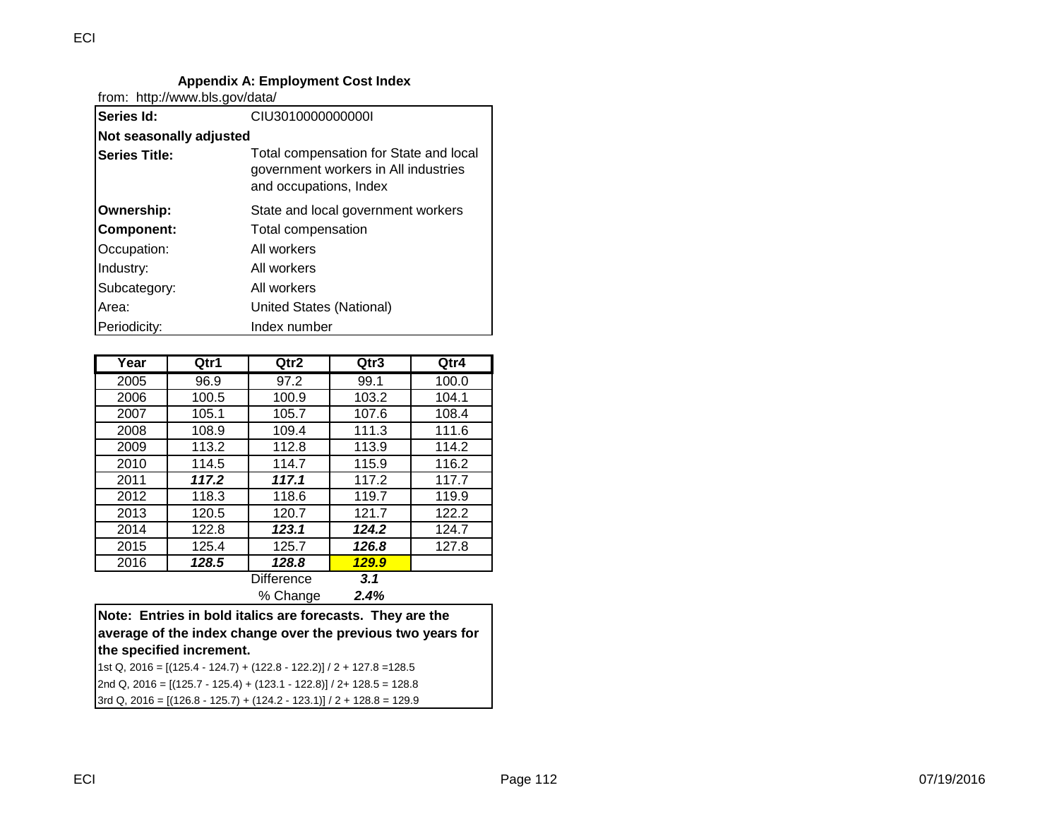## Appendix A: Employment Cost Index

from: http://www.bls.gov/data/

| | |
|---|---|
| **Series Id:** | CIU3010000000000I |
| **Not seasonally adjusted** | |
| **Series Title:** | Total compensation for State and local government workers in All industries and occupations, Index |
| **Ownership:** | State and local government workers |
| **Component:** | Total compensation |
| Occupation: | All workers |
| Industry: | All workers |
| Subcategory: | All workers |
| Area: | United States (National) |
| Periodicity: | Index number |

| Year | Qtr1 | Qtr2 | Qtr3 | Qtr4 |
|---|---|---|---|---|
| 2005 | 96.9 | 97.2 | 99.1 | 100.0 |
| 2006 | 100.5 | 100.9 | 103.2 | 104.1 |
| 2007 | 105.1 | 105.7 | 107.6 | 108.4 |
| 2008 | 108.9 | 109.4 | 111.3 | 111.6 |
| 2009 | 113.2 | 112.8 | 113.9 | 114.2 |
| 2010 | 114.5 | 114.7 | 115.9 | 116.2 |
| 2011 | ***117.2*** | ***117.1*** | 117.2 | 117.7 |
| 2012 | 118.3 | 118.6 | 119.7 | 119.9 |
| 2013 | 120.5 | 120.7 | 121.7 | 122.2 |
| 2014 | 122.8 | ***123.1*** | ***124.2*** | 124.7 |
| 2015 | 125.4 | 125.7 | ***126.8*** | 127.8 |
| 2016 | ***128.5*** | ***128.8*** | ***129.9*** | |
| | | Difference | ***3.1*** | |
| | | % Change | ***2.4%*** | |

**Note: Entries in bold italics are forecasts. They are the average of the index change over the previous two years for the specified increment.**

1st Q, 2016 = [(125.4 - 124.7) + (122.8 - 122.2)] / 2 + 127.8 =128.5

2nd Q, 2016 = [(125.7 - 125.4) + (123.1 - 122.8)] / 2+ 128.5 = 128.8

3rd Q, 2016 = [(126.8 - 125.7) + (124.2 - 123.1)] / 2 + 128.8 = 129.9